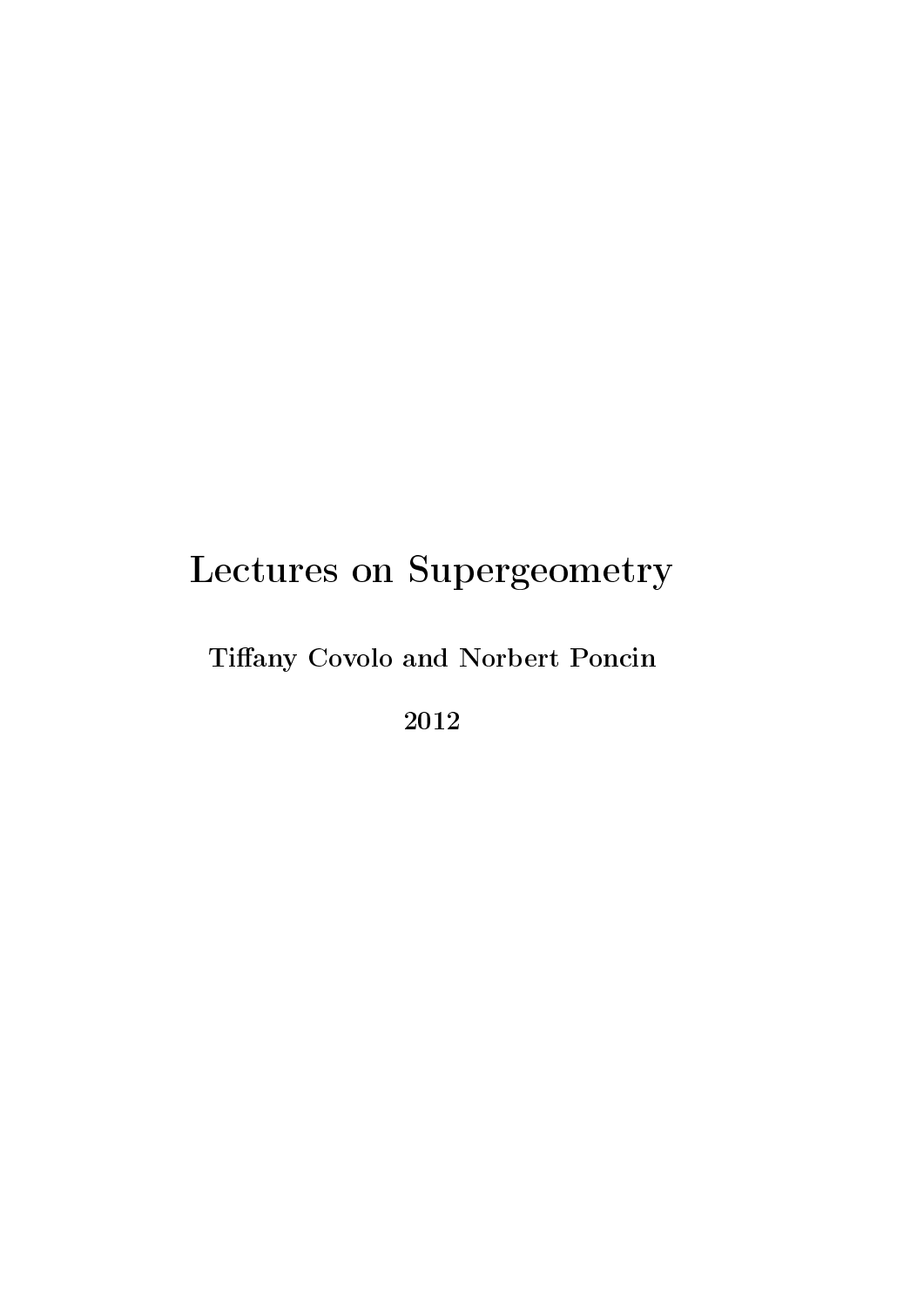# Lectures on Supergeometry

**Tiffany Covolo and Norbert Poncin**

**2012**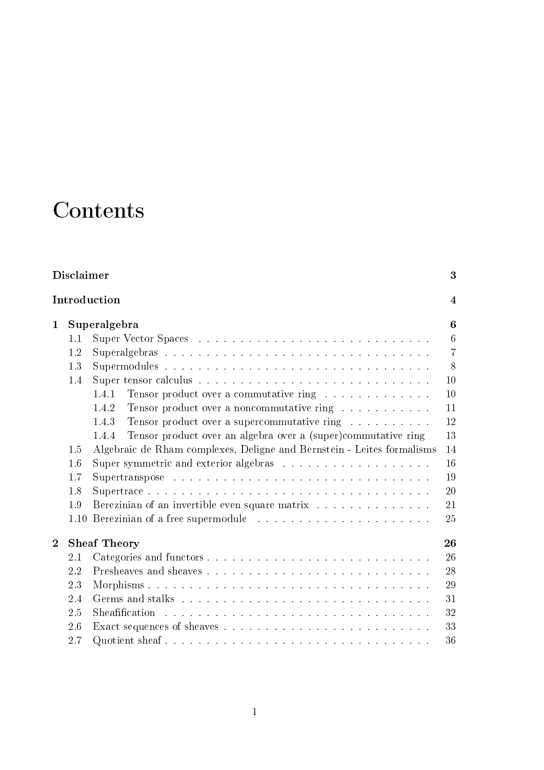# Contents

**Disclaimer** 3

**Introduction** 4

**1 Superalgebra** 6

- 1.1 Super Vector Spaces 6
- 1.2 Superalgebras 7
- 1.3 Supermodules 8
- 1.4 Super tensor calculus 10
  - 1.4.1 Tensor product over a commutative ring 10
  - 1.4.2 Tensor product over a noncommutative ring 11
  - 1.4.3 Tensor product over a supercommutative ring 12
  - 1.4.4 Tensor product over an algebra over a (super)commutative ring 13
- 1.5 Algebraic de Rham complexes, Deligne and Bernstein - Leites formalisms 14
- 1.6 Super symmetric and exterior algebras 16
- 1.7 Supertranspose 19
- 1.8 Supertrace 20
- 1.9 Berezinian of an invertible even square matrix 21
- 1.10 Berezinian of a free supermodule 25

**2 Sheaf Theory** 26

- 2.1 Categories and functors 26
- 2.2 Presheaves and sheaves 28
- 2.3 Morphisms 29
- 2.4 Germs and stalks 31
- 2.5 Sheafification 32
- 2.6 Exact sequences of sheaves 33
- 2.7 Quotient sheaf 36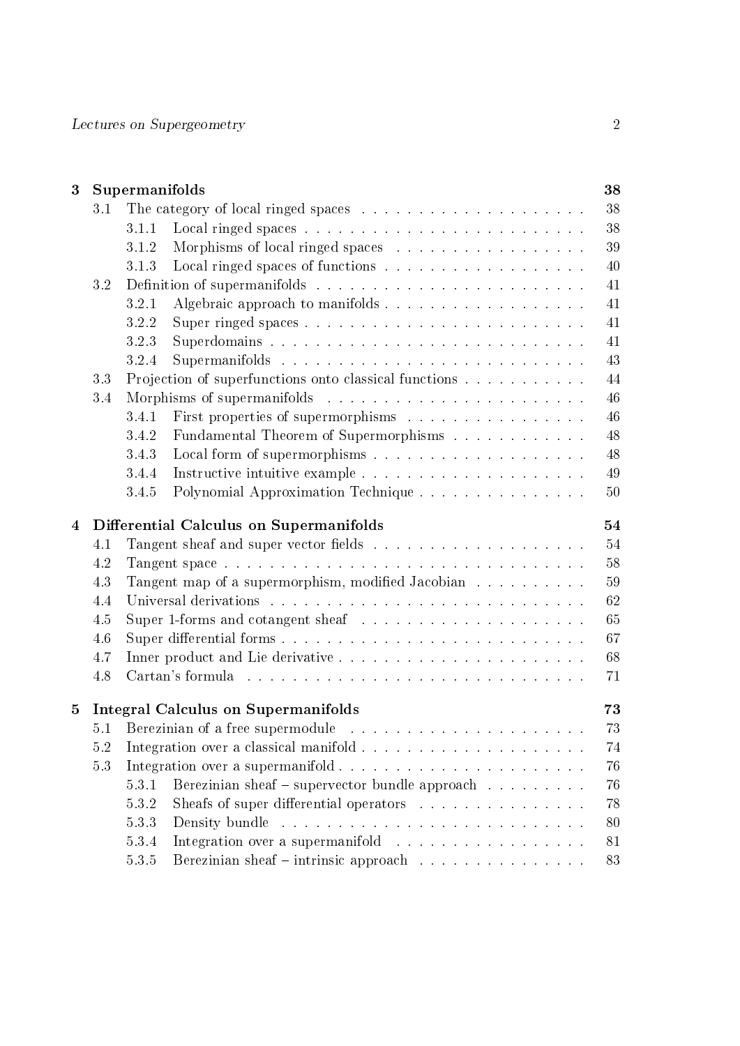**3 Supermanifolds** **38**

- 3.1 The category of local ringed spaces . . . . . . . . . . . . . . . . . . . . 38
  - 3.1.1 Local ringed spaces . . . . . . . . . . . . . . . . . . . . . . . . . 38
  - 3.1.2 Morphisms of local ringed spaces . . . . . . . . . . . . . . . . . 39
  - 3.1.3 Local ringed spaces of functions . . . . . . . . . . . . . . . . . . 40
- 3.2 Definition of supermanifolds . . . . . . . . . . . . . . . . . . . . . . . . 41
  - 3.2.1 Algebraic approach to manifolds . . . . . . . . . . . . . . . . . . 41
  - 3.2.2 Super ringed spaces . . . . . . . . . . . . . . . . . . . . . . . . . 41
  - 3.2.3 Superdomains . . . . . . . . . . . . . . . . . . . . . . . . . . . . 41
  - 3.2.4 Supermanifolds . . . . . . . . . . . . . . . . . . . . . . . . . . . 43
- 3.3 Projection of superfunctions onto classical functions . . . . . . . . . . . 44
- 3.4 Morphisms of supermanifolds . . . . . . . . . . . . . . . . . . . . . . . 46
  - 3.4.1 First properties of supermorphisms . . . . . . . . . . . . . . . . 46
  - 3.4.2 Fundamental Theorem of Supermorphisms . . . . . . . . . . . . 48
  - 3.4.3 Local form of supermorphisms . . . . . . . . . . . . . . . . . . . 48
  - 3.4.4 Instructive intuitive example . . . . . . . . . . . . . . . . . . . . 49
  - 3.4.5 Polynomial Approximation Technique . . . . . . . . . . . . . . . 50

**4 Differential Calculus on Supermanifolds** **54**

- 4.1 Tangent sheaf and super vector fields . . . . . . . . . . . . . . . . . . . 54
- 4.2 Tangent space . . . . . . . . . . . . . . . . . . . . . . . . . . . . . . . . 58
- 4.3 Tangent map of a supermorphism, modified Jacobian . . . . . . . . . . 59
- 4.4 Universal derivations . . . . . . . . . . . . . . . . . . . . . . . . . . . . 62
- 4.5 Super 1-forms and cotangent sheaf . . . . . . . . . . . . . . . . . . . . 65
- 4.6 Super differential forms . . . . . . . . . . . . . . . . . . . . . . . . . . . 67
- 4.7 Inner product and Lie derivative . . . . . . . . . . . . . . . . . . . . . . 68
- 4.8 Cartan's formula . . . . . . . . . . . . . . . . . . . . . . . . . . . . . . 71

**5 Integral Calculus on Supermanifolds** **73**

- 5.1 Berezinian of a free supermodule . . . . . . . . . . . . . . . . . . . . . 73
- 5.2 Integration over a classical manifold . . . . . . . . . . . . . . . . . . . . 74
- 5.3 Integration over a supermanifold . . . . . . . . . . . . . . . . . . . . . . 76
  - 5.3.1 Berezinian sheaf – supervector bundle approach . . . . . . . . . 76
  - 5.3.2 Sheafs of super differential operators . . . . . . . . . . . . . . . 78
  - 5.3.3 Density bundle . . . . . . . . . . . . . . . . . . . . . . . . . . . . 80
  - 5.3.4 Integration over a supermanifold . . . . . . . . . . . . . . . . . . 81
  - 5.3.5 Berezinian sheaf – intrinsic approach . . . . . . . . . . . . . . . 83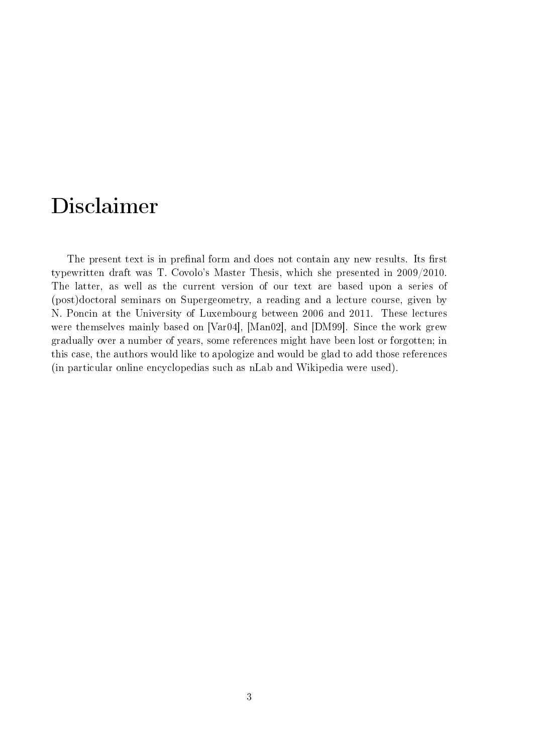# Disclaimer

The present text is in prefinal form and does not contain any new results. Its first typewritten draft was T. Covolo's Master Thesis, which she presented in 2009/2010. The latter, as well as the current version of our text are based upon a series of (post)doctoral seminars on Supergeometry, a reading and a lecture course, given by N. Poncin at the University of Luxembourg between 2006 and 2011. These lectures were themselves mainly based on [Var04], [Man02], and [DM99]. Since the work grew gradually over a number of years, some references might have been lost or forgotten; in this case, the authors would like to apologize and would be glad to add those references (in particular online encyclopedias such as nLab and Wikipedia were used).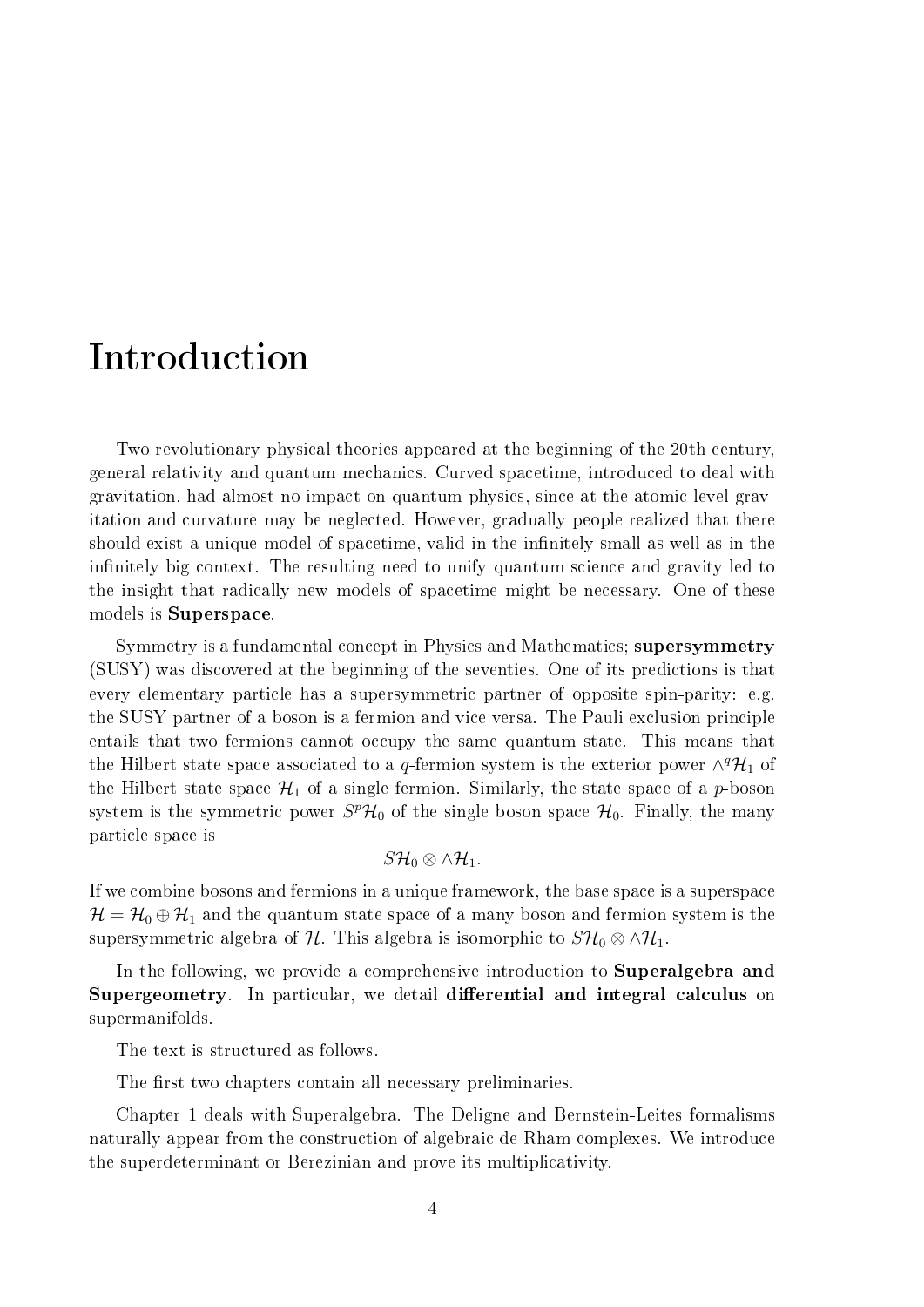# Introduction

Two revolutionary physical theories appeared at the beginning of the 20th century, general relativity and quantum mechanics. Curved spacetime, introduced to deal with gravitation, had almost no impact on quantum physics, since at the atomic level gravitation and curvature may be neglected. However, gradually people realized that there should exist a unique model of spacetime, valid in the infinitely small as well as in the infinitely big context. The resulting need to unify quantum science and gravity led to the insight that radically new models of spacetime might be necessary. One of these models is **Superspace**.

Symmetry is a fundamental concept in Physics and Mathematics; **supersymmetry** (SUSY) was discovered at the beginning of the seventies. One of its predictions is that every elementary particle has a supersymmetric partner of opposite spin-parity: e.g. the SUSY partner of a boson is a fermion and vice versa. The Pauli exclusion principle entails that two fermions cannot occupy the same quantum state. This means that the Hilbert state space associated to a $q$-fermion system is the exterior power $\wedge^q \mathcal{H}_1$ of the Hilbert state space $\mathcal{H}_1$ of a single fermion. Similarly, the state space of a $p$-boson system is the symmetric power $S^p\mathcal{H}_0$ of the single boson space $\mathcal{H}_0$. Finally, the many particle space is

$$S\mathcal{H}_0 \otimes \wedge\mathcal{H}_1.$$

If we combine bosons and fermions in a unique framework, the base space is a superspace $\mathcal{H} = \mathcal{H}_0 \oplus \mathcal{H}_1$ and the quantum state space of a many boson and fermion system is the supersymmetric algebra of $\mathcal{H}$. This algebra is isomorphic to $S\mathcal{H}_0 \otimes \wedge\mathcal{H}_1$.

In the following, we provide a comprehensive introduction to **Superalgebra and Supergeometry**. In particular, we detail **differential and integral calculus** on supermanifolds.

The text is structured as follows.

The first two chapters contain all necessary preliminaries.

Chapter 1 deals with Superalgebra. The Deligne and Bernstein-Leites formalisms naturally appear from the construction of algebraic de Rham complexes. We introduce the superdeterminant or Berezinian and prove its multiplicativity.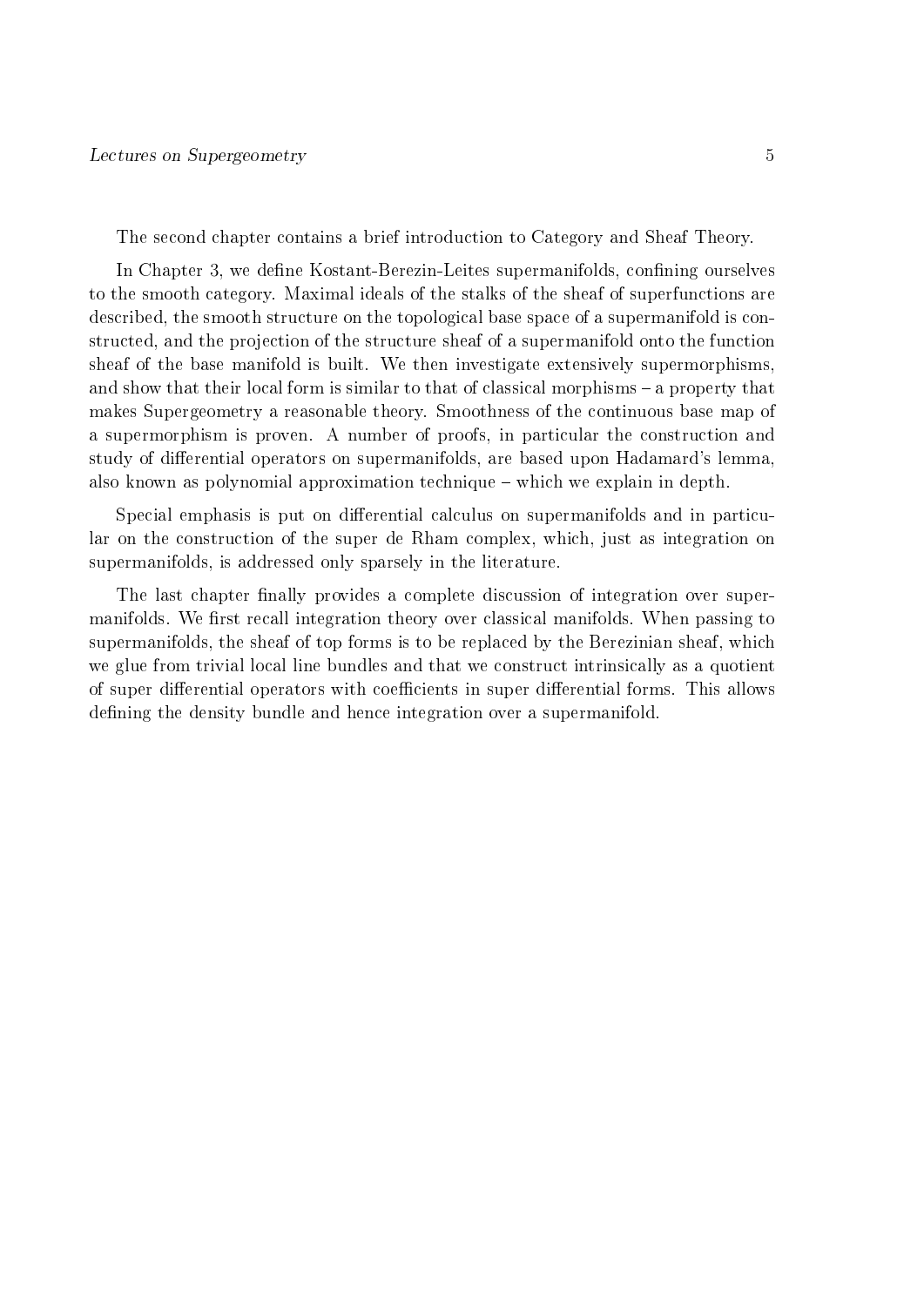The second chapter contains a brief introduction to Category and Sheaf Theory.

In Chapter 3, we define Kostant-Berezin-Leites supermanifolds, confining ourselves to the smooth category. Maximal ideals of the stalks of the sheaf of superfunctions are described, the smooth structure on the topological base space of a supermanifold is constructed, and the projection of the structure sheaf of a supermanifold onto the function sheaf of the base manifold is built. We then investigate extensively supermorphisms, and show that their local form is similar to that of classical morphisms – a property that makes Supergeometry a reasonable theory. Smoothness of the continuous base map of a supermorphism is proven. A number of proofs, in particular the construction and study of differential operators on supermanifolds, are based upon Hadamard's lemma, also known as polynomial approximation technique – which we explain in depth.

Special emphasis is put on differential calculus on supermanifolds and in particular on the construction of the super de Rham complex, which, just as integration on supermanifolds, is addressed only sparsely in the literature.

The last chapter finally provides a complete discussion of integration over supermanifolds. We first recall integration theory over classical manifolds. When passing to supermanifolds, the sheaf of top forms is to be replaced by the Berezinian sheaf, which we glue from trivial local line bundles and that we construct intrinsically as a quotient of super differential operators with coefficients in super differential forms. This allows defining the density bundle and hence integration over a supermanifold.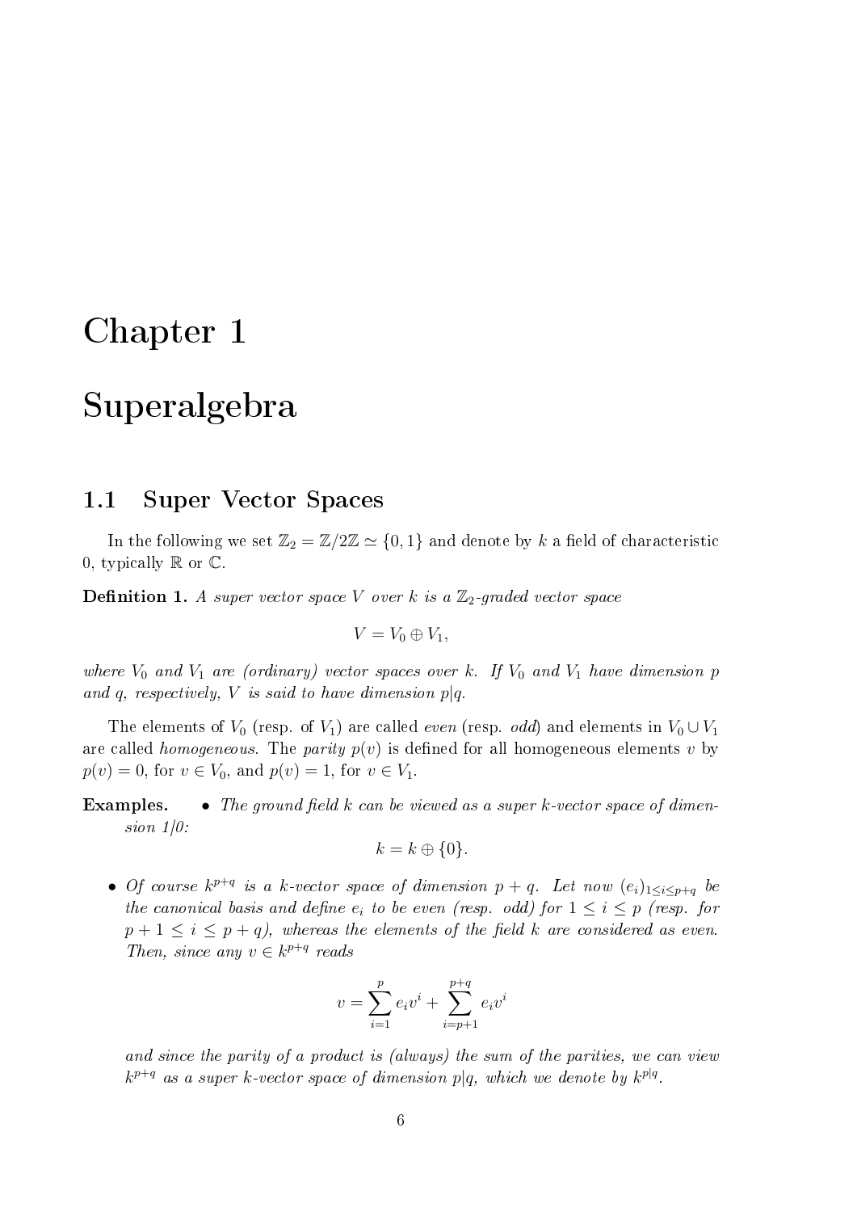# Chapter 1

# Superalgebra

## 1.1 Super Vector Spaces

In the following we set $\mathbb{Z}_2 = \mathbb{Z}/2\mathbb{Z} \simeq \{0, 1\}$ and denote by $k$ a field of characteristic 0, typically $\mathbb{R}$ or $\mathbb{C}$.

**Definition 1.** *A super vector space $V$ over $k$ is a $\mathbb{Z}_2$-graded vector space*

$$V = V_0 \oplus V_1,$$

*where $V_0$ and $V_1$ are (ordinary) vector spaces over $k$. If $V_0$ and $V_1$ have dimension $p$ and $q$, respectively, $V$ is said to have dimension $p|q$.*

The elements of $V_0$ (resp. of $V_1$) are called *even* (resp. *odd*) and elements in $V_0 \cup V_1$ are called *homogeneous*. The *parity* $p(v)$ is defined for all homogeneous elements $v$ by $p(v) = 0$, for $v \in V_0$, and $p(v) = 1$, for $v \in V_1$.

**Examples.**

- *The ground field $k$ can be viewed as a super $k$-vector space of dimension 1/0:*

$$k = k \oplus \{0\}.$$

- *Of course $k^{p+q}$ is a $k$-vector space of dimension $p + q$. Let now $(e_i)_{1 \leq i \leq p+q}$ be the canonical basis and define $e_i$ to be even (resp. odd) for $1 \leq i \leq p$ (resp. for $p + 1 \leq i \leq p + q$), whereas the elements of the field $k$ are considered as even. Then, since any $v \in k^{p+q}$ reads*

$$v = \sum_{i=1}^{p} e_i v^i + \sum_{i=p+1}^{p+q} e_i v^i$$

*and since the parity of a product is (always) the sum of the parities, we can view $k^{p+q}$ as a super $k$-vector space of dimension $p|q$, which we denote by $k^{p|q}$.*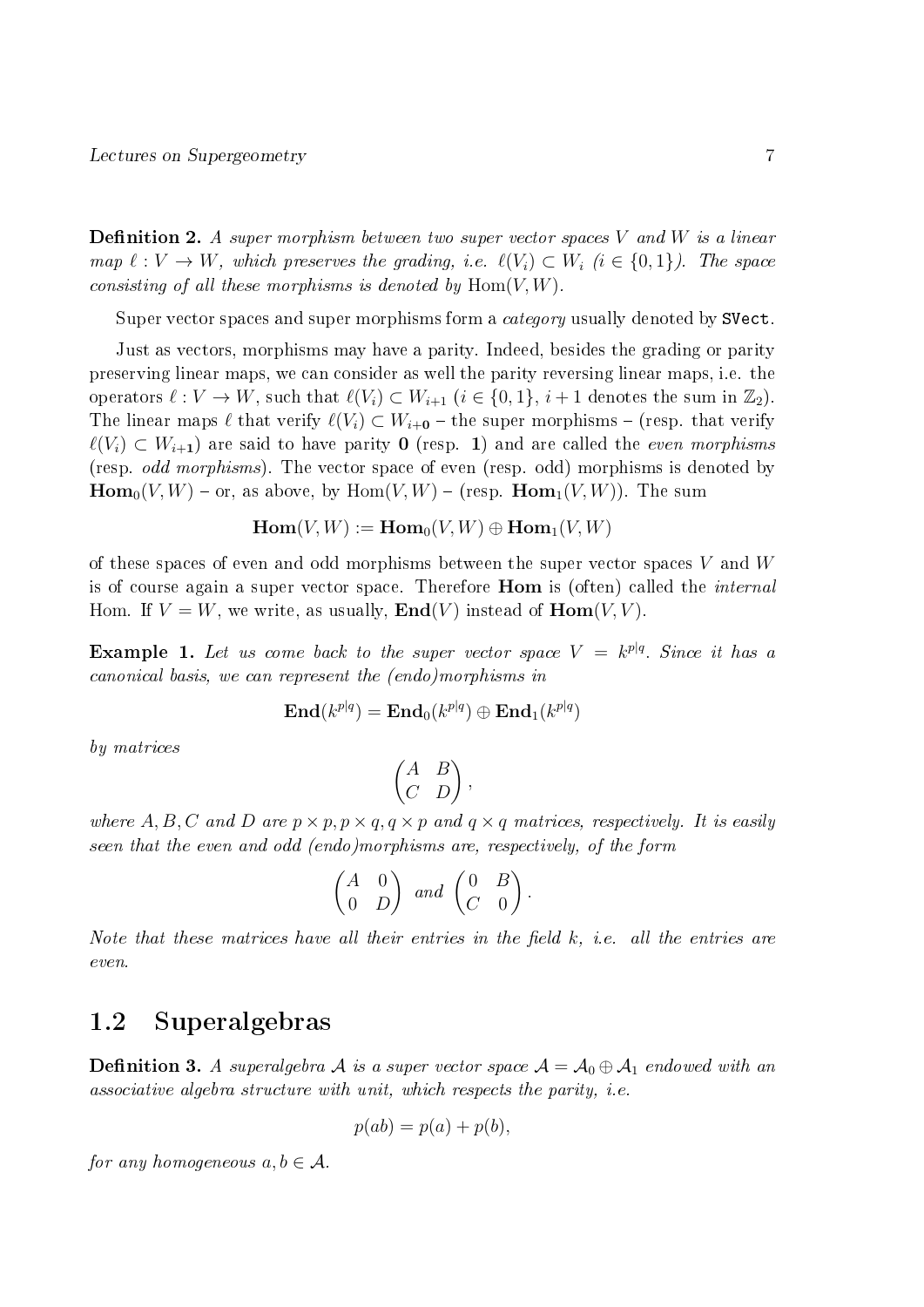**Definition 2.** *A super morphism between two super vector spaces $V$ and $W$ is a linear map $\ell : V \to W$, which preserves the grading, i.e. $\ell(V_i) \subset W_i$ ($i \in \{0, 1\}$). The space consisting of all these morphisms is denoted by* $\mathrm{Hom}(V, W)$.

Super vector spaces and super morphisms form a *category* usually denoted by `SVect`.

Just as vectors, morphisms may have a parity. Indeed, besides the grading or parity preserving linear maps, we can consider as well the parity reversing linear maps, i.e. the operators $\ell : V \to W$, such that $\ell(V_i) \subset W_{i+1}$ ($i \in \{0, 1\}$, $i + 1$ denotes the sum in $\mathbb{Z}_2$). The linear maps $\ell$ that verify $\ell(V_i) \subset W_{i+\mathbf{0}}$ – the super morphisms – (resp. that verify $\ell(V_i) \subset W_{i+\mathbf{1}}$) are said to have parity $\mathbf{0}$ (resp. $\mathbf{1}$) and are called the *even morphisms* (resp. *odd morphisms*). The vector space of even (resp. odd) morphisms is denoted by $\mathbf{Hom}_0(V, W)$ – or, as above, by $\mathrm{Hom}(V, W)$ – (resp. $\mathbf{Hom}_1(V, W)$). The sum

$$\mathbf{Hom}(V, W) := \mathbf{Hom}_0(V, W) \oplus \mathbf{Hom}_1(V, W)$$

of these spaces of even and odd morphisms between the super vector spaces $V$ and $W$ is of course again a super vector space. Therefore $\mathbf{Hom}$ is (often) called the *internal* Hom. If $V = W$, we write, as usually, $\mathbf{End}(V)$ instead of $\mathbf{Hom}(V, V)$.

**Example 1.** *Let us come back to the super vector space $V = k^{p|q}$. Since it has a canonical basis, we can represent the (endo)morphisms in*

$$\mathbf{End}(k^{p|q}) = \mathbf{End}_0(k^{p|q}) \oplus \mathbf{End}_1(k^{p|q})$$

*by matrices*

$$\begin{pmatrix} A & B \\ C & D \end{pmatrix},$$

*where $A, B, C$ and $D$ are $p \times p, p \times q, q \times p$ and $q \times q$ matrices, respectively. It is easily seen that the even and odd (endo)morphisms are, respectively, of the form*

$$\begin{pmatrix} A & 0 \\ 0 & D \end{pmatrix} \text{ and } \begin{pmatrix} 0 & B \\ C & 0 \end{pmatrix}.$$

*Note that these matrices have all their entries in the field $k$, i.e. all the entries are even.*

## 1.2 Superalgebras

**Definition 3.** *A superalgebra $\mathcal{A}$ is a super vector space $\mathcal{A} = \mathcal{A}_0 \oplus \mathcal{A}_1$ endowed with an associative algebra structure with unit, which respects the parity, i.e.*

$$p(ab) = p(a) + p(b),$$

*for any homogeneous $a, b \in \mathcal{A}$.*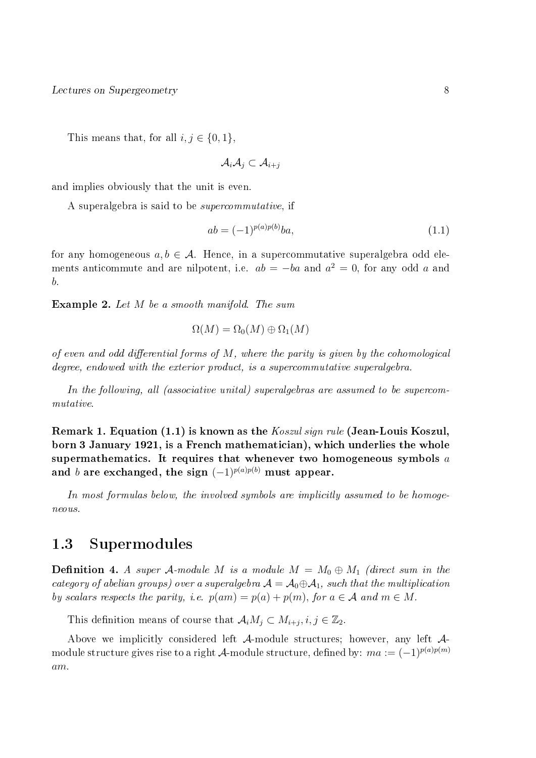This means that, for all $i, j \in \{0, 1\}$,

$$\mathcal{A}_i \mathcal{A}_j \subset \mathcal{A}_{i+j}$$

and implies obviously that the unit is even.

A superalgebra is said to be *supercommutative*, if

$$ab = (-1)^{p(a)p(b)} ba, \tag{1.1}$$

for any homogeneous $a, b \in \mathcal{A}$. Hence, in a supercommutative superalgebra odd elements anticommute and are nilpotent, i.e. $ab = -ba$ and $a^2 = 0$, for any odd $a$ and $b$.

**Example 2.** *Let $M$ be a smooth manifold. The sum*

$$\Omega(M) = \Omega_0(M) \oplus \Omega_1(M)$$

*of even and odd differential forms of $M$, where the parity is given by the cohomological degree, endowed with the exterior product, is a supercommutative superalgebra.*

*In the following, all (associative unital) superalgebras are assumed to be supercommutative.*

**Remark 1. Equation (1.1) is known as the *Koszul sign rule* (Jean-Louis Koszul, born 3 January 1921, is a French mathematician), which underlies the whole supermathematics. It requires that whenever two homogeneous symbols $a$ and $b$ are exchanged, the sign $(-1)^{p(a)p(b)}$ must appear.**

*In most formulas below, the involved symbols are implicitly assumed to be homogeneous.*

## 1.3 Supermodules

**Definition 4.** *A super $\mathcal{A}$-module $M$ is a module $M = M_0 \oplus M_1$ (direct sum in the category of abelian groups) over a superalgebra $\mathcal{A} = \mathcal{A}_0 \oplus \mathcal{A}_1$, such that the multiplication by scalars respects the parity, i.e. $p(am) = p(a) + p(m)$, for $a \in \mathcal{A}$ and $m \in M$.*

This definition means of course that $\mathcal{A}_i M_j \subset M_{i+j}, i, j \in \mathbb{Z}_2$.

Above we implicitly considered left $\mathcal{A}$-module structures; however, any left $\mathcal{A}$-module structure gives rise to a right $\mathcal{A}$-module structure, defined by: $ma := (-1)^{p(a)p(m)} am$.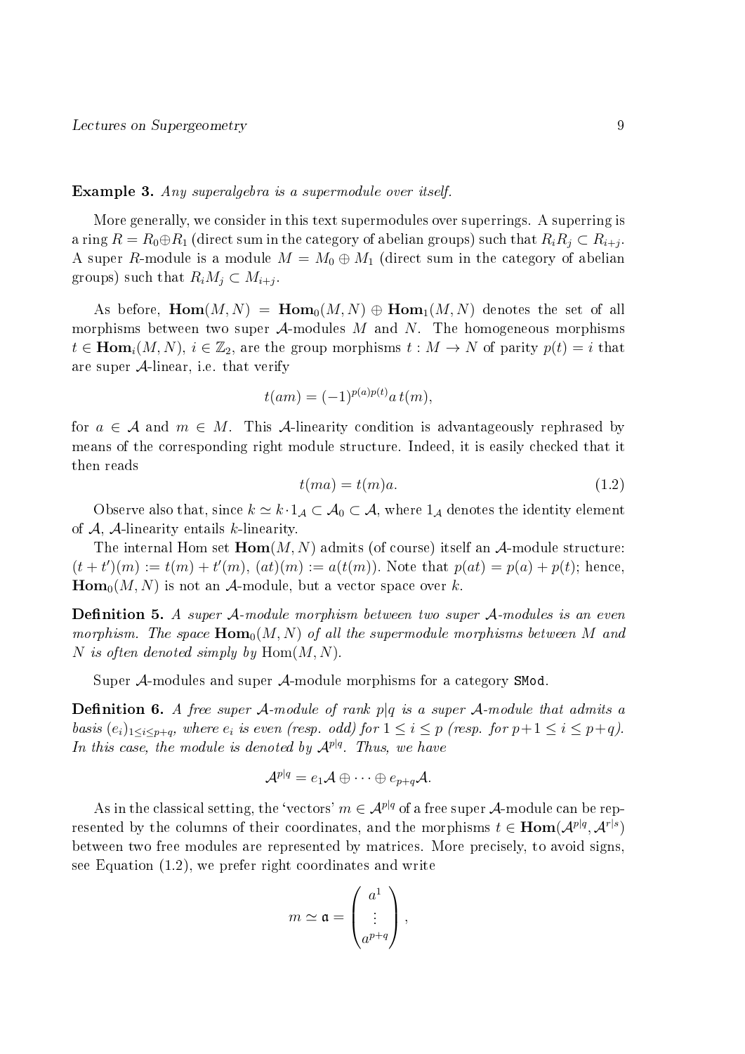**Example 3.** *Any superalgebra is a supermodule over itself.*

More generally, we consider in this text supermodules over superrings. A superring is a ring $R = R_0 \oplus R_1$ (direct sum in the category of abelian groups) such that $R_i R_j \subset R_{i+j}$. A super $R$-module is a module $M = M_0 \oplus M_1$ (direct sum in the category of abelian groups) such that $R_i M_j \subset M_{i+j}$.

As before, $\mathbf{Hom}(M,N) = \mathbf{Hom}_0(M,N) \oplus \mathbf{Hom}_1(M,N)$ denotes the set of all morphisms between two super $\mathcal{A}$-modules $M$ and $N$. The homogeneous morphisms $t \in \mathbf{Hom}_i(M,N)$, $i \in \mathbb{Z}_2$, are the group morphisms $t : M \to N$ of parity $p(t) = i$ that are super $\mathcal{A}$-linear, i.e. that verify

$$t(am) = (-1)^{p(a)p(t)} a\, t(m),$$

for $a \in \mathcal{A}$ and $m \in M$. This $\mathcal{A}$-linearity condition is advantageously rephrased by means of the corresponding right module structure. Indeed, it is easily checked that it then reads

$$t(ma) = t(m)a. \tag{1.2}$$

Observe also that, since $k \simeq k \cdot 1_{\mathcal{A}} \subset \mathcal{A}_0 \subset \mathcal{A}$, where $1_{\mathcal{A}}$ denotes the identity element of $\mathcal{A}$, $\mathcal{A}$-linearity entails $k$-linearity.

The internal Hom set $\mathbf{Hom}(M,N)$ admits (of course) itself an $\mathcal{A}$-module structure: $(t+t')(m) := t(m) + t'(m)$, $(at)(m) := a(t(m))$. Note that $p(at) = p(a) + p(t)$; hence, $\mathbf{Hom}_0(M,N)$ is not an $\mathcal{A}$-module, but a vector space over $k$.

**Definition 5.** *A super $\mathcal{A}$-module morphism between two super $\mathcal{A}$-modules is an even morphism. The space $\mathbf{Hom}_0(M,N)$ of all the supermodule morphisms between $M$ and $N$ is often denoted simply by* $\mathrm{Hom}(M,N)$.

Super $\mathcal{A}$-modules and super $\mathcal{A}$-module morphisms for a category `SMod`.

**Definition 6.** *A free super $\mathcal{A}$-module of rank $p|q$ is a super $\mathcal{A}$-module that admits a basis $(e_i)_{1 \le i \le p+q}$, where $e_i$ is even (resp. odd) for $1 \le i \le p$ (resp. for $p+1 \le i \le p+q$). In this case, the module is denoted by $\mathcal{A}^{p|q}$. Thus, we have*

$$\mathcal{A}^{p|q} = e_1\mathcal{A} \oplus \cdots \oplus e_{p+q}\mathcal{A}.$$

As in the classical setting, the 'vectors' $m \in \mathcal{A}^{p|q}$ of a free super $\mathcal{A}$-module can be represented by the columns of their coordinates, and the morphisms $t \in \mathbf{Hom}(\mathcal{A}^{p|q}, \mathcal{A}^{r|s})$ between two free modules are represented by matrices. More precisely, to avoid signs, see Equation (1.2), we prefer right coordinates and write

$$m \simeq \mathfrak{a} = \begin{pmatrix} a^1 \\ \vdots \\ a^{p+q} \end{pmatrix},$$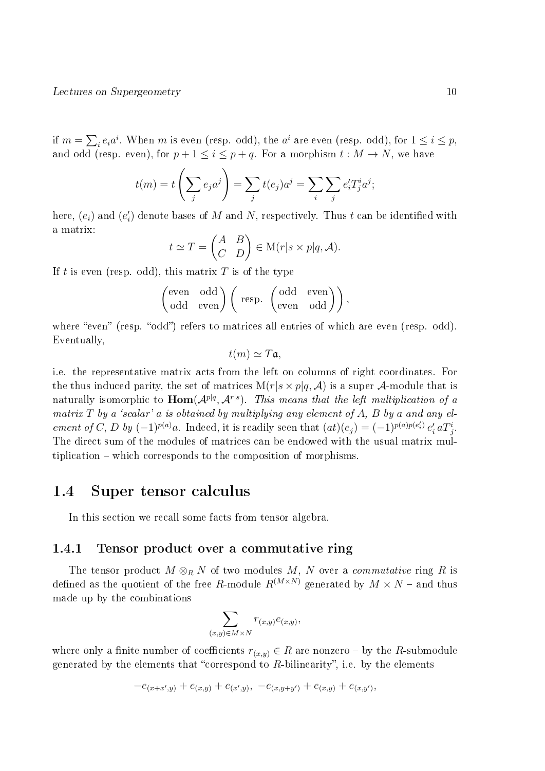if $m = \sum_i e_i a^i$. When $m$ is even (resp. odd), the $a^i$ are even (resp. odd), for $1 \leq i \leq p$, and odd (resp. even), for $p+1 \leq i \leq p+q$. For a morphism $t : M \to N$, we have

$$t(m) = t\left(\sum_j e_j a^j\right) = \sum_j t(e_j) a^j = \sum_i \sum_j e'_i T^i_j a^j;$$

here, $(e_i)$ and $(e'_i)$ denote bases of $M$ and $N$, respectively. Thus $t$ can be identified with a matrix:

$$t \simeq T = \begin{pmatrix} A & B \\ C & D \end{pmatrix} \in \mathrm{M}(r|s \times p|q, \mathcal{A}).$$

If $t$ is even (resp. odd), this matrix $T$ is of the type

$$\begin{pmatrix} \text{even} & \text{odd} \\ \text{odd} & \text{even} \end{pmatrix} \left( \text{ resp. } \begin{pmatrix} \text{odd} & \text{even} \\ \text{even} & \text{odd} \end{pmatrix} \right),$$

where "even" (resp. "odd") refers to matrices all entries of which are even (resp. odd). Eventually,

$$t(m) \simeq T\mathfrak{a},$$

i.e. the representative matrix acts from the left on columns of right coordinates. For the thus induced parity, the set of matrices $\mathrm{M}(r|s \times p|q, \mathcal{A})$ is a super $\mathcal{A}$-module that is naturally isomorphic to $\mathbf{Hom}(\mathcal{A}^{p|q}, \mathcal{A}^{r|s})$. *This means that the left multiplication of a matrix $T$ by a 'scalar' $a$ is obtained by multiplying any element of $A$, $B$ by $a$ and any element of $C$, $D$ by $(-1)^{p(a)}a$.* Indeed, it is readily seen that $(at)(e_j) = (-1)^{p(a)p(e'_i)}\, e'_i \, a T^i_j$. The direct sum of the modules of matrices can be endowed with the usual matrix multiplication – which corresponds to the composition of morphisms.

## 1.4 Super tensor calculus

In this section we recall some facts from tensor algebra.

### 1.4.1 Tensor product over a commutative ring

The tensor product $M \otimes_R N$ of two modules $M$, $N$ over a *commutative* ring $R$ is defined as the quotient of the free $R$-module $R^{(M \times N)}$ generated by $M \times N$ – and thus made up by the combinations

$$\sum_{(x,y) \in M \times N} r_{(x,y)} e_{(x,y)},$$

where only a finite number of coefficients $r_{(x,y)} \in R$ are nonzero – by the $R$-submodule generated by the elements that "correspond to $R$-bilinearity", i.e. by the elements

$$-e_{(x+x',y)} + e_{(x,y)} + e_{(x',y)},\ -e_{(x,y+y')} + e_{(x,y)} + e_{(x,y')},$$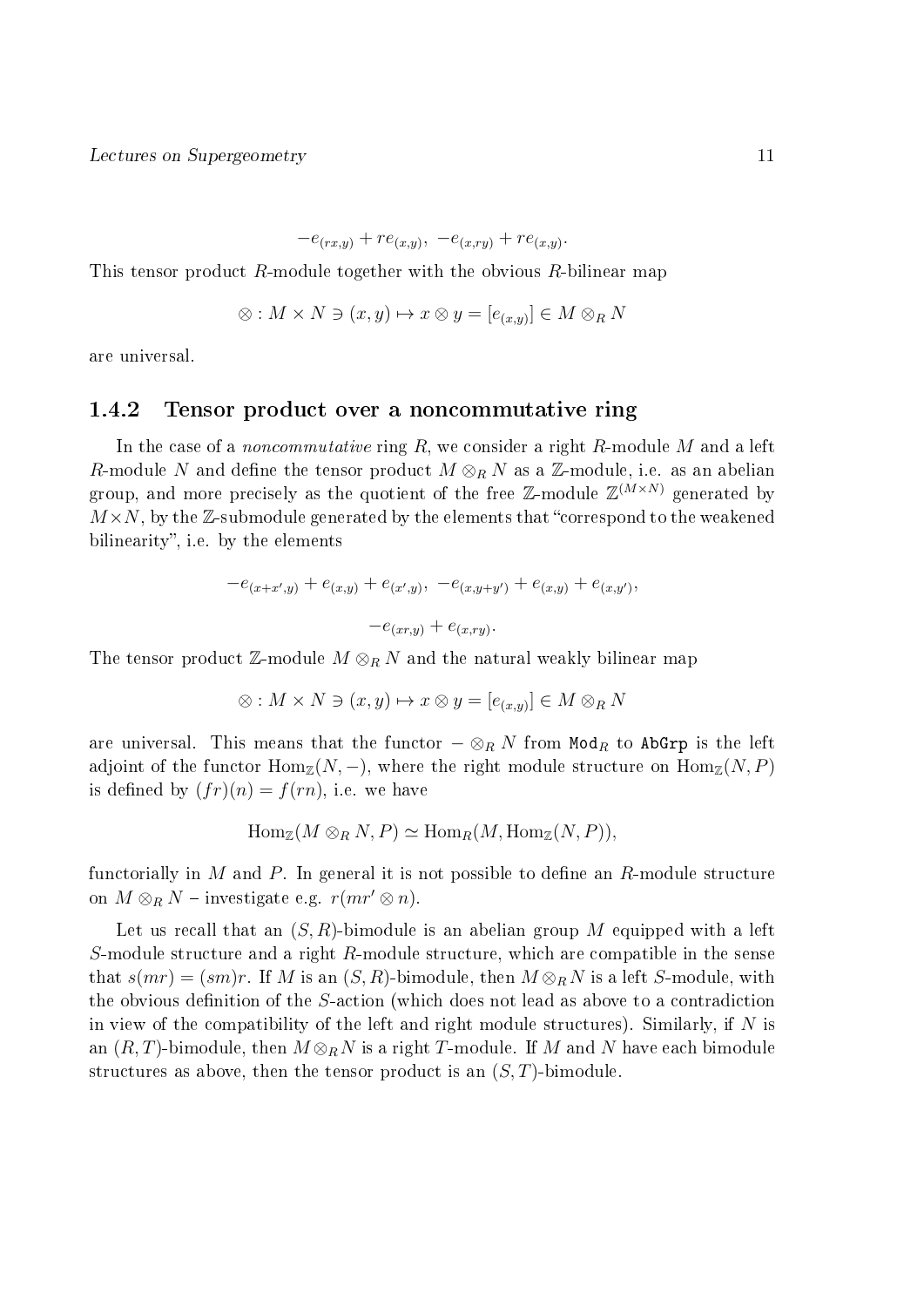$$-e_{(rx,y)} + re_{(x,y)},\ -e_{(x,ry)} + re_{(x,y)}.$$

This tensor product $R$-module together with the obvious $R$-bilinear map

$$\otimes : M \times N \ni (x,y) \mapsto x \otimes y = [e_{(x,y)}] \in M \otimes_R N$$

are universal.

### 1.4.2 Tensor product over a noncommutative ring

In the case of a *noncommutative* ring $R$, we consider a right $R$-module $M$ and a left $R$-module $N$ and define the tensor product $M \otimes_R N$ as a $\mathbb{Z}$-module, i.e. as an abelian group, and more precisely as the quotient of the free $\mathbb{Z}$-module $\mathbb{Z}^{(M \times N)}$ generated by $M \times N$, by the $\mathbb{Z}$-submodule generated by the elements that "correspond to the weakened bilinearity", i.e. by the elements

$$-e_{(x+x',y)} + e_{(x,y)} + e_{(x',y)},\ -e_{(x,y+y')} + e_{(x,y)} + e_{(x,y')},$$

$$-e_{(xr,y)} + e_{(x,ry)}.$$

The tensor product $\mathbb{Z}$-module $M \otimes_R N$ and the natural weakly bilinear map

$$\otimes : M \times N \ni (x,y) \mapsto x \otimes y = [e_{(x,y)}] \in M \otimes_R N$$

are universal. This means that the functor $- \otimes_R N$ from $\mathtt{Mod}_R$ to $\mathtt{AbGrp}$ is the left adjoint of the functor $\mathrm{Hom}_{\mathbb{Z}}(N, -)$, where the right module structure on $\mathrm{Hom}_{\mathbb{Z}}(N, P)$ is defined by $(fr)(n) = f(rn)$, i.e. we have

$$\mathrm{Hom}_{\mathbb{Z}}(M \otimes_R N, P) \simeq \mathrm{Hom}_R(M, \mathrm{Hom}_{\mathbb{Z}}(N, P)),$$

functorially in $M$ and $P$. In general it is not possible to define an $R$-module structure on $M \otimes_R N$ – investigate e.g. $r(mr' \otimes n)$.

Let us recall that an $(S, R)$-bimodule is an abelian group $M$ equipped with a left $S$-module structure and a right $R$-module structure, which are compatible in the sense that $s(mr) = (sm)r$. If $M$ is an $(S, R)$-bimodule, then $M \otimes_R N$ is a left $S$-module, with the obvious definition of the $S$-action (which does not lead as above to a contradiction in view of the compatibility of the left and right module structures). Similarly, if $N$ is an $(R, T)$-bimodule, then $M \otimes_R N$ is a right $T$-module. If $M$ and $N$ have each bimodule structures as above, then the tensor product is an $(S, T)$-bimodule.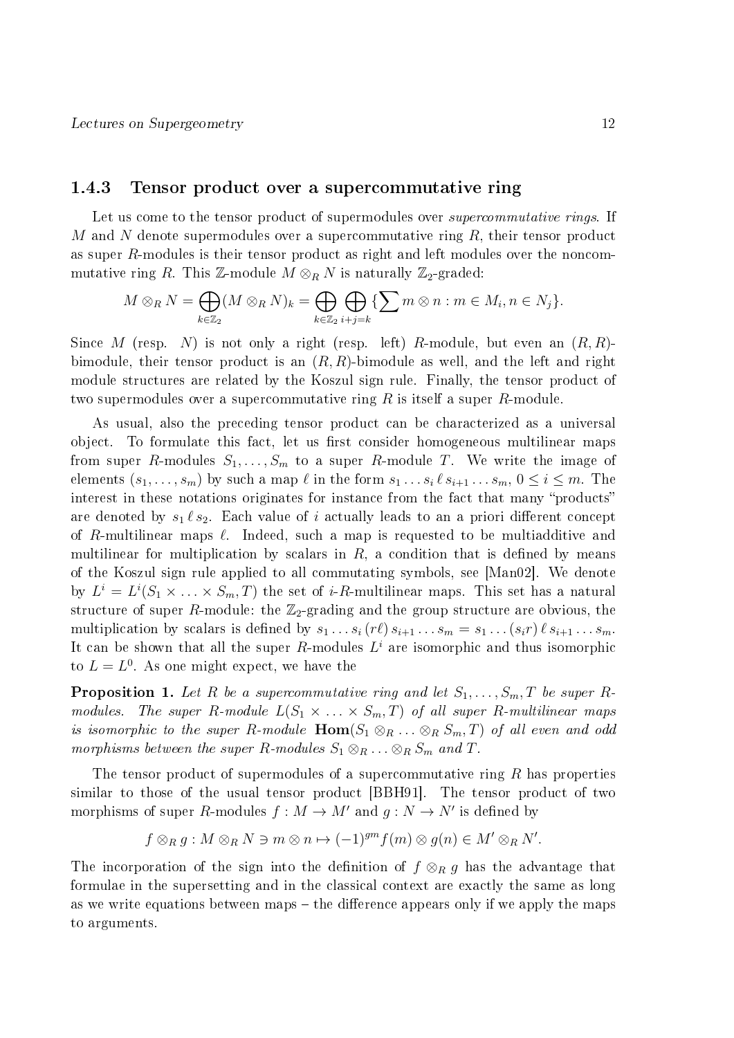### 1.4.3 Tensor product over a supercommutative ring

Let us come to the tensor product of supermodules over *supercommutative rings*. If $M$ and $N$ denote supermodules over a supercommutative ring $R$, their tensor product as super $R$-modules is their tensor product as right and left modules over the noncommutative ring $R$. This $\mathbb{Z}$-module $M \otimes_R N$ is naturally $\mathbb{Z}_2$-graded:

$$M \otimes_R N = \bigoplus_{k \in \mathbb{Z}_2} (M \otimes_R N)_k = \bigoplus_{k \in \mathbb{Z}_2} \bigoplus_{i+j=k} \{\sum m \otimes n : m \in M_i, n \in N_j\}.$$

Since $M$ (resp. $N$) is not only a right (resp. left) $R$-module, but even an $(R,R)$-bimodule, their tensor product is an $(R,R)$-bimodule as well, and the left and right module structures are related by the Koszul sign rule. Finally, the tensor product of two supermodules over a supercommutative ring $R$ is itself a super $R$-module.

As usual, also the preceding tensor product can be characterized as a universal object. To formulate this fact, let us first consider homogeneous multilinear maps from super $R$-modules $S_1, \ldots, S_m$ to a super $R$-module $T$. We write the image of elements $(s_1, \ldots, s_m)$ by such a map $\ell$ in the form $s_1 \ldots s_i\, \ell\, s_{i+1} \ldots s_m$, $0 \leq i \leq m$. The interest in these notations originates for instance from the fact that many "products" are denoted by $s_1\, \ell\, s_2$. Each value of $i$ actually leads to an a priori different concept of $R$-multilinear maps $\ell$. Indeed, such a map is requested to be multiadditive and multilinear for multiplication by scalars in $R$, a condition that is defined by means of the Koszul sign rule applied to all commutating symbols, see [Man02]. We denote by $L^i = L^i(S_1 \times \ldots \times S_m, T)$ the set of $i$-$R$-multilinear maps. This set has a natural structure of super $R$-module: the $\mathbb{Z}_2$-grading and the group structure are obvious, the multiplication by scalars is defined by $s_1 \ldots s_i\, (r\ell)\, s_{i+1} \ldots s_m = s_1 \ldots (s_i r)\, \ell\, s_{i+1} \ldots s_m$. It can be shown that all the super $R$-modules $L^i$ are isomorphic and thus isomorphic to $L = L^0$. As one might expect, we have the

**Proposition 1.** *Let $R$ be a supercommutative ring and let $S_1, \ldots, S_m, T$ be super $R$-modules. The super $R$-module $L(S_1 \times \ldots \times S_m, T)$ of all super $R$-multilinear maps is isomorphic to the super $R$-module $\mathbf{Hom}(S_1 \otimes_R \ldots \otimes_R S_m, T)$ of all even and odd morphisms between the super $R$-modules $S_1 \otimes_R \ldots \otimes_R S_m$ and $T$.*

The tensor product of supermodules of a supercommutative ring $R$ has properties similar to those of the usual tensor product [BBH91]. The tensor product of two morphisms of super $R$-modules $f : M \to M'$ and $g : N \to N'$ is defined by

$$f \otimes_R g : M \otimes_R N \ni m \otimes n \mapsto (-1)^{gm} f(m) \otimes g(n) \in M' \otimes_R N'.$$

The incorporation of the sign into the definition of $f \otimes_R g$ has the advantage that formulae in the supersetting and in the classical context are exactly the same as long as we write equations between maps – the difference appears only if we apply the maps to arguments.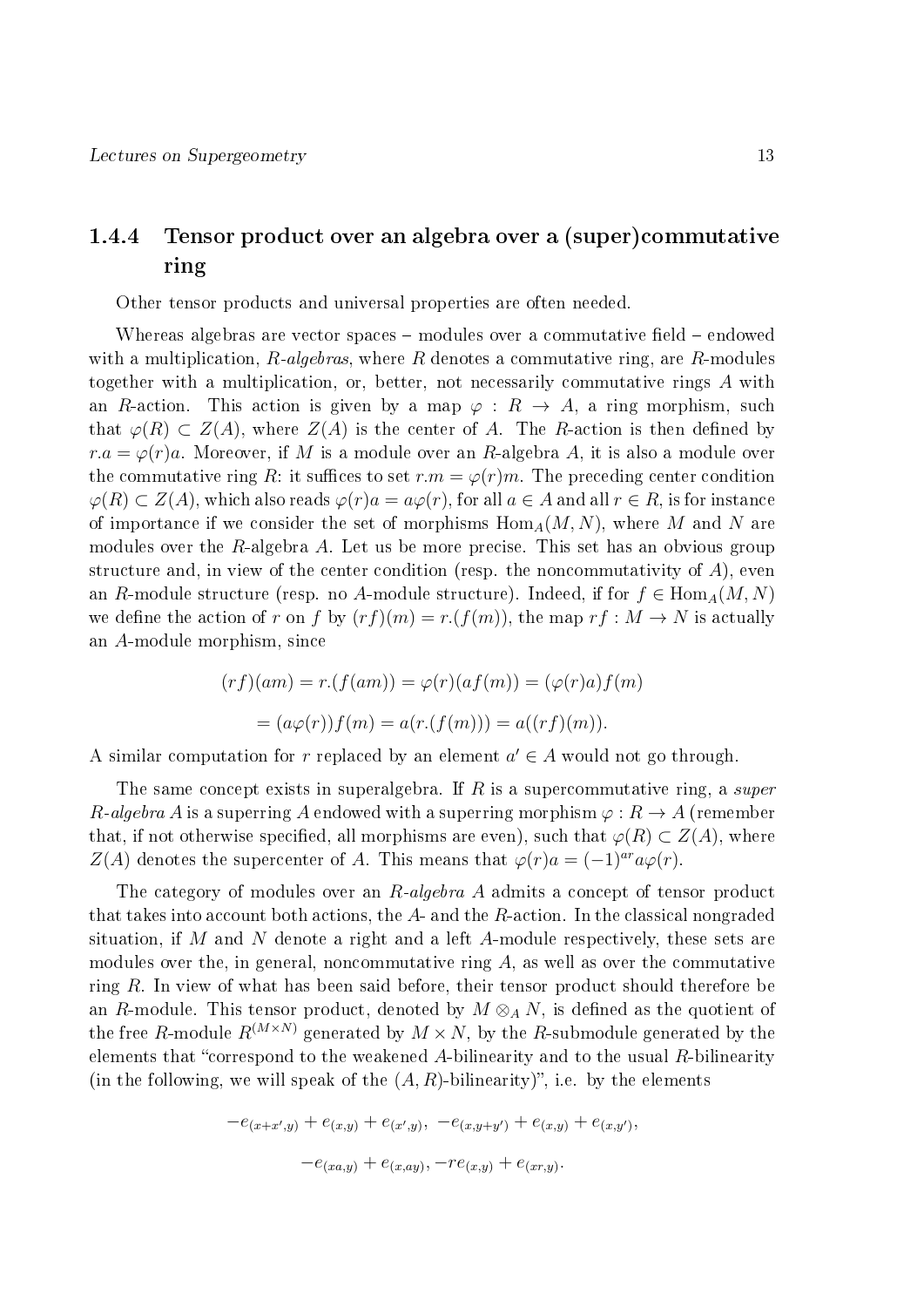### 1.4.4 Tensor product over an algebra over a (super)commutative ring

Other tensor products and universal properties are often needed.

Whereas algebras are vector spaces – modules over a commutative field – endowed with a multiplication, *R-algebras*, where $R$ denotes a commutative ring, are $R$-modules together with a multiplication, or, better, not necessarily commutative rings $A$ with an $R$-action. This action is given by a map $\varphi : R \to A$, a ring morphism, such that $\varphi(R) \subset Z(A)$, where $Z(A)$ is the center of $A$. The $R$-action is then defined by $r.a = \varphi(r)a$. Moreover, if $M$ is a module over an $R$-algebra $A$, it is also a module over the commutative ring $R$: it suffices to set $r.m = \varphi(r)m$. The preceding center condition $\varphi(R) \subset Z(A)$, which also reads $\varphi(r)a = a\varphi(r)$, for all $a \in A$ and all $r \in R$, is for instance of importance if we consider the set of morphisms $\mathrm{Hom}_A(M, N)$, where $M$ and $N$ are modules over the $R$-algebra $A$. Let us be more precise. This set has an obvious group structure and, in view of the center condition (resp. the noncommutativity of $A$), even an $R$-module structure (resp. no $A$-module structure). Indeed, if for $f \in \mathrm{Hom}_A(M, N)$ we define the action of $r$ on $f$ by $(rf)(m) = r.(f(m))$, the map $rf : M \to N$ is actually an $A$-module morphism, since

$$(rf)(am) = r.(f(am)) = \varphi(r)(af(m)) = (\varphi(r)a)f(m)$$

$$= (a\varphi(r))f(m) = a(r.(f(m))) = a((rf)(m)).$$

A similar computation for $r$ replaced by an element $a' \in A$ would not go through.

The same concept exists in superalgebra. If $R$ is a supercommutative ring, a *super R-algebra* $A$ is a superring $A$ endowed with a superring morphism $\varphi : R \to A$ (remember that, if not otherwise specified, all morphisms are even), such that $\varphi(R) \subset Z(A)$, where $Z(A)$ denotes the supercenter of $A$. This means that $\varphi(r)a = (-1)^{ar} a\varphi(r)$.

The category of modules over an *R-algebra* $A$ admits a concept of tensor product that takes into account both actions, the $A$- and the $R$-action. In the classical nongraded situation, if $M$ and $N$ denote a right and a left $A$-module respectively, these sets are modules over the, in general, noncommutative ring $A$, as well as over the commutative ring $R$. In view of what has been said before, their tensor product should therefore be an $R$-module. This tensor product, denoted by $M \otimes_A N$, is defined as the quotient of the free $R$-module $R^{(M \times N)}$ generated by $M \times N$, by the $R$-submodule generated by the elements that "correspond to the weakened $A$-bilinearity and to the usual $R$-bilinearity (in the following, we will speak of the $(A, R)$-bilinearity)", i.e. by the elements

$$-e_{(x+x',y)} + e_{(x,y)} + e_{(x',y)},\ -e_{(x,y+y')} + e_{(x,y)} + e_{(x,y')},$$

$$-e_{(xa,y)} + e_{(x,ay)}, -re_{(x,y)} + e_{(xr,y)}.$$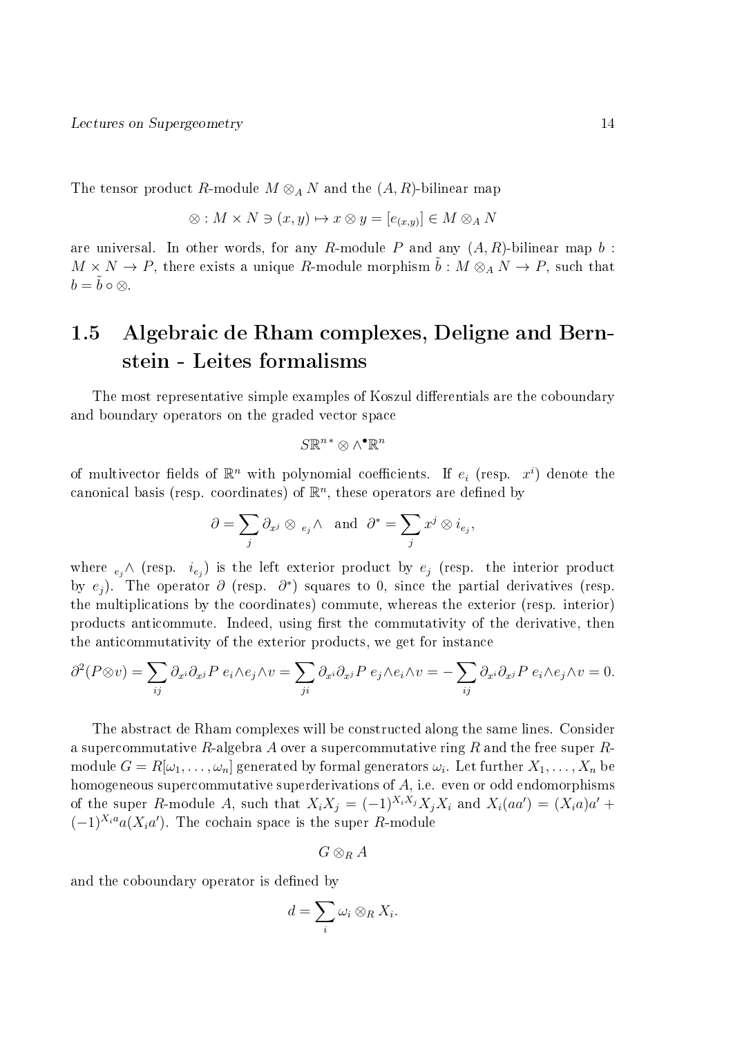The tensor product $R$-module $M \otimes_A N$ and the $(A, R)$-bilinear map

$$\otimes : M \times N \ni (x, y) \mapsto x \otimes y = [e_{(x,y)}] \in M \otimes_A N$$

are universal. In other words, for any $R$-module $P$ and any $(A, R)$-bilinear map $b : M \times N \to P$, there exists a unique $R$-module morphism $\tilde{b} : M \otimes_A N \to P$, such that $b = \tilde{b} \circ \otimes$.

## 1.5 Algebraic de Rham complexes, Deligne and Bernstein - Leites formalisms

The most representative simple examples of Koszul differentials are the coboundary and boundary operators on the graded vector space

$$S\mathbb{R}^{n*} \otimes \wedge^{\bullet}\mathbb{R}^n$$

of multivector fields of $\mathbb{R}^n$ with polynomial coefficients. If $e_i$ (resp. $x^i$) denote the canonical basis (resp. coordinates) of $\mathbb{R}^n$, these operators are defined by

$$\partial = \sum_j \partial_{x^j} \otimes {}_{e_j}\wedge \quad \text{and} \quad \partial^* = \sum_j x^j \otimes i_{e_j},$$

where ${}_{e_j}\wedge$ (resp. $i_{e_j}$) is the left exterior product by $e_j$ (resp. the interior product by $e_j$). The operator $\partial$ (resp. $\partial^*$) squares to 0, since the partial derivatives (resp. the multiplications by the coordinates) commute, whereas the exterior (resp. interior) products anticommute. Indeed, using first the commutativity of the derivative, then the anticommutativity of the exterior products, we get for instance

$$\partial^2(P \otimes v) = \sum_{ij} \partial_{x^i}\partial_{x^j} P \; e_i \wedge e_j \wedge v = \sum_{ji} \partial_{x^i}\partial_{x^j} P \; e_j \wedge e_i \wedge v = -\sum_{ij} \partial_{x^i}\partial_{x^j} P \; e_i \wedge e_j \wedge v = 0.$$

The abstract de Rham complexes will be constructed along the same lines. Consider a supercommutative $R$-algebra $A$ over a supercommutative ring $R$ and the free super $R$-module $G = R[\omega_1, \ldots, \omega_n]$ generated by formal generators $\omega_i$. Let further $X_1, \ldots, X_n$ be homogeneous supercommutative superderivations of $A$, i.e. even or odd endomorphisms of the super $R$-module $A$, such that $X_i X_j = (-1)^{X_i X_j} X_j X_i$ and $X_i(aa') = (X_i a)a' + (-1)^{X_i a} a(X_i a')$. The cochain space is the super $R$-module

$$G \otimes_R A$$

and the coboundary operator is defined by

$$d = \sum_i \omega_i \otimes_R X_i.$$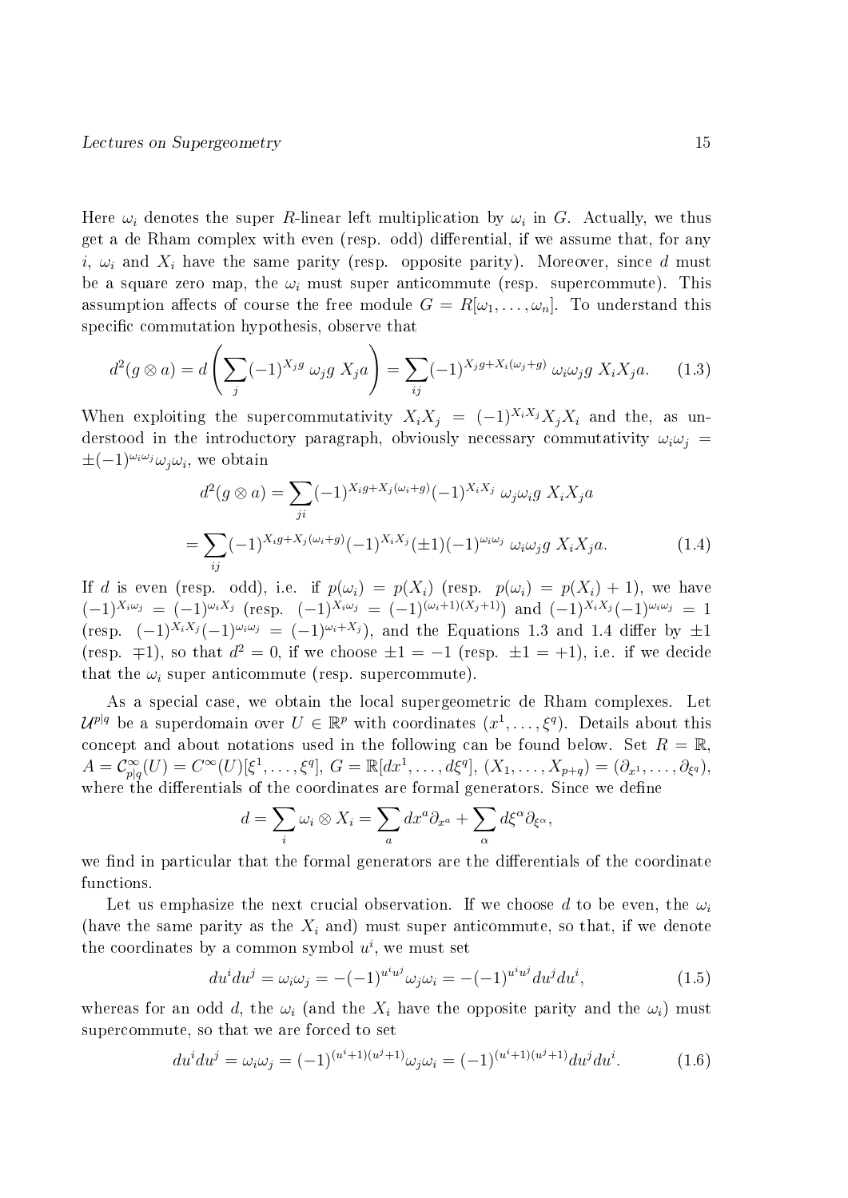Here $\omega_i$ denotes the super $R$-linear left multiplication by $\omega_i$ in $G$. Actually, we thus get a de Rham complex with even (resp. odd) differential, if we assume that, for any $i$, $\omega_i$ and $X_i$ have the same parity (resp. opposite parity). Moreover, since $d$ must be a square zero map, the $\omega_i$ must super anticommute (resp. supercommute). This assumption affects of course the free module $G = R[\omega_1, \ldots, \omega_n]$. To understand this specific commutation hypothesis, observe that

$$d^2(g \otimes a) = d\left(\sum_j (-1)^{X_j g}\, \omega_j g\, X_j a\right) = \sum_{ij} (-1)^{X_j g + X_i(\omega_j + g)}\, \omega_i \omega_j g\, X_i X_j a. \tag{1.3}$$

When exploiting the supercommutativity $X_i X_j = (-1)^{X_i X_j} X_j X_i$ and the, as understood in the introductory paragraph, obviously necessary commutativity $\omega_i \omega_j = \pm(-1)^{\omega_i \omega_j} \omega_j \omega_i$, we obtain

$$d^2(g \otimes a) = \sum_{ji} (-1)^{X_i g + X_j(\omega_i + g)} (-1)^{X_i X_j}\, \omega_j \omega_i g\, X_i X_j a$$

$$= \sum_{ij} (-1)^{X_i g + X_j(\omega_i + g)} (-1)^{X_i X_j} (\pm 1)(-1)^{\omega_i \omega_j}\, \omega_i \omega_j g\, X_i X_j a. \tag{1.4}$$

If $d$ is even (resp. odd), i.e. if $p(\omega_i) = p(X_i)$ (resp. $p(\omega_i) = p(X_i) + 1$), we have $(-1)^{X_i \omega_j} = (-1)^{\omega_i X_j}$ (resp. $(-1)^{X_i \omega_j} = (-1)^{(\omega_i + 1)(X_j + 1)}$) and $(-1)^{X_i X_j}(-1)^{\omega_i \omega_j} = 1$ (resp. $(-1)^{X_i X_j}(-1)^{\omega_i \omega_j} = (-1)^{\omega_i + X_j}$), and the Equations 1.3 and 1.4 differ by $\pm 1$ (resp. $\mp 1$), so that $d^2 = 0$, if we choose $\pm 1 = -1$ (resp. $\pm 1 = +1$), i.e. if we decide that the $\omega_i$ super anticommute (resp. supercommute).

As a special case, we obtain the local supergeometric de Rham complexes. Let $\mathcal{U}^{p|q}$ be a superdomain over $U \in \mathbb{R}^p$ with coordinates $(x^1, \ldots, \xi^q)$. Details about this concept and about notations used in the following can be found below. Set $R = \mathbb{R}$, $A = \mathcal{C}^\infty_{p|q}(U) = C^\infty(U)[\xi^1, \ldots, \xi^q]$, $G = \mathbb{R}[dx^1, \ldots, d\xi^q]$, $(X_1, \ldots, X_{p+q}) = (\partial_{x^1}, \ldots, \partial_{\xi^q})$, where the differentials of the coordinates are formal generators. Since we define

$$d = \sum_i \omega_i \otimes X_i = \sum_a dx^a \partial_{x^a} + \sum_\alpha d\xi^\alpha \partial_{\xi^\alpha},$$

we find in particular that the formal generators are the differentials of the coordinate functions.

Let us emphasize the next crucial observation. If we choose $d$ to be even, the $\omega_i$ (have the same parity as the $X_i$ and) must super anticommute, so that, if we denote the coordinates by a common symbol $u^i$, we must set

$$du^i du^j = \omega_i \omega_j = -(-1)^{u^i u^j} \omega_j \omega_i = -(-1)^{u^i u^j} du^j du^i, \tag{1.5}$$

whereas for an odd $d$, the $\omega_i$ (and the $X_i$ have the opposite parity and the $\omega_i$) must supercommute, so that we are forced to set

$$du^i du^j = \omega_i \omega_j = (-1)^{(u^i+1)(u^j+1)} \omega_j \omega_i = (-1)^{(u^i+1)(u^j+1)} du^j du^i. \tag{1.6}$$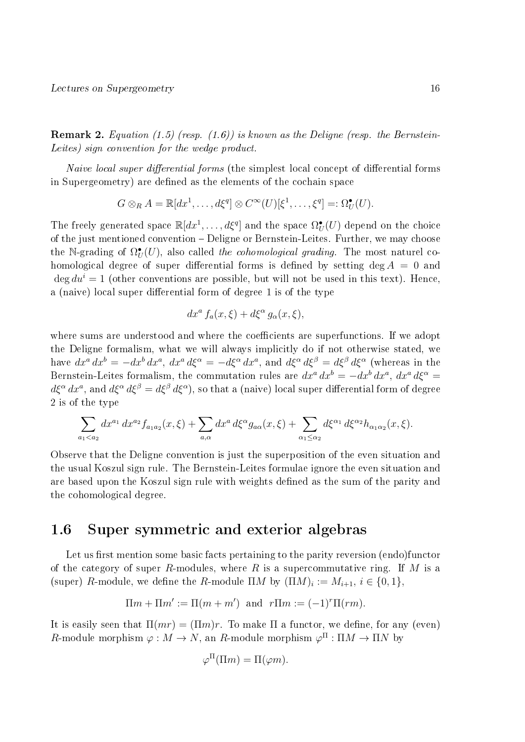**Remark 2.** *Equation (1.5) (resp. (1.6)) is known as the Deligne (resp. the Bernstein-Leites) sign convention for the wedge product.*

*Naive local super differential forms* (the simplest local concept of differential forms in Supergeometry) are defined as the elements of the cochain space

$$G \otimes_R A = \mathbb{R}[dx^1, \ldots, d\xi^q] \otimes C^\infty(U)[\xi^1, \ldots, \xi^q] =: \Omega^\bullet_U(U).$$

The freely generated space $\mathbb{R}[dx^1, \ldots, d\xi^q]$ and the space $\Omega^\bullet_U(U)$ depend on the choice of the just mentioned convention – Deligne or Bernstein-Leites. Further, we may choose the $\mathbb{N}$-grading of $\Omega^\bullet_U(U)$, also called *the cohomological grading*. The most naturel cohomological degree of super differential forms is defined by setting $\deg A = 0$ and $\deg du^i = 1$ (other conventions are possible, but will not be used in this text). Hence, a (naive) local super differential form of degree 1 is of the type

$$dx^a\, f_a(x, \xi) + d\xi^\alpha\, g_\alpha(x, \xi),$$

where sums are understood and where the coefficients are superfunctions. If we adopt the Deligne formalism, what we will always implicitly do if not otherwise stated, we have $dx^a\, dx^b = -dx^b\, dx^a$, $dx^a\, d\xi^\alpha = -d\xi^\alpha\, dx^a$, and $d\xi^\alpha\, d\xi^\beta = d\xi^\beta\, d\xi^\alpha$ (whereas in the Bernstein-Leites formalism, the commutation rules are $dx^a\, dx^b = -dx^b\, dx^a$, $dx^a\, d\xi^\alpha = d\xi^\alpha\, dx^a$, and $d\xi^\alpha\, d\xi^\beta = d\xi^\beta\, d\xi^\alpha$), so that a (naive) local super differential form of degree 2 is of the type

$$\sum_{a_1 < a_2} dx^{a_1}\, dx^{a_2} f_{a_1 a_2}(x, \xi) + \sum_{a, \alpha} dx^a\, d\xi^\alpha g_{a\alpha}(x, \xi) + \sum_{\alpha_1 \leq \alpha_2} d\xi^{\alpha_1}\, d\xi^{\alpha_2} h_{\alpha_1 \alpha_2}(x, \xi).$$

Observe that the Deligne convention is just the superposition of the even situation and the usual Koszul sign rule. The Bernstein-Leites formulae ignore the even situation and are based upon the Koszul sign rule with weights defined as the sum of the parity and the cohomological degree.

## 1.6 Super symmetric and exterior algebras

Let us first mention some basic facts pertaining to the parity reversion (endo)functor of the category of super $R$-modules, where $R$ is a supercommutative ring. If $M$ is a (super) $R$-module, we define the $R$-module $\Pi M$ by $(\Pi M)_i := M_{i+1}$, $i \in \{0, 1\}$,

$$\Pi m + \Pi m' := \Pi(m + m') \;\; \text{and} \;\; r\Pi m := (-1)^r \Pi(rm).$$

It is easily seen that $\Pi(mr) = (\Pi m)r$. To make $\Pi$ a functor, we define, for any (even) $R$-module morphism $\varphi : M \to N$, an $R$-module morphism $\varphi^\Pi : \Pi M \to \Pi N$ by

$$\varphi^\Pi(\Pi m) = \Pi(\varphi m).$$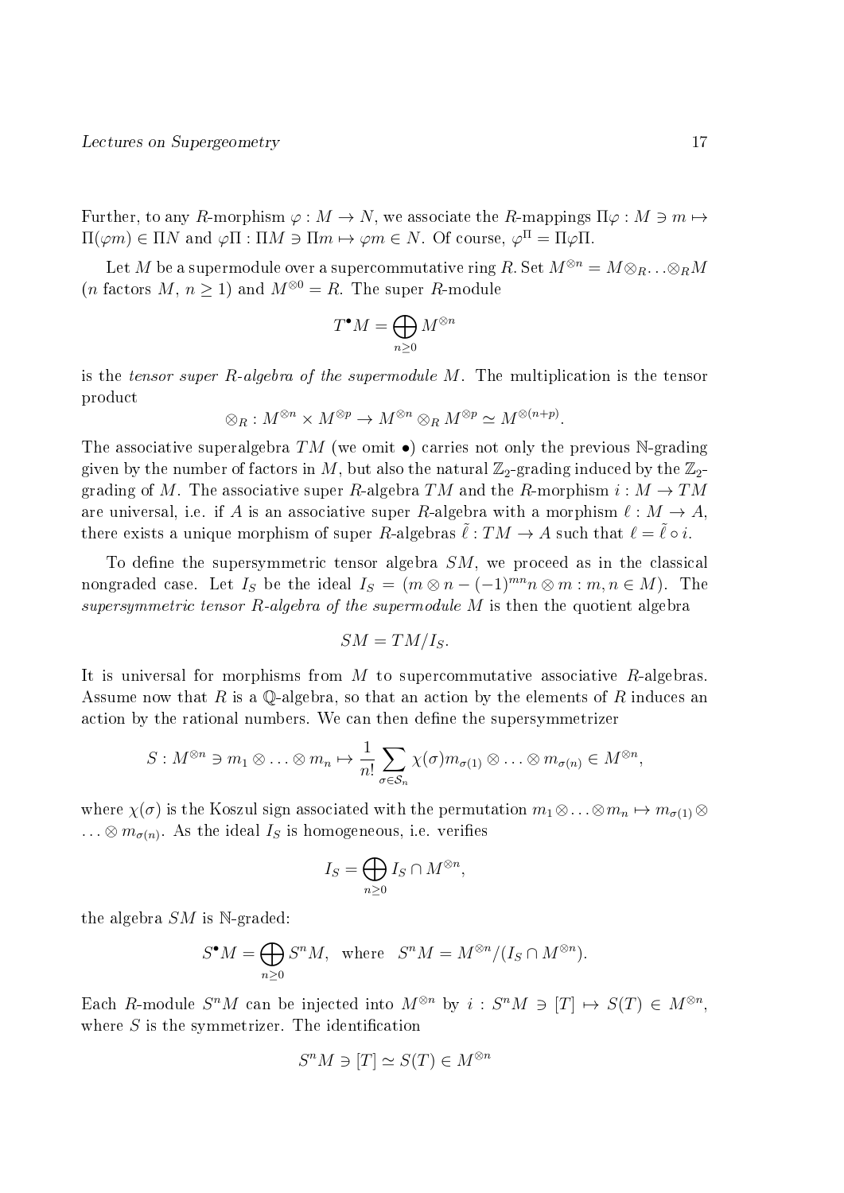Further, to any $R$-morphism $\varphi : M \to N$, we associate the $R$-mappings $\Pi\varphi : M \ni m \mapsto \Pi(\varphi m) \in \Pi N$ and $\varphi\Pi : \Pi M \ni \Pi m \mapsto \varphi m \in N$. Of course, $\varphi^\Pi = \Pi\varphi\Pi$.

Let $M$ be a supermodule over a supercommutative ring $R$. Set $M^{\otimes n} = M \otimes_R \ldots \otimes_R M$ ($n$ factors $M$, $n \geq 1$) and $M^{\otimes 0} = R$. The super $R$-module

$$T^\bullet M = \bigoplus_{n \geq 0} M^{\otimes n}$$

is the *tensor super $R$-algebra of the supermodule $M$*. The multiplication is the tensor product

$$\otimes_R : M^{\otimes n} \times M^{\otimes p} \to M^{\otimes n} \otimes_R M^{\otimes p} \simeq M^{\otimes (n+p)}.$$

The associative superalgebra $TM$ (we omit $\bullet$) carries not only the previous $\mathbb{N}$-grading given by the number of factors in $M$, but also the natural $\mathbb{Z}_2$-grading induced by the $\mathbb{Z}_2$-grading of $M$. The associative super $R$-algebra $TM$ and the $R$-morphism $i : M \to TM$ are universal, i.e. if $A$ is an associative super $R$-algebra with a morphism $\ell : M \to A$, there exists a unique morphism of super $R$-algebras $\tilde{\ell} : TM \to A$ such that $\ell = \tilde{\ell} \circ i$.

To define the supersymmetric tensor algebra $SM$, we proceed as in the classical nongraded case. Let $I_S$ be the ideal $I_S = (m \otimes n - (-1)^{mn} n \otimes m : m, n \in M)$. The *supersymmetric tensor $R$-algebra of the supermodule $M$* is then the quotient algebra

$$SM = TM/I_S.$$

It is universal for morphisms from $M$ to supercommutative associative $R$-algebras. Assume now that $R$ is a $\mathbb{Q}$-algebra, so that an action by the elements of $R$ induces an action by the rational numbers. We can then define the supersymmetrizer

$$S : M^{\otimes n} \ni m_1 \otimes \ldots \otimes m_n \mapsto \frac{1}{n!} \sum_{\sigma \in \mathcal{S}_n} \chi(\sigma) m_{\sigma(1)} \otimes \ldots \otimes m_{\sigma(n)} \in M^{\otimes n},$$

where $\chi(\sigma)$ is the Koszul sign associated with the permutation $m_1 \otimes \ldots \otimes m_n \mapsto m_{\sigma(1)} \otimes \ldots \otimes m_{\sigma(n)}$. As the ideal $I_S$ is homogeneous, i.e. verifies

$$I_S = \bigoplus_{n \geq 0} I_S \cap M^{\otimes n},$$

the algebra $SM$ is $\mathbb{N}$-graded:

$$S^\bullet M = \bigoplus_{n \geq 0} S^n M, \quad \text{where} \quad S^n M = M^{\otimes n}/(I_S \cap M^{\otimes n}).$$

Each $R$-module $S^n M$ can be injected into $M^{\otimes n}$ by $i : S^n M \ni [T] \mapsto S(T) \in M^{\otimes n}$, where $S$ is the symmetrizer. The identification

$$S^n M \ni [T] \simeq S(T) \in M^{\otimes n}$$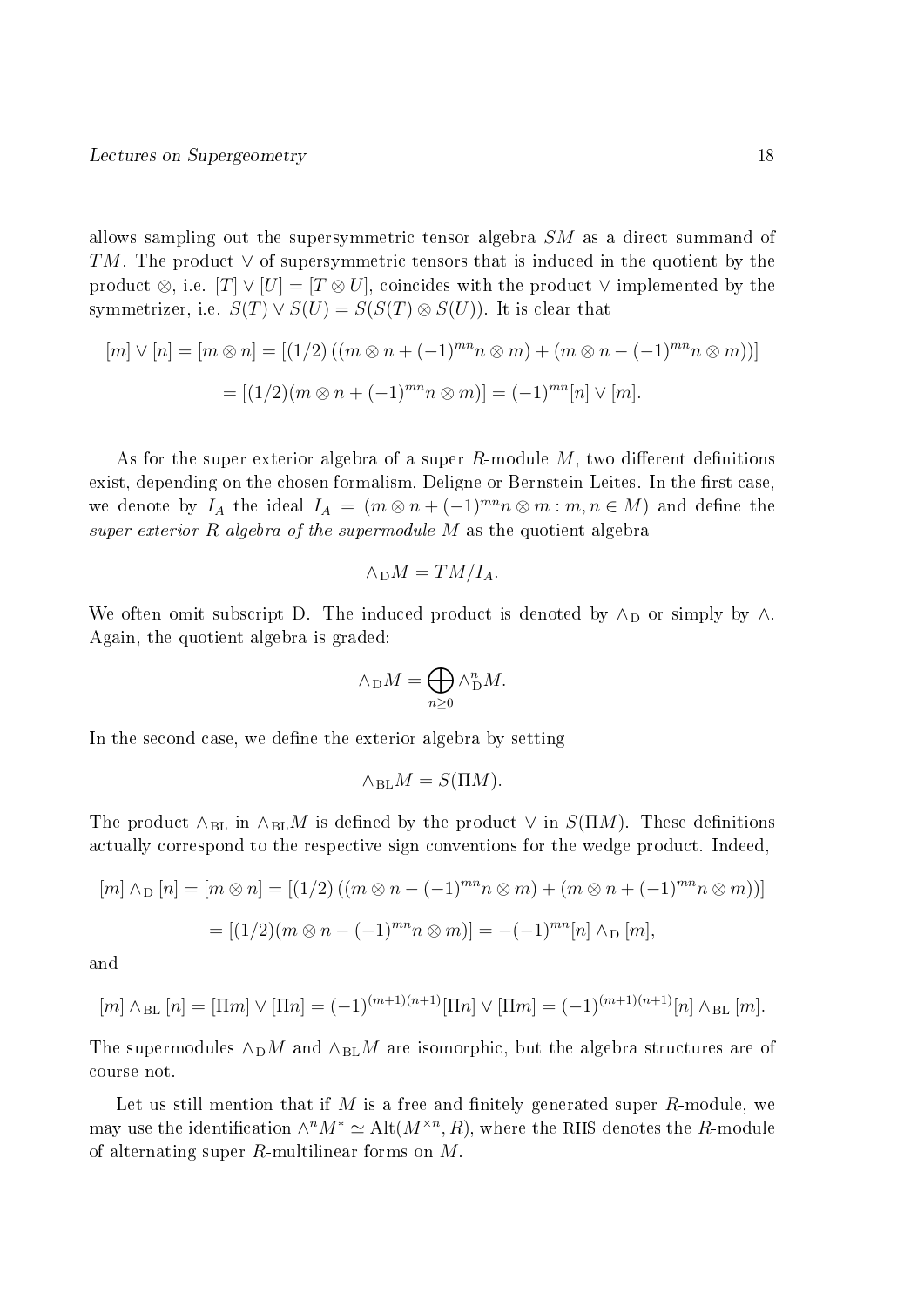allows sampling out the supersymmetric tensor algebra $SM$ as a direct summand of $TM$. The product $\vee$ of supersymmetric tensors that is induced in the quotient by the product $\otimes$, i.e. $[T] \vee [U] = [T \otimes U]$, coincides with the product $\vee$ implemented by the symmetrizer, i.e. $S(T) \vee S(U) = S(S(T) \otimes S(U))$. It is clear that

$$[m] \vee [n] = [m \otimes n] = [(1/2)\left((m \otimes n + (-1)^{mn} n \otimes m) + (m \otimes n - (-1)^{mn} n \otimes m)\right)]$$

$$= [(1/2)(m \otimes n + (-1)^{mn} n \otimes m)] = (-1)^{mn}[n] \vee [m].$$

As for the super exterior algebra of a super $R$-module $M$, two different definitions exist, depending on the chosen formalism, Deligne or Bernstein-Leites. In the first case, we denote by $I_A$ the ideal $I_A = (m \otimes n + (-1)^{mn} n \otimes m : m, n \in M)$ and define the *super exterior $R$-algebra of the supermodule $M$* as the quotient algebra

$$\wedge_{\mathrm{D}} M = TM/I_A.$$

We often omit subscript D. The induced product is denoted by $\wedge_{\mathrm{D}}$ or simply by $\wedge$. Again, the quotient algebra is graded:

$$\wedge_{\mathrm{D}} M = \bigoplus_{n \geq 0} \wedge^n_{\mathrm{D}} M.$$

In the second case, we define the exterior algebra by setting

$$\wedge_{\mathrm{BL}} M = S(\Pi M).$$

The product $\wedge_{\mathrm{BL}}$ in $\wedge_{\mathrm{BL}} M$ is defined by the product $\vee$ in $S(\Pi M)$. These definitions actually correspond to the respective sign conventions for the wedge product. Indeed,

$$[m] \wedge_{\mathrm{D}} [n] = [m \otimes n] = [(1/2)\left((m \otimes n - (-1)^{mn} n \otimes m) + (m \otimes n + (-1)^{mn} n \otimes m)\right)]$$

$$= [(1/2)(m \otimes n - (-1)^{mn} n \otimes m)] = -(-1)^{mn}[n] \wedge_{\mathrm{D}} [m],$$

and

$$[m] \wedge_{\mathrm{BL}} [n] = [\Pi m] \vee [\Pi n] = (-1)^{(m+1)(n+1)}[\Pi n] \vee [\Pi m] = (-1)^{(m+1)(n+1)}[n] \wedge_{\mathrm{BL}} [m].$$

The supermodules $\wedge_{\mathrm{D}} M$ and $\wedge_{\mathrm{BL}} M$ are isomorphic, but the algebra structures are of course not.

Let us still mention that if $M$ is a free and finitely generated super $R$-module, we may use the identification $\wedge^n M^* \simeq \mathrm{Alt}(M^{\times n}, R)$, where the RHS denotes the $R$-module of alternating super $R$-multilinear forms on $M$.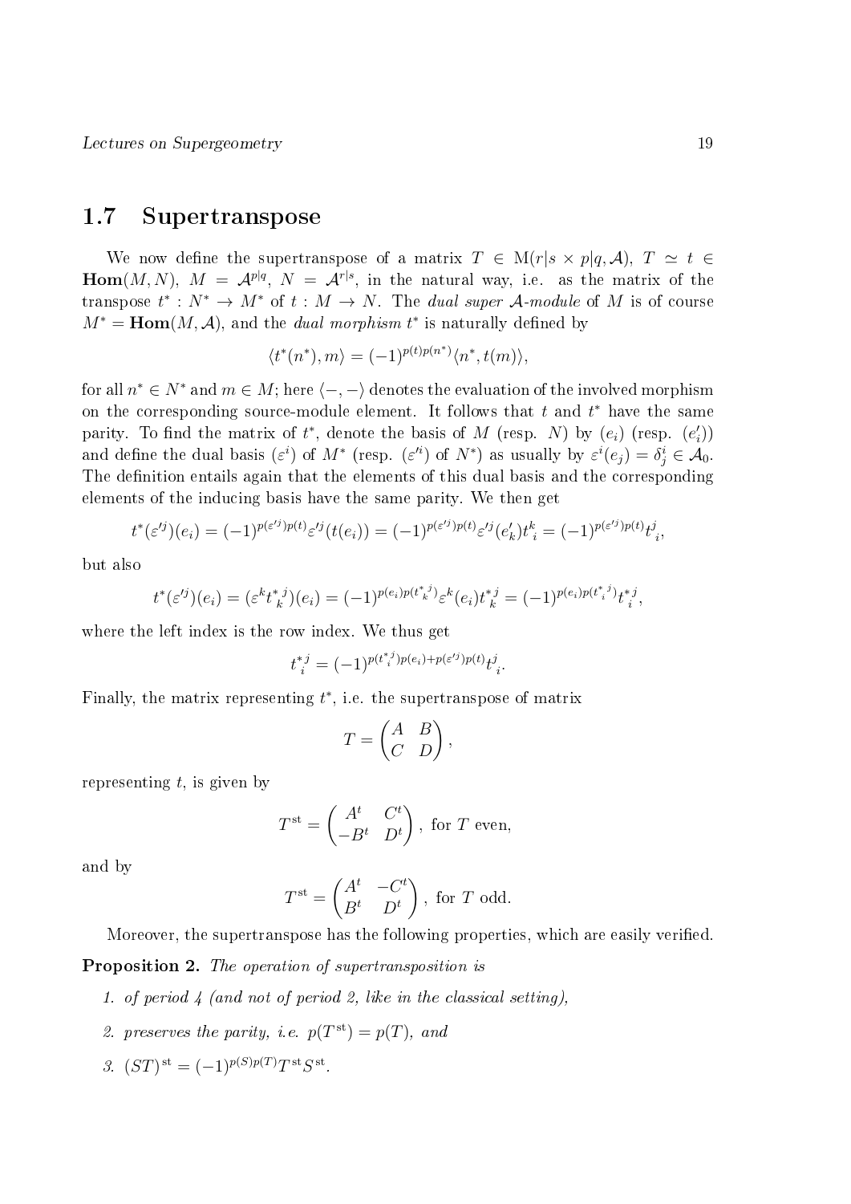## 1.7 Supertranspose

We now define the supertranspose of a matrix $T \in \mathrm{M}(r|s \times p|q, \mathcal{A})$, $T \simeq t \in \mathbf{Hom}(M, N)$, $M = \mathcal{A}^{p|q}$, $N = \mathcal{A}^{r|s}$, in the natural way, i.e. as the matrix of the transpose $t^* : N^* \to M^*$ of $t : M \to N$. The *dual super $\mathcal{A}$-module* of $M$ is of course $M^* = \mathbf{Hom}(M, \mathcal{A})$, and the *dual morphism* $t^*$ is naturally defined by

$$\langle t^*(n^*), m \rangle = (-1)^{p(t)p(n^*)} \langle n^*, t(m) \rangle,$$

for all $n^* \in N^*$ and $m \in M$; here $\langle -, - \rangle$ denotes the evaluation of the involved morphism on the corresponding source-module element. It follows that $t$ and $t^*$ have the same parity. To find the matrix of $t^*$, denote the basis of $M$ (resp. $N$) by $(e_i)$ (resp. $(e'_i)$) and define the dual basis $(\varepsilon^i)$ of $M^*$ (resp. $(\varepsilon'^i)$ of $N^*$) as usually by $\varepsilon^i(e_j) = \delta^i_j \in \mathcal{A}_0$. The definition entails again that the elements of this dual basis and the corresponding elements of the inducing basis have the same parity. We then get

$$t^*(\varepsilon'^j)(e_i) = (-1)^{p(\varepsilon'^j)p(t)} \varepsilon'^j(t(e_i)) = (-1)^{p(\varepsilon'^j)p(t)} \varepsilon'^j(e'_k) t^k_{\ i} = (-1)^{p(\varepsilon'^j)p(t)} t^j_{\ i},$$

but also

$$t^*(\varepsilon'^j)(e_i) = (\varepsilon^k t^{*\ j}_{\ k})(e_i) = (-1)^{p(e_i)p(t^{*\ j}_{\ k})} \varepsilon^k(e_i) t^{*\ j}_{\ k} = (-1)^{p(e_i)p(t^{*\ j}_{\ i})} t^{*\ j}_{\ i},$$

where the left index is the row index. We thus get

$$t^{*\ j}_{\ i} = (-1)^{p(t^{*\ j}_{\ i})p(e_i) + p(\varepsilon'^j)p(t)} t^j_{\ i}.$$

Finally, the matrix representing $t^*$, i.e. the supertranspose of matrix

$$T = \begin{pmatrix} A & B \\ C & D \end{pmatrix},$$

representing $t$, is given by

$$T^{\mathrm{st}} = \begin{pmatrix} A^t & C^t \\ -B^t & D^t \end{pmatrix}, \text{ for } T \text{ even},$$

and by

$$T^{\mathrm{st}} = \begin{pmatrix} A^t & -C^t \\ B^t & D^t \end{pmatrix}, \text{ for } T \text{ odd}.$$

Moreover, the supertranspose has the following properties, which are easily verified.

**Proposition 2.** *The operation of supertransposition is*

1. *of period 4 (and not of period 2, like in the classical setting),*
2. *preserves the parity, i.e. $p(T^{\mathrm{st}}) = p(T)$, and*
3. $(ST)^{\mathrm{st}} = (-1)^{p(S)p(T)} T^{\mathrm{st}} S^{\mathrm{st}}$.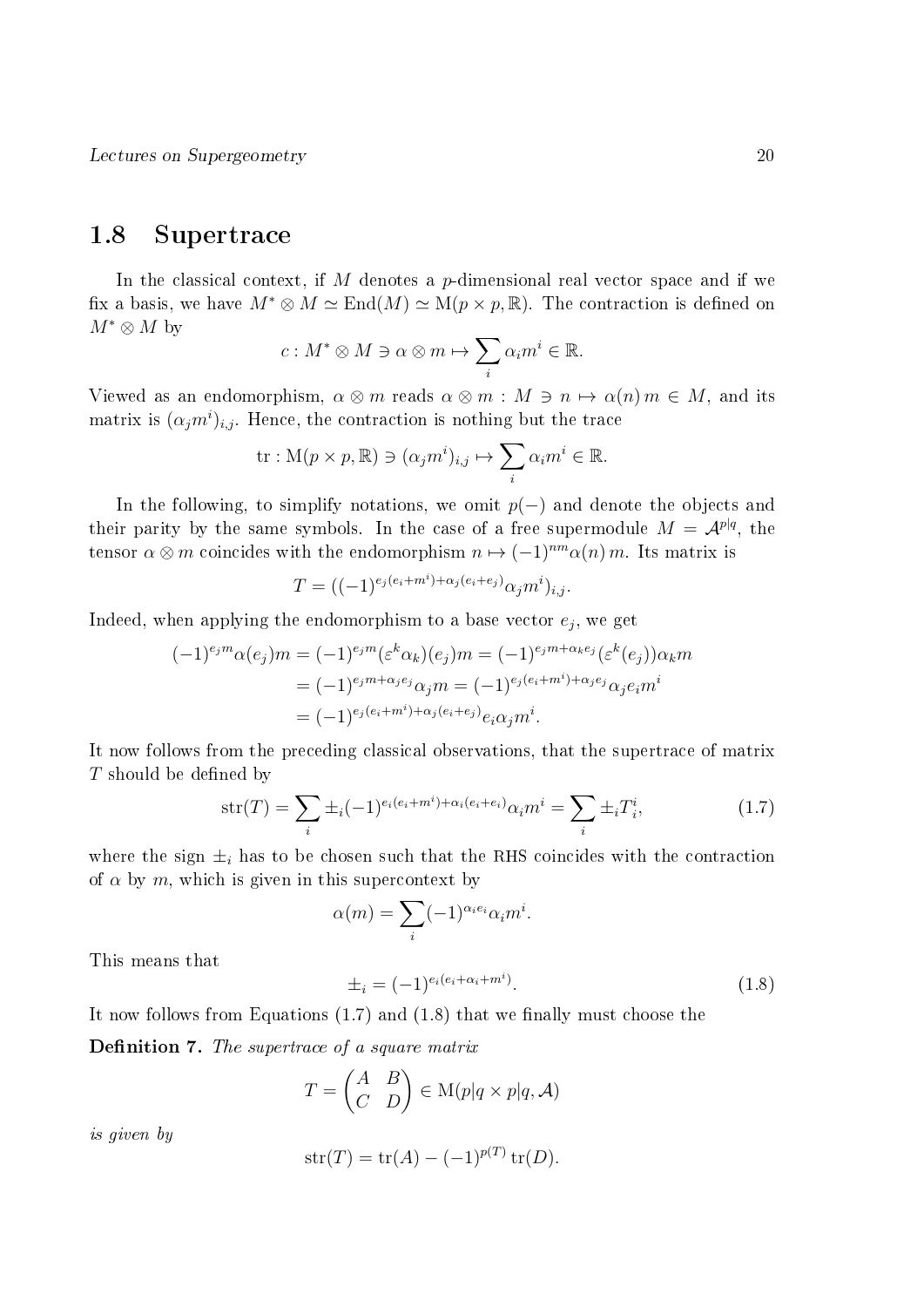## 1.8 Supertrace

In the classical context, if $M$ denotes a $p$-dimensional real vector space and if we fix a basis, we have $M^* \otimes M \simeq \mathrm{End}(M) \simeq \mathrm{M}(p \times p, \mathbb{R})$. The contraction is defined on $M^* \otimes M$ by

$$c : M^* \otimes M \ni \alpha \otimes m \mapsto \sum_i \alpha_i m^i \in \mathbb{R}.$$

Viewed as an endomorphism, $\alpha \otimes m$ reads $\alpha \otimes m : M \ni n \mapsto \alpha(n)\, m \in M$, and its matrix is $(\alpha_j m^i)_{i,j}$. Hence, the contraction is nothing but the trace

$$\mathrm{tr} : \mathrm{M}(p \times p, \mathbb{R}) \ni (\alpha_j m^i)_{i,j} \mapsto \sum_i \alpha_i m^i \in \mathbb{R}.$$

In the following, to simplify notations, we omit $p(-)$ and denote the objects and their parity by the same symbols. In the case of a free supermodule $M = \mathcal{A}^{p|q}$, the tensor $\alpha \otimes m$ coincides with the endomorphism $n \mapsto (-1)^{nm}\alpha(n)\, m$. Its matrix is

$$T = ((-1)^{e_j(e_i+m^i)+\alpha_j(e_i+e_j)}\alpha_j m^i)_{i,j}.$$

Indeed, when applying the endomorphism to a base vector $e_j$, we get

$$\begin{aligned}
(-1)^{e_j m}\alpha(e_j)m &= (-1)^{e_j m}(\varepsilon^k \alpha_k)(e_j)m = (-1)^{e_j m + \alpha_k e_j}(\varepsilon^k(e_j))\alpha_k m \\
&= (-1)^{e_j m + \alpha_j e_j}\alpha_j m = (-1)^{e_j(e_i+m^i)+\alpha_j e_j}\alpha_j e_i m^i \\
&= (-1)^{e_j(e_i+m^i)+\alpha_j(e_i+e_j)} e_i \alpha_j m^i.
\end{aligned}$$

It now follows from the preceding classical observations, that the supertrace of matrix $T$ should be defined by

$$\mathrm{str}(T) = \sum_i \pm_i (-1)^{e_i(e_i+m^i)+\alpha_i(e_i+e_i)}\alpha_i m^i = \sum_i \pm_i T^i_i, \tag{1.7}$$

where the sign $\pm_i$ has to be chosen such that the RHS coincides with the contraction of $\alpha$ by $m$, which is given in this supercontext by

$$\alpha(m) = \sum_i (-1)^{\alpha_i e_i}\alpha_i m^i.$$

This means that

$$\pm_i = (-1)^{e_i(e_i+\alpha_i+m^i)}. \tag{1.8}$$

It now follows from Equations (1.7) and (1.8) that we finally must choose the

**Definition 7.** *The supertrace of a square matrix*

$$T = \begin{pmatrix} A & B \\ C & D \end{pmatrix} \in \mathrm{M}(p|q \times p|q, \mathcal{A})$$

*is given by*

$$\mathrm{str}(T) = \mathrm{tr}(A) - (-1)^{p(T)}\,\mathrm{tr}(D).$$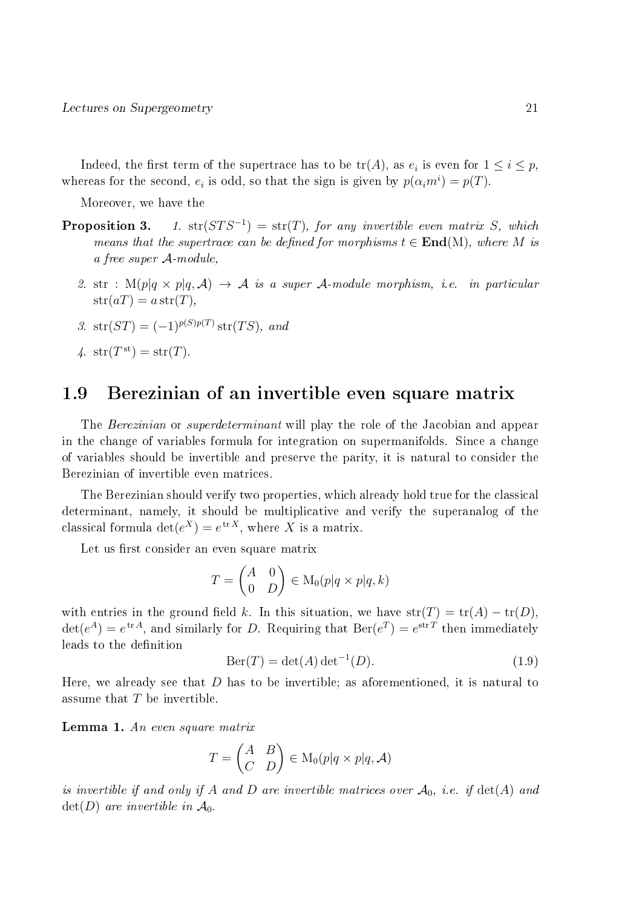Indeed, the first term of the supertrace has to be $\operatorname{tr}(A)$, as $e_i$ is even for $1 \leq i \leq p$, whereas for the second, $e_i$ is odd, so that the sign is given by $p(\alpha_i m^i) = p(T)$.

Moreover, we have the

**Proposition 3.** *1. $\operatorname{str}(STS^{-1}) = \operatorname{str}(T)$, for any invertible even matrix $S$, which means that the supertrace can be defined for morphisms $t \in \mathbf{End}(\mathrm{M})$, where $M$ is a free super $\mathcal{A}$-module,*

*2. $\operatorname{str} : \mathrm{M}(p|q \times p|q, \mathcal{A}) \to \mathcal{A}$ is a super $\mathcal{A}$-module morphism, i.e. in particular $\operatorname{str}(aT) = a \operatorname{str}(T)$,*

*3. $\operatorname{str}(ST) = (-1)^{p(S)p(T)} \operatorname{str}(TS)$, and*

*4. $\operatorname{str}(T^{\mathrm{st}}) = \operatorname{str}(T)$.*

## 1.9 Berezinian of an invertible even square matrix

The *Berezinian* or *superdeterminant* will play the role of the Jacobian and appear in the change of variables formula for integration on supermanifolds. Since a change of variables should be invertible and preserve the parity, it is natural to consider the Berezinian of invertible even matrices.

The Berezinian should verify two properties, which already hold true for the classical determinant, namely, it should be multiplicative and verify the superanalog of the classical formula $\det(e^X) = e^{\operatorname{tr} X}$, where $X$ is a matrix.

Let us first consider an even square matrix

$$T = \begin{pmatrix} A & 0 \\ 0 & D \end{pmatrix} \in \mathrm{M}_0(p|q \times p|q, k)$$

with entries in the ground field $k$. In this situation, we have $\operatorname{str}(T) = \operatorname{tr}(A) - \operatorname{tr}(D)$, $\det(e^A) = e^{\operatorname{tr} A}$, and similarly for $D$. Requiring that $\operatorname{Ber}(e^T) = e^{\operatorname{str} T}$ then immediately leads to the definition

$$\operatorname{Ber}(T) = \det(A) \det{}^{-1}(D). \tag{1.9}$$

Here, we already see that $D$ has to be invertible; as aforementioned, it is natural to assume that $T$ be invertible.

**Lemma 1.** *An even square matrix*

$$T = \begin{pmatrix} A & B \\ C & D \end{pmatrix} \in \mathrm{M}_0(p|q \times p|q, \mathcal{A})$$

*is invertible if and only if $A$ and $D$ are invertible matrices over $\mathcal{A}_0$, i.e. if $\det(A)$ and $\det(D)$ are invertible in $\mathcal{A}_0$.*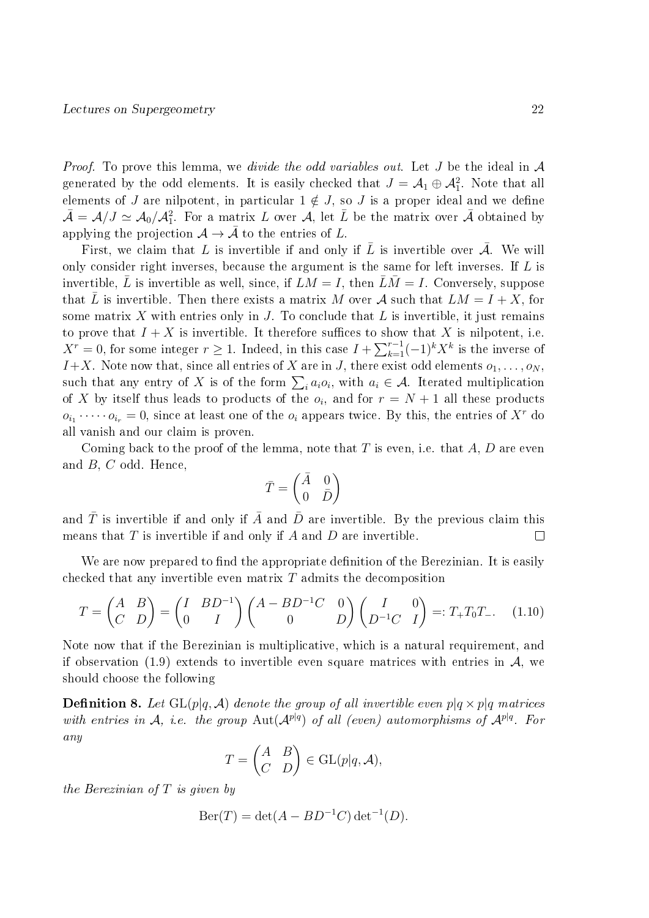*Proof.* To prove this lemma, we *divide the odd variables out*. Let $J$ be the ideal in $\mathcal{A}$ generated by the odd elements. It is easily checked that $J = \mathcal{A}_1 \oplus \mathcal{A}_1^2$. Note that all elements of $J$ are nilpotent, in particular $1 \notin J$, so $J$ is a proper ideal and we define $\bar{\mathcal{A}} = \mathcal{A}/J \simeq \mathcal{A}_0/\mathcal{A}_1^2$. For a matrix $L$ over $\mathcal{A}$, let $\bar{L}$ be the matrix over $\bar{\mathcal{A}}$ obtained by applying the projection $\mathcal{A} \to \bar{\mathcal{A}}$ to the entries of $L$.

First, we claim that $L$ is invertible if and only if $\bar{L}$ is invertible over $\bar{\mathcal{A}}$. We will only consider right inverses, because the argument is the same for left inverses. If $L$ is invertible, $\bar{L}$ is invertible as well, since, if $LM = I$, then $\bar{L}\bar{M} = I$. Conversely, suppose that $\bar{L}$ is invertible. Then there exists a matrix $M$ over $\mathcal{A}$ such that $LM = I + X$, for some matrix $X$ with entries only in $J$. To conclude that $L$ is invertible, it just remains to prove that $I + X$ is invertible. It therefore suffices to show that $X$ is nilpotent, i.e. $X^r = 0$, for some integer $r \geq 1$. Indeed, in this case $I + \sum_{k=1}^{r-1}(-1)^k X^k$ is the inverse of $I+X$. Note now that, since all entries of $X$ are in $J$, there exist odd elements $o_1, \ldots, o_N$, such that any entry of $X$ is of the form $\sum_i a_i o_i$, with $a_i \in \mathcal{A}$. Iterated multiplication of $X$ by itself thus leads to products of the $o_i$, and for $r = N + 1$ all these products $o_{i_1} \cdot \cdots \cdot o_{i_r} = 0$, since at least one of the $o_i$ appears twice. By this, the entries of $X^r$ do all vanish and our claim is proven.

Coming back to the proof of the lemma, note that $T$ is even, i.e. that $A$, $D$ are even and $B$, $C$ odd. Hence,

$$\bar{T} = \begin{pmatrix} \bar{A} & 0 \\ 0 & \bar{D} \end{pmatrix}$$

and $\bar{T}$ is invertible if and only if $\bar{A}$ and $\bar{D}$ are invertible. By the previous claim this means that $T$ is invertible if and only if $A$ and $D$ are invertible. $\square$

We are now prepared to find the appropriate definition of the Berezinian. It is easily checked that any invertible even matrix $T$ admits the decomposition

$$T = \begin{pmatrix} A & B \\ C & D \end{pmatrix} = \begin{pmatrix} I & BD^{-1} \\ 0 & I \end{pmatrix} \begin{pmatrix} A - BD^{-1}C & 0 \\ 0 & D \end{pmatrix} \begin{pmatrix} I & 0 \\ D^{-1}C & I \end{pmatrix} =: T_+ T_0 T_-. \quad (1.10)$$

Note now that if the Berezinian is multiplicative, which is a natural requirement, and if observation (1.9) extends to invertible even square matrices with entries in $\mathcal{A}$, we should choose the following

**Definition 8.** *Let $\mathrm{GL}(p|q, \mathcal{A})$ denote the group of all invertible even $p|q \times p|q$ matrices with entries in $\mathcal{A}$, i.e. the group $\mathrm{Aut}(\mathcal{A}^{p|q})$ of all (even) automorphisms of $\mathcal{A}^{p|q}$. For any*

$$T = \begin{pmatrix} A & B \\ C & D \end{pmatrix} \in \mathrm{GL}(p|q, \mathcal{A}),$$

*the Berezinian of $T$ is given by*

$$\mathrm{Ber}(T) = \det(A - BD^{-1}C)\det{}^{-1}(D).$$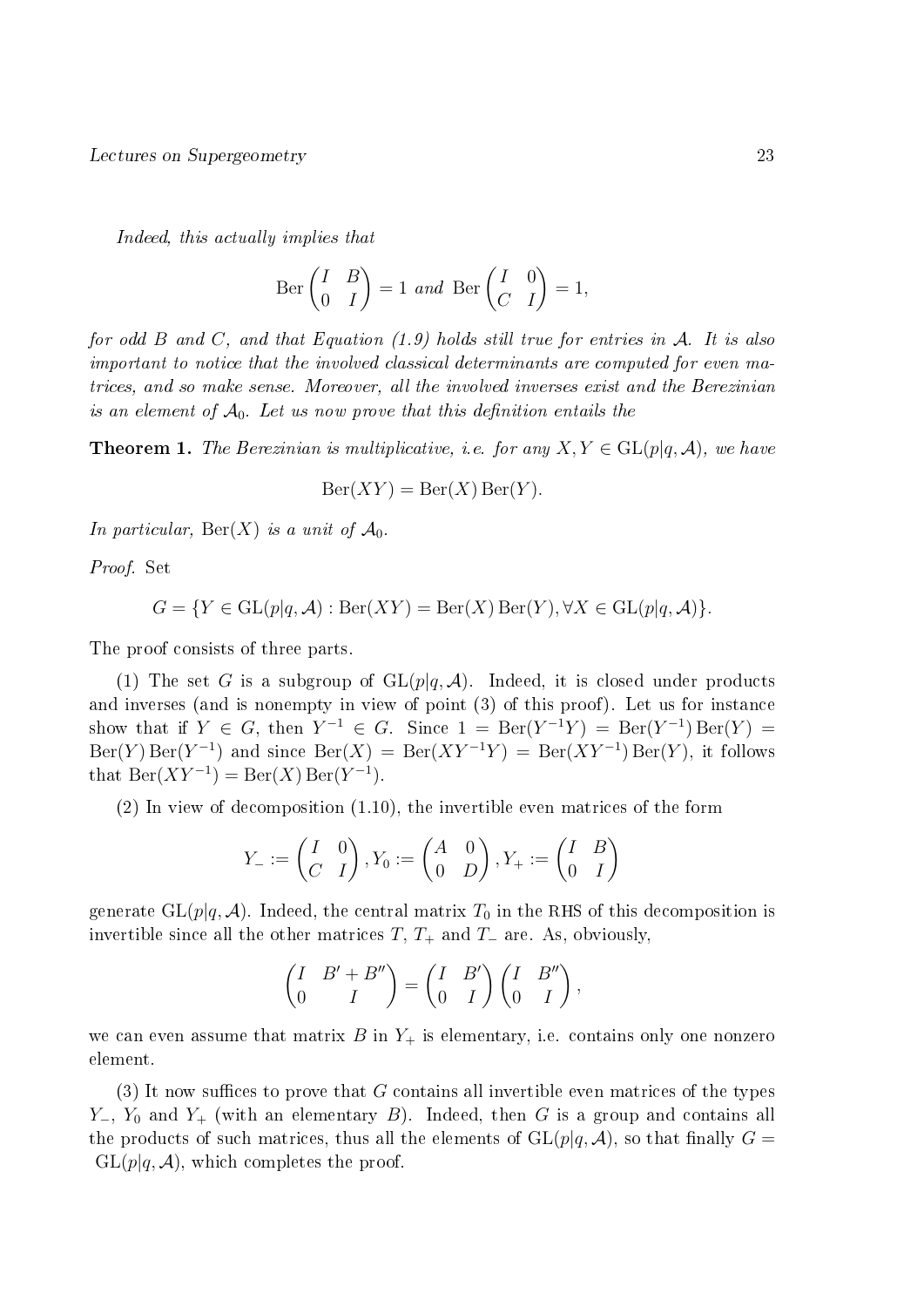*Indeed, this actually implies that*

$$\operatorname{Ber}\begin{pmatrix} I & B \\ 0 & I \end{pmatrix} = 1 \text{ and } \operatorname{Ber}\begin{pmatrix} I & 0 \\ C & I \end{pmatrix} = 1,$$

*for odd $B$ and $C$, and that Equation (1.9) holds still true for entries in $\mathcal{A}$. It is also important to notice that the involved classical determinants are computed for even matrices, and so make sense. Moreover, all the involved inverses exist and the Berezinian is an element of $\mathcal{A}_0$. Let us now prove that this definition entails the*

**Theorem 1.** *The Berezinian is multiplicative, i.e. for any $X, Y \in \mathrm{GL}(p|q, \mathcal{A})$, we have*

$$\operatorname{Ber}(XY) = \operatorname{Ber}(X)\operatorname{Ber}(Y).$$

*In particular, $\operatorname{Ber}(X)$ is a unit of $\mathcal{A}_0$.*

*Proof.* Set

$$G = \{Y \in \mathrm{GL}(p|q, \mathcal{A}) : \operatorname{Ber}(XY) = \operatorname{Ber}(X)\operatorname{Ber}(Y), \forall X \in \mathrm{GL}(p|q, \mathcal{A})\}.$$

The proof consists of three parts.

(1) The set $G$ is a subgroup of $\mathrm{GL}(p|q, \mathcal{A})$. Indeed, it is closed under products and inverses (and is nonempty in view of point (3) of this proof). Let us for instance show that if $Y \in G$, then $Y^{-1} \in G$. Since $1 = \operatorname{Ber}(Y^{-1}Y) = \operatorname{Ber}(Y^{-1})\operatorname{Ber}(Y) = \operatorname{Ber}(Y)\operatorname{Ber}(Y^{-1})$ and since $\operatorname{Ber}(X) = \operatorname{Ber}(XY^{-1}Y) = \operatorname{Ber}(XY^{-1})\operatorname{Ber}(Y)$, it follows that $\operatorname{Ber}(XY^{-1}) = \operatorname{Ber}(X)\operatorname{Ber}(Y^{-1})$.

(2) In view of decomposition (1.10), the invertible even matrices of the form

$$Y_- := \begin{pmatrix} I & 0 \\ C & I \end{pmatrix}, Y_0 := \begin{pmatrix} A & 0 \\ 0 & D \end{pmatrix}, Y_+ := \begin{pmatrix} I & B \\ 0 & I \end{pmatrix}$$

generate $\mathrm{GL}(p|q, \mathcal{A})$. Indeed, the central matrix $T_0$ in the RHS of this decomposition is invertible since all the other matrices $T$, $T_+$ and $T_-$ are. As, obviously,

$$\begin{pmatrix} I & B' + B'' \\ 0 & I \end{pmatrix} = \begin{pmatrix} I & B' \\ 0 & I \end{pmatrix}\begin{pmatrix} I & B'' \\ 0 & I \end{pmatrix},$$

we can even assume that matrix $B$ in $Y_+$ is elementary, i.e. contains only one nonzero element.

(3) It now suffices to prove that $G$ contains all invertible even matrices of the types $Y_-$, $Y_0$ and $Y_+$ (with an elementary $B$). Indeed, then $G$ is a group and contains all the products of such matrices, thus all the elements of $\mathrm{GL}(p|q, \mathcal{A})$, so that finally $G = \mathrm{GL}(p|q, \mathcal{A})$, which completes the proof.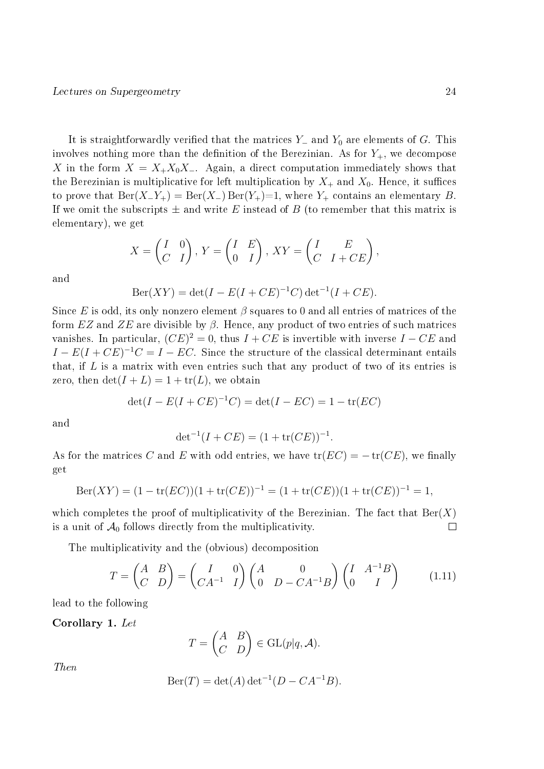It is straightforwardly verified that the matrices $Y_-$ and $Y_0$ are elements of $G$. This involves nothing more than the definition of the Berezinian. As for $Y_+$, we decompose $X$ in the form $X = X_+ X_0 X_-$. Again, a direct computation immediately shows that the Berezinian is multiplicative for left multiplication by $X_+$ and $X_0$. Hence, it suffices to prove that $\operatorname{Ber}(X_- Y_+) = \operatorname{Ber}(X_-) \operatorname{Ber}(Y_+) = 1$, where $Y_+$ contains an elementary $B$. If we omit the subscripts $\pm$ and write $E$ instead of $B$ (to remember that this matrix is elementary), we get

$$X = \begin{pmatrix} I & 0 \\ C & I \end{pmatrix},\ Y = \begin{pmatrix} I & E \\ 0 & I \end{pmatrix},\ XY = \begin{pmatrix} I & E \\ C & I + CE \end{pmatrix},$$

and

$$\operatorname{Ber}(XY) = \det(I - E(I + CE)^{-1}C) \det{}^{-1}(I + CE).$$

Since $E$ is odd, its only nonzero element $\beta$ squares to 0 and all entries of matrices of the form $EZ$ and $ZE$ are divisible by $\beta$. Hence, any product of two entries of such matrices vanishes. In particular, $(CE)^2 = 0$, thus $I + CE$ is invertible with inverse $I - CE$ and $I - E(I + CE)^{-1}C = I - EC$. Since the structure of the classical determinant entails that, if $L$ is a matrix with even entries such that any product of two of its entries is zero, then $\det(I + L) = 1 + \operatorname{tr}(L)$, we obtain

$$\det(I - E(I + CE)^{-1}C) = \det(I - EC) = 1 - \operatorname{tr}(EC)$$

and

$$\det{}^{-1}(I + CE) = (1 + \operatorname{tr}(CE))^{-1}.$$

As for the matrices $C$ and $E$ with odd entries, we have $\operatorname{tr}(EC) = -\operatorname{tr}(CE)$, we finally get

$$\operatorname{Ber}(XY) = (1 - \operatorname{tr}(EC))(1 + \operatorname{tr}(CE))^{-1} = (1 + \operatorname{tr}(CE))(1 + \operatorname{tr}(CE))^{-1} = 1,$$

which completes the proof of multiplicativity of the Berezinian. The fact that $\operatorname{Ber}(X)$ is a unit of $\mathcal{A}_0$ follows directly from the multiplicativity. □

The multiplicativity and the (obvious) decomposition

$$T = \begin{pmatrix} A & B \\ C & D \end{pmatrix} = \begin{pmatrix} I & 0 \\ CA^{-1} & I \end{pmatrix} \begin{pmatrix} A & 0 \\ 0 & D - CA^{-1}B \end{pmatrix} \begin{pmatrix} I & A^{-1}B \\ 0 & I \end{pmatrix} \tag{1.11}$$

lead to the following

**Corollary 1.** *Let*

$$T = \begin{pmatrix} A & B \\ C & D \end{pmatrix} \in \operatorname{GL}(p|q, \mathcal{A}).$$

*Then*

$$\operatorname{Ber}(T) = \det(A) \det{}^{-1}(D - CA^{-1}B).$$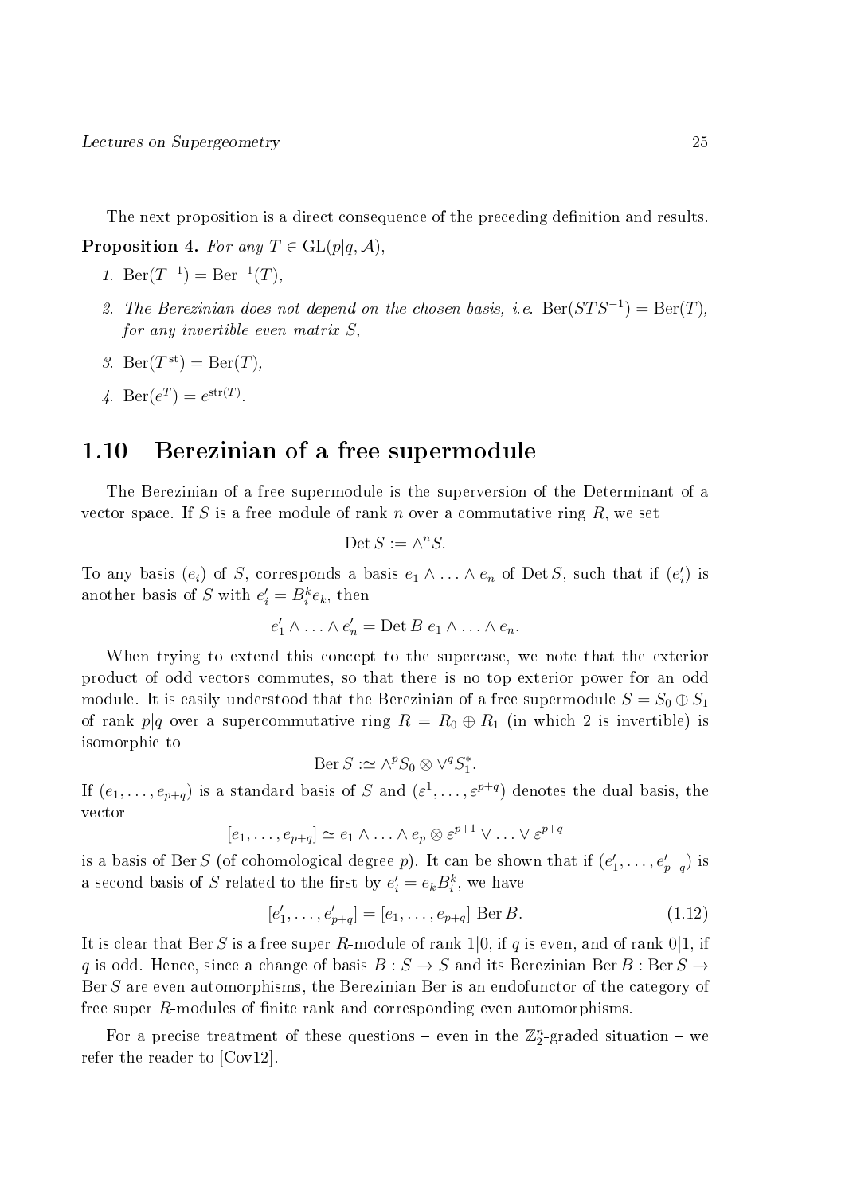The next proposition is a direct consequence of the preceding definition and results.

**Proposition 4.** *For any $T \in \mathrm{GL}(p|q, \mathcal{A})$,*

1. $\mathrm{Ber}(T^{-1}) = \mathrm{Ber}^{-1}(T)$,
2. *The Berezinian does not depend on the chosen basis, i.e.* $\mathrm{Ber}(STS^{-1}) = \mathrm{Ber}(T)$, *for any invertible even matrix* $S$,
3. $\mathrm{Ber}(T^{\mathrm{st}}) = \mathrm{Ber}(T)$,
4. $\mathrm{Ber}(e^T) = e^{\mathrm{str}(T)}$.

## 1.10 Berezinian of a free supermodule

The Berezinian of a free supermodule is the superversion of the Determinant of a vector space. If $S$ is a free module of rank $n$ over a commutative ring $R$, we set

$$\mathrm{Det}\, S := \wedge^n S.$$

To any basis $(e_i)$ of $S$, corresponds a basis $e_1 \wedge \ldots \wedge e_n$ of $\mathrm{Det}\, S$, such that if $(e'_i)$ is another basis of $S$ with $e'_i = B_i^k e_k$, then

$$e'_1 \wedge \ldots \wedge e'_n = \mathrm{Det}\, B \; e_1 \wedge \ldots \wedge e_n.$$

When trying to extend this concept to the supercase, we note that the exterior product of odd vectors commutes, so that there is no top exterior power for an odd module. It is easily understood that the Berezinian of a free supermodule $S = S_0 \oplus S_1$ of rank $p|q$ over a supercommutative ring $R = R_0 \oplus R_1$ (in which 2 is invertible) is isomorphic to

$$\mathrm{Ber}\, S :\simeq \wedge^p S_0 \otimes \vee^q S_1^*.$$

If $(e_1, \ldots, e_{p+q})$ is a standard basis of $S$ and $(\varepsilon^1, \ldots, \varepsilon^{p+q})$ denotes the dual basis, the vector

$$[e_1, \ldots, e_{p+q}] \simeq e_1 \wedge \ldots \wedge e_p \otimes \varepsilon^{p+1} \vee \ldots \vee \varepsilon^{p+q}$$

is a basis of $\mathrm{Ber}\, S$ (of cohomological degree $p$). It can be shown that if $(e'_1, \ldots, e'_{p+q})$ is a second basis of $S$ related to the first by $e'_i = e_k B_i^k$, we have

$$[e'_1, \ldots, e'_{p+q}] = [e_1, \ldots, e_{p+q}] \; \mathrm{Ber}\, B. \tag{1.12}$$

It is clear that $\mathrm{Ber}\, S$ is a free super $R$-module of rank $1|0$, if $q$ is even, and of rank $0|1$, if $q$ is odd. Hence, since a change of basis $B : S \to S$ and its Berezinian $\mathrm{Ber}\, B : \mathrm{Ber}\, S \to \mathrm{Ber}\, S$ are even automorphisms, the Berezinian Ber is an endofunctor of the category of free super $R$-modules of finite rank and corresponding even automorphisms.

For a precise treatment of these questions – even in the $\mathbb{Z}_2^n$-graded situation – we refer the reader to [Cov12].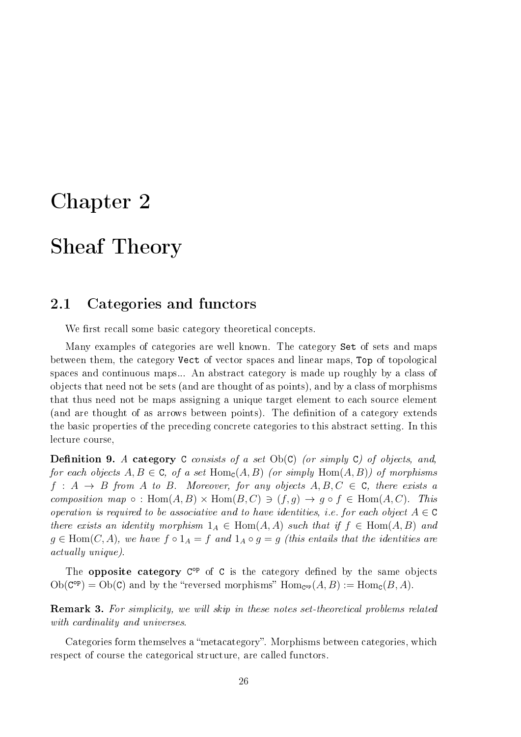# Chapter 2

# Sheaf Theory

## 2.1 Categories and functors

We first recall some basic category theoretical concepts.

Many examples of categories are well known. The category `Set` of sets and maps between them, the category `Vect` of vector spaces and linear maps, `Top` of topological spaces and continuous maps... An abstract category is made up roughly by a class of objects that need not be sets (and are thought of as points), and by a class of morphisms that thus need not be maps assigning a unique target element to each source element (and are thought of as arrows between points). The definition of a category extends the basic properties of the preceding concrete categories to this abstract setting. In this lecture course,

**Definition 9.** *A* **category** $\mathtt{C}$ *consists of a set* $\mathrm{Ob}(\mathtt{C})$ *(or simply* $\mathtt{C}$*) of objects, and, for each objects* $A, B \in \mathtt{C}$*, of a set* $\mathrm{Hom}_{\mathtt{C}}(A, B)$ *(or simply* $\mathrm{Hom}(A, B)$*) of morphisms* $f : A \to B$ *from* $A$ *to* $B$*. Moreover, for any objects* $A, B, C \in \mathtt{C}$*, there exists a composition map* $\circ : \mathrm{Hom}(A, B) \times \mathrm{Hom}(B, C) \ni (f, g) \to g \circ f \in \mathrm{Hom}(A, C)$*. This operation is required to be associative and to have identities, i.e. for each object* $A \in \mathtt{C}$ *there exists an identity morphism* $1_A \in \mathrm{Hom}(A, A)$ *such that if* $f \in \mathrm{Hom}(A, B)$ *and* $g \in \mathrm{Hom}(C, A)$*, we have* $f \circ 1_A = f$ *and* $1_A \circ g = g$ *(this entails that the identities are actually unique).*

The **opposite category** $\mathtt{C}^{\mathrm{op}}$ of $\mathtt{C}$ is the category defined by the same objects $\mathrm{Ob}(\mathtt{C}^{\mathrm{op}}) = \mathrm{Ob}(\mathtt{C})$ and by the "reversed morphisms" $\mathrm{Hom}_{\mathtt{C}^{\mathrm{op}}}(A, B) := \mathrm{Hom}_{\mathtt{C}}(B, A)$.

**Remark 3.** *For simplicity, we will skip in these notes set-theoretical problems related with cardinality and universes.*

Categories form themselves a "metacategory". Morphisms between categories, which respect of course the categorical structure, are called functors.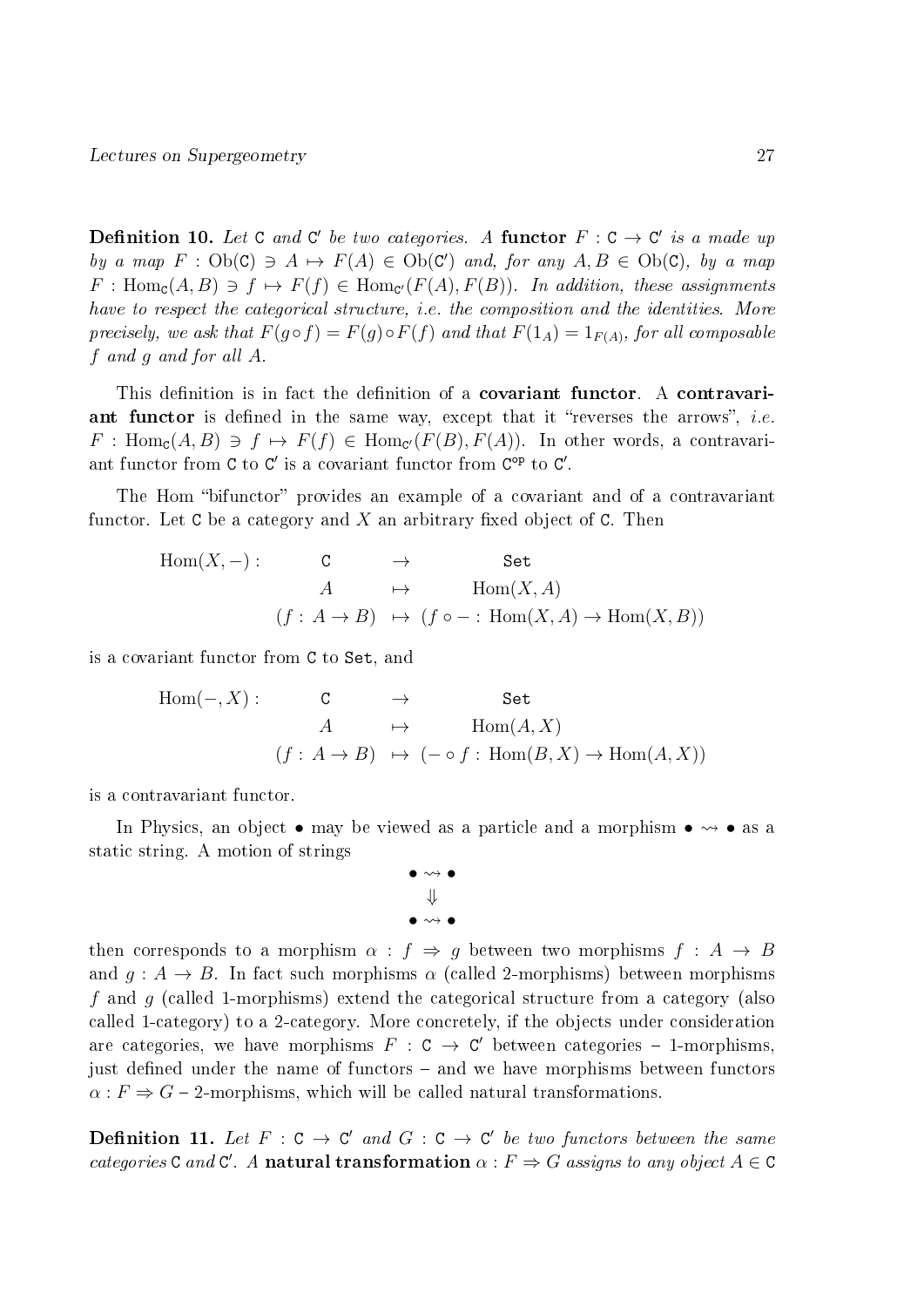**Definition 10.** *Let* $\mathtt{C}$ *and* $\mathtt{C}'$ *be two categories. A* **functor** $F : \mathtt{C} \to \mathtt{C}'$ *is a made up by a map* $F : \mathrm{Ob}(\mathtt{C}) \ni A \mapsto F(A) \in \mathrm{Ob}(\mathtt{C}')$ *and, for any* $A, B \in \mathrm{Ob}(\mathtt{C})$*, by a map* $F : \mathrm{Hom}_{\mathtt{C}}(A, B) \ni f \mapsto F(f) \in \mathrm{Hom}_{\mathtt{C}'}(F(A), F(B))$*. In addition, these assignments have to respect the categorical structure, i.e. the composition and the identities. More precisely, we ask that* $F(g \circ f) = F(g) \circ F(f)$ *and that* $F(1_A) = 1_{F(A)}$*, for all composable* $f$ *and* $g$ *and for all* $A$*.*

This definition is in fact the definition of a **covariant functor**. A **contravariant functor** is defined in the same way, except that it "reverses the arrows", *i.e.* $F : \mathrm{Hom}_{\mathtt{C}}(A, B) \ni f \mapsto F(f) \in \mathrm{Hom}_{\mathtt{C}'}(F(B), F(A))$. In other words, a contravariant functor from $\mathtt{C}$ to $\mathtt{C}'$ is a covariant functor from $\mathtt{C}^{\mathrm{op}}$ to $\mathtt{C}'$.

The Hom "bifunctor" provides an example of a covariant and of a contravariant functor. Let $\mathtt{C}$ be a category and $X$ an arbitrary fixed object of $\mathtt{C}$. Then

$$
\begin{array}{rccc}
\mathrm{Hom}(X, -) : & \mathtt{C} & \to & \mathtt{Set} \\
& A & \mapsto & \mathrm{Hom}(X, A) \\
& (f : A \to B) & \mapsto & (f \circ - : \mathrm{Hom}(X, A) \to \mathrm{Hom}(X, B))
\end{array}
$$

is a covariant functor from $\mathtt{C}$ to $\mathtt{Set}$, and

$$
\begin{array}{rccc}
\mathrm{Hom}(-, X) : & \mathtt{C} & \to & \mathtt{Set} \\
& A & \mapsto & \mathrm{Hom}(A, X) \\
& (f : A \to B) & \mapsto & (- \circ f : \mathrm{Hom}(B, X) \to \mathrm{Hom}(A, X))
\end{array}
$$

is a contravariant functor.

In Physics, an object $\bullet$ may be viewed as a particle and a morphism $\bullet \rightsquigarrow \bullet$ as a static string. A motion of strings

$$
\begin{array}{c}
\bullet \rightsquigarrow \bullet \\
\Downarrow \\
\bullet \rightsquigarrow \bullet
\end{array}
$$

then corresponds to a morphism $\alpha : f \Rightarrow g$ between two morphisms $f : A \to B$ and $g : A \to B$. In fact such morphisms $\alpha$ (called 2-morphisms) between morphisms $f$ and $g$ (called 1-morphisms) extend the categorical structure from a category (also called 1-category) to a 2-category. More concretely, if the objects under consideration are categories, we have morphisms $F : \mathtt{C} \to \mathtt{C}'$ between categories – 1-morphisms, just defined under the name of functors – and we have morphisms between functors $\alpha : F \Rightarrow G$ – 2-morphisms, which will be called natural transformations.

**Definition 11.** *Let* $F : \mathtt{C} \to \mathtt{C}'$ *and* $G : \mathtt{C} \to \mathtt{C}'$ *be two functors between the same categories* $\mathtt{C}$ *and* $\mathtt{C}'$*. A* **natural transformation** $\alpha : F \Rightarrow G$ *assigns to any object* $A \in \mathtt{C}$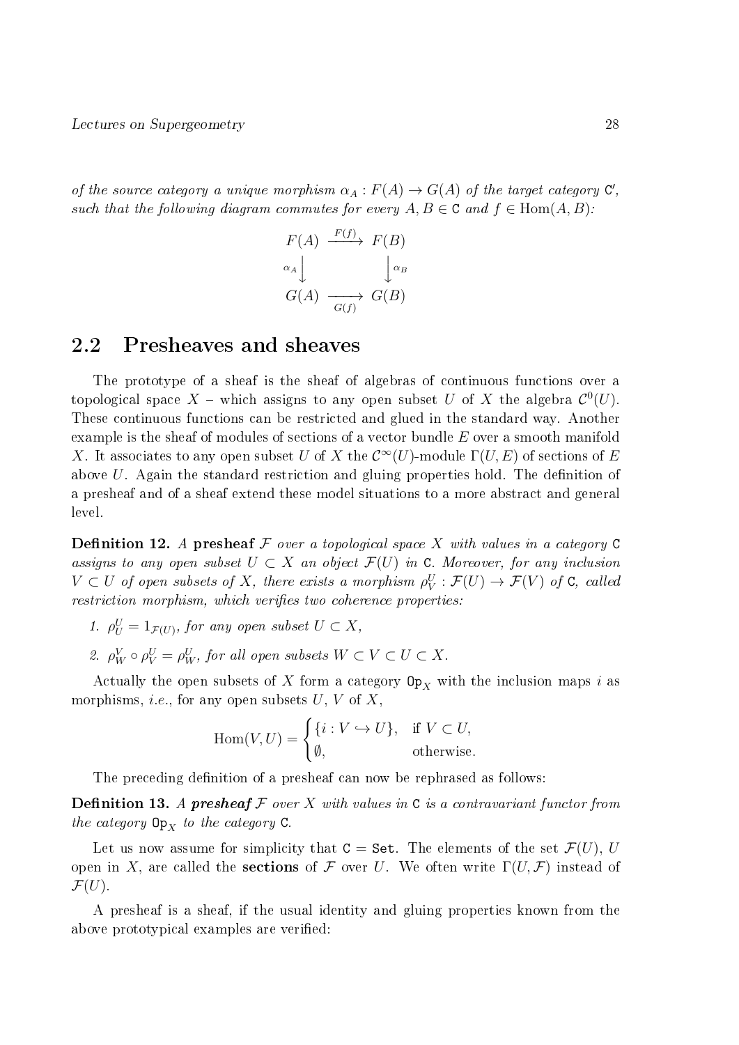*of the source category a unique morphism $\alpha_A : F(A) \to G(A)$ of the target category $\mathtt{C}'$, such that the following diagram commutes for every $A, B \in \mathtt{C}$ and $f \in \mathrm{Hom}(A, B)$:*

$$
\begin{array}{ccc}
F(A) & \xrightarrow{F(f)} & F(B) \\
{\scriptstyle \alpha_A}\downarrow & & \downarrow{\scriptstyle \alpha_B} \\
G(A) & \xrightarrow[G(f)]{} & G(B)
\end{array}
$$

## 2.2 Presheaves and sheaves

The prototype of a sheaf is the sheaf of algebras of continuous functions over a topological space $X$ – which assigns to any open subset $U$ of $X$ the algebra $\mathcal{C}^0(U)$. These continuous functions can be restricted and glued in the standard way. Another example is the sheaf of modules of sections of a vector bundle $E$ over a smooth manifold $X$. It associates to any open subset $U$ of $X$ the $\mathcal{C}^\infty(U)$-module $\Gamma(U, E)$ of sections of $E$ above $U$. Again the standard restriction and gluing properties hold. The definition of a presheaf and of a sheaf extend these model situations to a more abstract and general level.

**Definition 12.** *A* **presheaf** *$\mathcal{F}$ over a topological space $X$ with values in a category $\mathtt{C}$ assigns to any open subset $U \subset X$ an object $\mathcal{F}(U)$ in $\mathtt{C}$. Moreover, for any inclusion $V \subset U$ of open subsets of $X$, there exists a morphism $\rho^U_V : \mathcal{F}(U) \to \mathcal{F}(V)$ of $\mathtt{C}$, called restriction morphism, which verifies two coherence properties:*

1. *$\rho^U_U = 1_{\mathcal{F}(U)}$, for any open subset $U \subset X$,*
2. *$\rho^V_W \circ \rho^U_V = \rho^U_W$, for all open subsets $W \subset V \subset U \subset X$.*

Actually the open subsets of $X$ form a category $\mathtt{Op}_X$ with the inclusion maps $i$ as morphisms, *i.e.*, for any open subsets $U$, $V$ of $X$,

$$
\mathrm{Hom}(V, U) = \begin{cases} \{i : V \hookrightarrow U\}, & \text{if } V \subset U, \\ \emptyset, & \text{otherwise.} \end{cases}
$$

The preceding definition of a presheaf can now be rephrased as follows:

**Definition 13.** *A* ***presheaf*** *$\mathcal{F}$ over $X$ with values in $\mathtt{C}$ is a contravariant functor from the category $\mathtt{Op}_X$ to the category $\mathtt{C}$.*

Let us now assume for simplicity that $\mathtt{C} = \mathtt{Set}$. The elements of the set $\mathcal{F}(U)$, $U$ open in $X$, are called the **sections** of $\mathcal{F}$ over $U$. We often write $\Gamma(U, \mathcal{F})$ instead of $\mathcal{F}(U)$.

A presheaf is a sheaf, if the usual identity and gluing properties known from the above prototypical examples are verified: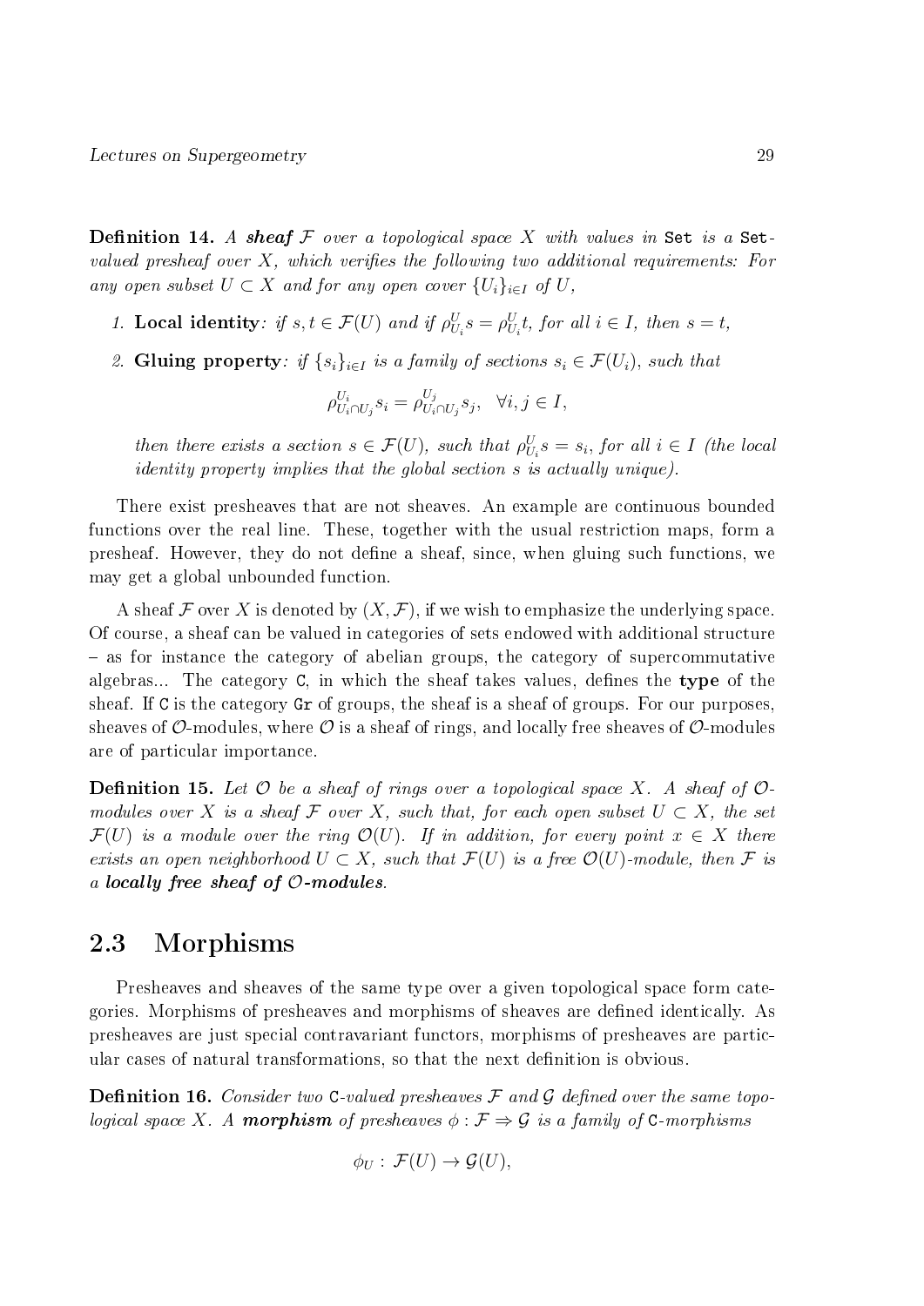**Definition 14.** *A* ***sheaf*** $\mathcal{F}$ *over a topological space* $X$ *with values in* `Set` *is a* `Set`*-valued presheaf over* $X$*, which verifies the following two additional requirements: For any open subset* $U \subset X$ *and for any open cover* $\{U_i\}_{i \in I}$ *of* $U$*,*

1. **Local identity***: if* $s, t \in \mathcal{F}(U)$ *and if* $\rho^U_{U_i} s = \rho^U_{U_i} t$*, for all* $i \in I$*, then* $s = t$*,*

2. **Gluing property***: if* $\{s_i\}_{i \in I}$ *is a family of sections* $s_i \in \mathcal{F}(U_i)$*, such that*

$$\rho^{U_i}_{U_i \cap U_j} s_i = \rho^{U_j}_{U_i \cap U_j} s_j, \quad \forall i, j \in I,$$

*then there exists a section* $s \in \mathcal{F}(U)$*, such that* $\rho^U_{U_i} s = s_i$*, for all* $i \in I$ *(the local identity property implies that the global section* $s$ *is actually unique).*

There exist presheaves that are not sheaves. An example are continuous bounded functions over the real line. These, together with the usual restriction maps, form a presheaf. However, they do not define a sheaf, since, when gluing such functions, we may get a global unbounded function.

A sheaf $\mathcal{F}$ over $X$ is denoted by $(X, \mathcal{F})$, if we wish to emphasize the underlying space. Of course, a sheaf can be valued in categories of sets endowed with additional structure – as for instance the category of abelian groups, the category of supercommutative algebras... The category `C`, in which the sheaf takes values, defines the **type** of the sheaf. If `C` is the category `Gr` of groups, the sheaf is a sheaf of groups. For our purposes, sheaves of $\mathcal{O}$-modules, where $\mathcal{O}$ is a sheaf of rings, and locally free sheaves of $\mathcal{O}$-modules are of particular importance.

**Definition 15.** *Let* $\mathcal{O}$ *be a sheaf of rings over a topological space* $X$*. A sheaf of* $\mathcal{O}$*-modules over* $X$ *is a sheaf* $\mathcal{F}$ *over* $X$*, such that, for each open subset* $U \subset X$*, the set* $\mathcal{F}(U)$ *is a module over the ring* $\mathcal{O}(U)$*. If in addition, for every point* $x \in X$ *there exists an open neighborhood* $U \subset X$*, such that* $\mathcal{F}(U)$ *is a free* $\mathcal{O}(U)$*-module, then* $\mathcal{F}$ *is a* ***locally free sheaf of*** $\mathcal{O}$***-modules****.*

## 2.3 Morphisms

Presheaves and sheaves of the same type over a given topological space form categories. Morphisms of presheaves and morphisms of sheaves are defined identically. As presheaves are just special contravariant functors, morphisms of presheaves are particular cases of natural transformations, so that the next definition is obvious.

**Definition 16.** *Consider two* `C`*-valued presheaves* $\mathcal{F}$ *and* $\mathcal{G}$ *defined over the same topological space* $X$*. A* ***morphism*** *of presheaves* $\phi : \mathcal{F} \Rightarrow \mathcal{G}$ *is a family of* `C`*-morphisms*

$$\phi_U : \mathcal{F}(U) \to \mathcal{G}(U),$$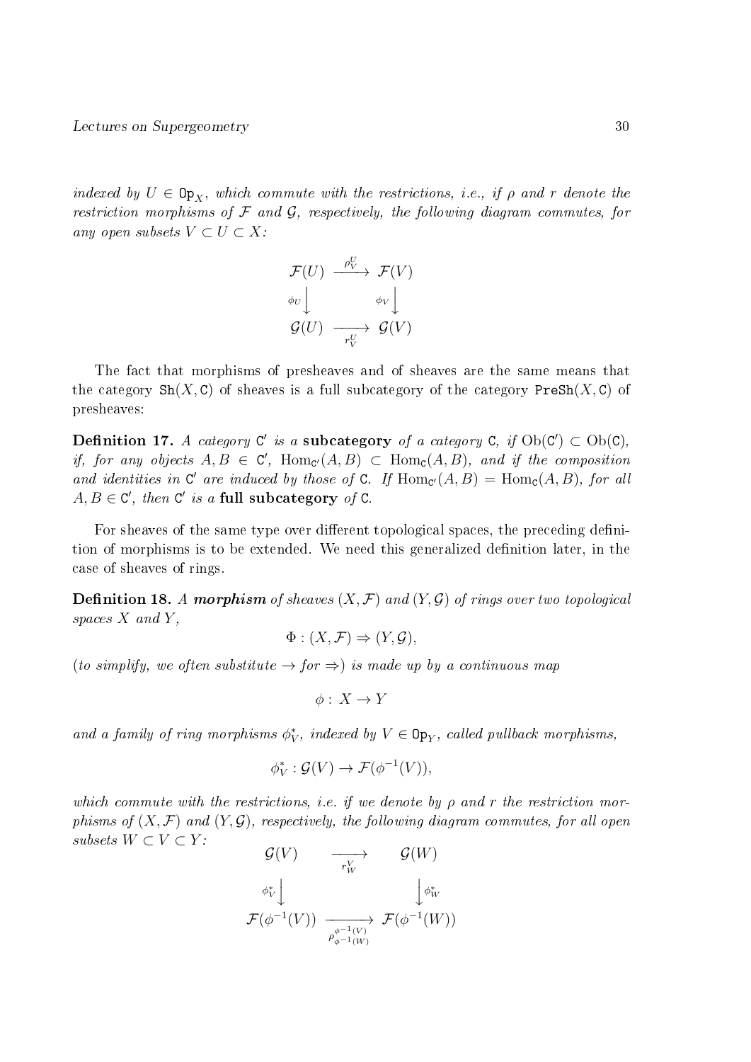*indexed by $U \in \mathtt{Op}_X$, which commute with the restrictions, i.e., if $\rho$ and $r$ denote the restriction morphisms of $\mathcal{F}$ and $\mathcal{G}$, respectively, the following diagram commutes, for any open subsets $V \subset U \subset X$:*

$$
\begin{array}{ccc}
\mathcal{F}(U) & \xrightarrow{\rho^U_V} & \mathcal{F}(V) \\
{\scriptstyle \phi_U}\downarrow & & {\scriptstyle \phi_V}\downarrow \\
\mathcal{G}(U) & \xrightarrow[r^U_V]{} & \mathcal{G}(V)
\end{array}
$$

The fact that morphisms of presheaves and of sheaves are the same means that the category $\mathtt{Sh}(X, \mathtt{C})$ of sheaves is a full subcategory of the category $\mathtt{PreSh}(X, \mathtt{C})$ of presheaves:

**Definition 17.** *A category $\mathtt{C}'$ is a* **subcategory** *of a category $\mathtt{C}$, if $\mathrm{Ob}(\mathtt{C}') \subset \mathrm{Ob}(\mathtt{C})$, if, for any objects $A, B \in \mathtt{C}'$, $\mathrm{Hom}_{\mathtt{C}'}(A, B) \subset \mathrm{Hom}_{\mathtt{C}}(A, B)$, and if the composition and identities in $\mathtt{C}'$ are induced by those of $\mathtt{C}$. If $\mathrm{Hom}_{\mathtt{C}'}(A, B) = \mathrm{Hom}_{\mathtt{C}}(A, B)$, for all $A, B \in \mathtt{C}'$, then $\mathtt{C}'$ is a* **full subcategory** *of $\mathtt{C}$.*

For sheaves of the same type over different topological spaces, the preceding definition of morphisms is to be extended. We need this generalized definition later, in the case of sheaves of rings.

**Definition 18.** *A* ***morphism*** *of sheaves $(X, \mathcal{F})$ and $(Y, \mathcal{G})$ of rings over two topological spaces $X$ and $Y$,*

$$\Phi : (X, \mathcal{F}) \Rightarrow (Y, \mathcal{G}),$$

*(to simplify, we often substitute $\to$ for $\Rightarrow$) is made up by a continuous map*

$$\phi : X \to Y$$

*and a family of ring morphisms $\phi^*_V$, indexed by $V \in \mathtt{Op}_Y$, called pullback morphisms,*

$$\phi^*_V : \mathcal{G}(V) \to \mathcal{F}(\phi^{-1}(V)),$$

*which commute with the restrictions, i.e. if we denote by $\rho$ and $r$ the restriction morphisms of $(X, \mathcal{F})$ and $(Y, \mathcal{G})$, respectively, the following diagram commutes, for all open subsets $W \subset V \subset Y$:*

$$
\begin{array}{ccc}
\mathcal{G}(V) & \xrightarrow[r^V_W]{} & \mathcal{G}(W) \\
{\scriptstyle \phi^*_V}\downarrow & & \downarrow{\scriptstyle \phi^*_W} \\
\mathcal{F}(\phi^{-1}(V)) & \xrightarrow[\rho^{\phi^{-1}(V)}_{\phi^{-1}(W)}]{} & \mathcal{F}(\phi^{-1}(W))
\end{array}
$$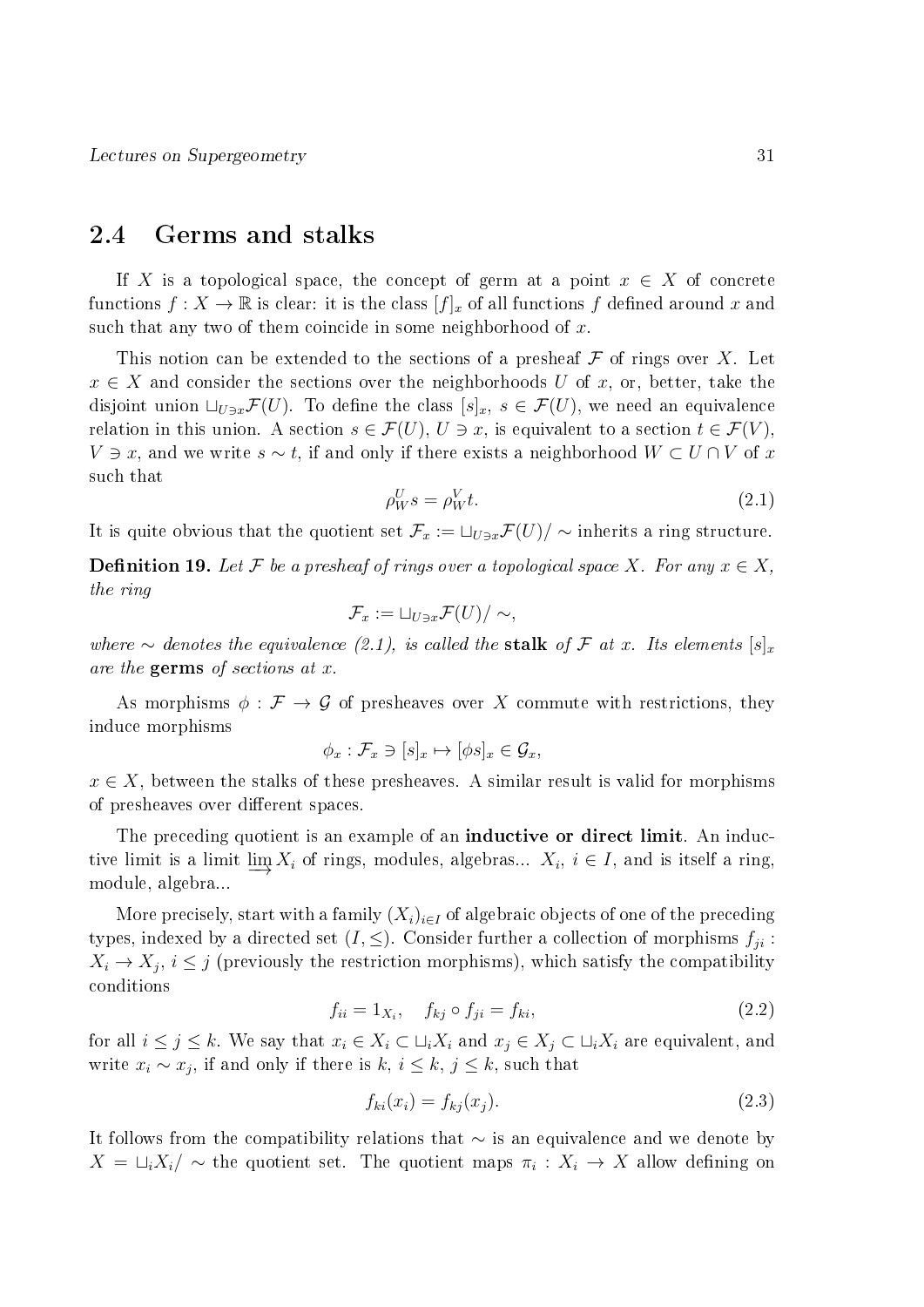## 2.4 Germs and stalks

If $X$ is a topological space, the concept of germ at a point $x \in X$ of concrete functions $f : X \to \mathbb{R}$ is clear: it is the class $[f]_x$ of all functions $f$ defined around $x$ and such that any two of them coincide in some neighborhood of $x$.

This notion can be extended to the sections of a presheaf $\mathcal{F}$ of rings over $X$. Let $x \in X$ and consider the sections over the neighborhoods $U$ of $x$, or, better, take the disjoint union $\sqcup_{U \ni x} \mathcal{F}(U)$. To define the class $[s]_x$, $s \in \mathcal{F}(U)$, we need an equivalence relation in this union. A section $s \in \mathcal{F}(U)$, $U \ni x$, is equivalent to a section $t \in \mathcal{F}(V)$, $V \ni x$, and we write $s \sim t$, if and only if there exists a neighborhood $W \subset U \cap V$ of $x$ such that

$$\rho^U_W s = \rho^V_W t. \tag{2.1}$$

It is quite obvious that the quotient set $\mathcal{F}_x := \sqcup_{U \ni x} \mathcal{F}(U)/\sim$ inherits a ring structure.

**Definition 19.** *Let $\mathcal{F}$ be a presheaf of rings over a topological space $X$. For any $x \in X$, the ring*

$$\mathcal{F}_x := \sqcup_{U \ni x} \mathcal{F}(U)/\sim,$$

*where $\sim$ denotes the equivalence (2.1), is called the* **stalk** *of $\mathcal{F}$ at $x$. Its elements $[s]_x$ are the* **germs** *of sections at $x$.*

As morphisms $\phi : \mathcal{F} \to \mathcal{G}$ of presheaves over $X$ commute with restrictions, they induce morphisms

$$\phi_x : \mathcal{F}_x \ni [s]_x \mapsto [\phi s]_x \in \mathcal{G}_x,$$

$x \in X$, between the stalks of these presheaves. A similar result is valid for morphisms of presheaves over different spaces.

The preceding quotient is an example of an **inductive or direct limit**. An inductive limit is a limit $\varinjlim X_i$ of rings, modules, algebras... $X_i$, $i \in I$, and is itself a ring, module, algebra...

More precisely, start with a family $(X_i)_{i \in I}$ of algebraic objects of one of the preceding types, indexed by a directed set $(I, \leq)$. Consider further a collection of morphisms $f_{ji} : X_i \to X_j$, $i \leq j$ (previously the restriction morphisms), which satisfy the compatibility conditions

$$f_{ii} = 1_{X_i}, \quad f_{kj} \circ f_{ji} = f_{ki}, \tag{2.2}$$

for all $i \leq j \leq k$. We say that $x_i \in X_i \subset \sqcup_i X_i$ and $x_j \in X_j \subset \sqcup_i X_i$ are equivalent, and write $x_i \sim x_j$, if and only if there is $k$, $i \leq k$, $j \leq k$, such that

$$f_{ki}(x_i) = f_{kj}(x_j). \tag{2.3}$$

It follows from the compatibility relations that $\sim$ is an equivalence and we denote by $X = \sqcup_i X_i/\sim$ the quotient set. The quotient maps $\pi_i : X_i \to X$ allow defining on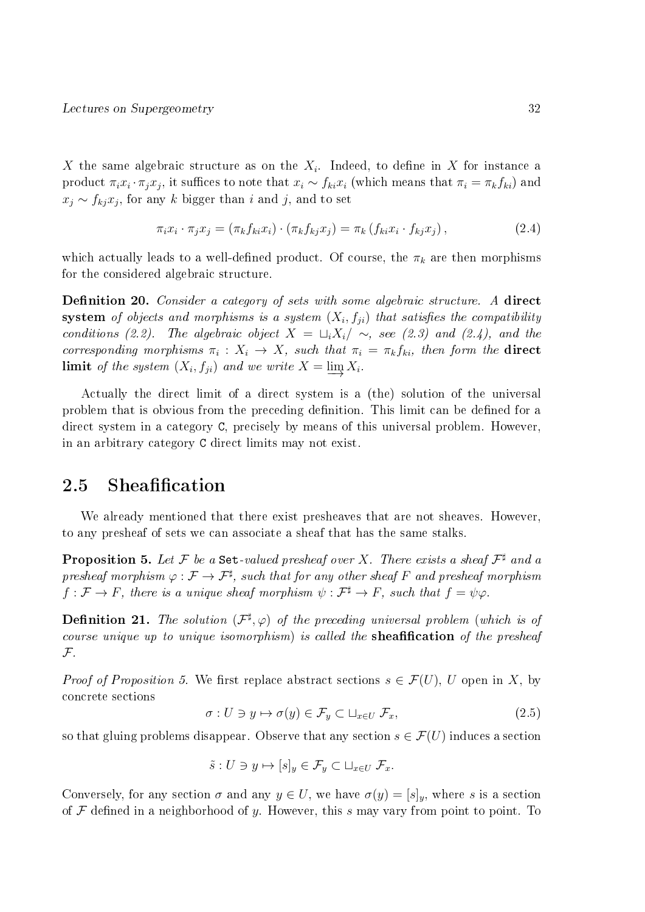$X$ the same algebraic structure as on the $X_i$. Indeed, to define in $X$ for instance a product $\pi_i x_i \cdot \pi_j x_j$, it suffices to note that $x_i \sim f_{ki} x_i$ (which means that $\pi_i = \pi_k f_{ki}$) and $x_j \sim f_{kj} x_j$, for any $k$ bigger than $i$ and $j$, and to set

$$\pi_i x_i \cdot \pi_j x_j = (\pi_k f_{ki} x_i) \cdot (\pi_k f_{kj} x_j) = \pi_k \left( f_{ki} x_i \cdot f_{kj} x_j \right), \tag{2.4}$$

which actually leads to a well-defined product. Of course, the $\pi_k$ are then morphisms for the considered algebraic structure.

**Definition 20.** *Consider a category of sets with some algebraic structure. A* **direct system** *of objects and morphisms is a system $(X_i, f_{ji})$ that satisfies the compatibility conditions (2.2). The algebraic object $X = \sqcup_i X_i / \sim$, see (2.3) and (2.4), and the corresponding morphisms $\pi_i : X_i \to X$, such that $\pi_i = \pi_k f_{ki}$, then form the* **direct limit** *of the system $(X_i, f_{ji})$ and we write $X = \varinjlim X_i$.*

Actually the direct limit of a direct system is a (the) solution of the universal problem that is obvious from the preceding definition. This limit can be defined for a direct system in a category C, precisely by means of this universal problem. However, in an arbitrary category C direct limits may not exist.

## 2.5 Sheafification

We already mentioned that there exist presheaves that are not sheaves. However, to any presheaf of sets we can associate a sheaf that has the same stalks.

**Proposition 5.** *Let $\mathcal{F}$ be a* Set*-valued presheaf over $X$. There exists a sheaf $\mathcal{F}^\sharp$ and a presheaf morphism $\varphi : \mathcal{F} \to \mathcal{F}^\sharp$, such that for any other sheaf $F$ and presheaf morphism $f : \mathcal{F} \to F$, there is a unique sheaf morphism $\psi : \mathcal{F}^\sharp \to F$, such that $f = \psi\varphi$.*

**Definition 21.** *The solution $(\mathcal{F}^\sharp, \varphi)$ of the preceding universal problem (which is of course unique up to unique isomorphism) is called the* **sheafification** *of the presheaf $\mathcal{F}$.*

*Proof of Proposition 5.* We first replace abstract sections $s \in \mathcal{F}(U)$, $U$ open in $X$, by concrete sections

$$\sigma : U \ni y \mapsto \sigma(y) \in \mathcal{F}_y \subset \sqcup_{x \in U} \mathcal{F}_x, \tag{2.5}$$

so that gluing problems disappear. Observe that any section $s \in \mathcal{F}(U)$ induces a section

$$\tilde{s} : U \ni y \mapsto [s]_y \in \mathcal{F}_y \subset \sqcup_{x \in U} \mathcal{F}_x.$$

Conversely, for any section $\sigma$ and any $y \in U$, we have $\sigma(y) = [s]_y$, where $s$ is a section of $\mathcal{F}$ defined in a neighborhood of $y$. However, this $s$ may vary from point to point. To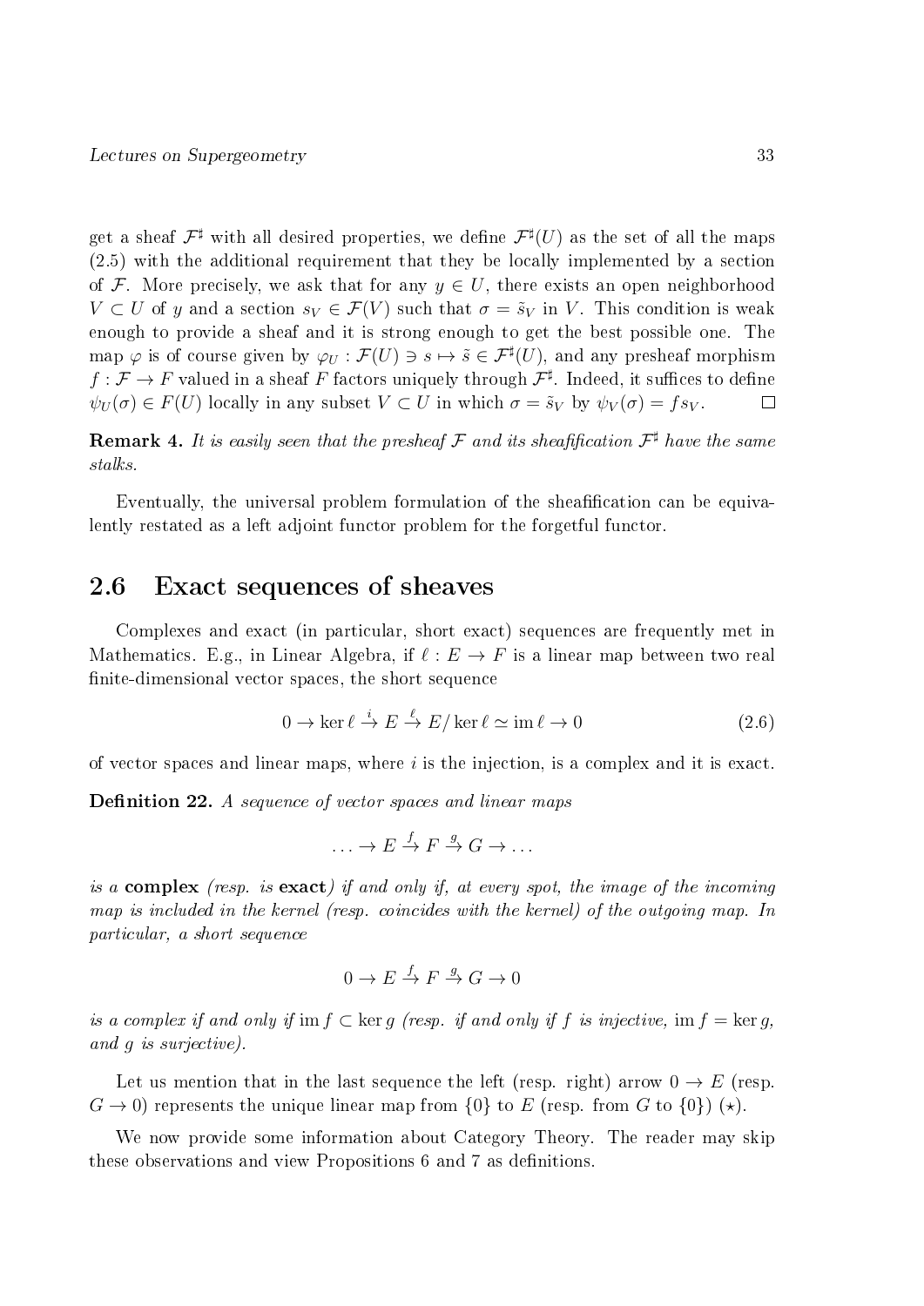get a sheaf $\mathcal{F}^\sharp$ with all desired properties, we define $\mathcal{F}^\sharp(U)$ as the set of all the maps (2.5) with the additional requirement that they be locally implemented by a section of $\mathcal{F}$. More precisely, we ask that for any $y \in U$, there exists an open neighborhood $V \subset U$ of $y$ and a section $s_V \in \mathcal{F}(V)$ such that $\sigma = \tilde{s}_V$ in $V$. This condition is weak enough to provide a sheaf and it is strong enough to get the best possible one. The map $\varphi$ is of course given by $\varphi_U : \mathcal{F}(U) \ni s \mapsto \tilde{s} \in \mathcal{F}^\sharp(U)$, and any presheaf morphism $f : \mathcal{F} \to F$ valued in a sheaf $F$ factors uniquely through $\mathcal{F}^\sharp$. Indeed, it suffices to define $\psi_U(\sigma) \in F(U)$ locally in any subset $V \subset U$ in which $\sigma = \tilde{s}_V$ by $\psi_V(\sigma) = f s_V$. □

**Remark 4.** *It is easily seen that the presheaf $\mathcal{F}$ and its sheafification $\mathcal{F}^\sharp$ have the same stalks.*

Eventually, the universal problem formulation of the sheafification can be equivalently restated as a left adjoint functor problem for the forgetful functor.

## 2.6 Exact sequences of sheaves

Complexes and exact (in particular, short exact) sequences are frequently met in Mathematics. E.g., in Linear Algebra, if $\ell : E \to F$ is a linear map between two real finite-dimensional vector spaces, the short sequence

$$0 \to \ker \ell \overset{i}{\to} E \overset{\ell}{\to} E/\ker \ell \simeq \operatorname{im} \ell \to 0 \tag{2.6}$$

of vector spaces and linear maps, where $i$ is the injection, is a complex and it is exact.

**Definition 22.** *A sequence of vector spaces and linear maps*

$$\ldots \to E \overset{f}{\to} F \overset{g}{\to} G \to \ldots$$

*is a* **complex** *(resp. is* **exact***) if and only if, at every spot, the image of the incoming map is included in the kernel (resp. coincides with the kernel) of the outgoing map. In particular, a short sequence*

$$0 \to E \overset{f}{\to} F \overset{g}{\to} G \to 0$$

*is a complex if and only if $\operatorname{im} f \subset \ker g$ (resp. if and only if $f$ is injective, $\operatorname{im} f = \ker g$, and $g$ is surjective).*

Let us mention that in the last sequence the left (resp. right) arrow $0 \to E$ (resp. $G \to 0$) represents the unique linear map from $\{0\}$ to $E$ (resp. from $G$ to $\{0\}$) ($\star$).

We now provide some information about Category Theory. The reader may skip these observations and view Propositions 6 and 7 as definitions.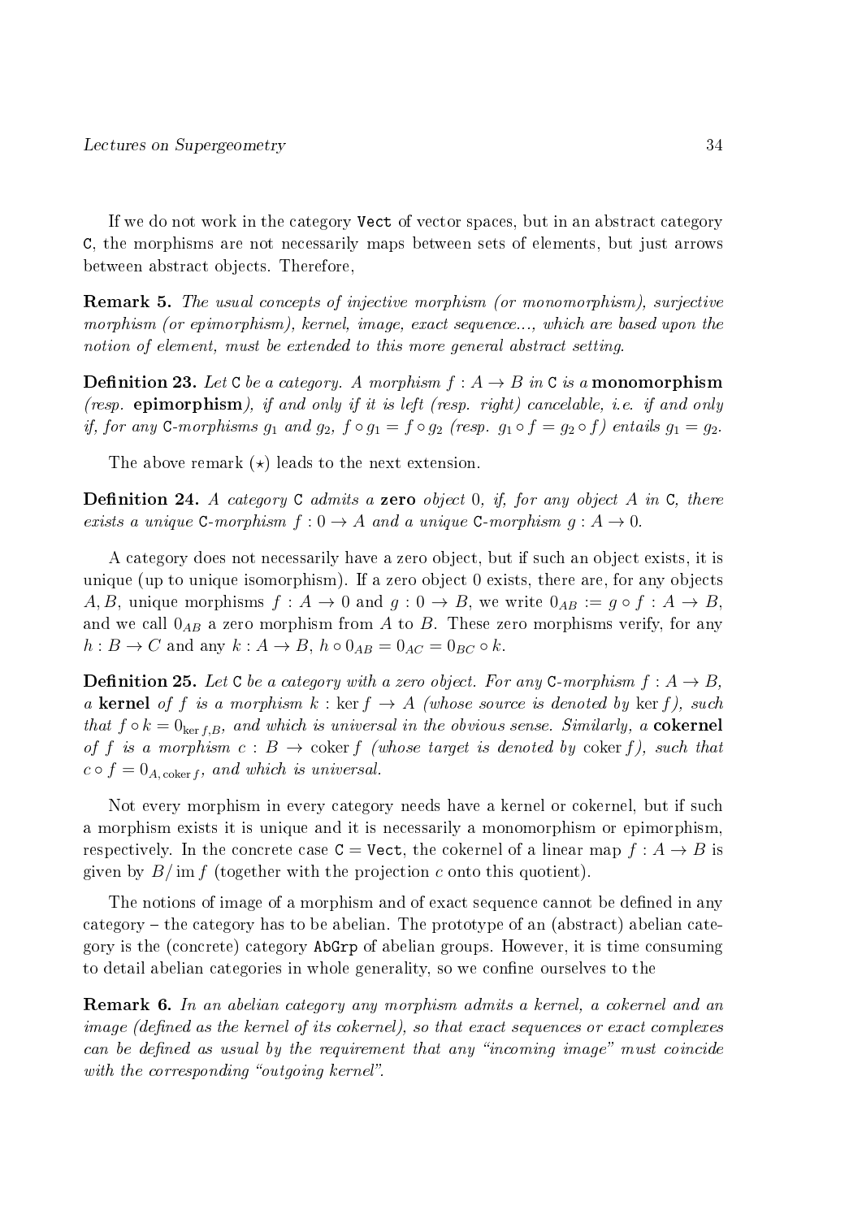If we do not work in the category Vect of vector spaces, but in an abstract category C, the morphisms are not necessarily maps between sets of elements, but just arrows between abstract objects. Therefore,

**Remark 5.** *The usual concepts of injective morphism (or monomorphism), surjective morphism (or epimorphism), kernel, image, exact sequence..., which are based upon the notion of element, must be extended to this more general abstract setting.*

**Definition 23.** *Let* C *be a category. A morphism $f : A \to B$ in* C *is a* **monomorphism** *(resp.* **epimorphism***), if and only if it is left (resp. right) cancelable, i.e. if and only if, for any* C*-morphisms $g_1$ and $g_2$, $f \circ g_1 = f \circ g_2$ (resp. $g_1 \circ f = g_2 \circ f$) entails $g_1 = g_2$.*

The above remark $(\star)$ leads to the next extension.

**Definition 24.** *A category* C *admits a* **zero** *object* 0*, if, for any object $A$ in* C*, there exists a unique* C*-morphism $f : 0 \to A$ and a unique* C*-morphism $g : A \to 0$.*

A category does not necessarily have a zero object, but if such an object exists, it is unique (up to unique isomorphism). If a zero object 0 exists, there are, for any objects $A, B$, unique morphisms $f : A \to 0$ and $g : 0 \to B$, we write $0_{AB} := g \circ f : A \to B$, and we call $0_{AB}$ a zero morphism from $A$ to $B$. These zero morphisms verify, for any $h : B \to C$ and any $k : A \to B$, $h \circ 0_{AB} = 0_{AC} = 0_{BC} \circ k$.

**Definition 25.** *Let* C *be a category with a zero object. For any* C*-morphism $f : A \to B$, a* **kernel** *of $f$ is a morphism $k : \ker f \to A$ (whose source is denoted by $\ker f$), such that $f \circ k = 0_{\ker f, B}$, and which is universal in the obvious sense. Similarly, a* **cokernel** *of $f$ is a morphism $c : B \to \operatorname{coker} f$ (whose target is denoted by $\operatorname{coker} f$), such that $c \circ f = 0_{A, \operatorname{coker} f}$, and which is universal.*

Not every morphism in every category needs have a kernel or cokernel, but if such a morphism exists it is unique and it is necessarily a monomorphism or epimorphism, respectively. In the concrete case $\mathtt{C} = \mathtt{Vect}$, the cokernel of a linear map $f : A \to B$ is given by $B/\operatorname{im} f$ (together with the projection $c$ onto this quotient).

The notions of image of a morphism and of exact sequence cannot be defined in any category – the category has to be abelian. The prototype of an (abstract) abelian category is the (concrete) category AbGrp of abelian groups. However, it is time consuming to detail abelian categories in whole generality, so we confine ourselves to the

**Remark 6.** *In an abelian category any morphism admits a kernel, a cokernel and an image (defined as the kernel of its cokernel), so that exact sequences or exact complexes can be defined as usual by the requirement that any "incoming image" must coincide with the corresponding "outgoing kernel".*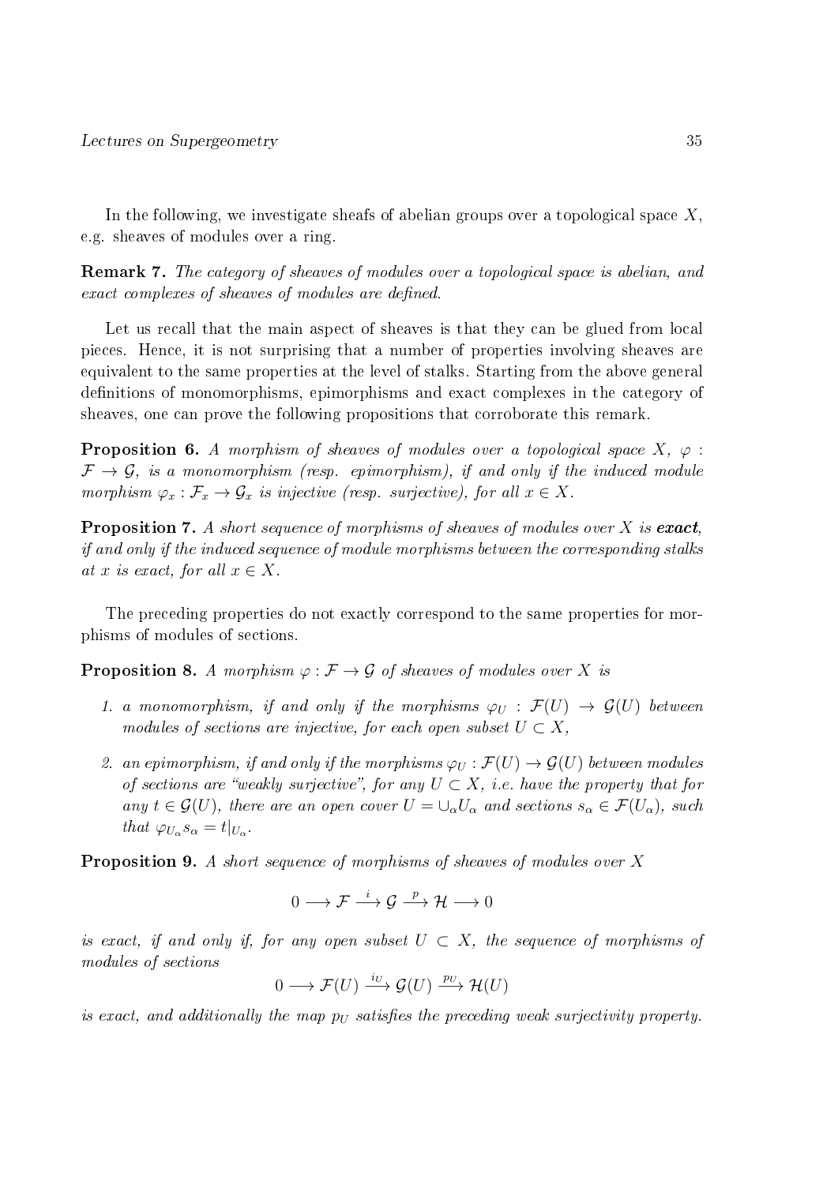In the following, we investigate sheafs of abelian groups over a topological space $X$, e.g. sheaves of modules over a ring.

**Remark 7.** *The category of sheaves of modules over a topological space is abelian, and exact complexes of sheaves of modules are defined.*

Let us recall that the main aspect of sheaves is that they can be glued from local pieces. Hence, it is not surprising that a number of properties involving sheaves are equivalent to the same properties at the level of stalks. Starting from the above general definitions of monomorphisms, epimorphisms and exact complexes in the category of sheaves, one can prove the following propositions that corroborate this remark.

**Proposition 6.** *A morphism of sheaves of modules over a topological space $X$, $\varphi : \mathcal{F} \to \mathcal{G}$, is a monomorphism (resp. epimorphism), if and only if the induced module morphism $\varphi_x : \mathcal{F}_x \to \mathcal{G}_x$ is injective (resp. surjective), for all $x \in X$.*

**Proposition 7.** *A short sequence of morphisms of sheaves of modules over $X$ is **exact**, if and only if the induced sequence of module morphisms between the corresponding stalks at $x$ is exact, for all $x \in X$.*

The preceding properties do not exactly correspond to the same properties for morphisms of modules of sections.

**Proposition 8.** *A morphism $\varphi : \mathcal{F} \to \mathcal{G}$ of sheaves of modules over $X$ is*

1. *a monomorphism, if and only if the morphisms $\varphi_U : \mathcal{F}(U) \to \mathcal{G}(U)$ between modules of sections are injective, for each open subset $U \subset X$,*
2. *an epimorphism, if and only if the morphisms $\varphi_U : \mathcal{F}(U) \to \mathcal{G}(U)$ between modules of sections are "weakly surjective", for any $U \subset X$, i.e. have the property that for any $t \in \mathcal{G}(U)$, there are an open cover $U = \cup_\alpha U_\alpha$ and sections $s_\alpha \in \mathcal{F}(U_\alpha)$, such that $\varphi_{U_\alpha} s_\alpha = t|_{U_\alpha}$.*

**Proposition 9.** *A short sequence of morphisms of sheaves of modules over $X$*

$$0 \longrightarrow \mathcal{F} \xrightarrow{i} \mathcal{G} \xrightarrow{p} \mathcal{H} \longrightarrow 0$$

*is exact, if and only if, for any open subset $U \subset X$, the sequence of morphisms of modules of sections*

$$0 \longrightarrow \mathcal{F}(U) \xrightarrow{i_U} \mathcal{G}(U) \xrightarrow{p_U} \mathcal{H}(U)$$

*is exact, and additionally the map $p_U$ satisfies the preceding weak surjectivity property.*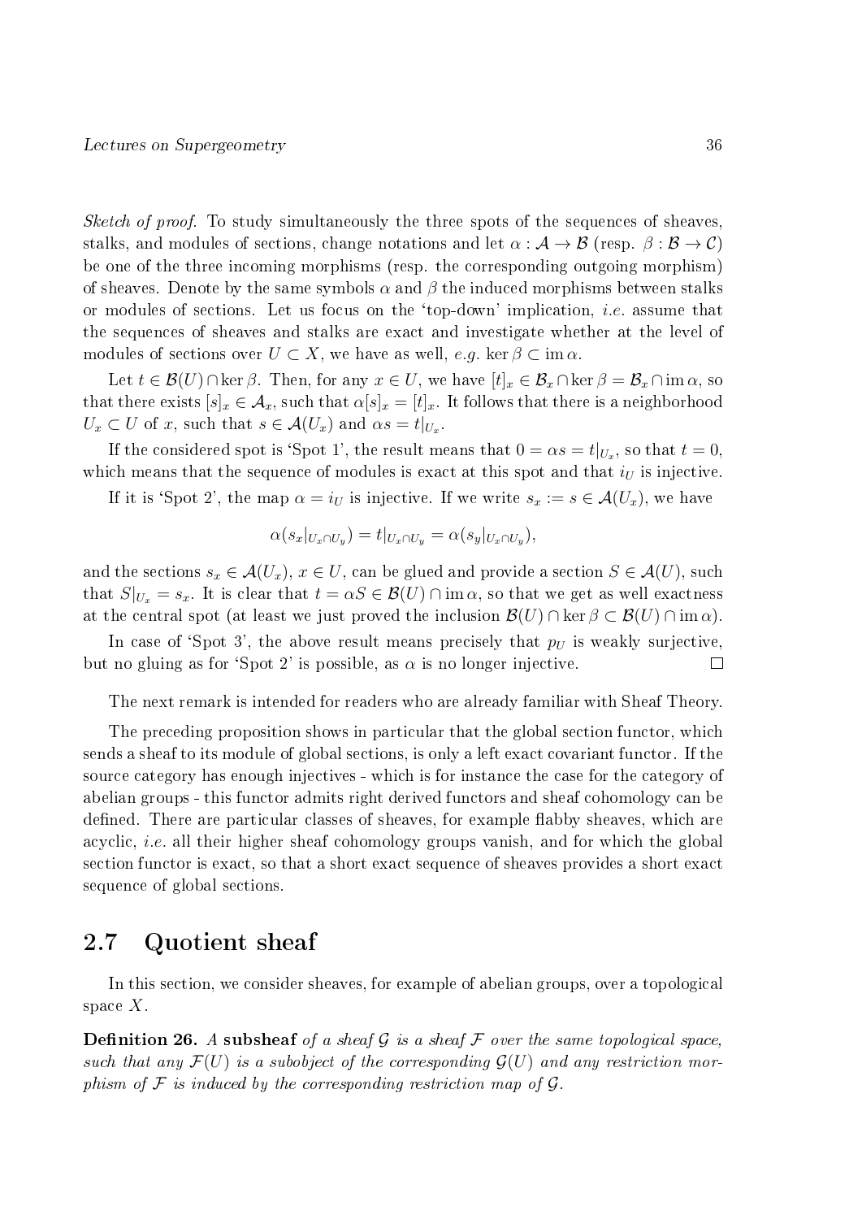*Sketch of proof.* To study simultaneously the three spots of the sequences of sheaves, stalks, and modules of sections, change notations and let $\alpha : \mathcal{A} \to \mathcal{B}$ (resp. $\beta : \mathcal{B} \to \mathcal{C}$) be one of the three incoming morphisms (resp. the corresponding outgoing morphism) of sheaves. Denote by the same symbols $\alpha$ and $\beta$ the induced morphisms between stalks or modules of sections. Let us focus on the 'top-down' implication, *i.e.* assume that the sequences of sheaves and stalks are exact and investigate whether at the level of modules of sections over $U \subset X$, we have as well, *e.g.* $\ker \beta \subset \operatorname{im} \alpha$.

Let $t \in \mathcal{B}(U) \cap \ker \beta$. Then, for any $x \in U$, we have $[t]_x \in \mathcal{B}_x \cap \ker \beta = \mathcal{B}_x \cap \operatorname{im} \alpha$, so that there exists $[s]_x \in \mathcal{A}_x$, such that $\alpha[s]_x = [t]_x$. It follows that there is a neighborhood $U_x \subset U$ of $x$, such that $s \in \mathcal{A}(U_x)$ and $\alpha s = t|_{U_x}$.

If the considered spot is 'Spot 1', the result means that $0 = \alpha s = t|_{U_x}$, so that $t = 0$, which means that the sequence of modules is exact at this spot and that $i_U$ is injective.

If it is 'Spot 2', the map $\alpha = i_U$ is injective. If we write $s_x := s \in \mathcal{A}(U_x)$, we have

$$\alpha(s_x|_{U_x \cap U_y}) = t|_{U_x \cap U_y} = \alpha(s_y|_{U_x \cap U_y}),$$

and the sections $s_x \in \mathcal{A}(U_x)$, $x \in U$, can be glued and provide a section $S \in \mathcal{A}(U)$, such that $S|_{U_x} = s_x$. It is clear that $t = \alpha S \in \mathcal{B}(U) \cap \operatorname{im} \alpha$, so that we get as well exactness at the central spot (at least we just proved the inclusion $\mathcal{B}(U) \cap \ker \beta \subset \mathcal{B}(U) \cap \operatorname{im} \alpha$).

In case of 'Spot 3', the above result means precisely that $p_U$ is weakly surjective, but no gluing as for 'Spot 2' is possible, as $\alpha$ is no longer injective. $\square$

The next remark is intended for readers who are already familiar with Sheaf Theory.

The preceding proposition shows in particular that the global section functor, which sends a sheaf to its module of global sections, is only a left exact covariant functor. If the source category has enough injectives - which is for instance the case for the category of abelian groups - this functor admits right derived functors and sheaf cohomology can be defined. There are particular classes of sheaves, for example flabby sheaves, which are acyclic, *i.e.* all their higher sheaf cohomology groups vanish, and for which the global section functor is exact, so that a short exact sequence of sheaves provides a short exact sequence of global sections.

## 2.7 Quotient sheaf

In this section, we consider sheaves, for example of abelian groups, over a topological space $X$.

**Definition 26.** *A* **subsheaf** *of a sheaf $\mathcal{G}$ is a sheaf $\mathcal{F}$ over the same topological space, such that any $\mathcal{F}(U)$ is a subobject of the corresponding $\mathcal{G}(U)$ and any restriction morphism of $\mathcal{F}$ is induced by the corresponding restriction map of $\mathcal{G}$.*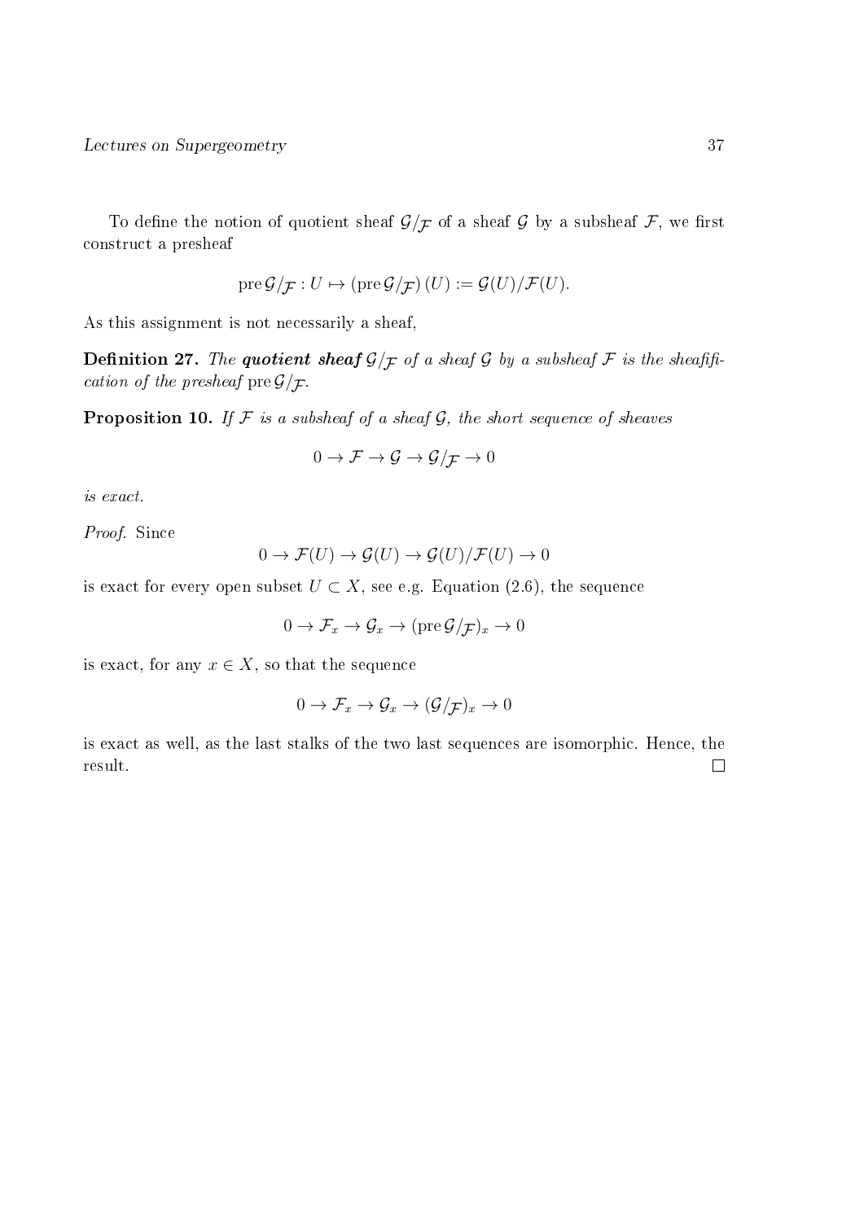To define the notion of quotient sheaf $\mathcal{G}/_{\mathcal{F}}$ of a sheaf $\mathcal{G}$ by a subsheaf $\mathcal{F}$, we first construct a presheaf

$$\operatorname{pre}\mathcal{G}/_{\mathcal{F}} : U \mapsto \left(\operatorname{pre}\mathcal{G}/_{\mathcal{F}}\right)(U) := \mathcal{G}(U)/\mathcal{F}(U).$$

As this assignment is not necessarily a sheaf,

**Definition 27.** *The* ***quotient sheaf*** $\mathcal{G}/_{\mathcal{F}}$ *of a sheaf* $\mathcal{G}$ *by a subsheaf* $\mathcal{F}$ *is the sheafification of the presheaf* $\operatorname{pre}\mathcal{G}/_{\mathcal{F}}$*.*

**Proposition 10.** *If* $\mathcal{F}$ *is a subsheaf of a sheaf* $\mathcal{G}$*, the short sequence of sheaves*

$$0 \to \mathcal{F} \to \mathcal{G} \to \mathcal{G}/_{\mathcal{F}} \to 0$$

*is exact.*

*Proof.* Since

$$0 \to \mathcal{F}(U) \to \mathcal{G}(U) \to \mathcal{G}(U)/\mathcal{F}(U) \to 0$$

is exact for every open subset $U \subset X$, see e.g. Equation (2.6), the sequence

$$0 \to \mathcal{F}_x \to \mathcal{G}_x \to (\operatorname{pre}\mathcal{G}/_{\mathcal{F}})_x \to 0$$

is exact, for any $x \in X$, so that the sequence

$$0 \to \mathcal{F}_x \to \mathcal{G}_x \to (\mathcal{G}/_{\mathcal{F}})_x \to 0$$

is exact as well, as the last stalks of the two last sequences are isomorphic. Hence, the result. $\square$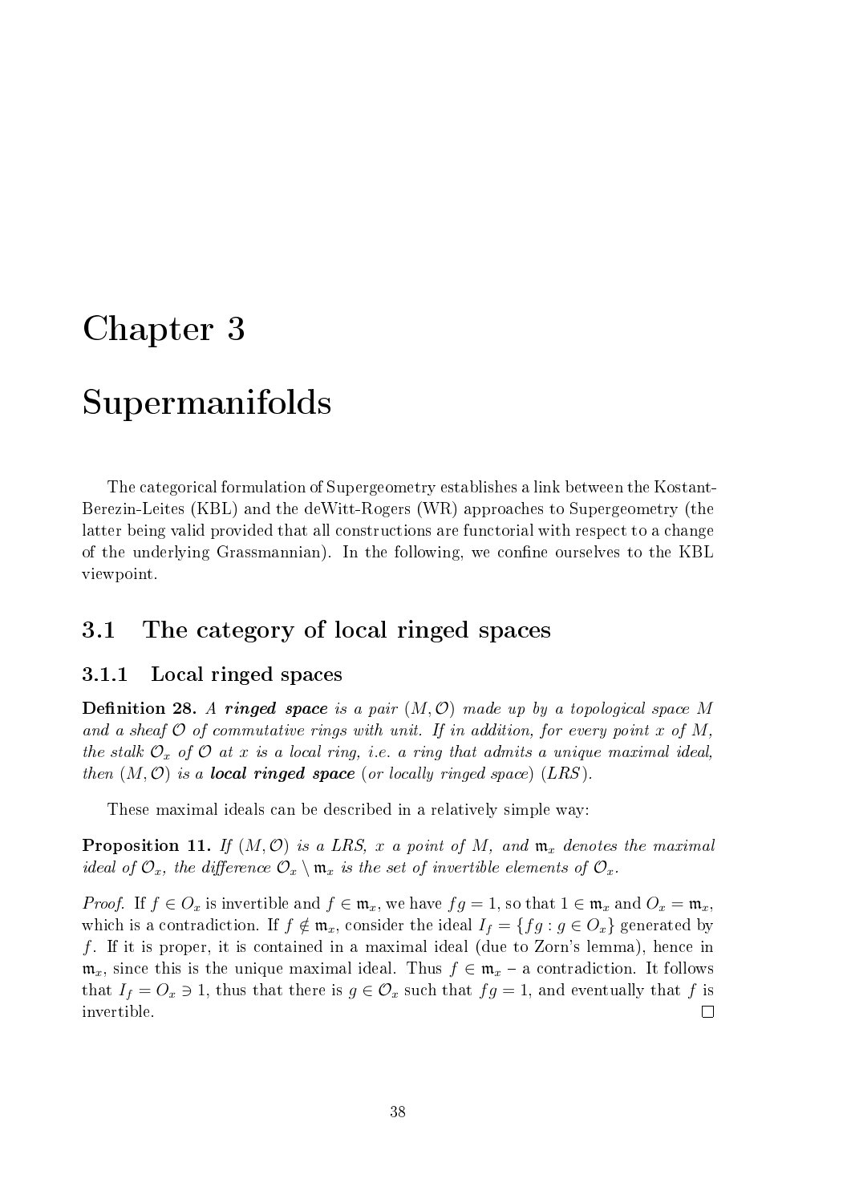# Chapter 3

# Supermanifolds

The categorical formulation of Supergeometry establishes a link between the Kostant-Berezin-Leites (KBL) and the deWitt-Rogers (WR) approaches to Supergeometry (the latter being valid provided that all constructions are functorial with respect to a change of the underlying Grassmannian). In the following, we confine ourselves to the KBL viewpoint.

## 3.1 The category of local ringed spaces

### 3.1.1 Local ringed spaces

**Definition 28.** *A* ***ringed space*** *is a pair $(M, \mathcal{O})$ made up by a topological space $M$ and a sheaf $\mathcal{O}$ of commutative rings with unit. If in addition, for every point $x$ of $M$, the stalk $\mathcal{O}_x$ of $\mathcal{O}$ at $x$ is a local ring, i.e. a ring that admits a unique maximal ideal, then $(M, \mathcal{O})$ is a* ***local ringed space*** *(or locally ringed space) (LRS).*

These maximal ideals can be described in a relatively simple way:

**Proposition 11.** *If $(M, \mathcal{O})$ is a LRS, $x$ a point of $M$, and $\mathfrak{m}_x$ denotes the maximal ideal of $\mathcal{O}_x$, the difference $\mathcal{O}_x \setminus \mathfrak{m}_x$ is the set of invertible elements of $\mathcal{O}_x$.*

*Proof.* If $f \in O_x$ is invertible and $f \in \mathfrak{m}_x$, we have $fg = 1$, so that $1 \in \mathfrak{m}_x$ and $O_x = \mathfrak{m}_x$, which is a contradiction. If $f \notin \mathfrak{m}_x$, consider the ideal $I_f = \{fg : g \in O_x\}$ generated by $f$. If it is proper, it is contained in a maximal ideal (due to Zorn's lemma), hence in $\mathfrak{m}_x$, since this is the unique maximal ideal. Thus $f \in \mathfrak{m}_x$ – a contradiction. It follows that $I_f = O_x \ni 1$, thus that there is $g \in \mathcal{O}_x$ such that $fg = 1$, and eventually that $f$ is invertible. □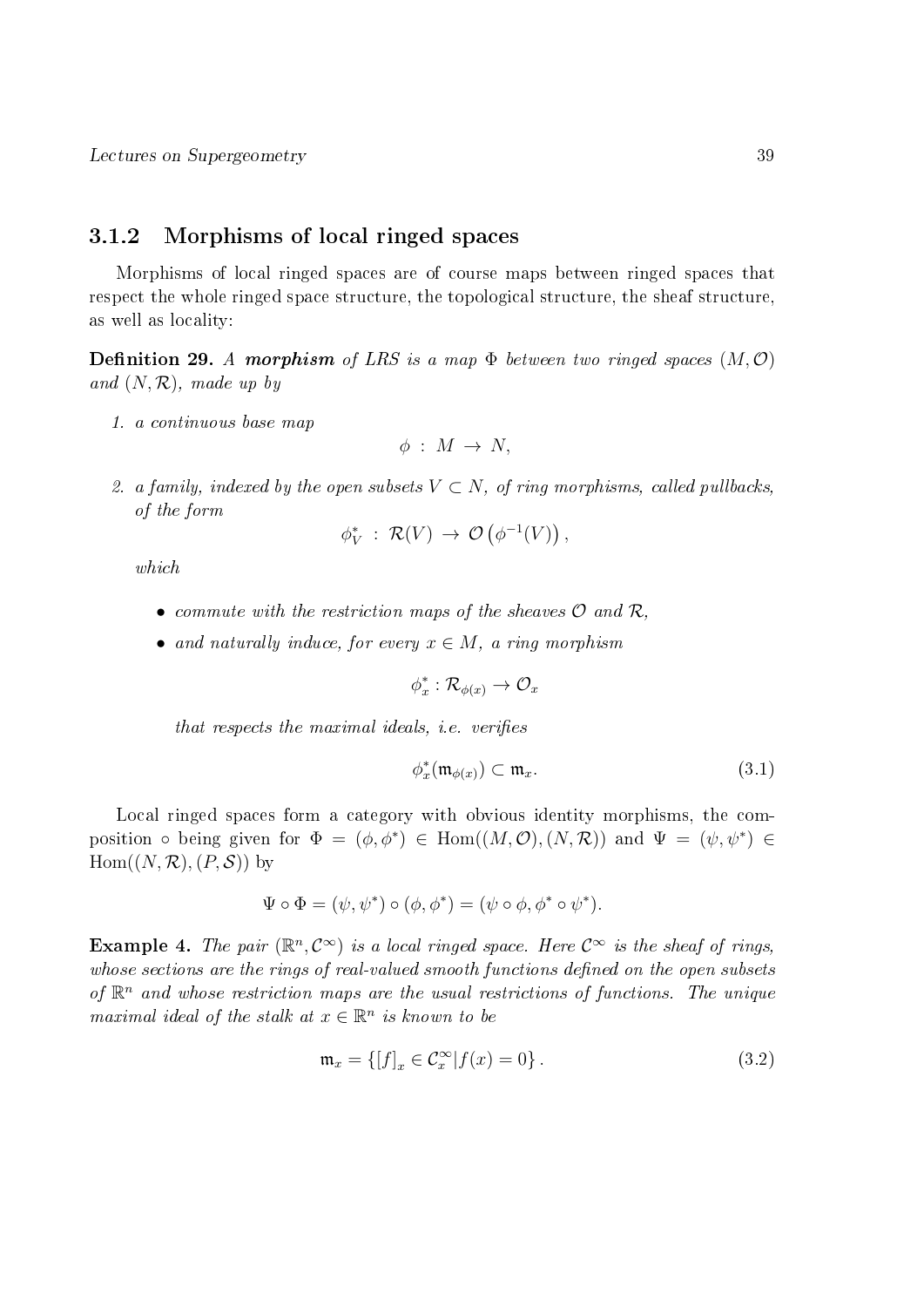### 3.1.2 Morphisms of local ringed spaces

Morphisms of local ringed spaces are of course maps between ringed spaces that respect the whole ringed space structure, the topological structure, the sheaf structure, as well as locality:

**Definition 29.** *A* ***morphism*** *of LRS is a map $\Phi$ between two ringed spaces $(M, \mathcal{O})$ and $(N, \mathcal{R})$, made up by*

1. *a continuous base map*
$$\phi \; : \; M \; \to \; N,$$
2. *a family, indexed by the open subsets $V \subset N$, of ring morphisms, called pullbacks, of the form*
$$\phi_V^* \; : \; \mathcal{R}(V) \; \to \; \mathcal{O}\left(\phi^{-1}(V)\right),$$
*which*
   - *commute with the restriction maps of the sheaves $\mathcal{O}$ and $\mathcal{R}$,*
   - *and naturally induce, for every $x \in M$, a ring morphism*
   $$\phi_x^* : \mathcal{R}_{\phi(x)} \to \mathcal{O}_x$$
   *that respects the maximal ideals, i.e. verifies*
   $$\phi_x^*(\mathfrak{m}_{\phi(x)}) \subset \mathfrak{m}_x. \tag{3.1}$$

Local ringed spaces form a category with obvious identity morphisms, the composition $\circ$ being given for $\Phi = (\phi, \phi^*) \in \mathrm{Hom}((M, \mathcal{O}), (N, \mathcal{R}))$ and $\Psi = (\psi, \psi^*) \in \mathrm{Hom}((N, \mathcal{R}), (P, \mathcal{S}))$ by

$$\Psi \circ \Phi = (\psi, \psi^*) \circ (\phi, \phi^*) = (\psi \circ \phi, \phi^* \circ \psi^*).$$

**Example 4.** *The pair $(\mathbb{R}^n, \mathcal{C}^\infty)$ is a local ringed space. Here $\mathcal{C}^\infty$ is the sheaf of rings, whose sections are the rings of real-valued smooth functions defined on the open subsets of $\mathbb{R}^n$ and whose restriction maps are the usual restrictions of functions. The unique maximal ideal of the stalk at $x \in \mathbb{R}^n$ is known to be*

$$\mathfrak{m}_x = \left\{ [f]_x \in \mathcal{C}_x^\infty | f(x) = 0 \right\}. \tag{3.2}$$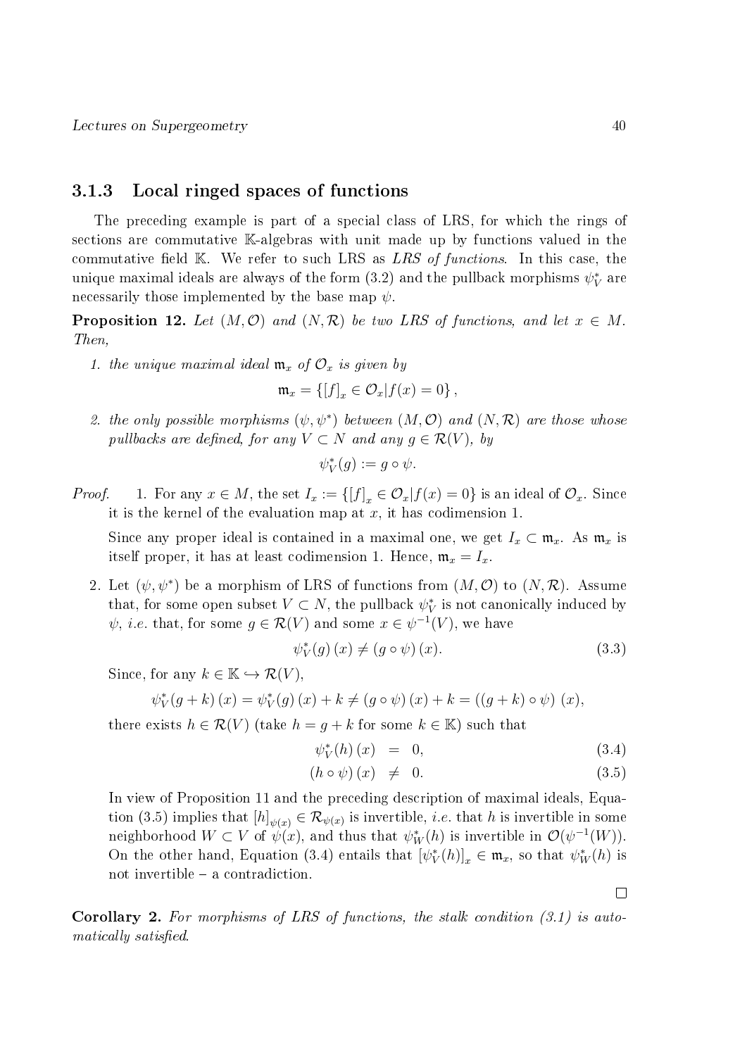### 3.1.3 Local ringed spaces of functions

The preceding example is part of a special class of LRS, for which the rings of sections are commutative $\mathbb{K}$-algebras with unit made up by functions valued in the commutative field $\mathbb{K}$. We refer to such LRS as *LRS of functions*. In this case, the unique maximal ideals are always of the form (3.2) and the pullback morphisms $\psi_V^*$ are necessarily those implemented by the base map $\psi$.

**Proposition 12.** *Let $(M, \mathcal{O})$ and $(N, \mathcal{R})$ be two LRS of functions, and let $x \in M$. Then,*

1. *the unique maximal ideal $\mathfrak{m}_x$ of $\mathcal{O}_x$ is given by*

$$\mathfrak{m}_x = \left\{ [f]_x \in \mathcal{O}_x | f(x) = 0 \right\},$$

2. *the only possible morphisms $(\psi, \psi^*)$ between $(M, \mathcal{O})$ and $(N, \mathcal{R})$ are those whose pullbacks are defined, for any $V \subset N$ and any $g \in \mathcal{R}(V)$, by*

$$\psi_V^*(g) := g \circ \psi.$$

*Proof.*

1. For any $x \in M$, the set $I_x := \left\{ [f]_x \in \mathcal{O}_x | f(x) = 0 \right\}$ is an ideal of $\mathcal{O}_x$. Since it is the kernel of the evaluation map at $x$, it has codimension 1.

   Since any proper ideal is contained in a maximal one, we get $I_x \subset \mathfrak{m}_x$. As $\mathfrak{m}_x$ is itself proper, it has at least codimension 1. Hence, $\mathfrak{m}_x = I_x$.

2. Let $(\psi, \psi^*)$ be a morphism of LRS of functions from $(M, \mathcal{O})$ to $(N, \mathcal{R})$. Assume that, for some open subset $V \subset N$, the pullback $\psi_V^*$ is not canonically induced by $\psi$, *i.e.* that, for some $g \in \mathcal{R}(V)$ and some $x \in \psi^{-1}(V)$, we have

$$\psi_V^*(g)\,(x) \neq (g \circ \psi)\,(x). \tag{3.3}$$

   Since, for any $k \in \mathbb{K} \hookrightarrow \mathcal{R}(V)$,

$$\psi_V^*(g + k)\,(x) = \psi_V^*(g)\,(x) + k \neq (g \circ \psi)\,(x) + k = ((g + k) \circ \psi)\,(x),$$

   there exists $h \in \mathcal{R}(V)$ (take $h = g + k$ for some $k \in \mathbb{K}$) such that

$$\psi_V^*(h)\,(x) \;=\; 0, \tag{3.4}$$

$$(h \circ \psi)\,(x) \;\neq\; 0. \tag{3.5}$$

   In view of Proposition 11 and the preceding description of maximal ideals, Equation (3.5) implies that $[h]_{\psi(x)} \in \mathcal{R}_{\psi(x)}$ is invertible, *i.e.* that $h$ is invertible in some neighborhood $W \subset V$ of $\psi(x)$, and thus that $\psi_W^*(h)$ is invertible in $\mathcal{O}(\psi^{-1}(W))$. On the other hand, Equation (3.4) entails that $[\psi_V^*(h)]_x \in \mathfrak{m}_x$, so that $\psi_W^*(h)$ is not invertible – a contradiction.

□

**Corollary 2.** *For morphisms of LRS of functions, the stalk condition (3.1) is automatically satisfied.*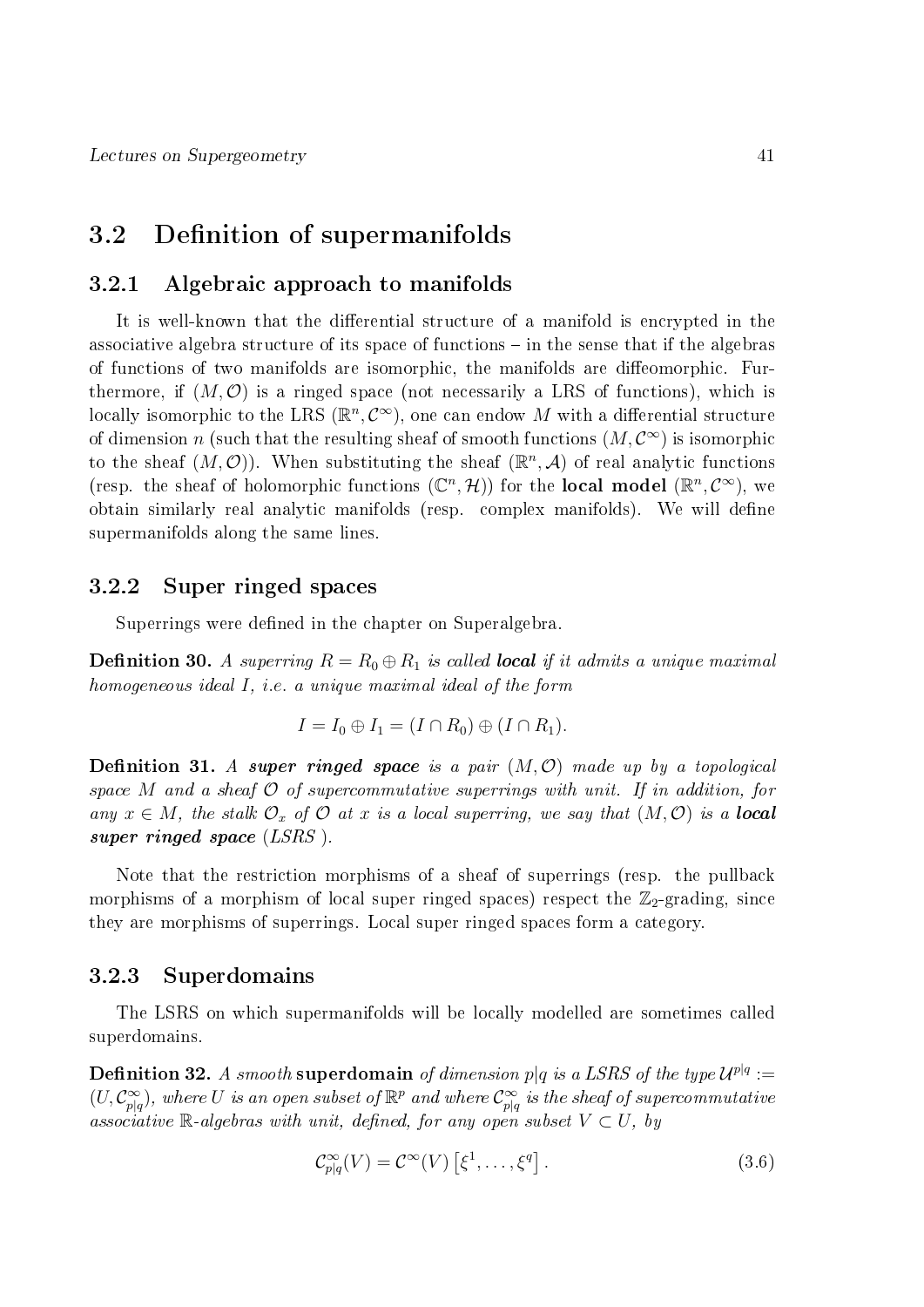## 3.2 Definition of supermanifolds

### 3.2.1 Algebraic approach to manifolds

It is well-known that the differential structure of a manifold is encrypted in the associative algebra structure of its space of functions – in the sense that if the algebras of functions of two manifolds are isomorphic, the manifolds are diffeomorphic. Furthermore, if $(M, \mathcal{O})$ is a ringed space (not necessarily a LRS of functions), which is locally isomorphic to the LRS $(\mathbb{R}^n, \mathcal{C}^\infty)$, one can endow $M$ with a differential structure of dimension $n$ (such that the resulting sheaf of smooth functions $(M, \mathcal{C}^\infty)$ is isomorphic to the sheaf $(M, \mathcal{O})$). When substituting the sheaf $(\mathbb{R}^n, \mathcal{A})$ of real analytic functions (resp. the sheaf of holomorphic functions $(\mathbb{C}^n, \mathcal{H})$) for the **local model** $(\mathbb{R}^n, \mathcal{C}^\infty)$, we obtain similarly real analytic manifolds (resp. complex manifolds). We will define supermanifolds along the same lines.

### 3.2.2 Super ringed spaces

Superrings were defined in the chapter on Superalgebra.

**Definition 30.** *A superring $R = R_0 \oplus R_1$ is called **local** if it admits a unique maximal homogeneous ideal $I$, i.e. a unique maximal ideal of the form*

$$I = I_0 \oplus I_1 = (I \cap R_0) \oplus (I \cap R_1).$$

**Definition 31.** *A **super ringed space** is a pair $(M, \mathcal{O})$ made up by a topological space $M$ and a sheaf $\mathcal{O}$ of supercommutative superrings with unit. If in addition, for any $x \in M$, the stalk $\mathcal{O}_x$ of $\mathcal{O}$ at $x$ is a local superring, we say that $(M, \mathcal{O})$ is a **local super ringed space** (LSRS).*

Note that the restriction morphisms of a sheaf of superrings (resp. the pullback morphisms of a morphism of local super ringed spaces) respect the $\mathbb{Z}_2$-grading, since they are morphisms of superrings. Local super ringed spaces form a category.

### 3.2.3 Superdomains

The LSRS on which supermanifolds will be locally modelled are sometimes called superdomains.

**Definition 32.** *A smooth* **superdomain** *of dimension $p|q$ is a LSRS of the type $\mathcal{U}^{p|q} := (U, \mathcal{C}^\infty_{p|q})$, where $U$ is an open subset of $\mathbb{R}^p$ and where $\mathcal{C}^\infty_{p|q}$ is the sheaf of supercommutative associative $\mathbb{R}$-algebras with unit, defined, for any open subset $V \subset U$, by*

$$\mathcal{C}^\infty_{p|q}(V) = \mathcal{C}^\infty(V)\left[\xi^1, \ldots, \xi^q\right]. \tag{3.6}$$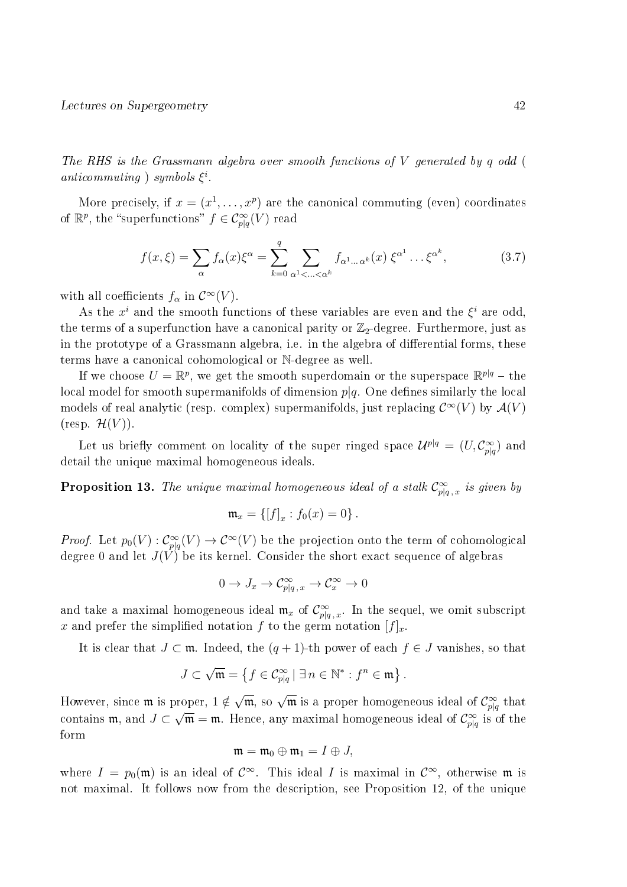*The RHS is the Grassmann algebra over smooth functions of $V$ generated by $q$ odd ( anticommuting ) symbols $\xi^i$.*

More precisely, if $x = (x^1, \ldots, x^p)$ are the canonical commuting (even) coordinates of $\mathbb{R}^p$, the "superfunctions" $f \in \mathcal{C}^\infty_{p|q}(V)$ read

$$f(x,\xi) = \sum_\alpha f_\alpha(x)\xi^\alpha = \sum_{k=0}^{q} \sum_{\alpha^1 < \ldots < \alpha^k} f_{\alpha^1 \ldots \alpha^k}(x)\, \xi^{\alpha^1} \ldots \xi^{\alpha^k}, \tag{3.7}$$

with all coefficients $f_\alpha$ in $\mathcal{C}^\infty(V)$.

As the $x^i$ and the smooth functions of these variables are even and the $\xi^i$ are odd, the terms of a superfunction have a canonical parity or $\mathbb{Z}_2$-degree. Furthermore, just as in the prototype of a Grassmann algebra, i.e. in the algebra of differential forms, these terms have a canonical cohomological or $\mathbb{N}$-degree as well.

If we choose $U = \mathbb{R}^p$, we get the smooth superdomain or the superspace $\mathbb{R}^{p|q}$ – the local model for smooth supermanifolds of dimension $p|q$. One defines similarly the local models of real analytic (resp. complex) supermanifolds, just replacing $\mathcal{C}^\infty(V)$ by $\mathcal{A}(V)$ (resp. $\mathcal{H}(V)$).

Let us briefly comment on locality of the super ringed space $\mathcal{U}^{p|q} = (U, \mathcal{C}^\infty_{p|q})$ and detail the unique maximal homogeneous ideals.

**Proposition 13.** *The unique maximal homogeneous ideal of a stalk $\mathcal{C}^\infty_{p|q\,,\,x}$ is given by*

$$\mathfrak{m}_x = \{[f]_x : f_0(x) = 0\}\,.$$

*Proof.* Let $p_0(V) : \mathcal{C}^\infty_{p|q}(V) \to \mathcal{C}^\infty(V)$ be the projection onto the term of cohomological degree 0 and let $J(V)$ be its kernel. Consider the short exact sequence of algebras

$$0 \to J_x \to \mathcal{C}^\infty_{p|q\,,\,x} \to \mathcal{C}^\infty_x \to 0$$

and take a maximal homogeneous ideal $\mathfrak{m}_x$ of $\mathcal{C}^\infty_{p|q\,,\,x}$. In the sequel, we omit subscript $x$ and prefer the simplified notation $f$ to the germ notation $[f]_x$.

It is clear that $J \subset \mathfrak{m}$. Indeed, the $(q+1)$-th power of each $f \in J$ vanishes, so that

$$J \subset \sqrt{\mathfrak{m}} = \left\{ f \in \mathcal{C}^\infty_{p|q} \mid \exists\, n \in \mathbb{N}^* : f^n \in \mathfrak{m} \right\}.$$

However, since $\mathfrak{m}$ is proper, $1 \notin \sqrt{\mathfrak{m}}$, so $\sqrt{\mathfrak{m}}$ is a proper homogeneous ideal of $\mathcal{C}^\infty_{p|q}$ that contains $\mathfrak{m}$, and $J \subset \sqrt{\mathfrak{m}} = \mathfrak{m}$. Hence, any maximal homogeneous ideal of $\mathcal{C}^\infty_{p|q}$ is of the form

$$\mathfrak{m} = \mathfrak{m}_0 \oplus \mathfrak{m}_1 = I \oplus J,$$

where $I = p_0(\mathfrak{m})$ is an ideal of $\mathcal{C}^\infty$. This ideal $I$ is maximal in $\mathcal{C}^\infty$, otherwise $\mathfrak{m}$ is not maximal. It follows now from the description, see Proposition 12, of the unique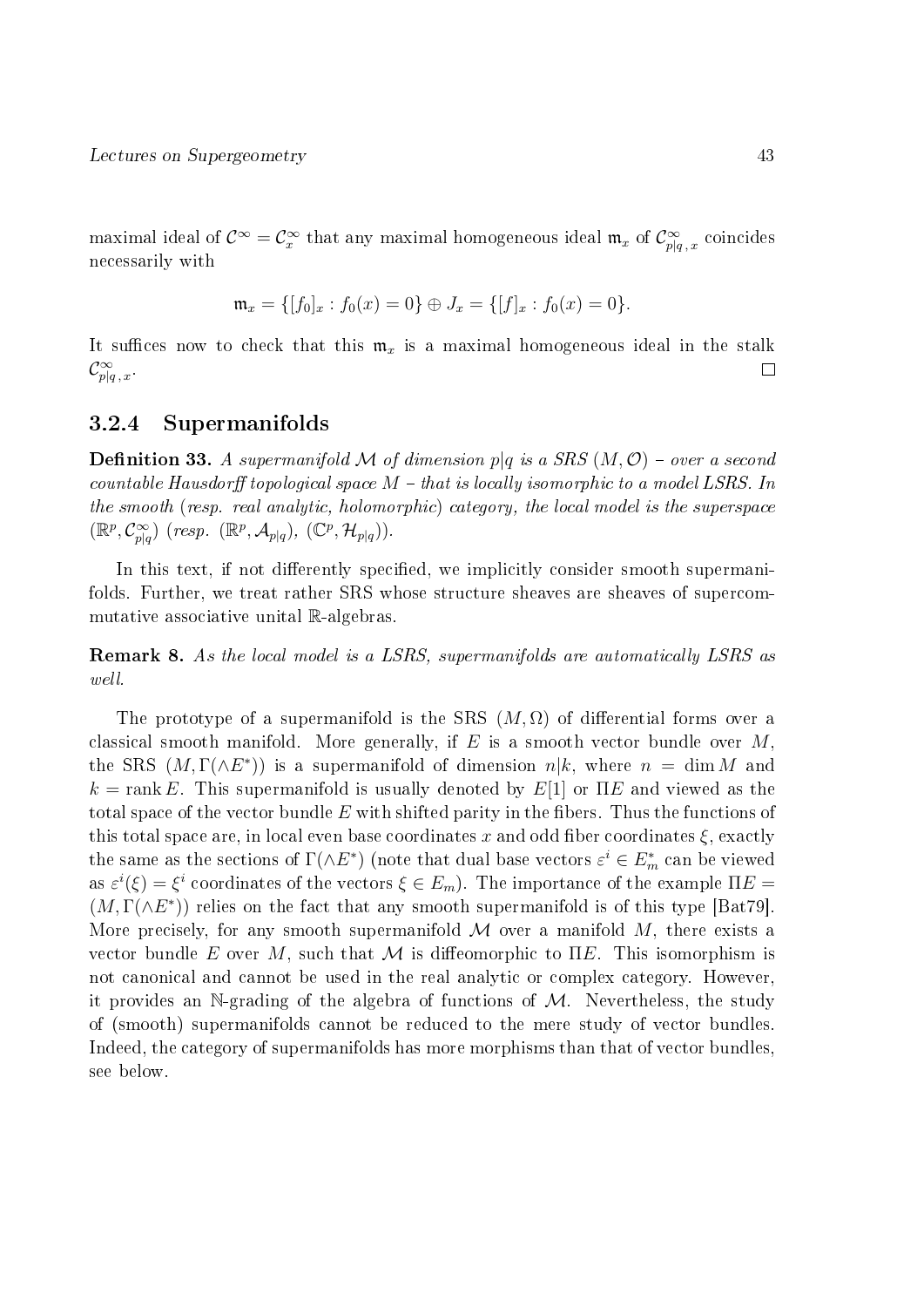maximal ideal of $\mathcal{C}^\infty = \mathcal{C}^\infty_x$ that any maximal homogeneous ideal $\mathfrak{m}_x$ of $\mathcal{C}^\infty_{p|q\,,\,x}$ coincides necessarily with

$$\mathfrak{m}_x = \{[f_0]_x : f_0(x) = 0\} \oplus J_x = \{[f]_x : f_0(x) = 0\}.$$

It suffices now to check that this $\mathfrak{m}_x$ is a maximal homogeneous ideal in the stalk $\mathcal{C}^\infty_{p|q\,,\,x}$. $\square$

### 3.2.4 Supermanifolds

**Definition 33.** *A supermanifold $\mathcal{M}$ of dimension $p|q$ is a SRS $(M, \mathcal{O})$ – over a second countable Hausdorff topological space $M$ – that is locally isomorphic to a model LSRS. In the smooth (resp. real analytic, holomorphic) category, the local model is the superspace $(\mathbb{R}^p, \mathcal{C}^\infty_{p|q})$ (resp. $(\mathbb{R}^p, \mathcal{A}_{p|q})$, $(\mathbb{C}^p, \mathcal{H}_{p|q})$).*

In this text, if not differently specified, we implicitly consider smooth supermanifolds. Further, we treat rather SRS whose structure sheaves are sheaves of supercommutative associative unital $\mathbb{R}$-algebras.

**Remark 8.** *As the local model is a LSRS, supermanifolds are automatically LSRS as well.*

The prototype of a supermanifold is the SRS $(M, \Omega)$ of differential forms over a classical smooth manifold. More generally, if $E$ is a smooth vector bundle over $M$, the SRS $(M, \Gamma(\wedge E^*))$ is a supermanifold of dimension $n|k$, where $n = \dim M$ and $k = \operatorname{rank} E$. This supermanifold is usually denoted by $E[1]$ or $\Pi E$ and viewed as the total space of the vector bundle $E$ with shifted parity in the fibers. Thus the functions of this total space are, in local even base coordinates $x$ and odd fiber coordinates $\xi$, exactly the same as the sections of $\Gamma(\wedge E^*)$ (note that dual base vectors $\varepsilon^i \in E^*_m$ can be viewed as $\varepsilon^i(\xi) = \xi^i$ coordinates of the vectors $\xi \in E_m$). The importance of the example $\Pi E = (M, \Gamma(\wedge E^*))$ relies on the fact that any smooth supermanifold is of this type [Bat79]. More precisely, for any smooth supermanifold $\mathcal{M}$ over a manifold $M$, there exists a vector bundle $E$ over $M$, such that $\mathcal{M}$ is diffeomorphic to $\Pi E$. This isomorphism is not canonical and cannot be used in the real analytic or complex category. However, it provides an $\mathbb{N}$-grading of the algebra of functions of $\mathcal{M}$. Nevertheless, the study of (smooth) supermanifolds cannot be reduced to the mere study of vector bundles. Indeed, the category of supermanifolds has more morphisms than that of vector bundles, see below.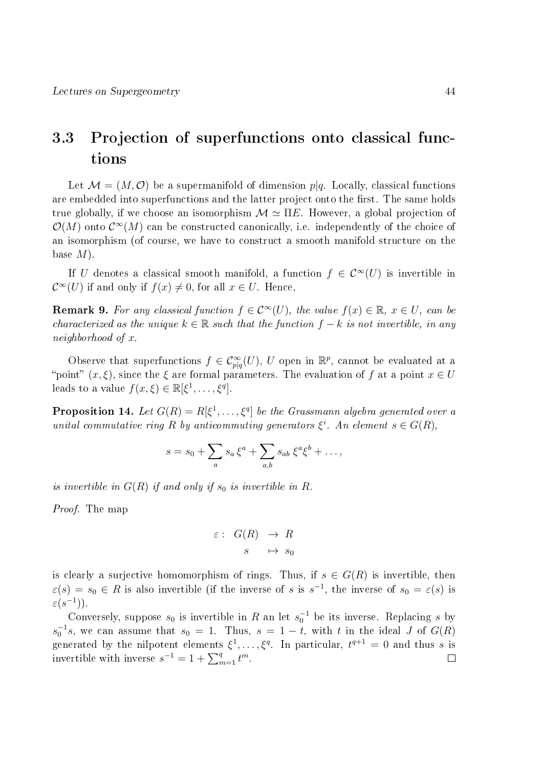## 3.3 Projection of superfunctions onto classical functions

Let $\mathcal{M} = (M, \mathcal{O})$ be a supermanifold of dimension $p|q$. Locally, classical functions are embedded into superfunctions and the latter project onto the first. The same holds true globally, if we choose an isomorphism $\mathcal{M} \simeq \Pi E$. However, a global projection of $\mathcal{O}(M)$ onto $\mathcal{C}^\infty(M)$ can be constructed canonically, i.e. independently of the choice of an isomorphism (of course, we have to construct a smooth manifold structure on the base $M$).

If $U$ denotes a classical smooth manifold, a function $f \in \mathcal{C}^\infty(U)$ is invertible in $\mathcal{C}^\infty(U)$ if and only if $f(x) \neq 0$, for all $x \in U$. Hence,

**Remark 9.** *For any classical function $f \in \mathcal{C}^\infty(U)$, the value $f(x) \in \mathbb{R}$, $x \in U$, can be characterized as the unique $k \in \mathbb{R}$ such that the function $f - k$ is not invertible, in any neighborhood of $x$.*

Observe that superfunctions $f \in \mathcal{C}^\infty_{p|q}(U)$, $U$ open in $\mathbb{R}^p$, cannot be evaluated at a "point" $(x, \xi)$, since the $\xi$ are formal parameters. The evaluation of $f$ at a point $x \in U$ leads to a value $f(x, \xi) \in \mathbb{R}[\xi^1, \ldots, \xi^q]$.

**Proposition 14.** *Let $G(R) = R[\xi^1, \ldots, \xi^q]$ be the Grassmann algebra generated over a unital commutative ring $R$ by anticommuting generators $\xi^i$. An element $s \in G(R)$,*

$$s = s_0 + \sum_a s_a \, \xi^a + \sum_{a,b} s_{ab} \, \xi^a \xi^b + \ldots,$$

*is invertible in $G(R)$ if and only if $s_0$ is invertible in $R$.*

*Proof.* The map

$$\begin{aligned} \varepsilon : \; G(R) &\rightarrow R \\ s &\mapsto s_0 \end{aligned}$$

is clearly a surjective homomorphism of rings. Thus, if $s \in G(R)$ is invertible, then $\varepsilon(s) = s_0 \in R$ is also invertible (if the inverse of $s$ is $s^{-1}$, the inverse of $s_0 = \varepsilon(s)$ is $\varepsilon(s^{-1})$).

Conversely, suppose $s_0$ is invertible in $R$ an let $s_0^{-1}$ be its inverse. Replacing $s$ by $s_0^{-1}s$, we can assume that $s_0 = 1$. Thus, $s = 1 - t$, with $t$ in the ideal $J$ of $G(R)$ generated by the nilpotent elements $\xi^1, \ldots, \xi^q$. In particular, $t^{q+1} = 0$ and thus $s$ is invertible with inverse $s^{-1} = 1 + \sum_{m=1}^q t^m$. $\square$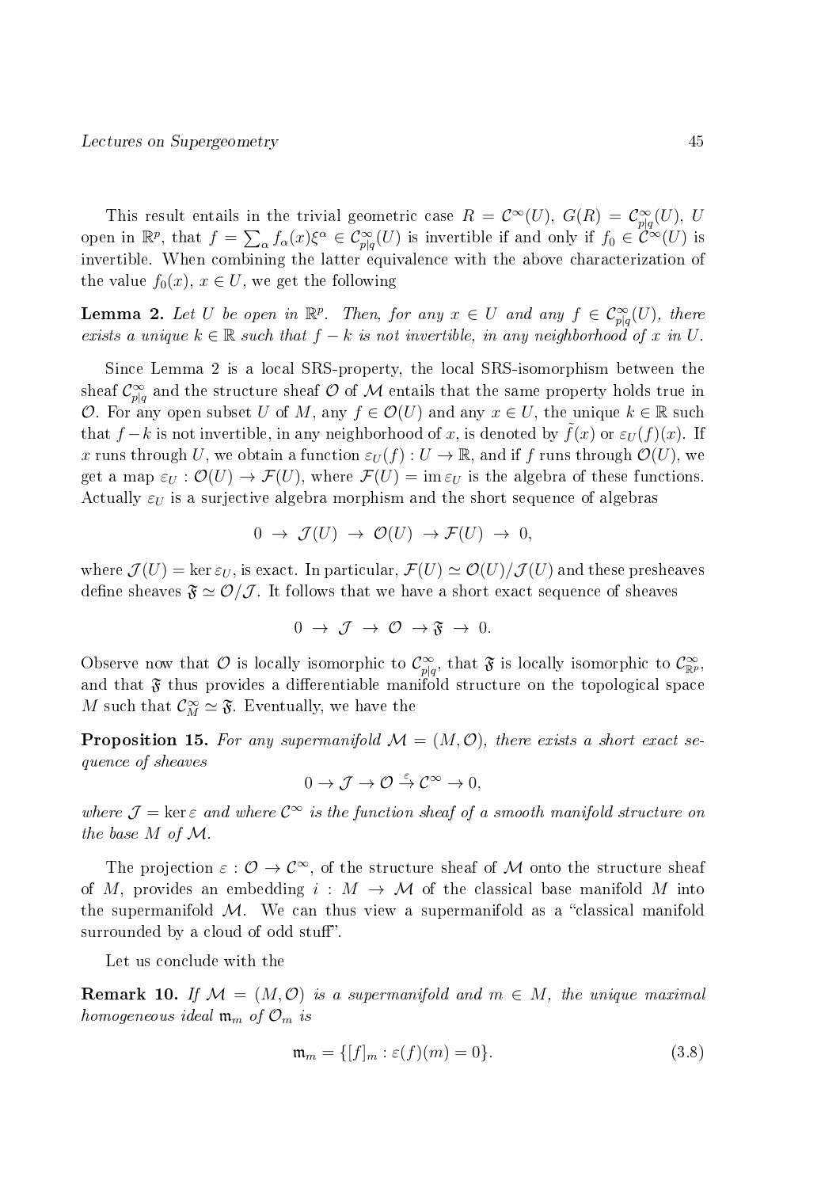This result entails in the trivial geometric case $R = \mathcal{C}^\infty(U)$, $G(R) = \mathcal{C}^\infty_{p|q}(U)$, $U$ open in $\mathbb{R}^p$, that $f = \sum_\alpha f_\alpha(x)\xi^\alpha \in \mathcal{C}^\infty_{p|q}(U)$ is invertible if and only if $f_0 \in \mathcal{C}^\infty(U)$ is invertible. When combining the latter equivalence with the above characterization of the value $f_0(x)$, $x \in U$, we get the following

**Lemma 2.** *Let $U$ be open in $\mathbb{R}^p$. Then, for any $x \in U$ and any $f \in \mathcal{C}^\infty_{p|q}(U)$, there exists a unique $k \in \mathbb{R}$ such that $f - k$ is not invertible, in any neighborhood of $x$ in $U$.*

Since Lemma 2 is a local SRS-property, the local SRS-isomorphism between the sheaf $\mathcal{C}^\infty_{p|q}$ and the structure sheaf $\mathcal{O}$ of $\mathcal{M}$ entails that the same property holds true in $\mathcal{O}$. For any open subset $U$ of $M$, any $f \in \mathcal{O}(U)$ and any $x \in U$, the unique $k \in \mathbb{R}$ such that $f - k$ is not invertible, in any neighborhood of $x$, is denoted by $\tilde{f}(x)$ or $\varepsilon_U(f)(x)$. If $x$ runs through $U$, we obtain a function $\varepsilon_U(f) : U \to \mathbb{R}$, and if $f$ runs through $\mathcal{O}(U)$, we get a map $\varepsilon_U : \mathcal{O}(U) \to \mathcal{F}(U)$, where $\mathcal{F}(U) = \operatorname{im} \varepsilon_U$ is the algebra of these functions. Actually $\varepsilon_U$ is a surjective algebra morphism and the short sequence of algebras

$$0 \;\to\; \mathcal{J}(U) \;\to\; \mathcal{O}(U) \;\to \mathcal{F}(U) \;\to\; 0,$$

where $\mathcal{J}(U) = \ker \varepsilon_U$, is exact. In particular, $\mathcal{F}(U) \simeq \mathcal{O}(U)/\mathcal{J}(U)$ and these presheaves define sheaves $\mathfrak{F} \simeq \mathcal{O}/\mathcal{J}$. It follows that we have a short exact sequence of sheaves

$$0 \;\to\; \mathcal{J} \;\to\; \mathcal{O} \;\to \mathfrak{F} \;\to\; 0.$$

Observe now that $\mathcal{O}$ is locally isomorphic to $\mathcal{C}^\infty_{p|q}$, that $\mathfrak{F}$ is locally isomorphic to $\mathcal{C}^\infty_{\mathbb{R}^p}$, and that $\mathfrak{F}$ thus provides a differentiable manifold structure on the topological space $M$ such that $\mathcal{C}^\infty_M \simeq \mathfrak{F}$. Eventually, we have the

**Proposition 15.** *For any supermanifold $\mathcal{M} = (M, \mathcal{O})$, there exists a short exact sequence of sheaves*

$$0 \to \mathcal{J} \to \mathcal{O} \stackrel{\varepsilon}{\to} \mathcal{C}^\infty \to 0,$$

*where $\mathcal{J} = \ker \varepsilon$ and where $\mathcal{C}^\infty$ is the function sheaf of a smooth manifold structure on the base $M$ of $\mathcal{M}$.*

The projection $\varepsilon : \mathcal{O} \to \mathcal{C}^\infty$, of the structure sheaf of $\mathcal{M}$ onto the structure sheaf of $M$, provides an embedding $i : M \to \mathcal{M}$ of the classical base manifold $M$ into the supermanifold $\mathcal{M}$. We can thus view a supermanifold as a "classical manifold surrounded by a cloud of odd stuff".

Let us conclude with the

**Remark 10.** *If $\mathcal{M} = (M, \mathcal{O})$ is a supermanifold and $m \in M$, the unique maximal homogeneous ideal $\mathfrak{m}_m$ of $\mathcal{O}_m$ is*

$$\mathfrak{m}_m = \{[f]_m : \varepsilon(f)(m) = 0\}. \tag{3.8}$$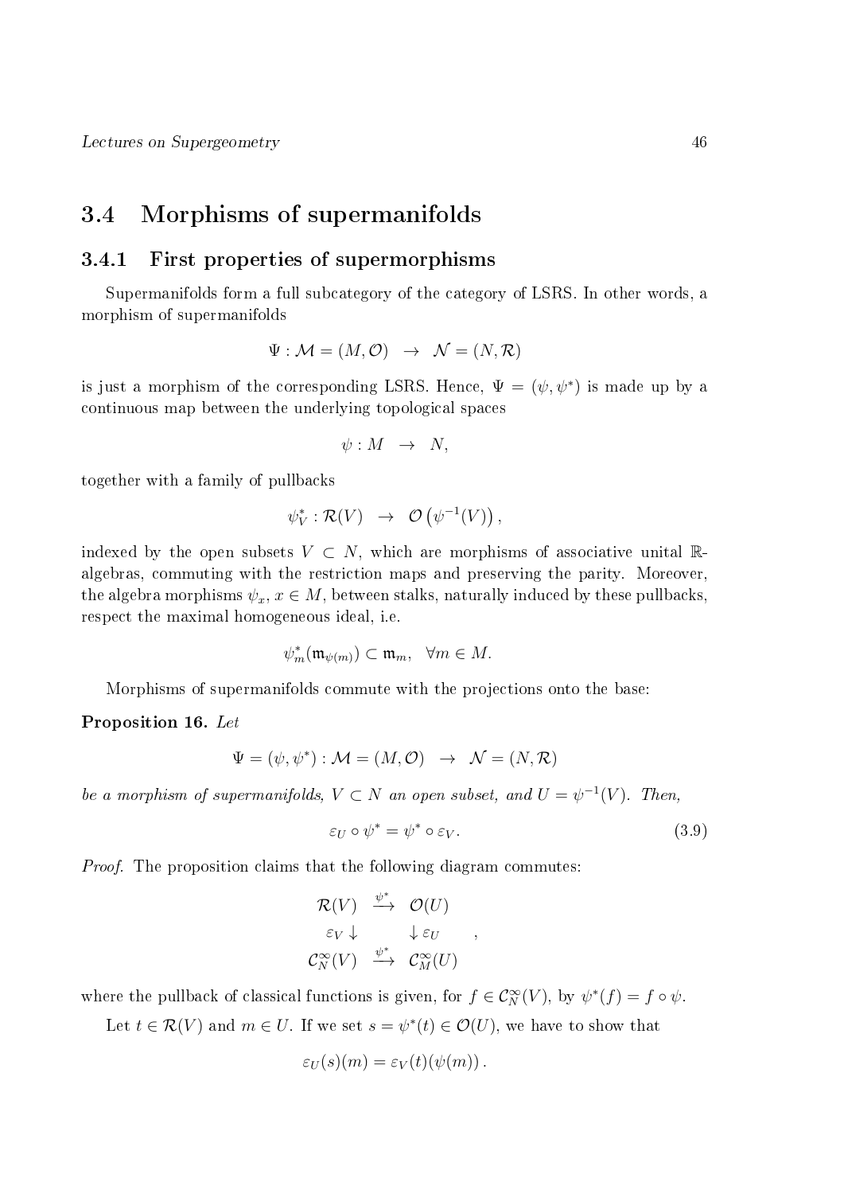## 3.4 Morphisms of supermanifolds

### 3.4.1 First properties of supermorphisms

Supermanifolds form a full subcategory of the category of LSRS. In other words, a morphism of supermanifolds

$$\Psi : \mathcal{M} = (M, \mathcal{O}) \quad \rightarrow \quad \mathcal{N} = (N, \mathcal{R})$$

is just a morphism of the corresponding LSRS. Hence, $\Psi = (\psi, \psi^*)$ is made up by a continuous map between the underlying topological spaces

$$\psi : M \quad \rightarrow \quad N,$$

together with a family of pullbacks

$$\psi_V^* : \mathcal{R}(V) \quad \rightarrow \quad \mathcal{O}\left(\psi^{-1}(V)\right),$$

indexed by the open subsets $V \subset N$, which are morphisms of associative unital $\mathbb{R}$-algebras, commuting with the restriction maps and preserving the parity. Moreover, the algebra morphisms $\psi_x$, $x \in M$, between stalks, naturally induced by these pullbacks, respect the maximal homogeneous ideal, i.e.

$$\psi_m^*(\mathfrak{m}_{\psi(m)}) \subset \mathfrak{m}_m, \quad \forall m \in M.$$

Morphisms of supermanifolds commute with the projections onto the base:

**Proposition 16.** *Let*

$$\Psi = (\psi, \psi^*) : \mathcal{M} = (M, \mathcal{O}) \quad \rightarrow \quad \mathcal{N} = (N, \mathcal{R})$$

*be a morphism of supermanifolds, $V \subset N$ an open subset, and $U = \psi^{-1}(V)$. Then,*

$$\varepsilon_U \circ \psi^* = \psi^* \circ \varepsilon_V. \tag{3.9}$$

*Proof.* The proposition claims that the following diagram commutes:

$$\begin{array}{ccc} \mathcal{R}(V) & \xrightarrow{\psi^*} & \mathcal{O}(U) \\ \varepsilon_V \downarrow & & \downarrow \varepsilon_U \\ \mathcal{C}_N^\infty(V) & \xrightarrow{\psi^*} & \mathcal{C}_M^\infty(U) \end{array},$$

where the pullback of classical functions is given, for $f \in \mathcal{C}_N^\infty(V)$, by $\psi^*(f) = f \circ \psi$.

Let $t \in \mathcal{R}(V)$ and $m \in U$. If we set $s = \psi^*(t) \in \mathcal{O}(U)$, we have to show that

$$\varepsilon_U(s)(m) = \varepsilon_V(t)(\psi(m)).$$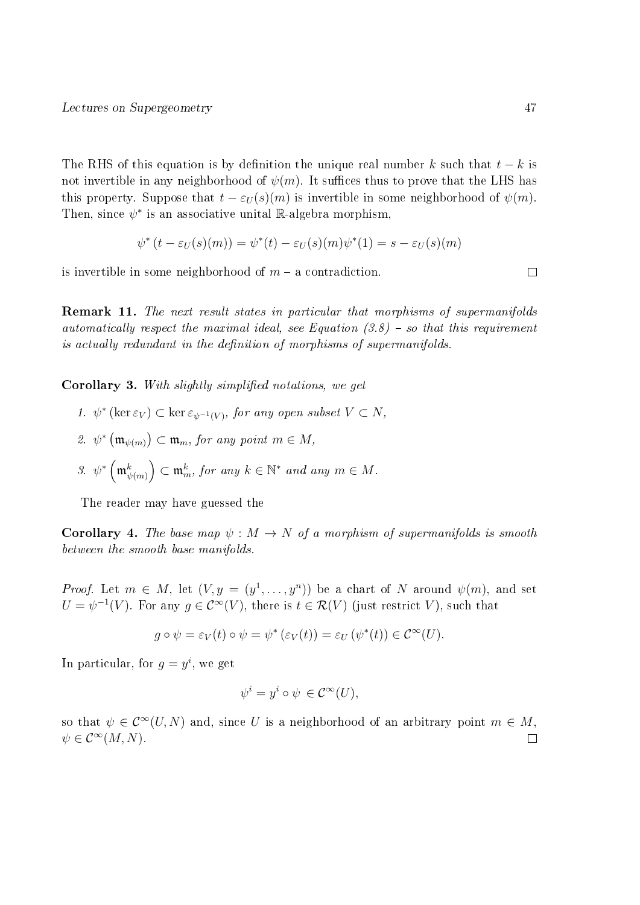The RHS of this equation is by definition the unique real number $k$ such that $t - k$ is not invertible in any neighborhood of $\psi(m)$. It suffices thus to prove that the LHS has this property. Suppose that $t - \varepsilon_U(s)(m)$ is invertible in some neighborhood of $\psi(m)$. Then, since $\psi^*$ is an associative unital $\mathbb{R}$-algebra morphism,

$$\psi^*\left(t - \varepsilon_U(s)(m)\right) = \psi^*(t) - \varepsilon_U(s)(m)\psi^*(1) = s - \varepsilon_U(s)(m)$$

is invertible in some neighborhood of $m$ – a contradiction. $\square$

**Remark 11.** *The next result states in particular that morphisms of supermanifolds automatically respect the maximal ideal, see Equation (3.8) – so that this requirement is actually redundant in the definition of morphisms of supermanifolds.*

**Corollary 3.** *With slightly simplified notations, we get*

1. $\psi^*(\ker \varepsilon_V) \subset \ker \varepsilon_{\psi^{-1}(V)}$, *for any open subset* $V \subset N$,
2. $\psi^*\left(\mathfrak{m}_{\psi(m)}\right) \subset \mathfrak{m}_m$, *for any point* $m \in M$,
3. $\psi^*\left(\mathfrak{m}^k_{\psi(m)}\right) \subset \mathfrak{m}^k_m$, *for any* $k \in \mathbb{N}^*$ *and any* $m \in M$.

The reader may have guessed the

**Corollary 4.** *The base map* $\psi : M \to N$ *of a morphism of supermanifolds is smooth between the smooth base manifolds.*

*Proof.* Let $m \in M$, let $(V, y = (y^1, \ldots, y^n))$ be a chart of $N$ around $\psi(m)$, and set $U = \psi^{-1}(V)$. For any $g \in \mathcal{C}^\infty(V)$, there is $t \in \mathcal{R}(V)$ (just restrict $V$), such that

$$g \circ \psi = \varepsilon_V(t) \circ \psi = \psi^*\left(\varepsilon_V(t)\right) = \varepsilon_U\left(\psi^*(t)\right) \in \mathcal{C}^\infty(U).$$

In particular, for $g = y^i$, we get

$$\psi^i = y^i \circ \psi \in \mathcal{C}^\infty(U),$$

so that $\psi \in \mathcal{C}^\infty(U, N)$ and, since $U$ is a neighborhood of an arbitrary point $m \in M$, $\psi \in \mathcal{C}^\infty(M, N)$. $\square$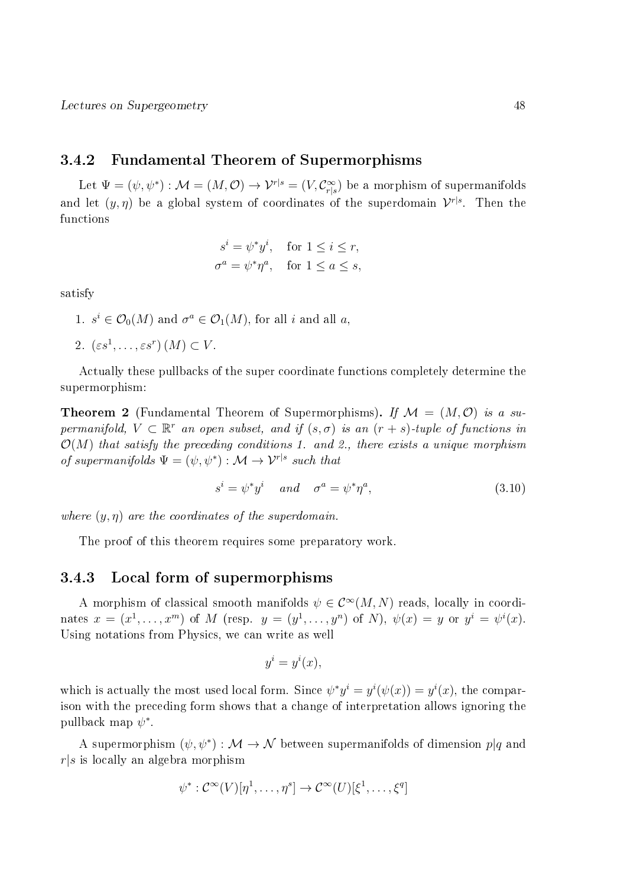### 3.4.2 Fundamental Theorem of Supermorphisms

Let $\Psi = (\psi, \psi^*) : \mathcal{M} = (M, \mathcal{O}) \to \mathcal{V}^{r|s} = (V, \mathcal{C}^\infty_{r|s})$ be a morphism of supermanifolds and let $(y, \eta)$ be a global system of coordinates of the superdomain $\mathcal{V}^{r|s}$. Then the functions

$$
\begin{aligned}
s^i &= \psi^* y^i, \quad \text{for } 1 \le i \le r, \\
\sigma^a &= \psi^* \eta^a, \quad \text{for } 1 \le a \le s,
\end{aligned}
$$

satisfy

1. $s^i \in \mathcal{O}_0(M)$ and $\sigma^a \in \mathcal{O}_1(M)$, for all $i$ and all $a$,
2. $(\varepsilon s^1, \ldots, \varepsilon s^r)(M) \subset V$.

Actually these pullbacks of the super coordinate functions completely determine the supermorphism:

**Theorem 2** (Fundamental Theorem of Supermorphisms)**.** *If $\mathcal{M} = (M, \mathcal{O})$ is a supermanifold, $V \subset \mathbb{R}^r$ an open subset, and if $(s, \sigma)$ is an $(r+s)$-tuple of functions in $\mathcal{O}(M)$ that satisfy the preceding conditions 1. and 2., there exists a unique morphism of supermanifolds $\Psi = (\psi, \psi^*) : \mathcal{M} \to \mathcal{V}^{r|s}$ such that*

$$
s^i = \psi^* y^i \quad \text{and} \quad \sigma^a = \psi^* \eta^a, \tag{3.10}
$$

*where $(y, \eta)$ are the coordinates of the superdomain.*

The proof of this theorem requires some preparatory work.

### 3.4.3 Local form of supermorphisms

A morphism of classical smooth manifolds $\psi \in \mathcal{C}^\infty(M, N)$ reads, locally in coordinates $x = (x^1, \ldots, x^m)$ of $M$ (resp. $y = (y^1, \ldots, y^n)$ of $N$), $\psi(x) = y$ or $y^i = \psi^i(x)$. Using notations from Physics, we can write as well

$$
y^i = y^i(x),
$$

which is actually the most used local form. Since $\psi^* y^i = y^i(\psi(x)) = y^i(x)$, the comparison with the preceding form shows that a change of interpretation allows ignoring the pullback map $\psi^*$.

A supermorphism $(\psi, \psi^*) : \mathcal{M} \to \mathcal{N}$ between supermanifolds of dimension $p|q$ and $r|s$ is locally an algebra morphism

$$
\psi^* : \mathcal{C}^\infty(V)[\eta^1, \ldots, \eta^s] \to \mathcal{C}^\infty(U)[\xi^1, \ldots, \xi^q]
$$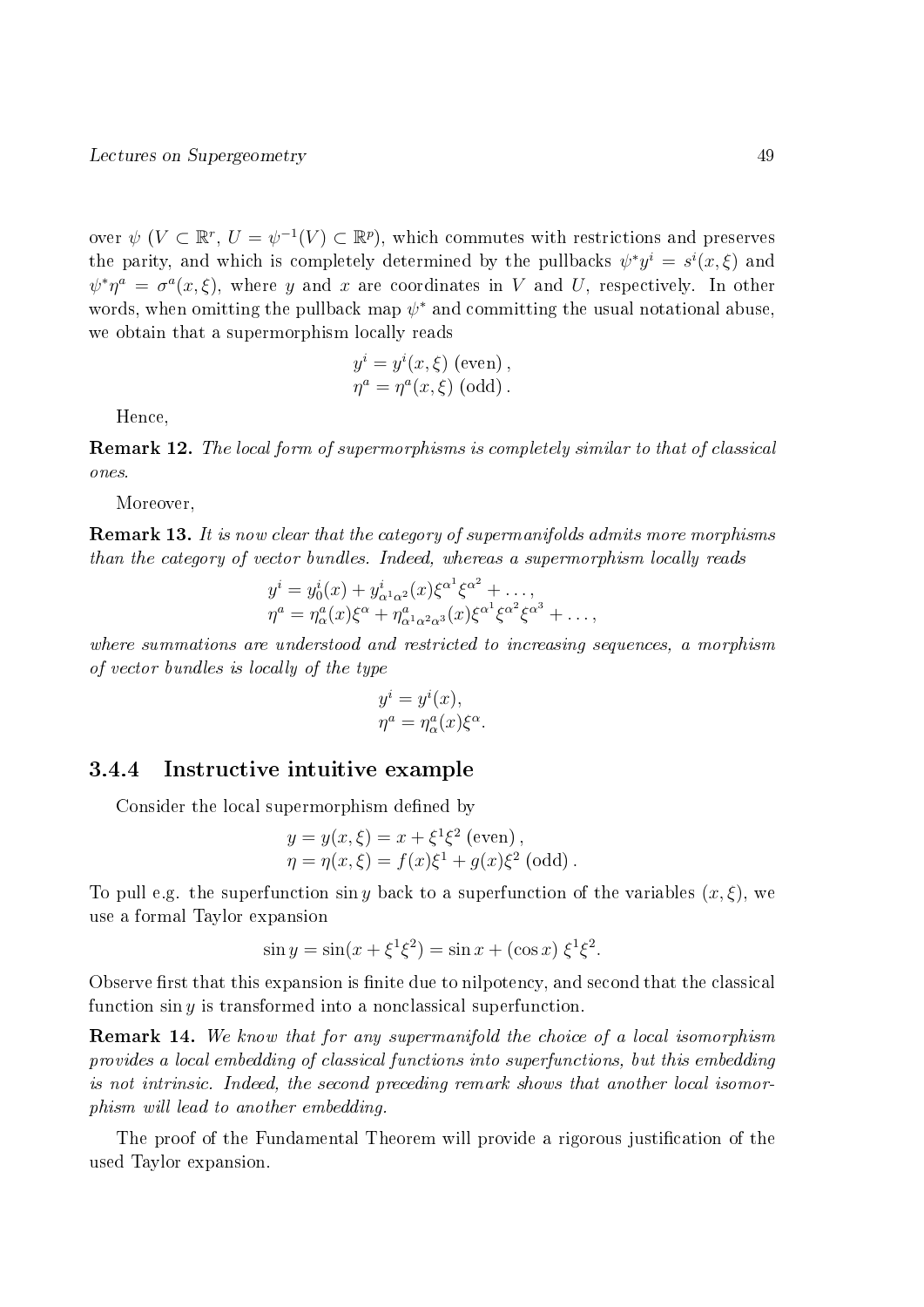over $\psi$ ($V \subset \mathbb{R}^r$, $U = \psi^{-1}(V) \subset \mathbb{R}^p$), which commutes with restrictions and preserves the parity, and which is completely determined by the pullbacks $\psi^* y^i = s^i(x, \xi)$ and $\psi^* \eta^a = \sigma^a(x, \xi)$, where $y$ and $x$ are coordinates in $V$ and $U$, respectively. In other words, when omitting the pullback map $\psi^*$ and committing the usual notational abuse, we obtain that a supermorphism locally reads

$$y^i = y^i(x, \xi) \text{ (even)},$$
$$\eta^a = \eta^a(x, \xi) \text{ (odd)}.$$

Hence,

**Remark 12.** *The local form of supermorphisms is completely similar to that of classical ones.*

Moreover,

**Remark 13.** *It is now clear that the category of supermanifolds admits more morphisms than the category of vector bundles. Indeed, whereas a supermorphism locally reads*

$$y^i = y^i_0(x) + y^i_{\alpha^1 \alpha^2}(x) \xi^{\alpha^1} \xi^{\alpha^2} + \ldots,$$
$$\eta^a = \eta^a_\alpha(x) \xi^\alpha + \eta^a_{\alpha^1 \alpha^2 \alpha^3}(x) \xi^{\alpha^1} \xi^{\alpha^2} \xi^{\alpha^3} + \ldots,$$

*where summations are understood and restricted to increasing sequences, a morphism of vector bundles is locally of the type*

$$y^i = y^i(x),$$
$$\eta^a = \eta^a_\alpha(x) \xi^\alpha.$$

### 3.4.4 Instructive intuitive example

Consider the local supermorphism defined by

$$y = y(x, \xi) = x + \xi^1 \xi^2 \text{ (even)},$$
$$\eta = \eta(x, \xi) = f(x) \xi^1 + g(x) \xi^2 \text{ (odd)}.$$

To pull e.g. the superfunction $\sin y$ back to a superfunction of the variables $(x, \xi)$, we use a formal Taylor expansion

$$\sin y = \sin(x + \xi^1 \xi^2) = \sin x + (\cos x)\, \xi^1 \xi^2.$$

Observe first that this expansion is finite due to nilpotency, and second that the classical function $\sin y$ is transformed into a nonclassical superfunction.

**Remark 14.** *We know that for any supermanifold the choice of a local isomorphism provides a local embedding of classical functions into superfunctions, but this embedding is not intrinsic. Indeed, the second preceding remark shows that another local isomorphism will lead to another embedding.*

The proof of the Fundamental Theorem will provide a rigorous justification of the used Taylor expansion.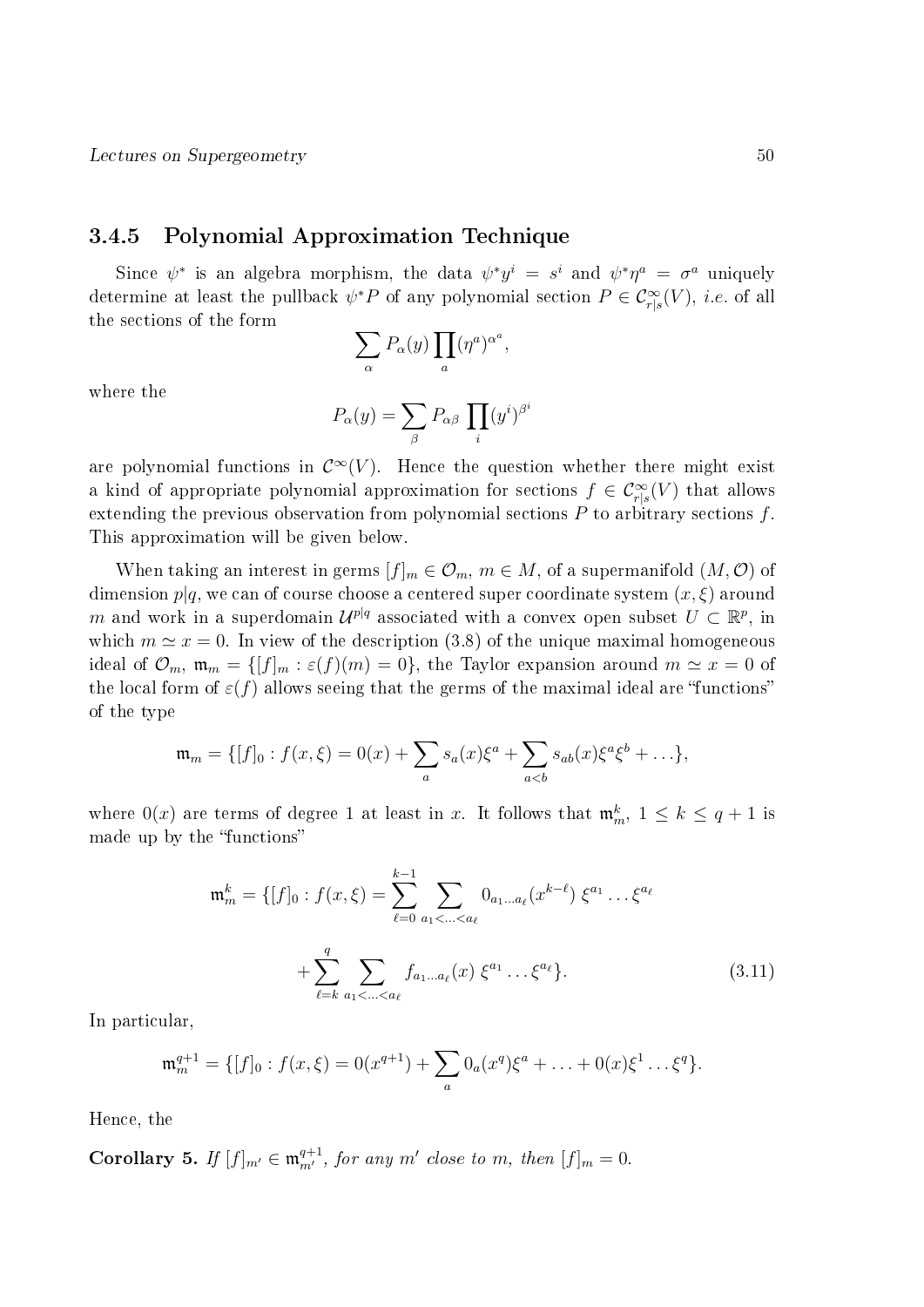### 3.4.5 Polynomial Approximation Technique

Since $\psi^*$ is an algebra morphism, the data $\psi^* y^i = s^i$ and $\psi^* \eta^a = \sigma^a$ uniquely determine at least the pullback $\psi^* P$ of any polynomial section $P \in \mathcal{C}^\infty_{r|s}(V)$, *i.e.* of all the sections of the form

$$\sum_\alpha P_\alpha(y) \prod_a (\eta^a)^{\alpha^a},$$

where the

$$P_\alpha(y) = \sum_\beta P_{\alpha\beta} \prod_i (y^i)^{\beta^i}$$

are polynomial functions in $\mathcal{C}^\infty(V)$. Hence the question whether there might exist a kind of appropriate polynomial approximation for sections $f \in \mathcal{C}^\infty_{r|s}(V)$ that allows extending the previous observation from polynomial sections $P$ to arbitrary sections $f$. This approximation will be given below.

When taking an interest in germs $[f]_m \in \mathcal{O}_m$, $m \in M$, of a supermanifold $(M, \mathcal{O})$ of dimension $p|q$, we can of course choose a centered super coordinate system $(x, \xi)$ around $m$ and work in a superdomain $\mathcal{U}^{p|q}$ associated with a convex open subset $U \subset \mathbb{R}^p$, in which $m \simeq x = 0$. In view of the description (3.8) of the unique maximal homogeneous ideal of $\mathcal{O}_m$, $\mathfrak{m}_m = \{[f]_m : \varepsilon(f)(m) = 0\}$, the Taylor expansion around $m \simeq x = 0$ of the local form of $\varepsilon(f)$ allows seeing that the germs of the maximal ideal are "functions" of the type

$$\mathfrak{m}_m = \{[f]_0 : f(x,\xi) = 0(x) + \sum_a s_a(x)\xi^a + \sum_{a<b} s_{ab}(x)\xi^a\xi^b + \ldots\},$$

where $0(x)$ are terms of degree 1 at least in $x$. It follows that $\mathfrak{m}_m^k$, $1 \le k \le q+1$ is made up by the "functions"

$$\mathfrak{m}_m^k = \{[f]_0 : f(x,\xi) = \sum_{\ell=0}^{k-1} \sum_{a_1<\ldots<a_\ell} 0_{a_1\ldots a_\ell}(x^{k-\ell})\, \xi^{a_1}\ldots\xi^{a_\ell}$$

$$+ \sum_{\ell=k}^{q} \sum_{a_1<\ldots<a_\ell} f_{a_1\ldots a_\ell}(x)\, \xi^{a_1}\ldots\xi^{a_\ell}\}. \tag{3.11}$$

In particular,

$$\mathfrak{m}_m^{q+1} = \{[f]_0 : f(x,\xi) = 0(x^{q+1}) + \sum_a 0_a(x^q)\xi^a + \ldots + 0(x)\xi^1\ldots\xi^q\}.$$

Hence, the

**Corollary 5.** *If $[f]_{m'} \in \mathfrak{m}_{m'}^{q+1}$, for any $m'$ close to $m$, then $[f]_m = 0$.*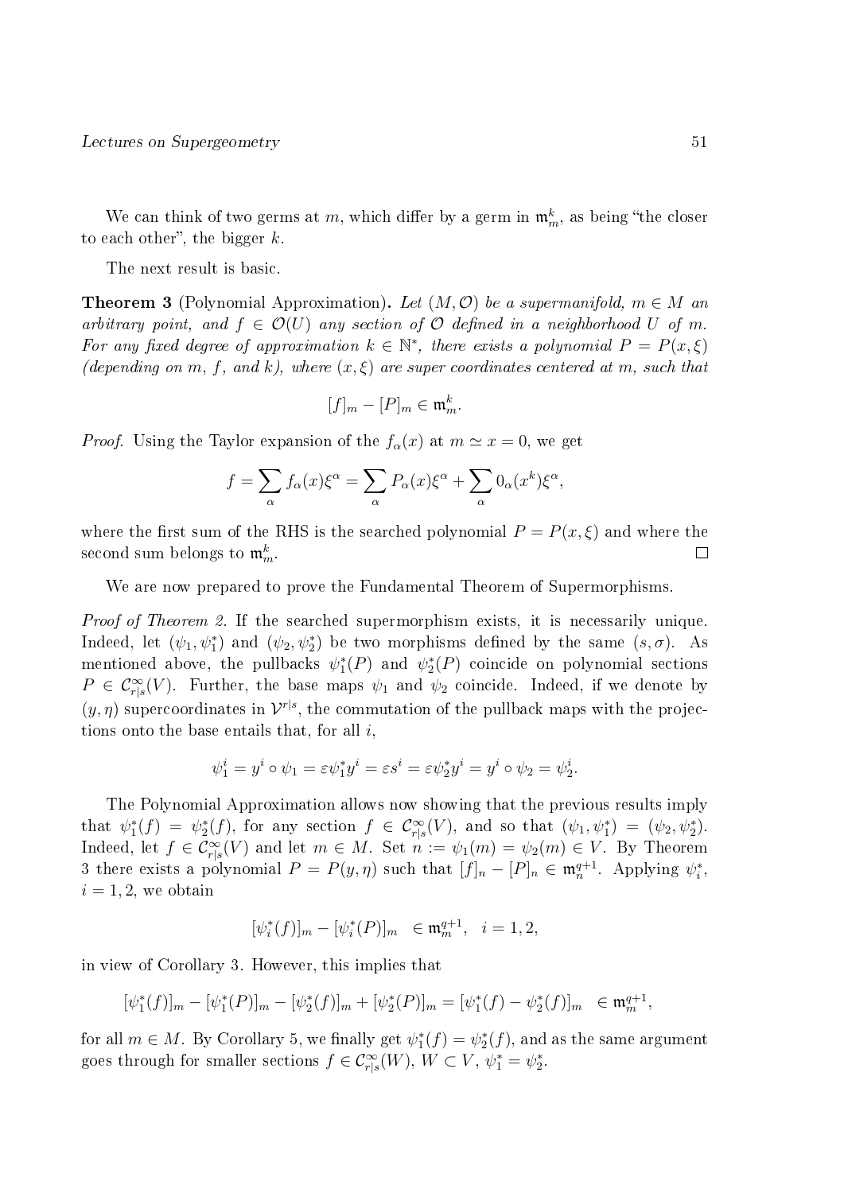We can think of two germs at $m$, which differ by a germ in $\mathfrak{m}_m^k$, as being "the closer to each other", the bigger $k$.

The next result is basic.

**Theorem 3** (Polynomial Approximation). *Let $(M, \mathcal{O})$ be a supermanifold, $m \in M$ an arbitrary point, and $f \in \mathcal{O}(U)$ any section of $\mathcal{O}$ defined in a neighborhood $U$ of $m$. For any fixed degree of approximation $k \in \mathbb{N}^*$, there exists a polynomial $P = P(x, \xi)$ (depending on $m$, $f$, and $k$), where $(x, \xi)$ are super coordinates centered at $m$, such that*

$$[f]_m - [P]_m \in \mathfrak{m}_m^k.$$

*Proof.* Using the Taylor expansion of the $f_\alpha(x)$ at $m \simeq x = 0$, we get

$$f = \sum_\alpha f_\alpha(x)\xi^\alpha = \sum_\alpha P_\alpha(x)\xi^\alpha + \sum_\alpha 0_\alpha(x^k)\xi^\alpha,$$

where the first sum of the RHS is the searched polynomial $P = P(x, \xi)$ and where the second sum belongs to $\mathfrak{m}_m^k$. $\square$

We are now prepared to prove the Fundamental Theorem of Supermorphisms.

*Proof of Theorem 2.* If the searched supermorphism exists, it is necessarily unique. Indeed, let $(\psi_1, \psi_1^*)$ and $(\psi_2, \psi_2^*)$ be two morphisms defined by the same $(s, \sigma)$. As mentioned above, the pullbacks $\psi_1^*(P)$ and $\psi_2^*(P)$ coincide on polynomial sections $P \in \mathcal{C}^\infty_{r|s}(V)$. Further, the base maps $\psi_1$ and $\psi_2$ coincide. Indeed, if we denote by $(y, \eta)$ supercoordinates in $\mathcal{V}^{r|s}$, the commutation of the pullback maps with the projections onto the base entails that, for all $i$,

$$\psi_1^i = y^i \circ \psi_1 = \varepsilon \psi_1^* y^i = \varepsilon s^i = \varepsilon \psi_2^* y^i = y^i \circ \psi_2 = \psi_2^i.$$

The Polynomial Approximation allows now showing that the previous results imply that $\psi_1^*(f) = \psi_2^*(f)$, for any section $f \in \mathcal{C}^\infty_{r|s}(V)$, and so that $(\psi_1, \psi_1^*) = (\psi_2, \psi_2^*)$. Indeed, let $f \in \mathcal{C}^\infty_{r|s}(V)$ and let $m \in M$. Set $n := \psi_1(m) = \psi_2(m) \in V$. By Theorem 3 there exists a polynomial $P = P(y, \eta)$ such that $[f]_n - [P]_n \in \mathfrak{m}_n^{q+1}$. Applying $\psi_i^*$, $i = 1, 2$, we obtain

$$[\psi_i^*(f)]_m - [\psi_i^*(P)]_m \quad \in \mathfrak{m}_m^{q+1}, \quad i = 1, 2,$$

in view of Corollary 3. However, this implies that

$$[\psi_1^*(f)]_m - [\psi_1^*(P)]_m - [\psi_2^*(f)]_m + [\psi_2^*(P)]_m = [\psi_1^*(f) - \psi_2^*(f)]_m \quad \in \mathfrak{m}_m^{q+1},$$

for all $m \in M$. By Corollary 5, we finally get $\psi_1^*(f) = \psi_2^*(f)$, and as the same argument goes through for smaller sections $f \in \mathcal{C}^\infty_{r|s}(W)$, $W \subset V$, $\psi_1^* = \psi_2^*$.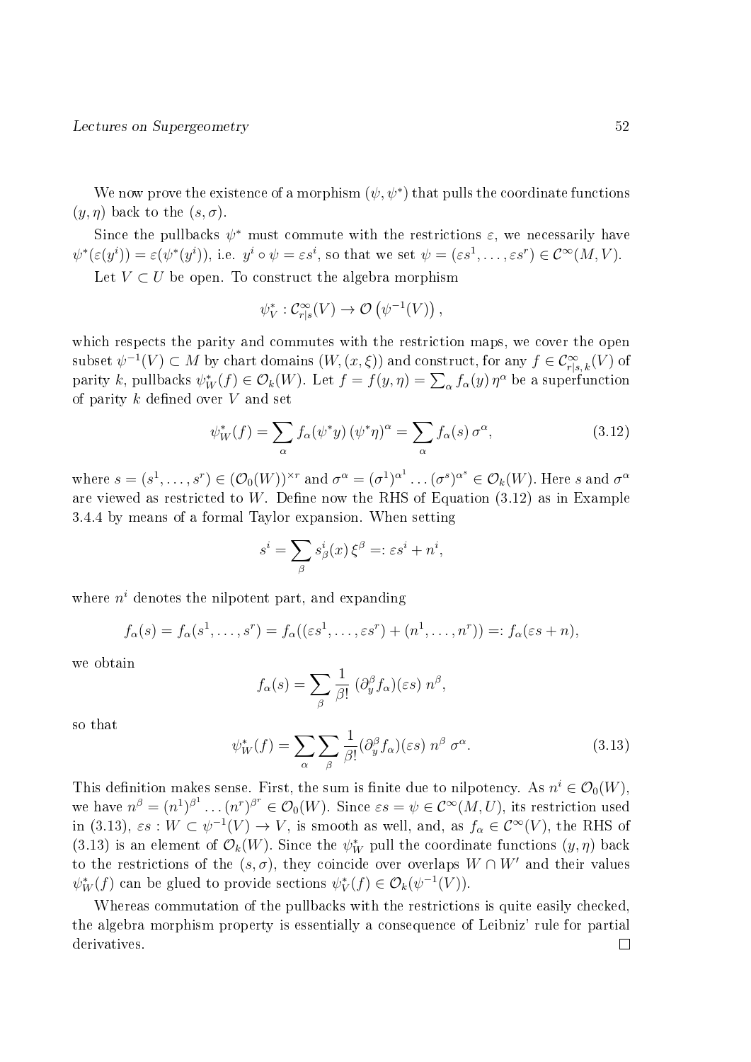We now prove the existence of a morphism $(\psi, \psi^*)$ that pulls the coordinate functions $(y, \eta)$ back to the $(s, \sigma)$.

Since the pullbacks $\psi^*$ must commute with the restrictions $\varepsilon$, we necessarily have $\psi^*(\varepsilon(y^i)) = \varepsilon(\psi^*(y^i))$, i.e. $y^i \circ \psi = \varepsilon s^i$, so that we set $\psi = (\varepsilon s^1, \ldots, \varepsilon s^r) \in \mathcal{C}^\infty(M, V)$.

Let $V \subset U$ be open. To construct the algebra morphism

$$\psi_V^* : \mathcal{C}^\infty_{r|s}(V) \to \mathcal{O}\left(\psi^{-1}(V)\right),$$

which respects the parity and commutes with the restriction maps, we cover the open subset $\psi^{-1}(V) \subset M$ by chart domains $(W, (x, \xi))$ and construct, for any $f \in \mathcal{C}^\infty_{r|s,\,k}(V)$ of parity $k$, pullbacks $\psi_W^*(f) \in \mathcal{O}_k(W)$. Let $f = f(y, \eta) = \sum_\alpha f_\alpha(y)\, \eta^\alpha$ be a superfunction of parity $k$ defined over $V$ and set

$$\psi_W^*(f) = \sum_\alpha f_\alpha(\psi^* y)\, (\psi^* \eta)^\alpha = \sum_\alpha f_\alpha(s)\, \sigma^\alpha, \tag{3.12}$$

where $s = (s^1, \ldots, s^r) \in (\mathcal{O}_0(W))^{\times r}$ and $\sigma^\alpha = (\sigma^1)^{\alpha^1} \ldots (\sigma^s)^{\alpha^s} \in \mathcal{O}_k(W)$. Here $s$ and $\sigma^\alpha$ are viewed as restricted to $W$. Define now the RHS of Equation (3.12) as in Example 3.4.4 by means of a formal Taylor expansion. When setting

$$s^i = \sum_\beta s^i_\beta(x)\, \xi^\beta =: \varepsilon s^i + n^i,$$

where $n^i$ denotes the nilpotent part, and expanding

$$f_\alpha(s) = f_\alpha(s^1, \ldots, s^r) = f_\alpha((\varepsilon s^1, \ldots, \varepsilon s^r) + (n^1, \ldots, n^r)) =: f_\alpha(\varepsilon s + n),$$

we obtain

$$f_\alpha(s) = \sum_\beta \frac{1}{\beta!}\, (\partial_y^\beta f_\alpha)(\varepsilon s)\; n^\beta,$$

so that

$$\psi_W^*(f) = \sum_\alpha \sum_\beta \frac{1}{\beta!} (\partial_y^\beta f_\alpha)(\varepsilon s)\; n^\beta\; \sigma^\alpha. \tag{3.13}$$

This definition makes sense. First, the sum is finite due to nilpotency. As $n^i \in \mathcal{O}_0(W)$, we have $n^\beta = (n^1)^{\beta^1} \ldots (n^r)^{\beta^r} \in \mathcal{O}_0(W)$. Since $\varepsilon s = \psi \in \mathcal{C}^\infty(M, U)$, its restriction used in (3.13), $\varepsilon s : W \subset \psi^{-1}(V) \to V$, is smooth as well, and, as $f_\alpha \in \mathcal{C}^\infty(V)$, the RHS of (3.13) is an element of $\mathcal{O}_k(W)$. Since the $\psi_W^*$ pull the coordinate functions $(y, \eta)$ back to the restrictions of the $(s, \sigma)$, they coincide over overlaps $W \cap W'$ and their values $\psi_W^*(f)$ can be glued to provide sections $\psi_V^*(f) \in \mathcal{O}_k(\psi^{-1}(V))$.

Whereas commutation of the pullbacks with the restrictions is quite easily checked, the algebra morphism property is essentially a consequence of Leibniz' rule for partial derivatives. $\square$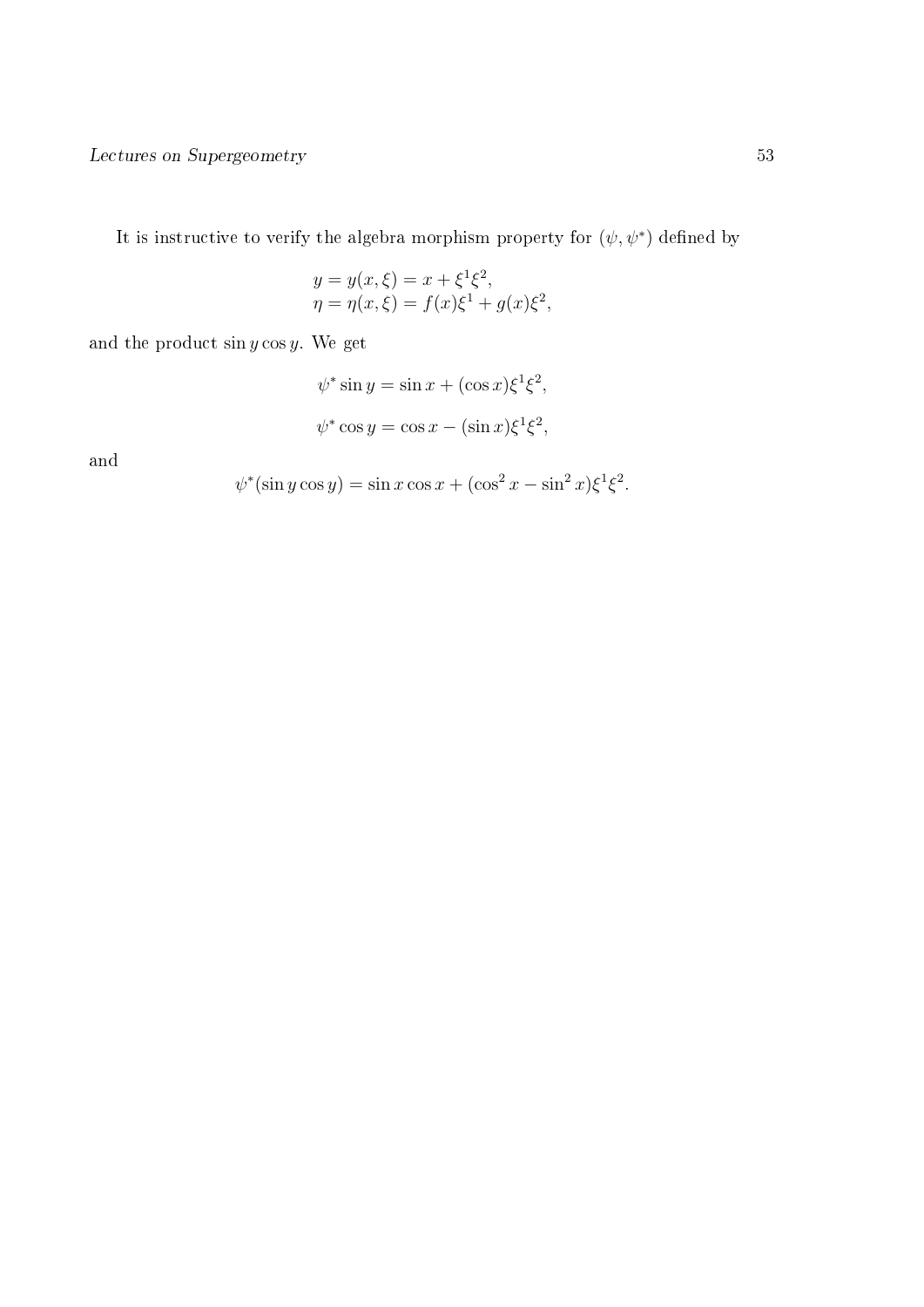It is instructive to verify the algebra morphism property for $(\psi, \psi^*)$ defined by

$$
\begin{aligned}
y &= y(x, \xi) = x + \xi^1 \xi^2, \\
\eta &= \eta(x, \xi) = f(x)\xi^1 + g(x)\xi^2,
\end{aligned}
$$

and the product $\sin y \cos y$. We get

$$\psi^* \sin y = \sin x + (\cos x)\xi^1 \xi^2,$$

$$\psi^* \cos y = \cos x - (\sin x)\xi^1 \xi^2,$$

and

$$\psi^*(\sin y \cos y) = \sin x \cos x + (\cos^2 x - \sin^2 x)\xi^1 \xi^2.$$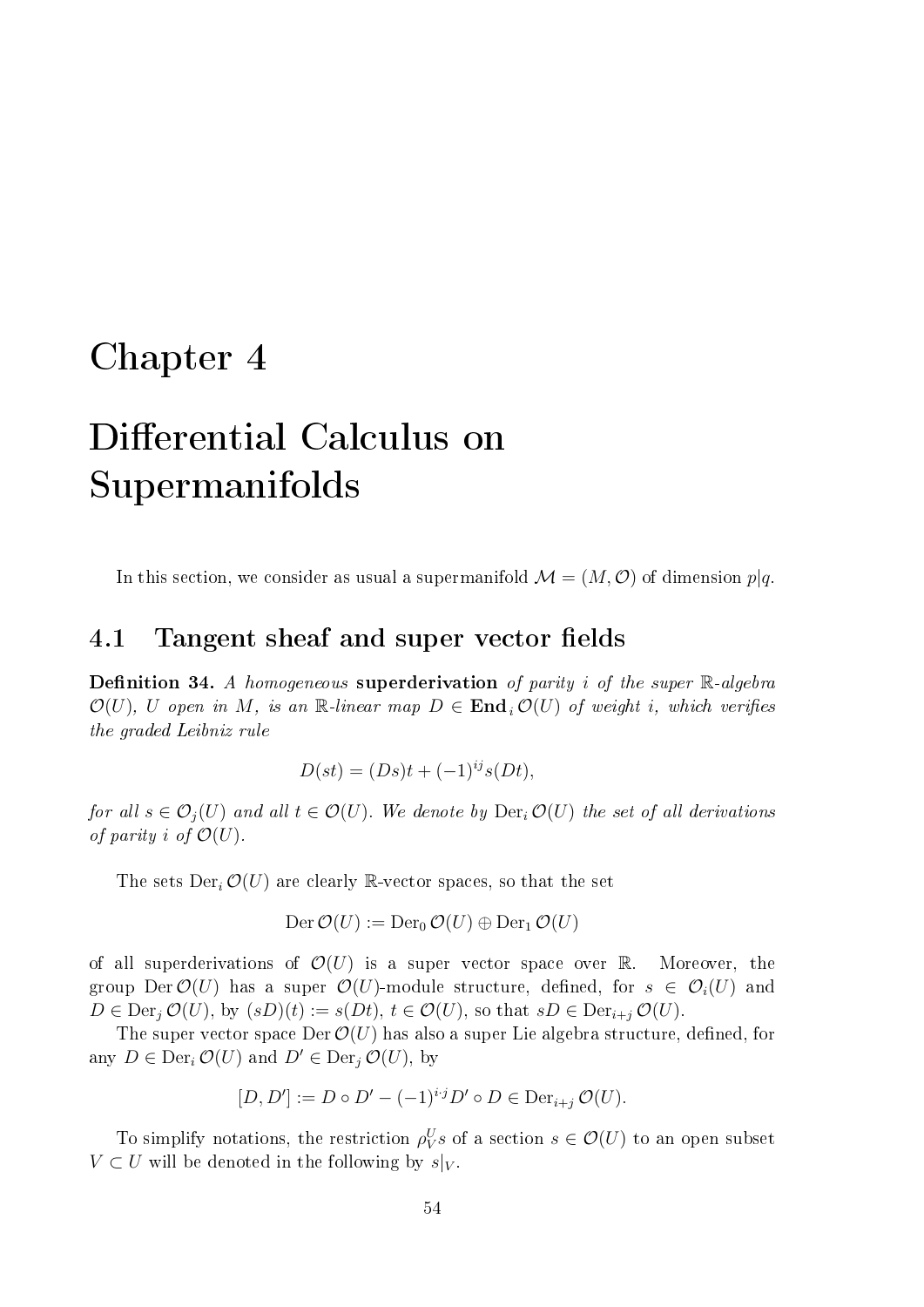# Chapter 4

# Differential Calculus on Supermanifolds

In this section, we consider as usual a supermanifold $\mathcal{M} = (M, \mathcal{O})$ of dimension $p|q$.

## 4.1 Tangent sheaf and super vector fields

**Definition 34.** *A homogeneous* **superderivation** *of parity $i$ of the super $\mathbb{R}$-algebra $\mathcal{O}(U)$, $U$ open in $M$, is an $\mathbb{R}$-linear map $D \in \mathbf{End}_i\,\mathcal{O}(U)$ of weight $i$, which verifies the graded Leibniz rule*

$$D(st) = (Ds)t + (-1)^{ij} s(Dt),$$

*for all $s \in \mathcal{O}_j(U)$ and all $t \in \mathcal{O}(U)$. We denote by $\operatorname{Der}_i \mathcal{O}(U)$ the set of all derivations of parity $i$ of $\mathcal{O}(U)$.*

The sets $\operatorname{Der}_i \mathcal{O}(U)$ are clearly $\mathbb{R}$-vector spaces, so that the set

$$\operatorname{Der} \mathcal{O}(U) := \operatorname{Der}_0 \mathcal{O}(U) \oplus \operatorname{Der}_1 \mathcal{O}(U)$$

of all superderivations of $\mathcal{O}(U)$ is a super vector space over $\mathbb{R}$. Moreover, the group $\operatorname{Der} \mathcal{O}(U)$ has a super $\mathcal{O}(U)$-module structure, defined, for $s \in \mathcal{O}_i(U)$ and $D \in \operatorname{Der}_j \mathcal{O}(U)$, by $(sD)(t) := s(Dt)$, $t \in \mathcal{O}(U)$, so that $sD \in \operatorname{Der}_{i+j} \mathcal{O}(U)$.

The super vector space $\operatorname{Der} \mathcal{O}(U)$ has also a super Lie algebra structure, defined, for any $D \in \operatorname{Der}_i \mathcal{O}(U)$ and $D' \in \operatorname{Der}_j \mathcal{O}(U)$, by

$$[D, D'] := D \circ D' - (-1)^{i \cdot j} D' \circ D \in \operatorname{Der}_{i+j} \mathcal{O}(U).$$

To simplify notations, the restriction $\rho^U_V s$ of a section $s \in \mathcal{O}(U)$ to an open subset $V \subset U$ will be denoted in the following by $s|_V$.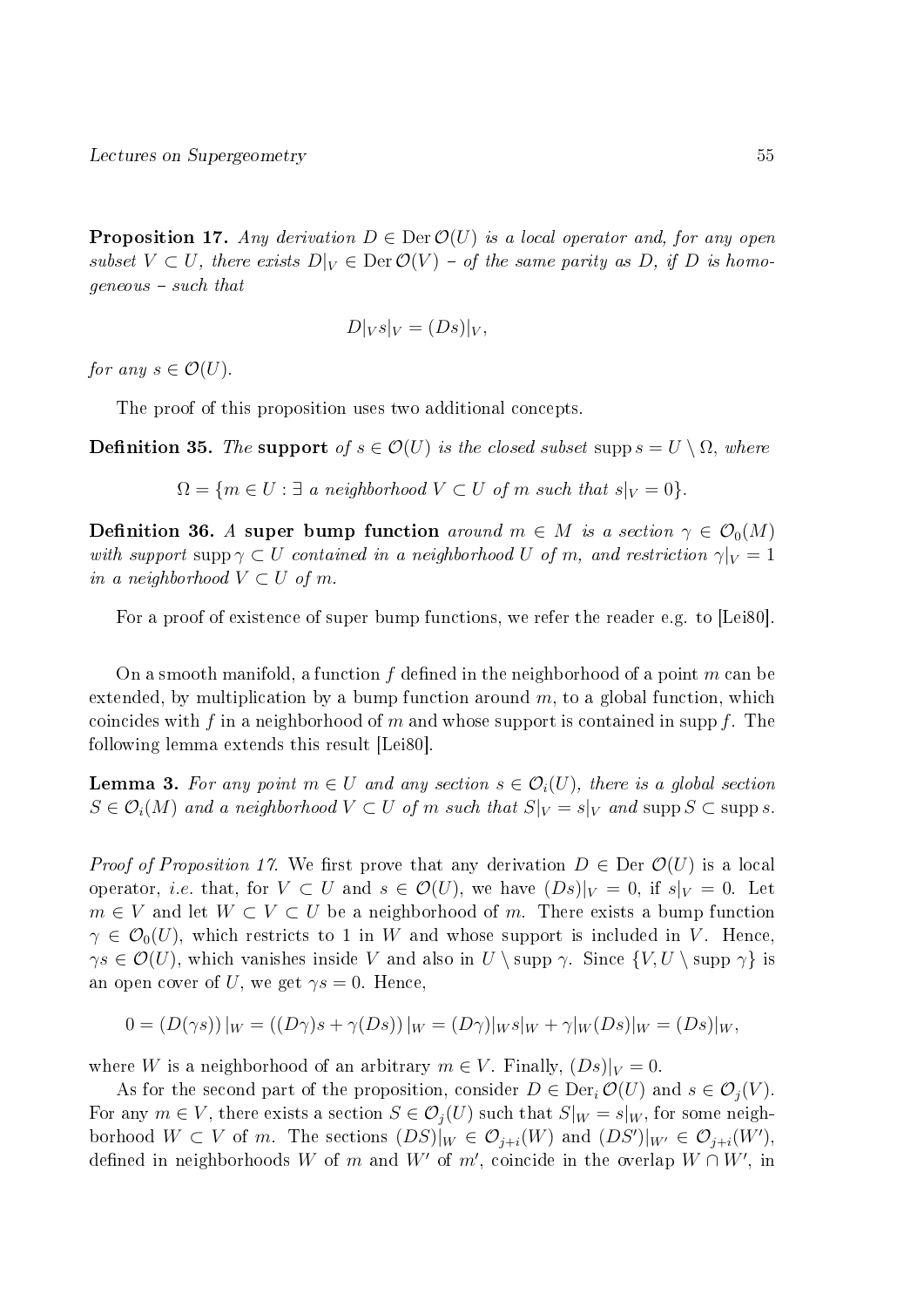**Proposition 17.** *Any derivation $D \in \operatorname{Der} \mathcal{O}(U)$ is a local operator and, for any open subset $V \subset U$, there exists $D|_V \in \operatorname{Der} \mathcal{O}(V)$ – of the same parity as $D$, if $D$ is homogeneous – such that*

$$D|_V s|_V = (Ds)|_V,$$

*for any $s \in \mathcal{O}(U)$.*

The proof of this proposition uses two additional concepts.

**Definition 35.** *The* **support** *of $s \in \mathcal{O}(U)$ is the closed subset $\operatorname{supp} s = U \setminus \Omega$, where*

$$\Omega = \{m \in U : \exists \text{ a neighborhood } V \subset U \text{ of } m \text{ such that } s|_V = 0\}.$$

**Definition 36.** *A* **super bump function** *around $m \in M$ is a section $\gamma \in \mathcal{O}_0(M)$ with support $\operatorname{supp} \gamma \subset U$ contained in a neighborhood $U$ of $m$, and restriction $\gamma|_V = 1$ in a neighborhood $V \subset U$ of $m$.*

For a proof of existence of super bump functions, we refer the reader e.g. to [Lei80].

On a smooth manifold, a function $f$ defined in the neighborhood of a point $m$ can be extended, by multiplication by a bump function around $m$, to a global function, which coincides with $f$ in a neighborhood of $m$ and whose support is contained in $\operatorname{supp} f$. The following lemma extends this result [Lei80].

**Lemma 3.** *For any point $m \in U$ and any section $s \in \mathcal{O}_i(U)$, there is a global section $S \in \mathcal{O}_i(M)$ and a neighborhood $V \subset U$ of $m$ such that $S|_V = s|_V$ and $\operatorname{supp} S \subset \operatorname{supp} s$.*

*Proof of Proposition 17.* We first prove that any derivation $D \in \operatorname{Der} \mathcal{O}(U)$ is a local operator, *i.e.* that, for $V \subset U$ and $s \in \mathcal{O}(U)$, we have $(Ds)|_V = 0$, if $s|_V = 0$. Let $m \in V$ and let $W \subset V \subset U$ be a neighborhood of $m$. There exists a bump function $\gamma \in \mathcal{O}_0(U)$, which restricts to 1 in $W$ and whose support is included in $V$. Hence, $\gamma s \in \mathcal{O}(U)$, which vanishes inside $V$ and also in $U \setminus \operatorname{supp} \gamma$. Since $\{V, U \setminus \operatorname{supp} \gamma\}$ is an open cover of $U$, we get $\gamma s = 0$. Hence,

$$0 = (D(\gamma s))\,|_W = ((D\gamma)s + \gamma(Ds))\,|_W = (D\gamma)|_W s|_W + \gamma|_W (Ds)|_W = (Ds)|_W,$$

where $W$ is a neighborhood of an arbitrary $m \in V$. Finally, $(Ds)|_V = 0$.

As for the second part of the proposition, consider $D \in \operatorname{Der}_i \mathcal{O}(U)$ and $s \in \mathcal{O}_j(V)$. For any $m \in V$, there exists a section $S \in \mathcal{O}_j(U)$ such that $S|_W = s|_W$, for some neighborhood $W \subset V$ of $m$. The sections $(DS)|_W \in \mathcal{O}_{j+i}(W)$ and $(DS')|_{W'} \in \mathcal{O}_{j+i}(W')$, defined in neighborhoods $W$ of $m$ and $W'$ of $m'$, coincide in the overlap $W \cap W'$, in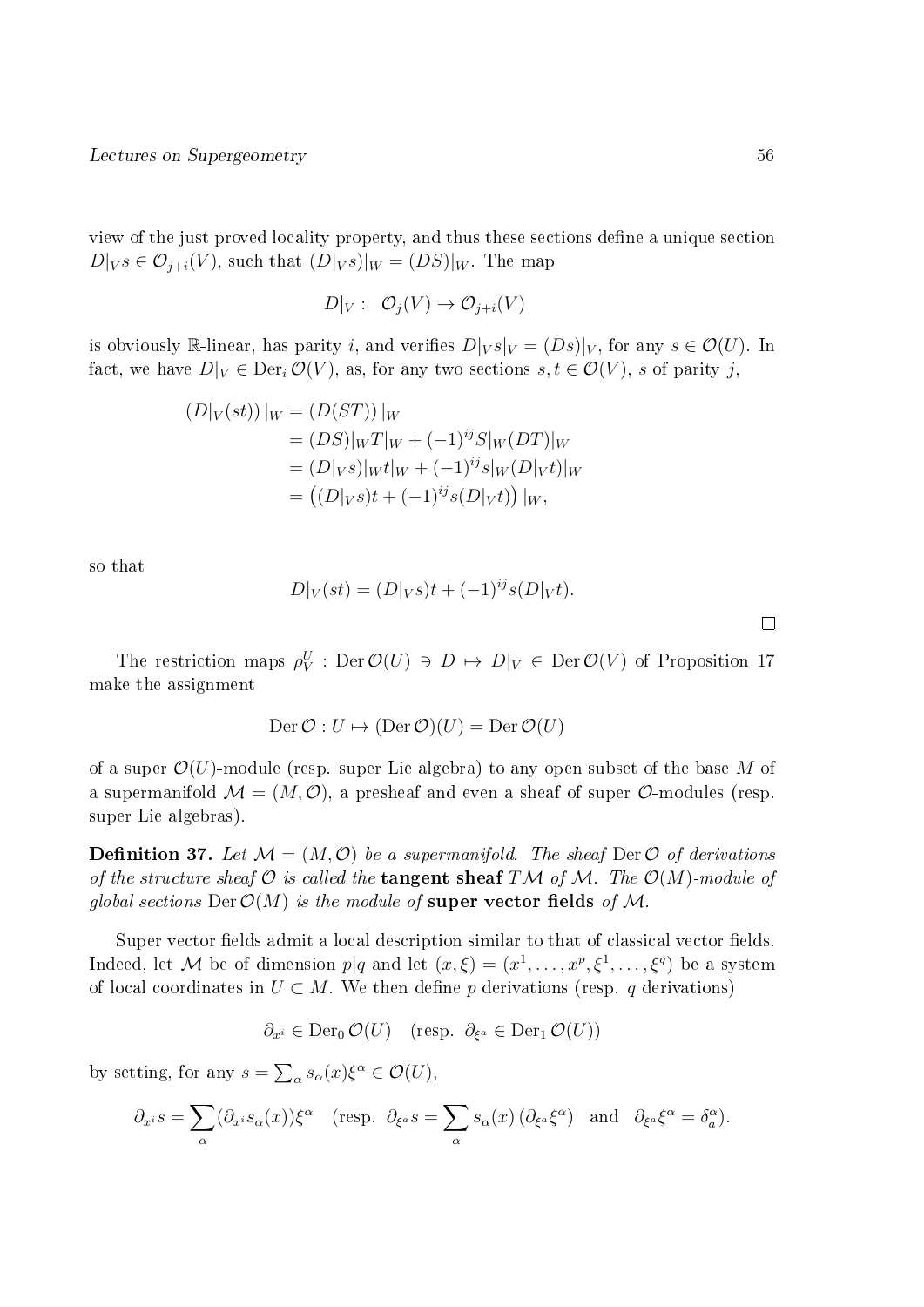view of the just proved locality property, and thus these sections define a unique section $D|_V s \in \mathcal{O}_{j+i}(V)$, such that $(D|_V s)|_W = (DS)|_W$. The map

$$D|_V : \quad \mathcal{O}_j(V) \to \mathcal{O}_{j+i}(V)$$

is obviously $\mathbb{R}$-linear, has parity $i$, and verifies $D|_V s|_V = (Ds)|_V$, for any $s \in \mathcal{O}(U)$. In fact, we have $D|_V \in \operatorname{Der}_i \mathcal{O}(V)$, as, for any two sections $s, t \in \mathcal{O}(V)$, $s$ of parity $j$,

$$\begin{aligned}
(D|_V(st))\,|_W &= (D(ST))\,|_W \\
&= (DS)|_W T|_W + (-1)^{ij} S|_W (DT)|_W \\
&= (D|_V s)|_W t|_W + (-1)^{ij} s|_W (D|_V t)|_W \\
&= \left((D|_V s)t + (-1)^{ij} s(D|_V t)\right)|_W,
\end{aligned}$$

so that

$$D|_V(st) = (D|_V s)t + (-1)^{ij} s(D|_V t).$$

□

The restriction maps $\rho^U_V : \operatorname{Der} \mathcal{O}(U) \ni D \mapsto D|_V \in \operatorname{Der} \mathcal{O}(V)$ of Proposition 17 make the assignment

$$\operatorname{Der} \mathcal{O} : U \mapsto (\operatorname{Der} \mathcal{O})(U) = \operatorname{Der} \mathcal{O}(U)$$

of a super $\mathcal{O}(U)$-module (resp. super Lie algebra) to any open subset of the base $M$ of a supermanifold $\mathcal{M} = (M, \mathcal{O})$, a presheaf and even a sheaf of super $\mathcal{O}$-modules (resp. super Lie algebras).

**Definition 37.** *Let $\mathcal{M} = (M, \mathcal{O})$ be a supermanifold. The sheaf $\operatorname{Der} \mathcal{O}$ of derivations of the structure sheaf $\mathcal{O}$ is called the* **tangent sheaf** *$T\mathcal{M}$ of $\mathcal{M}$. The $\mathcal{O}(M)$-module of global sections $\operatorname{Der} \mathcal{O}(M)$ is the module of* **super vector fields** *of $\mathcal{M}$.*

Super vector fields admit a local description similar to that of classical vector fields. Indeed, let $\mathcal{M}$ be of dimension $p|q$ and let $(x, \xi) = (x^1, \ldots, x^p, \xi^1, \ldots, \xi^q)$ be a system of local coordinates in $U \subset M$. We then define $p$ derivations (resp. $q$ derivations)

$$\partial_{x^i} \in \operatorname{Der}_0 \mathcal{O}(U) \quad (\text{resp. } \partial_{\xi^a} \in \operatorname{Der}_1 \mathcal{O}(U))$$

by setting, for any $s = \sum_\alpha s_\alpha(x) \xi^\alpha \in \mathcal{O}(U)$,

$$\partial_{x^i} s = \sum_\alpha (\partial_{x^i} s_\alpha(x)) \xi^\alpha \quad (\text{resp. } \partial_{\xi^a} s = \sum_\alpha s_\alpha(x)\,(\partial_{\xi^a} \xi^\alpha) \quad \text{and} \quad \partial_{\xi^a} \xi^\alpha = \delta^\alpha_a).$$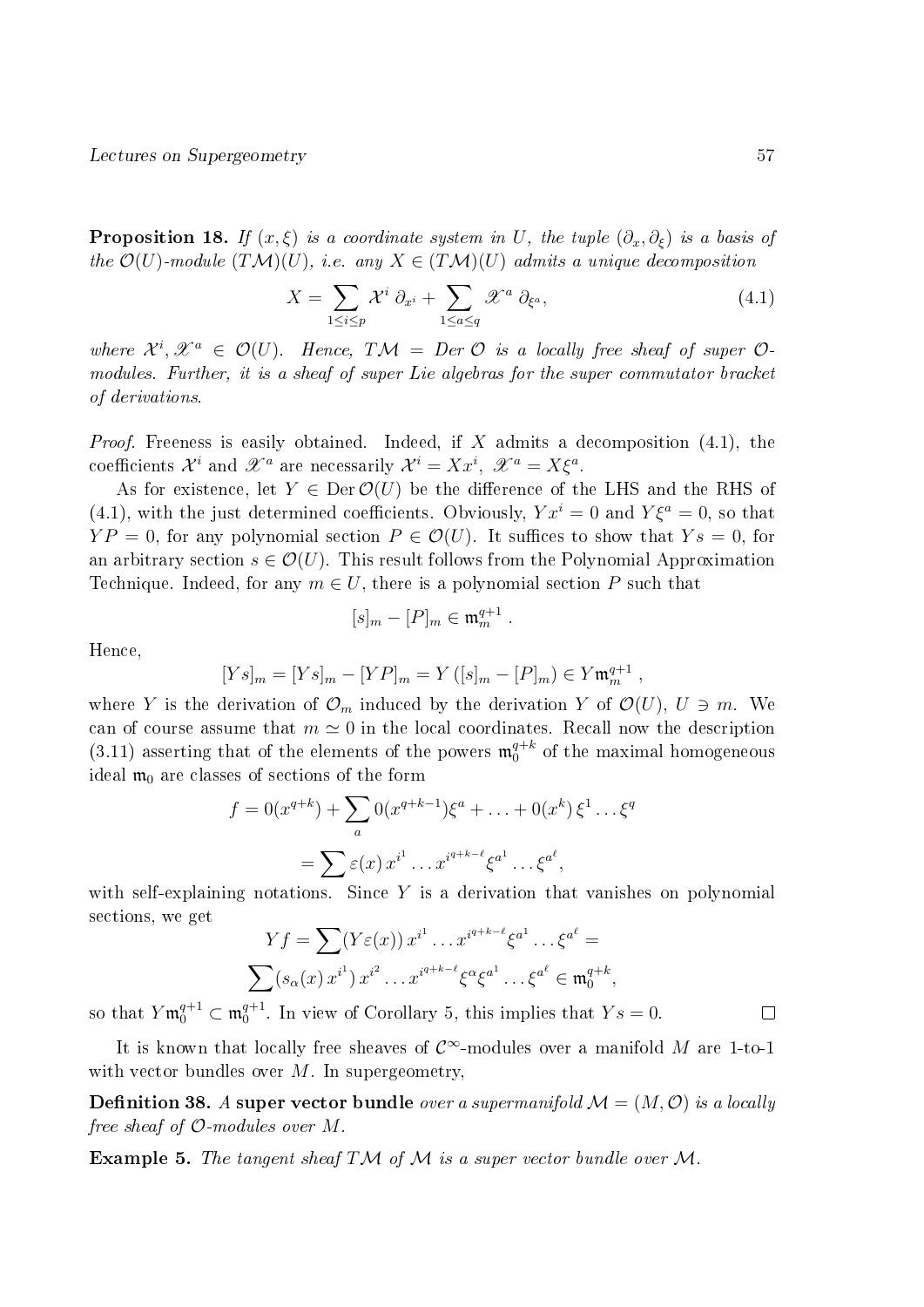**Proposition 18.** *If $(x, \xi)$ is a coordinate system in $U$, the tuple $(\partial_x, \partial_\xi)$ is a basis of the $\mathcal{O}(U)$-module $(T\mathcal{M})(U)$, i.e. any $X \in (T\mathcal{M})(U)$ admits a unique decomposition*

$$X = \sum_{1 \le i \le p} \mathcal{X}^i \, \partial_{x^i} + \sum_{1 \le a \le q} \mathscr{X}^a \, \partial_{\xi^a}, \tag{4.1}$$

*where $\mathcal{X}^i, \mathscr{X}^a \in \mathcal{O}(U)$. Hence, $T\mathcal{M} = Der\, \mathcal{O}$ is a locally free sheaf of super $\mathcal{O}$-modules. Further, it is a sheaf of super Lie algebras for the super commutator bracket of derivations.*

*Proof.* Freeness is easily obtained. Indeed, if $X$ admits a decomposition (4.1), the coefficients $\mathcal{X}^i$ and $\mathscr{X}^a$ are necessarily $\mathcal{X}^i = Xx^i$, $\mathscr{X}^a = X\xi^a$.

As for existence, let $Y \in \operatorname{Der} \mathcal{O}(U)$ be the difference of the LHS and the RHS of (4.1), with the just determined coefficients. Obviously, $Yx^i = 0$ and $Y\xi^a = 0$, so that $YP = 0$, for any polynomial section $P \in \mathcal{O}(U)$. It suffices to show that $Ys = 0$, for an arbitrary section $s \in \mathcal{O}(U)$. This result follows from the Polynomial Approximation Technique. Indeed, for any $m \in U$, there is a polynomial section $P$ such that

$$[s]_m - [P]_m \in \mathfrak{m}_m^{q+1} \,.$$

Hence,

$$[Ys]_m = [Ys]_m - [YP]_m = Y\left([s]_m - [P]_m\right) \in Y\mathfrak{m}_m^{q+1} \,,$$

where $Y$ is the derivation of $\mathcal{O}_m$ induced by the derivation $Y$ of $\mathcal{O}(U)$, $U \ni m$. We can of course assume that $m \simeq 0$ in the local coordinates. Recall now the description (3.11) asserting that of the elements of the powers $\mathfrak{m}_0^{q+k}$ of the maximal homogeneous ideal $\mathfrak{m}_0$ are classes of sections of the form

$$f = 0(x^{q+k}) + \sum_a 0(x^{q+k-1})\xi^a + \ldots + 0(x^k)\, \xi^1 \ldots \xi^q$$

$$= \sum \varepsilon(x)\, x^{i^1} \ldots x^{i^{q+k-\ell}} \xi^{a^1} \ldots \xi^{a^\ell},$$

with self-explaining notations. Since $Y$ is a derivation that vanishes on polynomial sections, we get

$$Yf = \sum (Y\varepsilon(x))\, x^{i^1} \ldots x^{i^{q+k-\ell}} \xi^{a^1} \ldots \xi^{a^\ell} =$$

$$\sum (s_\alpha(x)\, x^{i^1})\, x^{i^2} \ldots x^{i^{q+k-\ell}} \xi^\alpha \xi^{a^1} \ldots \xi^{a^\ell} \in \mathfrak{m}_0^{q+k},$$

so that $Y\mathfrak{m}_0^{q+1} \subset \mathfrak{m}_0^{q+1}$. In view of Corollary 5, this implies that $Ys = 0$. $\square$

It is known that locally free sheaves of $\mathcal{C}^\infty$-modules over a manifold $M$ are 1-to-1 with vector bundles over $M$. In supergeometry,

**Definition 38.** *A* **super vector bundle** *over a supermanifold $\mathcal{M} = (M, \mathcal{O})$ is a locally free sheaf of $\mathcal{O}$-modules over $M$.*

**Example 5.** *The tangent sheaf $T\mathcal{M}$ of $\mathcal{M}$ is a super vector bundle over $\mathcal{M}$.*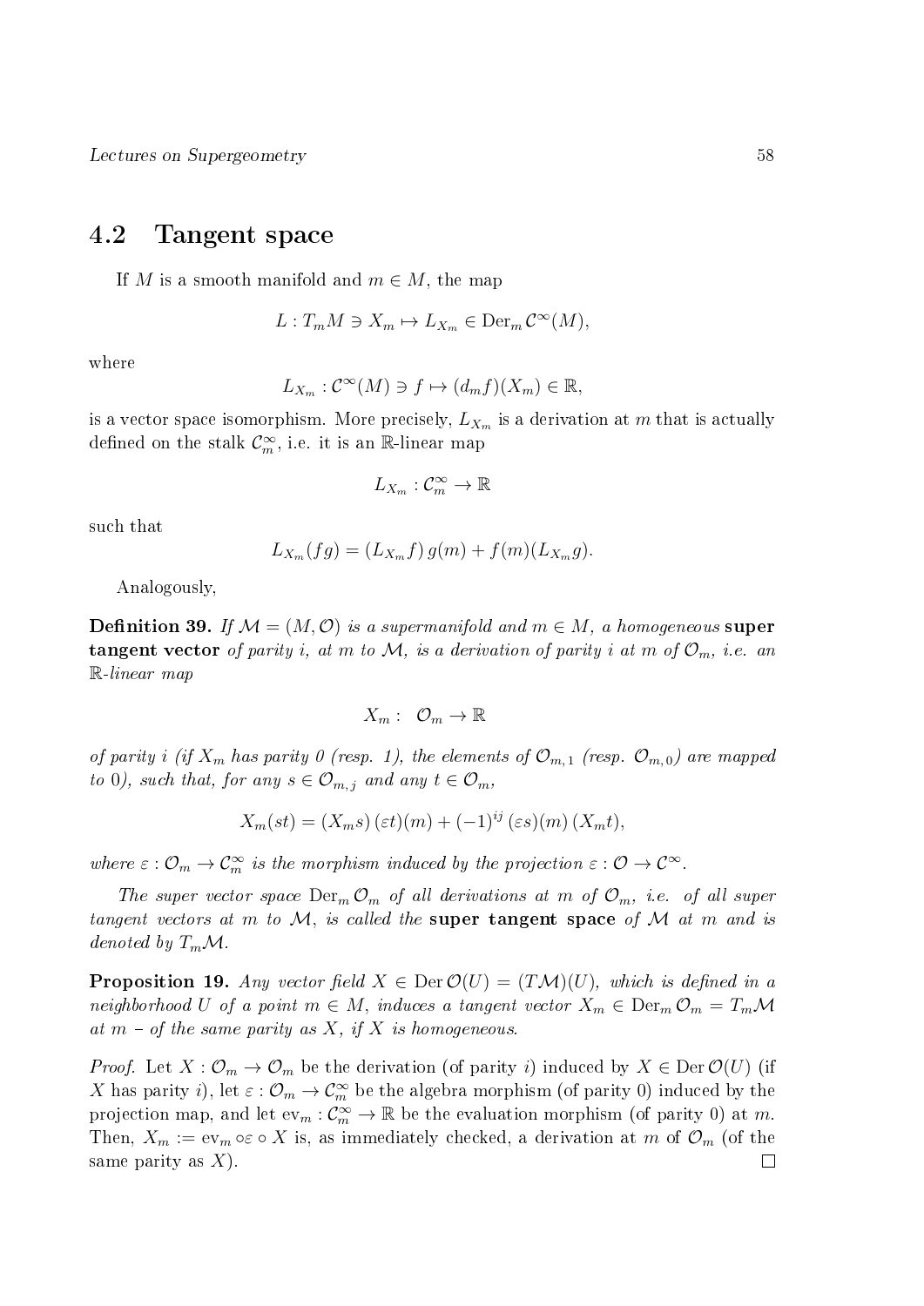## 4.2 Tangent space

If $M$ is a smooth manifold and $m \in M$, the map

$$L : T_m M \ni X_m \mapsto L_{X_m} \in \mathrm{Der}_m \mathcal{C}^\infty(M),$$

where

$$L_{X_m} : \mathcal{C}^\infty(M) \ni f \mapsto (d_m f)(X_m) \in \mathbb{R},$$

is a vector space isomorphism. More precisely, $L_{X_m}$ is a derivation at $m$ that is actually defined on the stalk $\mathcal{C}^\infty_m$, i.e. it is an $\mathbb{R}$-linear map

$$L_{X_m} : \mathcal{C}^\infty_m \to \mathbb{R}$$

such that

$$L_{X_m}(fg) = (L_{X_m} f)\, g(m) + f(m)(L_{X_m} g).$$

Analogously,

**Definition 39.** *If $\mathcal{M} = (M, \mathcal{O})$ is a supermanifold and $m \in M$, a homogeneous* **super tangent vector** *of parity $i$, at $m$ to $\mathcal{M}$, is a derivation of parity $i$ at $m$ of $\mathcal{O}_m$, i.e. an $\mathbb{R}$-linear map*

$$X_m : \quad \mathcal{O}_m \to \mathbb{R}$$

*of parity $i$ (if $X_m$ has parity 0 (resp. 1), the elements of $\mathcal{O}_{m,1}$ (resp. $\mathcal{O}_{m,0}$) are mapped to 0), such that, for any $s \in \mathcal{O}_{m,j}$ and any $t \in \mathcal{O}_m$,*

$$X_m(st) = (X_m s)\,(\varepsilon t)(m) + (-1)^{ij}\,(\varepsilon s)(m)\,(X_m t),$$

*where $\varepsilon : \mathcal{O}_m \to \mathcal{C}^\infty_m$ is the morphism induced by the projection $\varepsilon : \mathcal{O} \to \mathcal{C}^\infty$.*

*The super vector space $\mathrm{Der}_m \mathcal{O}_m$ of all derivations at $m$ of $\mathcal{O}_m$, i.e. of all super tangent vectors at $m$ to $\mathcal{M}$, is called the* **super tangent space** *of $\mathcal{M}$ at $m$ and is denoted by $T_m\mathcal{M}$.*

**Proposition 19.** *Any vector field $X \in \mathrm{Der}\,\mathcal{O}(U) = (T\mathcal{M})(U)$, which is defined in a neighborhood $U$ of a point $m \in M$, induces a tangent vector $X_m \in \mathrm{Der}_m \mathcal{O}_m = T_m\mathcal{M}$ at $m$ – of the same parity as $X$, if $X$ is homogeneous.*

*Proof.* Let $X : \mathcal{O}_m \to \mathcal{O}_m$ be the derivation (of parity $i$) induced by $X \in \mathrm{Der}\,\mathcal{O}(U)$ (if $X$ has parity $i$), let $\varepsilon : \mathcal{O}_m \to \mathcal{C}^\infty_m$ be the algebra morphism (of parity 0) induced by the projection map, and let $\mathrm{ev}_m : \mathcal{C}^\infty_m \to \mathbb{R}$ be the evaluation morphism (of parity 0) at $m$. Then, $X_m := \mathrm{ev}_m \circ \varepsilon \circ X$ is, as immediately checked, a derivation at $m$ of $\mathcal{O}_m$ (of the same parity as $X$). □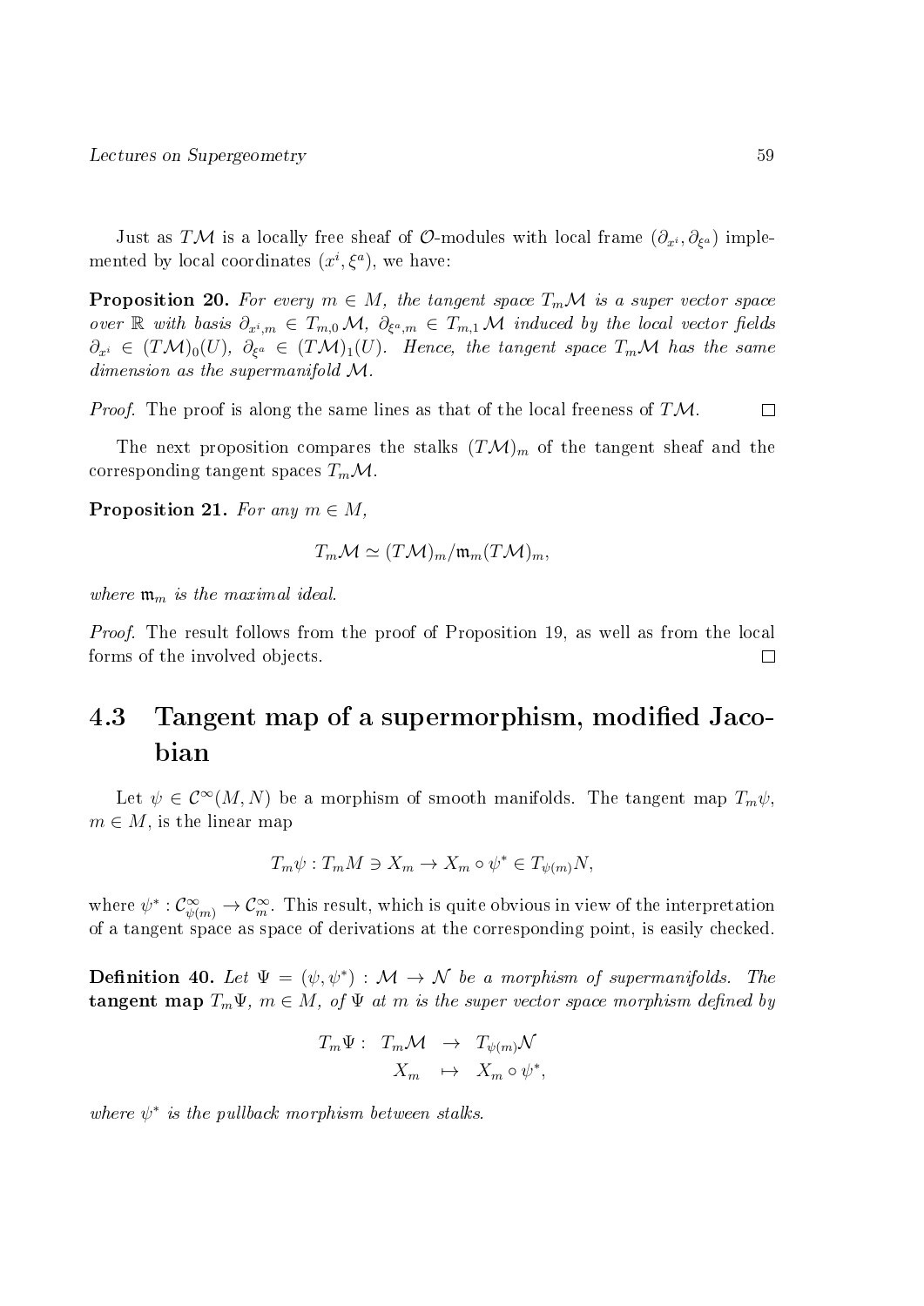Just as $T\mathcal{M}$ is a locally free sheaf of $\mathcal{O}$-modules with local frame $(\partial_{x^i}, \partial_{\xi^a})$ implemented by local coordinates $(x^i, \xi^a)$, we have:

**Proposition 20.** *For every $m \in M$, the tangent space $T_m\mathcal{M}$ is a super vector space over $\mathbb{R}$ with basis $\partial_{x^i,m} \in T_{m,0}\,\mathcal{M}$, $\partial_{\xi^a,m} \in T_{m,1}\,\mathcal{M}$ induced by the local vector fields $\partial_{x^i} \in (T\mathcal{M})_0(U)$, $\partial_{\xi^a} \in (T\mathcal{M})_1(U)$. Hence, the tangent space $T_m\mathcal{M}$ has the same dimension as the supermanifold $\mathcal{M}$.*

*Proof.* The proof is along the same lines as that of the local freeness of $T\mathcal{M}$. $\square$

The next proposition compares the stalks $(T\mathcal{M})_m$ of the tangent sheaf and the corresponding tangent spaces $T_m\mathcal{M}$.

**Proposition 21.** *For any $m \in M$,*

$$T_m\mathcal{M} \simeq (T\mathcal{M})_m / \mathfrak{m}_m (T\mathcal{M})_m,$$

*where $\mathfrak{m}_m$ is the maximal ideal.*

*Proof.* The result follows from the proof of Proposition 19, as well as from the local forms of the involved objects. $\square$

## 4.3 Tangent map of a supermorphism, modified Jacobian

Let $\psi \in \mathcal{C}^\infty(M, N)$ be a morphism of smooth manifolds. The tangent map $T_m\psi$, $m \in M$, is the linear map

$$T_m\psi : T_m M \ni X_m \to X_m \circ \psi^* \in T_{\psi(m)}N,$$

where $\psi^* : \mathcal{C}^\infty_{\psi(m)} \to \mathcal{C}^\infty_m$. This result, which is quite obvious in view of the interpretation of a tangent space as space of derivations at the corresponding point, is easily checked.

**Definition 40.** *Let $\Psi = (\psi, \psi^*) : \mathcal{M} \to \mathcal{N}$ be a morphism of supermanifolds. The* **tangent map** *$T_m\Psi$, $m \in M$, of $\Psi$ at $m$ is the super vector space morphism defined by*

$$\begin{array}{rccl} T_m\Psi : & T_m\mathcal{M} & \to & T_{\psi(m)}\mathcal{N} \\ & X_m & \mapsto & X_m \circ \psi^*, \end{array}$$

*where $\psi^*$ is the pullback morphism between stalks.*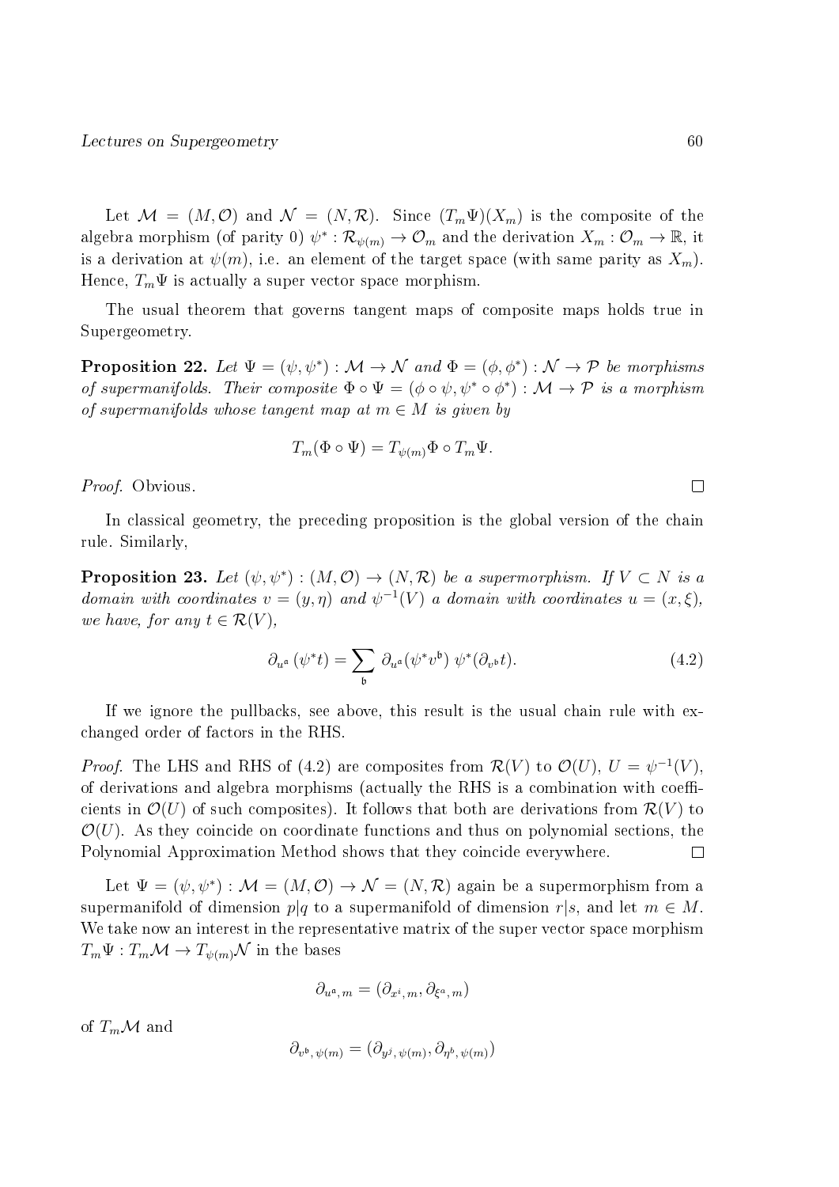Let $\mathcal{M} = (M, \mathcal{O})$ and $\mathcal{N} = (N, \mathcal{R})$. Since $(T_m\Psi)(X_m)$ is the composite of the algebra morphism (of parity 0) $\psi^* : \mathcal{R}_{\psi(m)} \to \mathcal{O}_m$ and the derivation $X_m : \mathcal{O}_m \to \mathbb{R}$, it is a derivation at $\psi(m)$, i.e. an element of the target space (with same parity as $X_m$). Hence, $T_m\Psi$ is actually a super vector space morphism.

The usual theorem that governs tangent maps of composite maps holds true in Supergeometry.

**Proposition 22.** *Let $\Psi = (\psi, \psi^*) : \mathcal{M} \to \mathcal{N}$ and $\Phi = (\phi, \phi^*) : \mathcal{N} \to \mathcal{P}$ be morphisms of supermanifolds. Their composite $\Phi \circ \Psi = (\phi \circ \psi, \psi^* \circ \phi^*) : \mathcal{M} \to \mathcal{P}$ is a morphism of supermanifolds whose tangent map at $m \in M$ is given by*

$$T_m(\Phi \circ \Psi) = T_{\psi(m)}\Phi \circ T_m\Psi.$$

*Proof.* Obvious. $\square$

In classical geometry, the preceding proposition is the global version of the chain rule. Similarly,

**Proposition 23.** *Let $(\psi, \psi^*) : (M, \mathcal{O}) \to (N, \mathcal{R})$ be a supermorphism. If $V \subset N$ is a domain with coordinates $v = (y, \eta)$ and $\psi^{-1}(V)$ a domain with coordinates $u = (x, \xi)$, we have, for any $t \in \mathcal{R}(V)$,*

$$\partial_{u^{\mathfrak{a}}} (\psi^* t) = \sum_{\mathfrak{b}} \partial_{u^{\mathfrak{a}}}(\psi^* v^{\mathfrak{b}}) \, \psi^*(\partial_{v^{\mathfrak{b}}} t). \tag{4.2}$$

If we ignore the pullbacks, see above, this result is the usual chain rule with exchanged order of factors in the RHS.

*Proof.* The LHS and RHS of (4.2) are composites from $\mathcal{R}(V)$ to $\mathcal{O}(U)$, $U = \psi^{-1}(V)$, of derivations and algebra morphisms (actually the RHS is a combination with coefficients in $\mathcal{O}(U)$ of such composites). It follows that both are derivations from $\mathcal{R}(V)$ to $\mathcal{O}(U)$. As they coincide on coordinate functions and thus on polynomial sections, the Polynomial Approximation Method shows that they coincide everywhere. $\square$

Let $\Psi = (\psi, \psi^*) : \mathcal{M} = (M, \mathcal{O}) \to \mathcal{N} = (N, \mathcal{R})$ again be a supermorphism from a supermanifold of dimension $p|q$ to a supermanifold of dimension $r|s$, and let $m \in M$. We take now an interest in the representative matrix of the super vector space morphism $T_m\Psi : T_m\mathcal{M} \to T_{\psi(m)}\mathcal{N}$ in the bases

$$\partial_{u^{\mathfrak{a}}, m} = (\partial_{x^i, m}, \partial_{\xi^a, m})$$

of $T_m\mathcal{M}$ and

$$\partial_{v^{\mathfrak{b}}, \psi(m)} = (\partial_{y^j, \psi(m)}, \partial_{\eta^b, \psi(m)})$$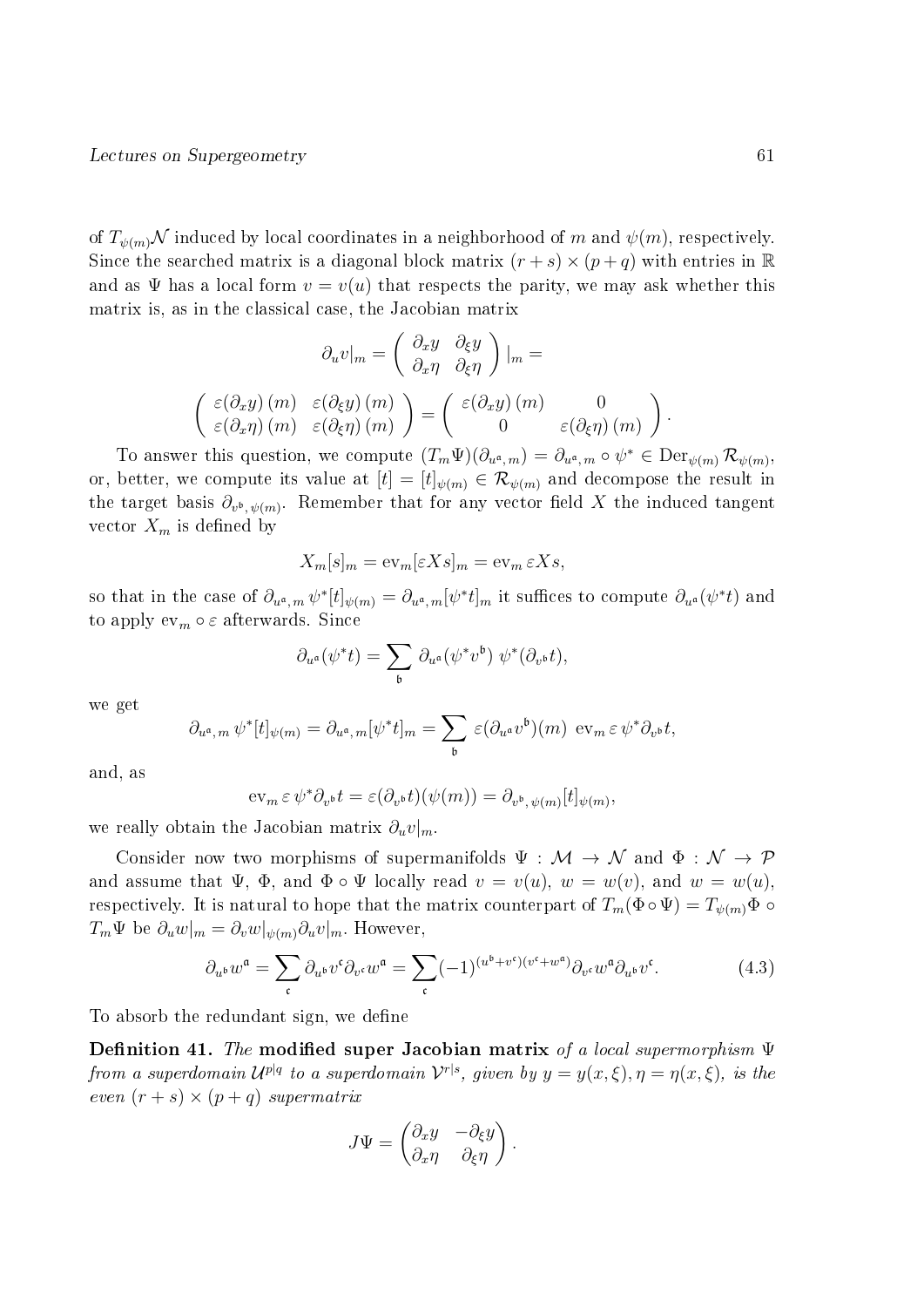of $T_{\psi(m)}\mathcal{N}$ induced by local coordinates in a neighborhood of $m$ and $\psi(m)$, respectively. Since the searched matrix is a diagonal block matrix $(r+s)\times(p+q)$ with entries in $\mathbb{R}$ and as $\Psi$ has a local form $v = v(u)$ that respects the parity, we may ask whether this matrix is, as in the classical case, the Jacobian matrix

$$\partial_u v|_m = \begin{pmatrix} \partial_x y & \partial_\xi y \\ \partial_x \eta & \partial_\xi \eta \end{pmatrix}|_m =$$

$$\begin{pmatrix} \varepsilon(\partial_x y)\,(m) & \varepsilon(\partial_\xi y)\,(m) \\ \varepsilon(\partial_x \eta)\,(m) & \varepsilon(\partial_\xi \eta)\,(m) \end{pmatrix} = \begin{pmatrix} \varepsilon(\partial_x y)\,(m) & 0 \\ 0 & \varepsilon(\partial_\xi \eta)\,(m) \end{pmatrix}.$$

To answer this question, we compute $(T_m\Psi)(\partial_{u^{\mathfrak{a}},m}) = \partial_{u^{\mathfrak{a}},m} \circ \psi^* \in \mathrm{Der}_{\psi(m)}\,\mathcal{R}_{\psi(m)}$, or, better, we compute its value at $[t] = [t]_{\psi(m)} \in \mathcal{R}_{\psi(m)}$ and decompose the result in the target basis $\partial_{v^{\mathfrak{b}},\psi(m)}$. Remember that for any vector field $X$ the induced tangent vector $X_m$ is defined by

$$X_m[s]_m = \mathrm{ev}_m[\varepsilon X s]_m = \mathrm{ev}_m\,\varepsilon X s,$$

so that in the case of $\partial_{u^{\mathfrak{a}},m}\,\psi^*[t]_{\psi(m)} = \partial_{u^{\mathfrak{a}},m}[\psi^* t]_m$ it suffices to compute $\partial_{u^{\mathfrak{a}}}(\psi^* t)$ and to apply $\mathrm{ev}_m \circ \varepsilon$ afterwards. Since

$$\partial_{u^{\mathfrak{a}}}(\psi^* t) = \sum_{\mathfrak{b}} \partial_{u^{\mathfrak{a}}}(\psi^* v^{\mathfrak{b}})\;\psi^*(\partial_{v^{\mathfrak{b}}} t),$$

we get

$$\partial_{u^{\mathfrak{a}},m}\,\psi^*[t]_{\psi(m)} = \partial_{u^{\mathfrak{a}},m}[\psi^* t]_m = \sum_{\mathfrak{b}} \varepsilon(\partial_{u^{\mathfrak{a}}} v^{\mathfrak{b}})(m)\;\mathrm{ev}_m\,\varepsilon\,\psi^*\partial_{v^{\mathfrak{b}}} t,$$

and, as

$$\mathrm{ev}_m\,\varepsilon\,\psi^*\partial_{v^{\mathfrak{b}}} t = \varepsilon(\partial_{v^{\mathfrak{b}}} t)(\psi(m)) = \partial_{v^{\mathfrak{b}},\psi(m)}[t]_{\psi(m)},$$

we really obtain the Jacobian matrix $\partial_u v|_m$.

Consider now two morphisms of supermanifolds $\Psi : \mathcal{M} \to \mathcal{N}$ and $\Phi : \mathcal{N} \to \mathcal{P}$ and assume that $\Psi$, $\Phi$, and $\Phi\circ\Psi$ locally read $v = v(u)$, $w = w(v)$, and $w = w(u)$, respectively. It is natural to hope that the matrix counterpart of $T_m(\Phi\circ\Psi) = T_{\psi(m)}\Phi \circ T_m\Psi$ be $\partial_u w|_m = \partial_v w|_{\psi(m)}\partial_u v|_m$. However,

$$\partial_{u^{\mathfrak{b}}} w^{\mathfrak{a}} = \sum_{\mathfrak{c}} \partial_{u^{\mathfrak{b}}} v^{\mathfrak{c}} \partial_{v^{\mathfrak{c}}} w^{\mathfrak{a}} = \sum_{\mathfrak{c}} (-1)^{(u^{\mathfrak{b}}+v^{\mathfrak{c}})(v^{\mathfrak{c}}+w^{\mathfrak{a}})} \partial_{v^{\mathfrak{c}}} w^{\mathfrak{a}} \partial_{u^{\mathfrak{b}}} v^{\mathfrak{c}}. \tag{4.3}$$

To absorb the redundant sign, we define

**Definition 41.** *The* **modified super Jacobian matrix** *of a local supermorphism $\Psi$ from a superdomain $\mathcal{U}^{p|q}$ to a superdomain $\mathcal{V}^{r|s}$, given by $y = y(x,\xi), \eta = \eta(x,\xi)$, is the even $(r+s)\times(p+q)$ supermatrix*

$$J\Psi = \begin{pmatrix} \partial_x y & -\partial_\xi y \\ \partial_x \eta & \partial_\xi \eta \end{pmatrix}.$$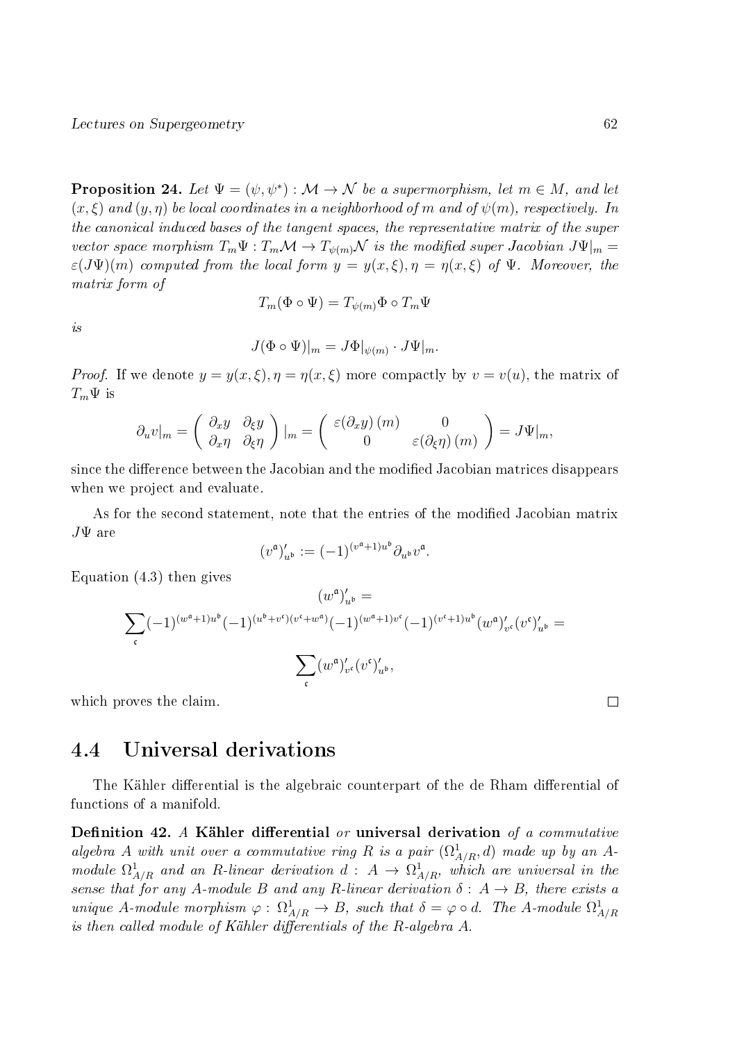**Proposition 24.** *Let $\Psi = (\psi, \psi^*) : \mathcal{M} \to \mathcal{N}$ be a supermorphism, let $m \in M$, and let $(x, \xi)$ and $(y, \eta)$ be local coordinates in a neighborhood of $m$ and of $\psi(m)$, respectively. In the canonical induced bases of the tangent spaces, the representative matrix of the super vector space morphism $T_m\Psi : T_m\mathcal{M} \to T_{\psi(m)}\mathcal{N}$ is the modified super Jacobian $J\Psi|_m = \varepsilon(J\Psi)(m)$ computed from the local form $y = y(x, \xi), \eta = \eta(x, \xi)$ of $\Psi$. Moreover, the matrix form of*

$$T_m(\Phi \circ \Psi) = T_{\psi(m)}\Phi \circ T_m\Psi$$

*is*

$$J(\Phi \circ \Psi)|_m = J\Phi|_{\psi(m)} \cdot J\Psi|_m.$$

*Proof.* If we denote $y = y(x, \xi), \eta = \eta(x, \xi)$ more compactly by $v = v(u)$, the matrix of $T_m\Psi$ is

$$\partial_u v|_m = \begin{pmatrix} \partial_x y & \partial_\xi y \\ \partial_x \eta & \partial_\xi \eta \end{pmatrix}|_m = \begin{pmatrix} \varepsilon(\partial_x y)\,(m) & 0 \\ 0 & \varepsilon(\partial_\xi \eta)\,(m) \end{pmatrix} = J\Psi|_m,$$

since the difference between the Jacobian and the modified Jacobian matrices disappears when we project and evaluate.

As for the second statement, note that the entries of the modified Jacobian matrix $J\Psi$ are

$$(v^{\mathfrak{a}})'_{u^{\mathfrak{b}}} := (-1)^{(v^{\mathfrak{a}}+1)u^{\mathfrak{b}}} \partial_{u^{\mathfrak{b}}} v^{\mathfrak{a}}.$$

Equation (4.3) then gives

$$(w^{\mathfrak{a}})'_{u^{\mathfrak{b}}} =$$

$$\sum_{\mathfrak{c}} (-1)^{(w^{\mathfrak{a}}+1)u^{\mathfrak{b}}} (-1)^{(u^{\mathfrak{b}}+v^{\mathfrak{c}})(v^{\mathfrak{c}}+w^{\mathfrak{a}})} (-1)^{(w^{\mathfrak{a}}+1)v^{\mathfrak{c}}} (-1)^{(v^{\mathfrak{c}}+1)u^{\mathfrak{b}}} (w^{\mathfrak{a}})'_{v^{\mathfrak{c}}} (v^{\mathfrak{c}})'_{u^{\mathfrak{b}}} =$$

$$\sum_{\mathfrak{c}} (w^{\mathfrak{a}})'_{v^{\mathfrak{c}}} (v^{\mathfrak{c}})'_{u^{\mathfrak{b}}},$$

which proves the claim. □

## 4.4 Universal derivations

The Kähler differential is the algebraic counterpart of the de Rham differential of functions of a manifold.

**Definition 42.** *A* **Kähler differential** *or* **universal derivation** *of a commutative algebra $A$ with unit over a commutative ring $R$ is a pair $(\Omega^1_{A/R}, d)$ made up by an $A$-module $\Omega^1_{A/R}$ and an $R$-linear derivation $d : A \to \Omega^1_{A/R}$, which are universal in the sense that for any $A$-module $B$ and any $R$-linear derivation $\delta : A \to B$, there exists a unique $A$-module morphism $\varphi : \Omega^1_{A/R} \to B$, such that $\delta = \varphi \circ d$. The $A$-module $\Omega^1_{A/R}$ is then called module of Kähler differentials of the $R$-algebra $A$.*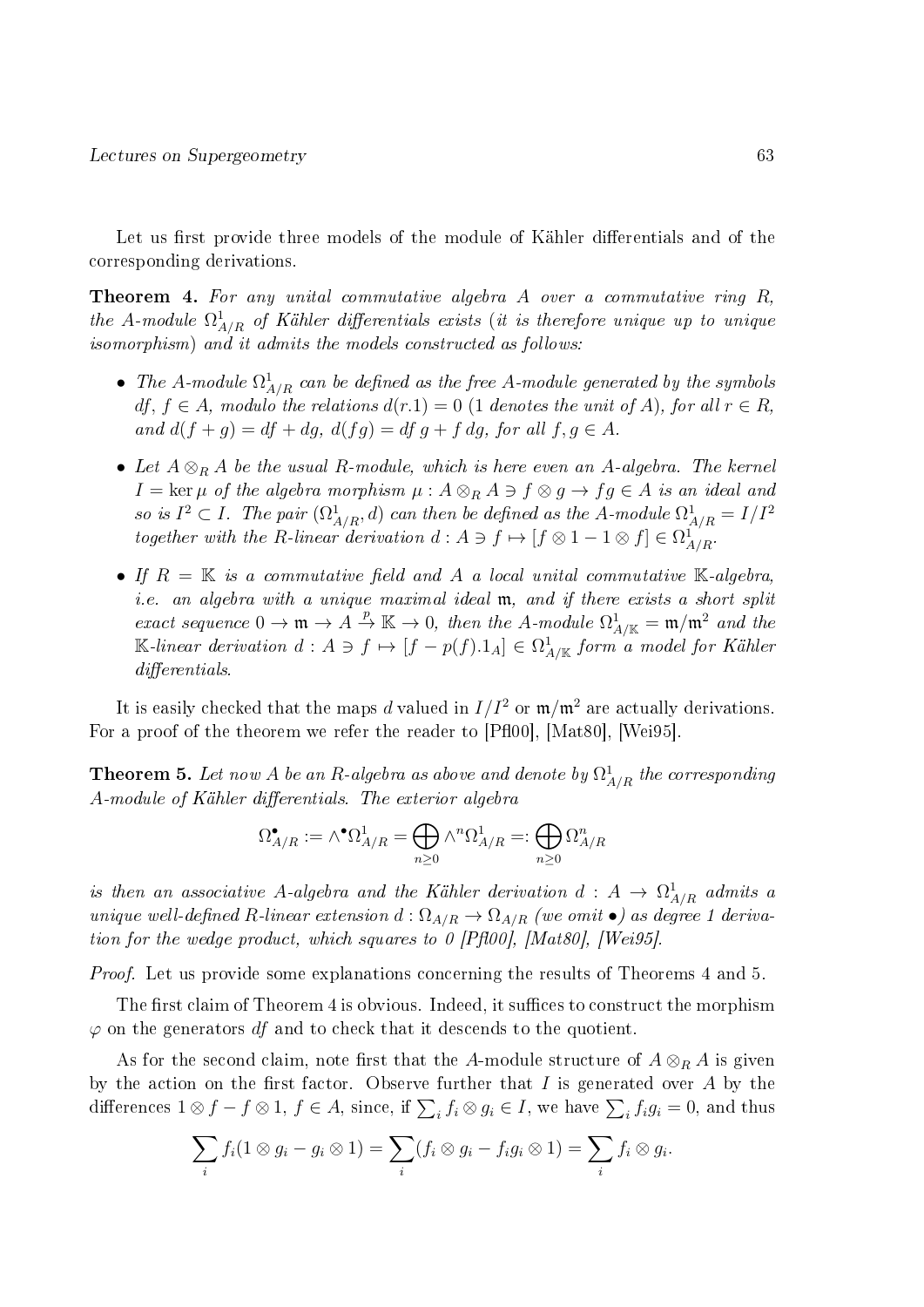Let us first provide three models of the module of Kähler differentials and of the corresponding derivations.

**Theorem 4.** *For any unital commutative algebra $A$ over a commutative ring $R$, the $A$-module $\Omega^1_{A/R}$ of Kähler differentials exists (it is therefore unique up to unique isomorphism) and it admits the models constructed as follows:*

- *The $A$-module $\Omega^1_{A/R}$ can be defined as the free $A$-module generated by the symbols $df$, $f \in A$, modulo the relations $d(r.1) = 0$ ($1$ denotes the unit of $A$), for all $r \in R$, and $d(f+g) = df + dg$, $d(fg) = df\, g + f\, dg$, for all $f, g \in A$.*
- *Let $A \otimes_R A$ be the usual $R$-module, which is here even an $A$-algebra. The kernel $I = \ker \mu$ of the algebra morphism $\mu : A \otimes_R A \ni f \otimes g \to fg \in A$ is an ideal and so is $I^2 \subset I$. The pair $(\Omega^1_{A/R}, d)$ can then be defined as the $A$-module $\Omega^1_{A/R} = I/I^2$ together with the $R$-linear derivation $d : A \ni f \mapsto [f \otimes 1 - 1 \otimes f] \in \Omega^1_{A/R}$.*
- *If $R = \mathbb{K}$ is a commutative field and $A$ a local unital commutative $\mathbb{K}$-algebra, i.e. an algebra with a unique maximal ideal $\mathfrak{m}$, and if there exists a short split exact sequence $0 \to \mathfrak{m} \to A \xrightarrow{p} \mathbb{K} \to 0$, then the $A$-module $\Omega^1_{A/\mathbb{K}} = \mathfrak{m}/\mathfrak{m}^2$ and the $\mathbb{K}$-linear derivation $d : A \ni f \mapsto [f - p(f).1_A] \in \Omega^1_{A/\mathbb{K}}$ form a model for Kähler differentials.*

It is easily checked that the maps $d$ valued in $I/I^2$ or $\mathfrak{m}/\mathfrak{m}^2$ are actually derivations. For a proof of the theorem we refer the reader to [Pfl00], [Mat80], [Wei95].

**Theorem 5.** *Let now $A$ be an $R$-algebra as above and denote by $\Omega^1_{A/R}$ the corresponding $A$-module of Kähler differentials. The exterior algebra*

$$\Omega^\bullet_{A/R} := \wedge^\bullet \Omega^1_{A/R} = \bigoplus_{n \geq 0} \wedge^n \Omega^1_{A/R} =: \bigoplus_{n \geq 0} \Omega^n_{A/R}$$

*is then an associative $A$-algebra and the Kähler derivation $d : A \to \Omega^1_{A/R}$ admits a unique well-defined $R$-linear extension $d : \Omega_{A/R} \to \Omega_{A/R}$ (we omit $\bullet$) as degree 1 derivation for the wedge product, which squares to 0 [Pfl00], [Mat80], [Wei95].*

*Proof.* Let us provide some explanations concerning the results of Theorems 4 and 5.

The first claim of Theorem 4 is obvious. Indeed, it suffices to construct the morphism $\varphi$ on the generators $df$ and to check that it descends to the quotient.

As for the second claim, note first that the $A$-module structure of $A \otimes_R A$ is given by the action on the first factor. Observe further that $I$ is generated over $A$ by the differences $1 \otimes f - f \otimes 1$, $f \in A$, since, if $\sum_i f_i \otimes g_i \in I$, we have $\sum_i f_i g_i = 0$, and thus

$$\sum_i f_i (1 \otimes g_i - g_i \otimes 1) = \sum_i (f_i \otimes g_i - f_i g_i \otimes 1) = \sum_i f_i \otimes g_i.$$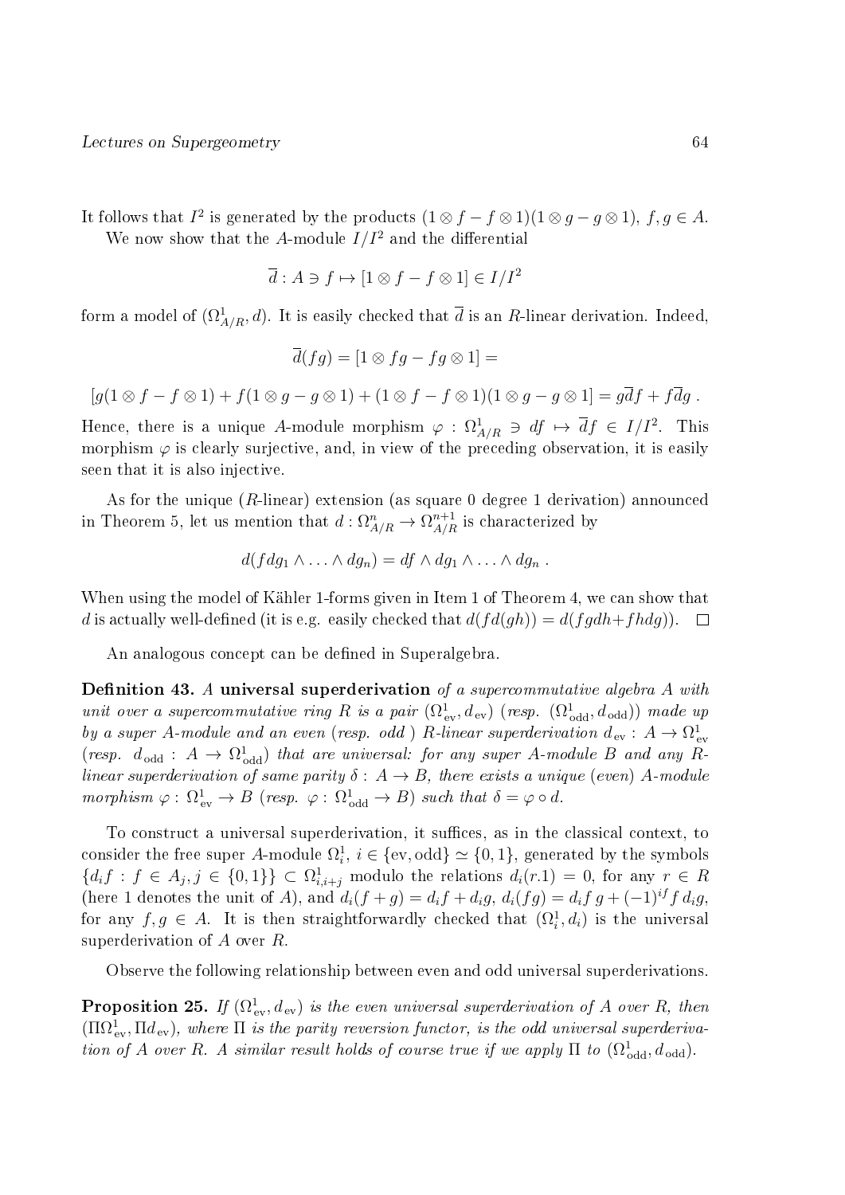It follows that $I^2$ is generated by the products $(1 \otimes f - f \otimes 1)(1 \otimes g - g \otimes 1)$, $f, g \in A$.

We now show that the $A$-module $I/I^2$ and the differential

$$\overline{d} : A \ni f \mapsto [1 \otimes f - f \otimes 1] \in I/I^2$$

form a model of $(\Omega^1_{A/R}, d)$. It is easily checked that $\overline{d}$ is an $R$-linear derivation. Indeed,

$$\overline{d}(fg) = [1 \otimes fg - fg \otimes 1] =$$

$$[g(1 \otimes f - f \otimes 1) + f(1 \otimes g - g \otimes 1) + (1 \otimes f - f \otimes 1)(1 \otimes g - g \otimes 1] = g\overline{d}f + f\overline{d}g \;.$$

Hence, there is a unique $A$-module morphism $\varphi : \Omega^1_{A/R} \ni df \mapsto \overline{d}f \in I/I^2$. This morphism $\varphi$ is clearly surjective, and, in view of the preceding observation, it is easily seen that it is also injective.

As for the unique ($R$-linear) extension (as square 0 degree 1 derivation) announced in Theorem 5, let us mention that $d : \Omega^n_{A/R} \to \Omega^{n+1}_{A/R}$ is characterized by

$$d(f dg_1 \wedge \ldots \wedge dg_n) = df \wedge dg_1 \wedge \ldots \wedge dg_n \;.$$

When using the model of Kähler 1-forms given in Item 1 of Theorem 4, we can show that $d$ is actually well-defined (it is e.g. easily checked that $d(fd(gh)) = d(fgdh + fhdg)$). $\square$

An analogous concept can be defined in Superalgebra.

**Definition 43.** *A* **universal superderivation** *of a supercommutative algebra $A$ with unit over a supercommutative ring $R$ is a pair $(\Omega^1_{\mathrm{ev}}, d_{\mathrm{ev}})$ (resp. $(\Omega^1_{\mathrm{odd}}, d_{\mathrm{odd}})$) made up by a super $A$-module and an even (resp. odd ) $R$-linear superderivation $d_{\mathrm{ev}} : A \to \Omega^1_{\mathrm{ev}}$ (resp. $d_{\mathrm{odd}} : A \to \Omega^1_{\mathrm{odd}}$) that are universal: for any super $A$-module $B$ and any $R$-linear superderivation of same parity $\delta : A \to B$, there exists a unique (even) $A$-module morphism $\varphi : \Omega^1_{\mathrm{ev}} \to B$ (resp. $\varphi : \Omega^1_{\mathrm{odd}} \to B$) such that $\delta = \varphi \circ d$.*

To construct a universal superderivation, it suffices, as in the classical context, to consider the free super $A$-module $\Omega^1_i$, $i \in \{\mathrm{ev}, \mathrm{odd}\} \simeq \{0, 1\}$, generated by the symbols $\{d_i f : f \in A_j, j \in \{0, 1\}\} \subset \Omega^1_{i, i+j}$ modulo the relations $d_i(r.1) = 0$, for any $r \in R$ (here 1 denotes the unit of $A$), and $d_i(f + g) = d_i f + d_i g$, $d_i(fg) = d_i f\, g + (-1)^{if} f\, d_i g$, for any $f, g \in A$. It is then straightforwardly checked that $(\Omega^1_i, d_i)$ is the universal superderivation of $A$ over $R$.

Observe the following relationship between even and odd universal superderivations.

**Proposition 25.** *If $(\Omega^1_{\mathrm{ev}}, d_{\mathrm{ev}})$ is the even universal superderivation of $A$ over $R$, then $(\Pi\Omega^1_{\mathrm{ev}}, \Pi d_{\mathrm{ev}})$, where $\Pi$ is the parity reversion functor, is the odd universal superderivation of $A$ over $R$. A similar result holds of course true if we apply $\Pi$ to $(\Omega^1_{\mathrm{odd}}, d_{\mathrm{odd}})$.*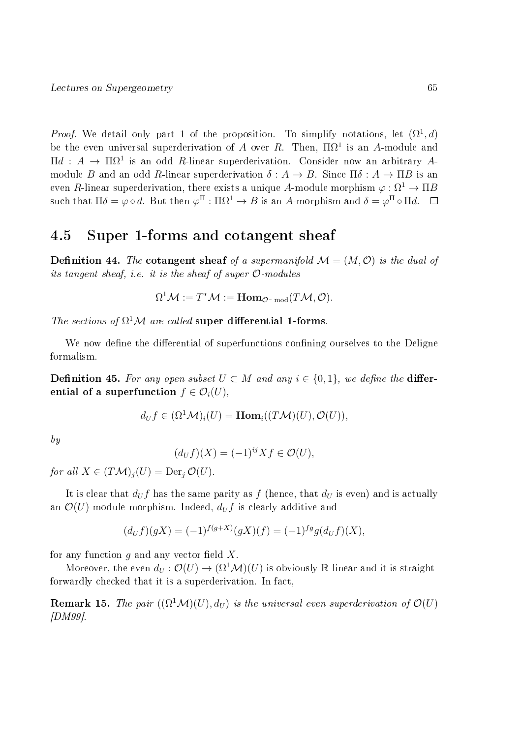*Proof.* We detail only part 1 of the proposition. To simplify notations, let $(\Omega^1, d)$ be the even universal superderivation of $A$ over $R$. Then, $\Pi\Omega^1$ is an $A$-module and $\Pi d : A \to \Pi\Omega^1$ is an odd $R$-linear superderivation. Consider now an arbitrary $A$-module $B$ and an odd $R$-linear superderivation $\delta : A \to B$. Since $\Pi\delta : A \to \Pi B$ is an even $R$-linear superderivation, there exists a unique $A$-module morphism $\varphi : \Omega^1 \to \Pi B$ such that $\Pi\delta = \varphi \circ d$. But then $\varphi^\Pi : \Pi\Omega^1 \to B$ is an $A$-morphism and $\delta = \varphi^\Pi \circ \Pi d$. $\square$

## 4.5 Super 1-forms and cotangent sheaf

**Definition 44.** *The* **cotangent sheaf** *of a supermanifold $\mathcal{M} = (M, \mathcal{O})$ is the dual of its tangent sheaf, i.e. it is the sheaf of super $\mathcal{O}$-modules*

$$\Omega^1\mathcal{M} := T^*\mathcal{M} := \mathbf{Hom}_{\mathcal{O}\text{- mod}}(T\mathcal{M}, \mathcal{O}).$$

*The sections of $\Omega^1\mathcal{M}$ are called* **super differential 1-forms**.

We now define the differential of superfunctions confining ourselves to the Deligne formalism.

**Definition 45.** *For any open subset $U \subset M$ and any $i \in \{0, 1\}$, we define the* **differential of a superfunction** *$f \in \mathcal{O}_i(U)$,*

$$d_U f \in (\Omega^1\mathcal{M})_i(U) = \mathbf{Hom}_i((T\mathcal{M})(U), \mathcal{O}(U)),$$

*by*

$$(d_U f)(X) = (-1)^{ij} X f \in \mathcal{O}(U),$$

*for all $X \in (T\mathcal{M})_j(U) = \mathrm{Der}_j\, \mathcal{O}(U)$.*

It is clear that $d_U f$ has the same parity as $f$ (hence, that $d_U$ is even) and is actually an $\mathcal{O}(U)$-module morphism. Indeed, $d_U f$ is clearly additive and

$$(d_U f)(gX) = (-1)^{f(g+X)}(gX)(f) = (-1)^{fg} g(d_U f)(X),$$

for any function $g$ and any vector field $X$.

Moreover, the even $d_U : \mathcal{O}(U) \to (\Omega^1\mathcal{M})(U)$ is obviously $\mathbb{R}$-linear and it is straightforwardly checked that it is a superderivation. In fact,

**Remark 15.** *The pair $((\Omega^1\mathcal{M})(U), d_U)$ is the universal even superderivation of $\mathcal{O}(U)$ [DM99].*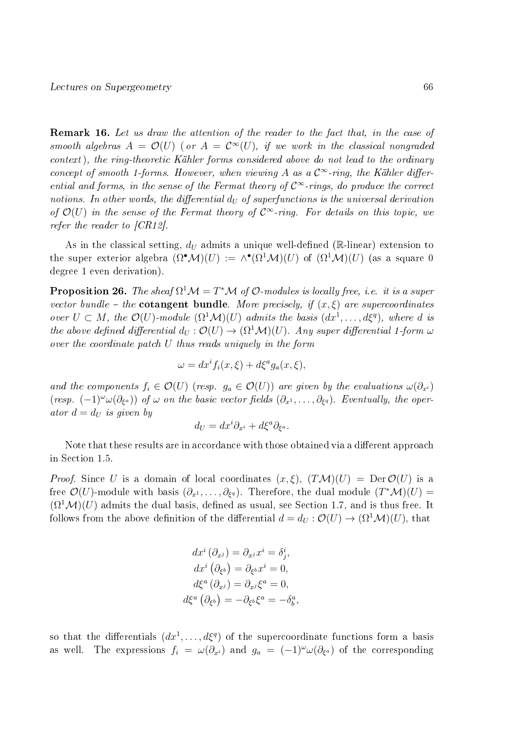**Remark 16.** *Let us draw the attention of the reader to the fact that, in the case of smooth algebras $A = \mathcal{O}(U)$ ( or $A = \mathcal{C}^\infty(U)$, if we work in the classical nongraded context ), the ring-theoretic Kähler forms considered above do not lead to the ordinary concept of smooth 1-forms. However, when viewing $A$ as a $\mathcal{C}^\infty$-ring, the Kähler differential and forms, in the sense of the Fermat theory of $\mathcal{C}^\infty$-rings, do produce the correct notions. In other words, the differential $d_U$ of superfunctions is the universal derivation of $\mathcal{O}(U)$ in the sense of the Fermat theory of $\mathcal{C}^\infty$-ring. For details on this topic, we refer the reader to [CR12].*

As in the classical setting, $d_U$ admits a unique well-defined ($\mathbb{R}$-linear) extension to the super exterior algebra $(\Omega^\bullet\mathcal{M})(U) := \wedge^\bullet(\Omega^1\mathcal{M})(U)$ of $(\Omega^1\mathcal{M})(U)$ (as a square 0 degree 1 even derivation).

**Proposition 26.** *The sheaf $\Omega^1\mathcal{M} = T^*\mathcal{M}$ of $\mathcal{O}$-modules is locally free, i.e. it is a super vector bundle – the* **cotangent bundle**. *More precisely, if $(x,\xi)$ are supercoordinates over $U \subset M$, the $\mathcal{O}(U)$-module $(\Omega^1\mathcal{M})(U)$ admits the basis $(dx^1,\ldots,d\xi^q)$, where $d$ is the above defined differential $d_U : \mathcal{O}(U) \to (\Omega^1\mathcal{M})(U)$. Any super differential 1-form $\omega$ over the coordinate patch $U$ thus reads uniquely in the form*

$$\omega = dx^i f_i(x,\xi) + d\xi^a g_a(x,\xi),$$

*and the components $f_i \in \mathcal{O}(U)$ (resp. $g_a \in \mathcal{O}(U)$) are given by the evaluations $\omega(\partial_{x^i})$ (resp. $(-1)^\omega\omega(\partial_{\xi^a})$) of $\omega$ on the basic vector fields $(\partial_{x^1},\ldots,\partial_{\xi^q})$. Eventually, the operator $d = d_U$ is given by*

$$d_U = dx^i\partial_{x^i} + d\xi^a\partial_{\xi^a}.$$

Note that these results are in accordance with those obtained via a different approach in Section 1.5.

*Proof.* Since $U$ is a domain of local coordinates $(x,\xi)$, $(T\mathcal{M})(U) = \operatorname{Der}\mathcal{O}(U)$ is a free $\mathcal{O}(U)$-module with basis $(\partial_{x^1},\ldots,\partial_{\xi^q})$. Therefore, the dual module $(T^*\mathcal{M})(U) = (\Omega^1\mathcal{M})(U)$ admits the dual basis, defined as usual, see Section 1.7, and is thus free. It follows from the above definition of the differential $d = d_U : \mathcal{O}(U) \to (\Omega^1\mathcal{M})(U)$, that

$$\begin{gathered}
dx^i\left(\partial_{x^j}\right) = \partial_{x^j}x^i = \delta^i_j,\\
dx^i\left(\partial_{\xi^b}\right) = \partial_{\xi^b}x^i = 0,\\
d\xi^a\left(\partial_{x^j}\right) = \partial_{x^j}\xi^a = 0,\\
d\xi^a\left(\partial_{\xi^b}\right) = -\partial_{\xi^b}\xi^a = -\delta^a_b,
\end{gathered}$$

so that the differentials $(dx^1,\ldots,d\xi^q)$ of the supercoordinate functions form a basis as well. The expressions $f_i = \omega(\partial_{x^i})$ and $g_a = (-1)^\omega\omega(\partial_{\xi^a})$ of the corresponding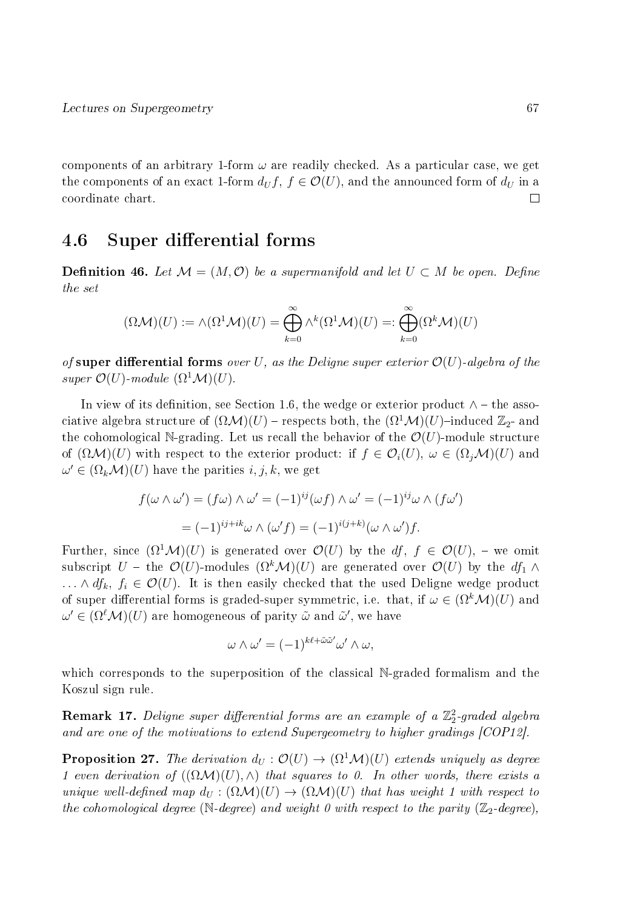components of an arbitrary 1-form $\omega$ are readily checked. As a particular case, we get the components of an exact 1-form $d_U f$, $f \in \mathcal{O}(U)$, and the announced form of $d_U$ in a coordinate chart. $\square$

## 4.6 Super differential forms

**Definition 46.** *Let $\mathcal{M} = (M, \mathcal{O})$ be a supermanifold and let $U \subset M$ be open. Define the set*

$$(\Omega\mathcal{M})(U) := \wedge(\Omega^1\mathcal{M})(U) = \bigoplus_{k=0}^{\infty} \wedge^k(\Omega^1\mathcal{M})(U) =: \bigoplus_{k=0}^{\infty} (\Omega^k\mathcal{M})(U)$$

*of* **super differential forms** *over $U$, as the Deligne super exterior $\mathcal{O}(U)$-algebra of the super $\mathcal{O}(U)$-module $(\Omega^1\mathcal{M})(U)$.*

In view of its definition, see Section 1.6, the wedge or exterior product $\wedge$ – the associative algebra structure of $(\Omega\mathcal{M})(U)$ – respects both, the $(\Omega^1\mathcal{M})(U)$–induced $\mathbb{Z}_2$- and the cohomological $\mathbb{N}$-grading. Let us recall the behavior of the $\mathcal{O}(U)$-module structure of $(\Omega\mathcal{M})(U)$ with respect to the exterior product: if $f \in \mathcal{O}_i(U)$, $\omega \in (\Omega_j\mathcal{M})(U)$ and $\omega' \in (\Omega_k\mathcal{M})(U)$ have the parities $i, j, k$, we get

$$f(\omega \wedge \omega') = (f\omega) \wedge \omega' = (-1)^{ij}(\omega f) \wedge \omega' = (-1)^{ij}\omega \wedge (f\omega')$$

$$= (-1)^{ij+ik}\omega \wedge (\omega' f) = (-1)^{i(j+k)}(\omega \wedge \omega')f.$$

Further, since $(\Omega^1\mathcal{M})(U)$ is generated over $\mathcal{O}(U)$ by the $df$, $f \in \mathcal{O}(U)$, – we omit subscript $U$ – the $\mathcal{O}(U)$-modules $(\Omega^k\mathcal{M})(U)$ are generated over $\mathcal{O}(U)$ by the $df_1 \wedge \ldots \wedge df_k$, $f_i \in \mathcal{O}(U)$. It is then easily checked that the used Deligne wedge product of super differential forms is graded-super symmetric, i.e. that, if $\omega \in (\Omega^k\mathcal{M})(U)$ and $\omega' \in (\Omega^\ell\mathcal{M})(U)$ are homogeneous of parity $\tilde{\omega}$ and $\tilde{\omega}'$, we have

$$\omega \wedge \omega' = (-1)^{k\ell + \tilde{\omega}\tilde{\omega}'}\omega' \wedge \omega,$$

which corresponds to the superposition of the classical $\mathbb{N}$-graded formalism and the Koszul sign rule.

**Remark 17.** *Deligne super differential forms are an example of a $\mathbb{Z}_2^2$-graded algebra and are one of the motivations to extend Supergeometry to higher gradings [COP12].*

**Proposition 27.** *The derivation $d_U : \mathcal{O}(U) \to (\Omega^1\mathcal{M})(U)$ extends uniquely as degree 1 even derivation of $((\Omega\mathcal{M})(U), \wedge)$ that squares to 0. In other words, there exists a unique well-defined map $d_U : (\Omega\mathcal{M})(U) \to (\Omega\mathcal{M})(U)$ that has weight 1 with respect to the cohomological degree ($\mathbb{N}$-degree) and weight 0 with respect to the parity ($\mathbb{Z}_2$-degree),*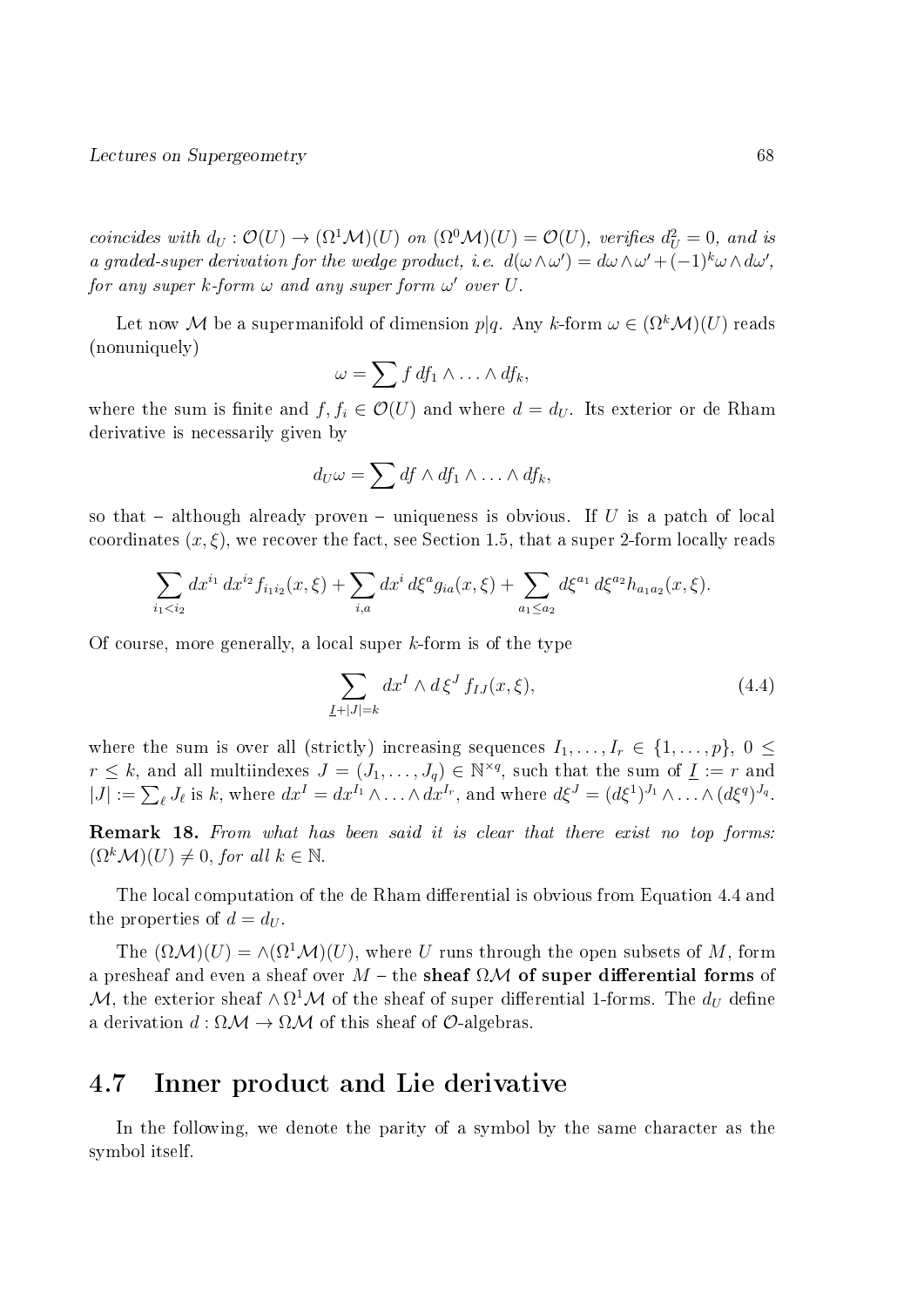*coincides with $d_U : \mathcal{O}(U) \to (\Omega^1\mathcal{M})(U)$ on $(\Omega^0\mathcal{M})(U) = \mathcal{O}(U)$, verifies $d_U^2 = 0$, and is a graded-super derivation for the wedge product, i.e. $d(\omega \wedge \omega') = d\omega \wedge \omega' + (-1)^k \omega \wedge d\omega'$, for any super $k$-form $\omega$ and any super form $\omega'$ over $U$.*

Let now $\mathcal{M}$ be a supermanifold of dimension $p|q$. Any $k$-form $\omega \in (\Omega^k\mathcal{M})(U)$ reads (nonuniquely)

$$\omega = \sum f\, df_1 \wedge \ldots \wedge df_k,$$

where the sum is finite and $f, f_i \in \mathcal{O}(U)$ and where $d = d_U$. Its exterior or de Rham derivative is necessarily given by

$$d_U\omega = \sum df \wedge df_1 \wedge \ldots \wedge df_k,$$

so that – although already proven – uniqueness is obvious. If $U$ is a patch of local coordinates $(x, \xi)$, we recover the fact, see Section 1.5, that a super 2-form locally reads

$$\sum_{i_1 < i_2} dx^{i_1}\, dx^{i_2} f_{i_1 i_2}(x, \xi) + \sum_{i,a} dx^i\, d\xi^a g_{ia}(x, \xi) + \sum_{a_1 \le a_2} d\xi^{a_1}\, d\xi^{a_2} h_{a_1 a_2}(x, \xi).$$

Of course, more generally, a local super $k$-form is of the type

$$\sum_{\underline{I}+|J|=k} dx^I \wedge d\,\xi^J\, f_{IJ}(x, \xi), \tag{4.4}$$

where the sum is over all (strictly) increasing sequences $I_1, \ldots, I_r \in \{1, \ldots, p\}$, $0 \le r \le k$, and all multiindexes $J = (J_1, \ldots, J_q) \in \mathbb{N}^{\times q}$, such that the sum of $\underline{I} := r$ and $|J| := \sum_\ell J_\ell$ is $k$, where $dx^I = dx^{I_1} \wedge \ldots \wedge dx^{I_r}$, and where $d\xi^J = (d\xi^1)^{J_1} \wedge \ldots \wedge (d\xi^q)^{J_q}$.

**Remark 18.** *From what has been said it is clear that there exist no top forms: $(\Omega^k\mathcal{M})(U) \neq 0$, for all $k \in \mathbb{N}$.*

The local computation of the de Rham differential is obvious from Equation 4.4 and the properties of $d = d_U$.

The $(\Omega\mathcal{M})(U) = \wedge(\Omega^1\mathcal{M})(U)$, where $U$ runs through the open subsets of $M$, form a presheaf and even a sheaf over $M$ – the **sheaf $\Omega\mathcal{M}$ of super differential forms** of $\mathcal{M}$, the exterior sheaf $\wedge\Omega^1\mathcal{M}$ of the sheaf of super differential 1-forms. The $d_U$ define a derivation $d : \Omega\mathcal{M} \to \Omega\mathcal{M}$ of this sheaf of $\mathcal{O}$-algebras.

## 4.7 Inner product and Lie derivative

In the following, we denote the parity of a symbol by the same character as the symbol itself.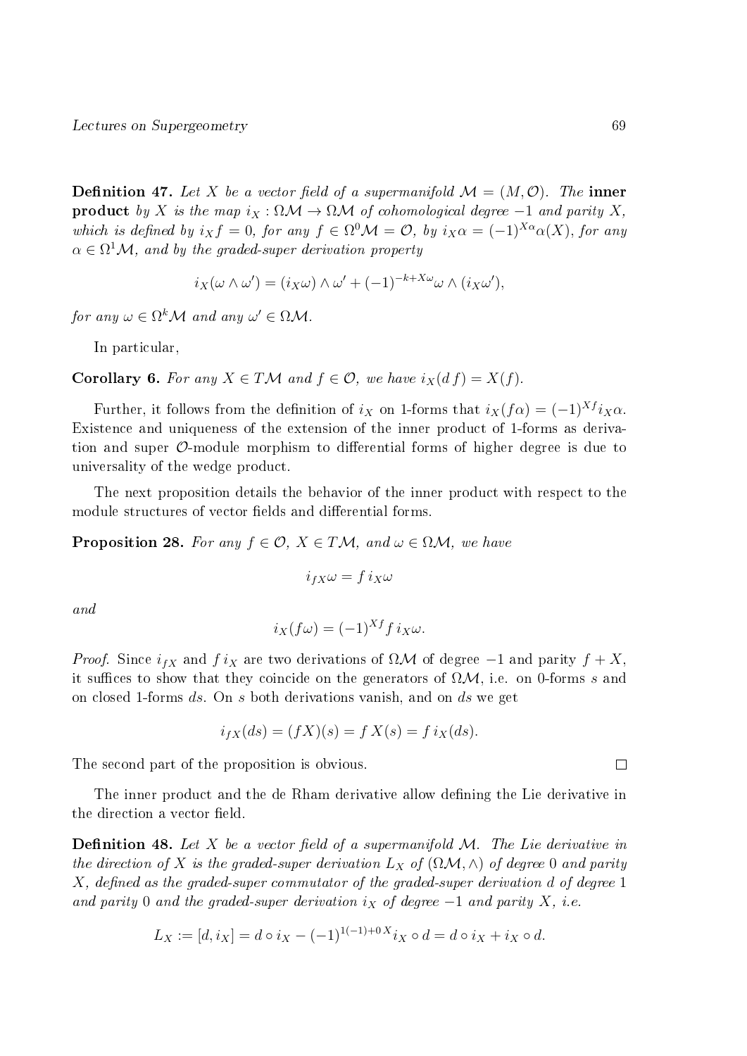**Definition 47.** *Let $X$ be a vector field of a supermanifold $\mathcal{M} = (M, \mathcal{O})$. The* **inner product** *by $X$ is the map $i_X : \Omega\mathcal{M} \to \Omega\mathcal{M}$ of cohomological degree $-1$ and parity $X$, which is defined by $i_X f = 0$, for any $f \in \Omega^0\mathcal{M} = \mathcal{O}$, by $i_X\alpha = (-1)^{X\alpha}\alpha(X)$, for any $\alpha \in \Omega^1\mathcal{M}$, and by the graded-super derivation property*

$$i_X(\omega \wedge \omega') = (i_X\omega) \wedge \omega' + (-1)^{-k+X\omega}\omega \wedge (i_X\omega'),$$

*for any $\omega \in \Omega^k\mathcal{M}$ and any $\omega' \in \Omega\mathcal{M}$.*

In particular,

**Corollary 6.** *For any $X \in T\mathcal{M}$ and $f \in \mathcal{O}$, we have $i_X(d\,f) = X(f)$.*

Further, it follows from the definition of $i_X$ on 1-forms that $i_X(f\alpha) = (-1)^{Xf}i_X\alpha$. Existence and uniqueness of the extension of the inner product of 1-forms as derivation and super $\mathcal{O}$-module morphism to differential forms of higher degree is due to universality of the wedge product.

The next proposition details the behavior of the inner product with respect to the module structures of vector fields and differential forms.

**Proposition 28.** *For any $f \in \mathcal{O}$, $X \in T\mathcal{M}$, and $\omega \in \Omega\mathcal{M}$, we have*

$$i_{fX}\omega = f\, i_X\omega$$

*and*

$$i_X(f\omega) = (-1)^{Xf} f\, i_X\omega.$$

*Proof.* Since $i_{fX}$ and $f\, i_X$ are two derivations of $\Omega\mathcal{M}$ of degree $-1$ and parity $f + X$, it suffices to show that they coincide on the generators of $\Omega\mathcal{M}$, i.e. on 0-forms $s$ and on closed 1-forms $ds$. On $s$ both derivations vanish, and on $ds$ we get

$$i_{fX}(ds) = (fX)(s) = f\, X(s) = f\, i_X(ds).$$

The second part of the proposition is obvious. $\square$

The inner product and the de Rham derivative allow defining the Lie derivative in the direction a vector field.

**Definition 48.** *Let $X$ be a vector field of a supermanifold $\mathcal{M}$. The Lie derivative in the direction of $X$ is the graded-super derivation $L_X$ of $(\Omega\mathcal{M}, \wedge)$ of degree 0 and parity $X$, defined as the graded-super commutator of the graded-super derivation $d$ of degree 1 and parity 0 and the graded-super derivation $i_X$ of degree $-1$ and parity $X$, i.e.*

$$L_X := [d, i_X] = d \circ i_X - (-1)^{1(-1)+0\,X} i_X \circ d = d \circ i_X + i_X \circ d.$$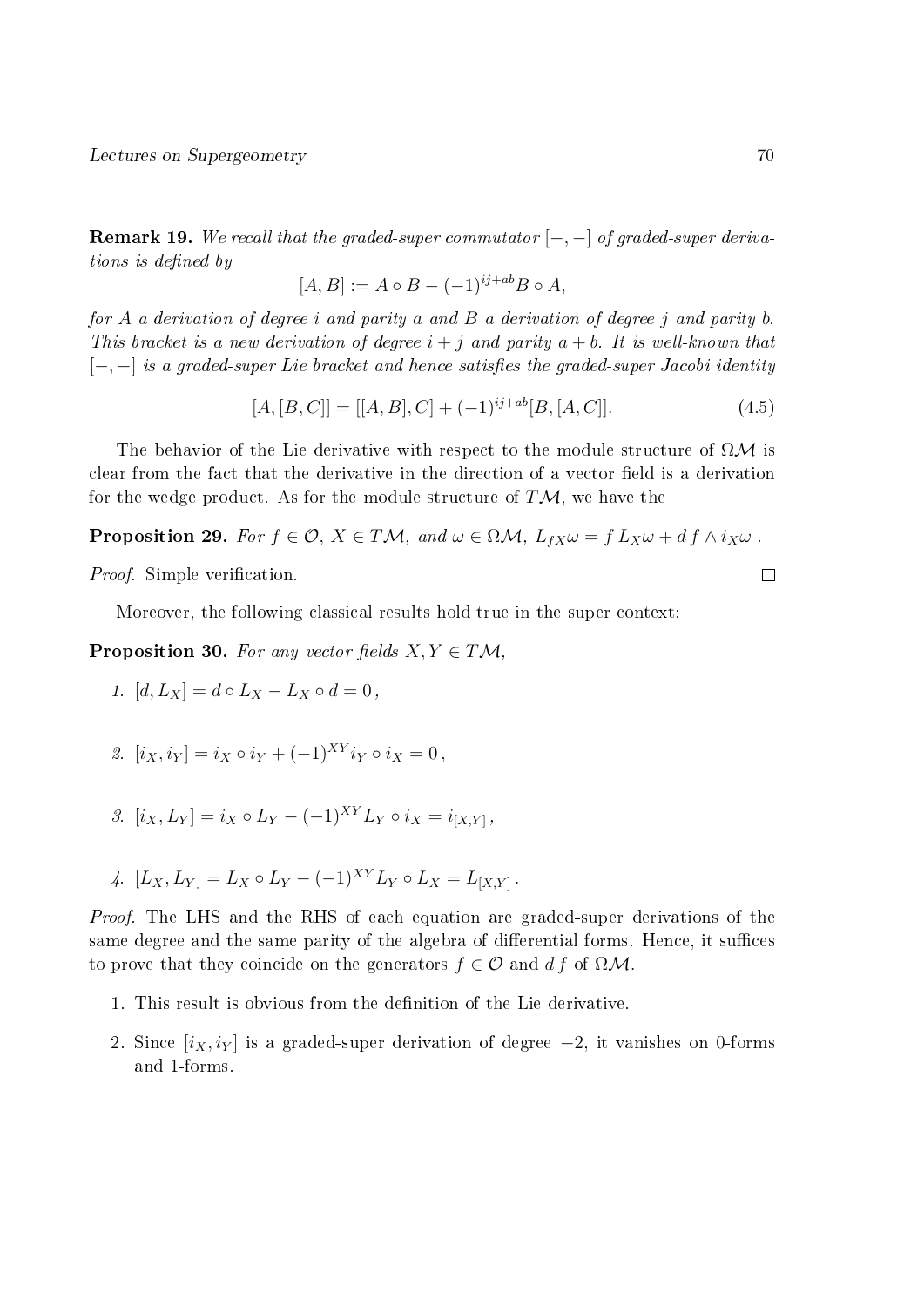**Remark 19.** *We recall that the graded-super commutator $[-,-]$ of graded-super derivations is defined by*

$$[A,B] := A \circ B - (-1)^{ij+ab} B \circ A,$$

*for $A$ a derivation of degree $i$ and parity $a$ and $B$ a derivation of degree $j$ and parity $b$. This bracket is a new derivation of degree $i+j$ and parity $a+b$. It is well-known that $[-,-]$ is a graded-super Lie bracket and hence satisfies the graded-super Jacobi identity*

$$[A,[B,C]] = [[A,B],C] + (-1)^{ij+ab}[B,[A,C]]. \tag{4.5}$$

The behavior of the Lie derivative with respect to the module structure of $\Omega\mathcal{M}$ is clear from the fact that the derivative in the direction of a vector field is a derivation for the wedge product. As for the module structure of $T\mathcal{M}$, we have the

**Proposition 29.** *For $f \in \mathcal{O}$, $X \in T\mathcal{M}$, and $\omega \in \Omega\mathcal{M}$, $L_{fX}\omega = f\, L_X\omega + d\, f \wedge i_X\omega$ .*

*Proof.* Simple verification. □

Moreover, the following classical results hold true in the super context:

**Proposition 30.** *For any vector fields $X, Y \in T\mathcal{M}$,*

1. $[d, L_X] = d \circ L_X - L_X \circ d = 0\,,$

2. $[i_X, i_Y] = i_X \circ i_Y + (-1)^{XY} i_Y \circ i_X = 0\,,$

3. $[i_X, L_Y] = i_X \circ L_Y - (-1)^{XY} L_Y \circ i_X = i_{[X,Y]}\,,$

4. $[L_X, L_Y] = L_X \circ L_Y - (-1)^{XY} L_Y \circ L_X = L_{[X,Y]}\,.$

*Proof.* The LHS and the RHS of each equation are graded-super derivations of the same degree and the same parity of the algebra of differential forms. Hence, it suffices to prove that they coincide on the generators $f \in \mathcal{O}$ and $d\, f$ of $\Omega\mathcal{M}$.

1. This result is obvious from the definition of the Lie derivative.

2. Since $[i_X, i_Y]$ is a graded-super derivation of degree $-2$, it vanishes on 0-forms and 1-forms.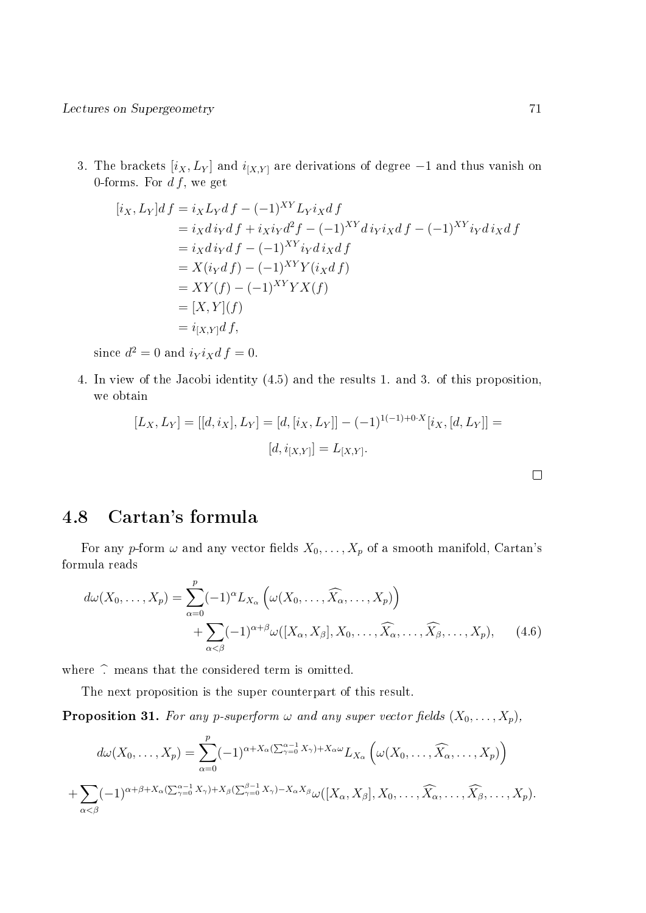3. The brackets $[i_X, L_Y]$ and $i_{[X,Y]}$ are derivations of degree $-1$ and thus vanish on 0-forms. For $d\,f$, we get

$$
\begin{aligned}
[i_X, L_Y]d\,f &= i_X L_Y d\,f - (-1)^{XY} L_Y i_X d\,f \\
&= i_X d\, i_Y d\,f + i_X i_Y d^2 f - (-1)^{XY} d\, i_Y i_X d\,f - (-1)^{XY} i_Y d\, i_X d\,f \\
&= i_X d\, i_Y d\,f - (-1)^{XY} i_Y d\, i_X d\,f \\
&= X(i_Y d\,f) - (-1)^{XY} Y(i_X d\,f) \\
&= XY(f) - (-1)^{XY} YX(f) \\
&= [X, Y](f) \\
&= i_{[X,Y]} d\,f,
\end{aligned}
$$

since $d^2 = 0$ and $i_Y i_X d\,f = 0$.

4. In view of the Jacobi identity (4.5) and the results 1. and 3. of this proposition, we obtain

$$
[L_X, L_Y] = [[d, i_X], L_Y] = [d, [i_X, L_Y]] - (-1)^{1(-1)+0 \cdot X}[i_X, [d, L_Y]] =
$$

$$
[d, i_{[X,Y]}] = L_{[X,Y]}.
$$

□

## 4.8 Cartan's formula

For any $p$-form $\omega$ and any vector fields $X_0, \ldots, X_p$ of a smooth manifold, Cartan's formula reads

$$
d\omega(X_0, \ldots, X_p) = \sum_{\alpha=0}^{p} (-1)^{\alpha} L_{X_\alpha}\left(\omega(X_0, \ldots, \widehat{X_\alpha}, \ldots, X_p)\right) + \sum_{\alpha<\beta} (-1)^{\alpha+\beta} \omega([X_\alpha, X_\beta], X_0, \ldots, \widehat{X_\alpha}, \ldots, \widehat{X_\beta}, \ldots, X_p), \tag{4.6}
$$

where $\widehat{\cdot}$ means that the considered term is omitted.

The next proposition is the super counterpart of this result.

**Proposition 31.** *For any $p$-superform $\omega$ and any super vector fields $(X_0, \ldots, X_p)$,*

$$
d\omega(X_0, \ldots, X_p) = \sum_{\alpha=0}^{p} (-1)^{\alpha + X_\alpha(\sum_{\gamma=0}^{\alpha-1} X_\gamma) + X_\alpha \omega} L_{X_\alpha}\left(\omega(X_0, \ldots, \widehat{X_\alpha}, \ldots, X_p)\right)
$$

$$
+ \sum_{\alpha<\beta} (-1)^{\alpha+\beta+X_\alpha(\sum_{\gamma=0}^{\alpha-1} X_\gamma)+X_\beta(\sum_{\gamma=0}^{\beta-1} X_\gamma) - X_\alpha X_\beta} \omega([X_\alpha, X_\beta], X_0, \ldots, \widehat{X_\alpha}, \ldots, \widehat{X_\beta}, \ldots, X_p).
$$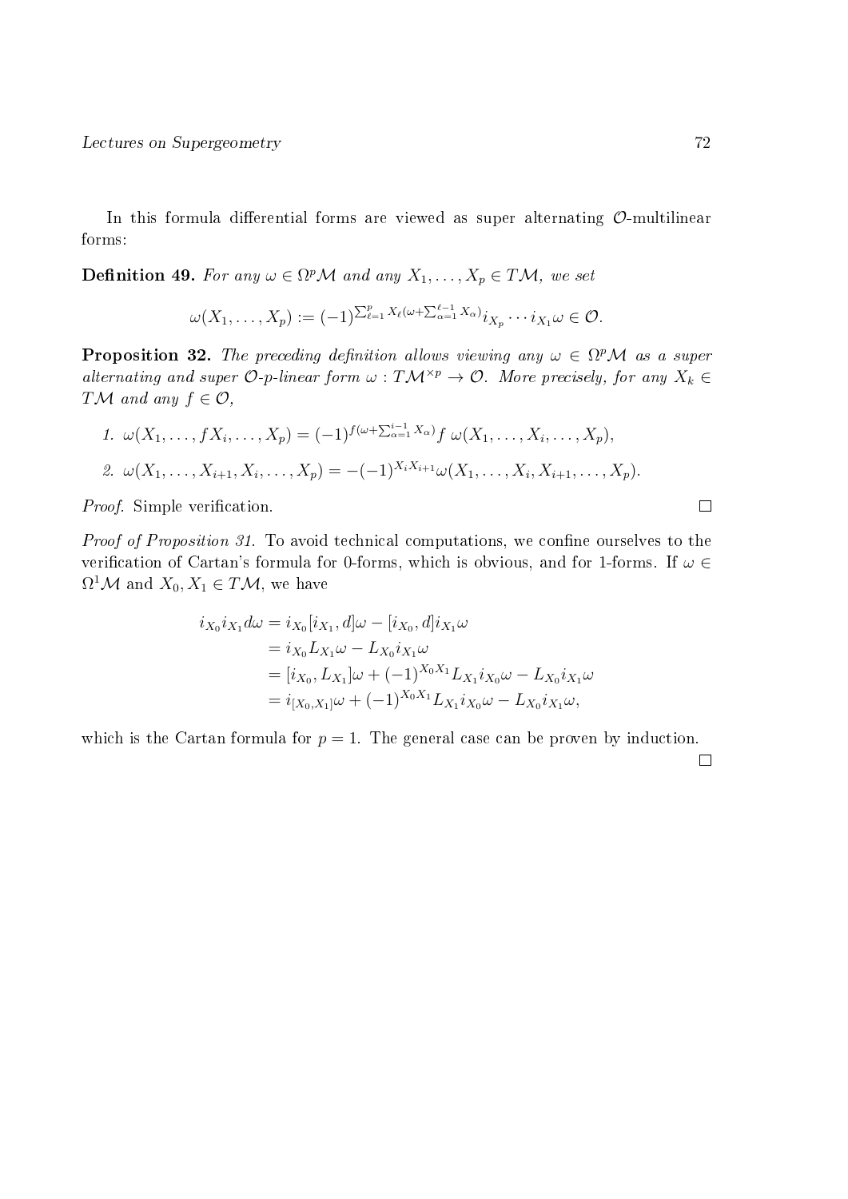In this formula differential forms are viewed as super alternating $\mathcal{O}$-multilinear forms:

**Definition 49.** *For any $\omega \in \Omega^p\mathcal{M}$ and any $X_1, \ldots, X_p \in T\mathcal{M}$, we set*

$$\omega(X_1, \ldots, X_p) := (-1)^{\sum_{\ell=1}^{p} X_\ell(\omega + \sum_{\alpha=1}^{\ell-1} X_\alpha)} i_{X_p} \cdots i_{X_1}\omega \in \mathcal{O}.$$

**Proposition 32.** *The preceding definition allows viewing any $\omega \in \Omega^p\mathcal{M}$ as a super alternating and super $\mathcal{O}$-$p$-linear form $\omega : T\mathcal{M}^{\times p} \to \mathcal{O}$. More precisely, for any $X_k \in T\mathcal{M}$ and any $f \in \mathcal{O}$,*

1. $\omega(X_1, \ldots, fX_i, \ldots, X_p) = (-1)^{f(\omega + \sum_{\alpha=1}^{i-1} X_\alpha)} f\ \omega(X_1, \ldots, X_i, \ldots, X_p)$,
2. $\omega(X_1, \ldots, X_{i+1}, X_i, \ldots, X_p) = -(-1)^{X_i X_{i+1}} \omega(X_1, \ldots, X_i, X_{i+1}, \ldots, X_p)$.

*Proof.* Simple verification. □

*Proof of Proposition 31.* To avoid technical computations, we confine ourselves to the verification of Cartan's formula for 0-forms, which is obvious, and for 1-forms. If $\omega \in \Omega^1\mathcal{M}$ and $X_0, X_1 \in T\mathcal{M}$, we have

$$\begin{aligned}
i_{X_0} i_{X_1} d\omega &= i_{X_0}[i_{X_1}, d]\omega - [i_{X_0}, d] i_{X_1}\omega \\
&= i_{X_0} L_{X_1}\omega - L_{X_0} i_{X_1}\omega \\
&= [i_{X_0}, L_{X_1}]\omega + (-1)^{X_0 X_1} L_{X_1} i_{X_0}\omega - L_{X_0} i_{X_1}\omega \\
&= i_{[X_0, X_1]}\omega + (-1)^{X_0 X_1} L_{X_1} i_{X_0}\omega - L_{X_0} i_{X_1}\omega,
\end{aligned}$$

which is the Cartan formula for $p = 1$. The general case can be proven by induction. □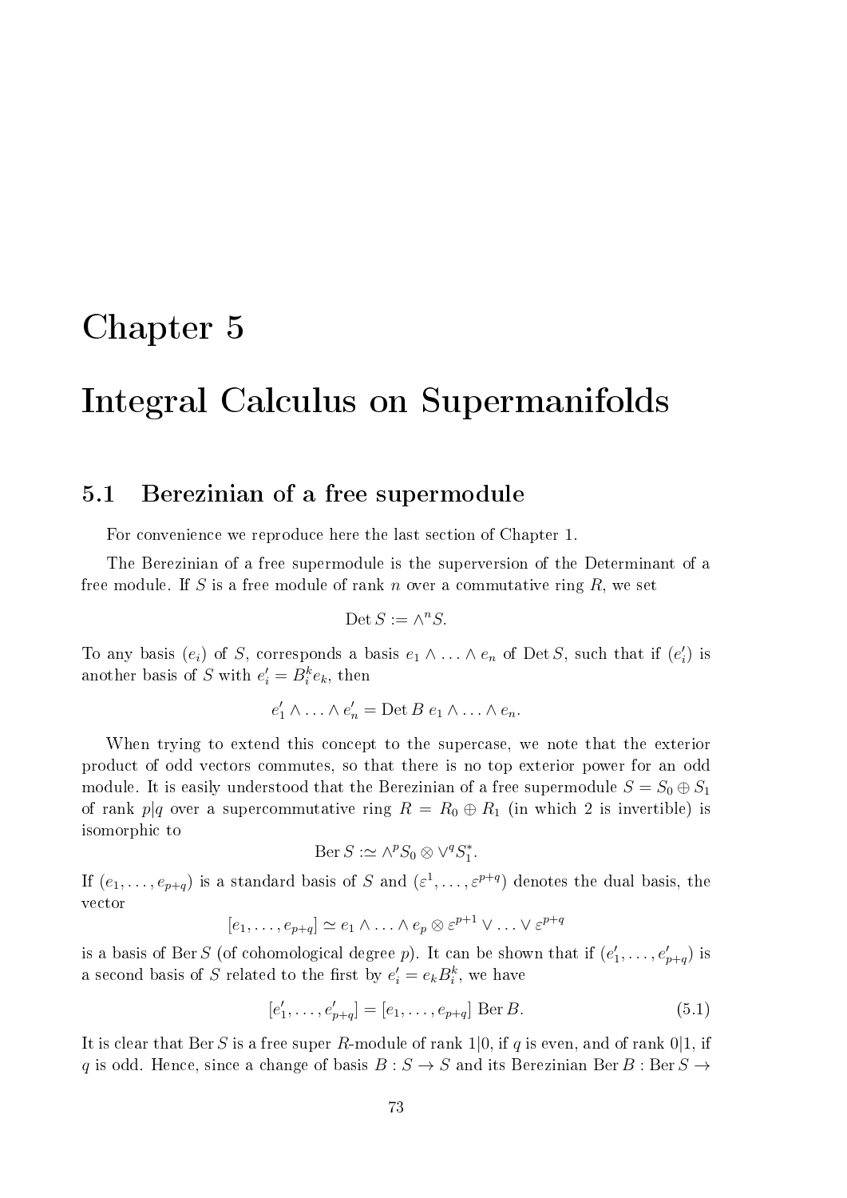# Chapter 5

# Integral Calculus on Supermanifolds

## 5.1 Berezinian of a free supermodule

For convenience we reproduce here the last section of Chapter 1.

The Berezinian of a free supermodule is the superversion of the Determinant of a free module. If $S$ is a free module of rank $n$ over a commutative ring $R$, we set

$$\mathrm{Det}\, S := \wedge^n S.$$

To any basis $(e_i)$ of $S$, corresponds a basis $e_1 \wedge \ldots \wedge e_n$ of $\mathrm{Det}\, S$, such that if $(e'_i)$ is another basis of $S$ with $e'_i = B^k_i e_k$, then

$$e'_1 \wedge \ldots \wedge e'_n = \mathrm{Det}\, B \; e_1 \wedge \ldots \wedge e_n.$$

When trying to extend this concept to the supercase, we note that the exterior product of odd vectors commutes, so that there is no top exterior power for an odd module. It is easily understood that the Berezinian of a free supermodule $S = S_0 \oplus S_1$ of rank $p|q$ over a supercommutative ring $R = R_0 \oplus R_1$ (in which 2 is invertible) is isomorphic to

$$\mathrm{Ber}\, S :\simeq \wedge^p S_0 \otimes \vee^q S_1^*.$$

If $(e_1, \ldots, e_{p+q})$ is a standard basis of $S$ and $(\varepsilon^1, \ldots, \varepsilon^{p+q})$ denotes the dual basis, the vector

$$[e_1, \ldots, e_{p+q}] \simeq e_1 \wedge \ldots \wedge e_p \otimes \varepsilon^{p+1} \vee \ldots \vee \varepsilon^{p+q}$$

is a basis of $\mathrm{Ber}\, S$ (of cohomological degree $p$). It can be shown that if $(e'_1, \ldots, e'_{p+q})$ is a second basis of $S$ related to the first by $e'_i = e_k B^k_i$, we have

$$[e'_1, \ldots, e'_{p+q}] = [e_1, \ldots, e_{p+q}] \; \mathrm{Ber}\, B. \tag{5.1}$$

It is clear that $\mathrm{Ber}\, S$ is a free super $R$-module of rank $1|0$, if $q$ is even, and of rank $0|1$, if $q$ is odd. Hence, since a change of basis $B : S \to S$ and its Berezinian $\mathrm{Ber}\, B : \mathrm{Ber}\, S \to$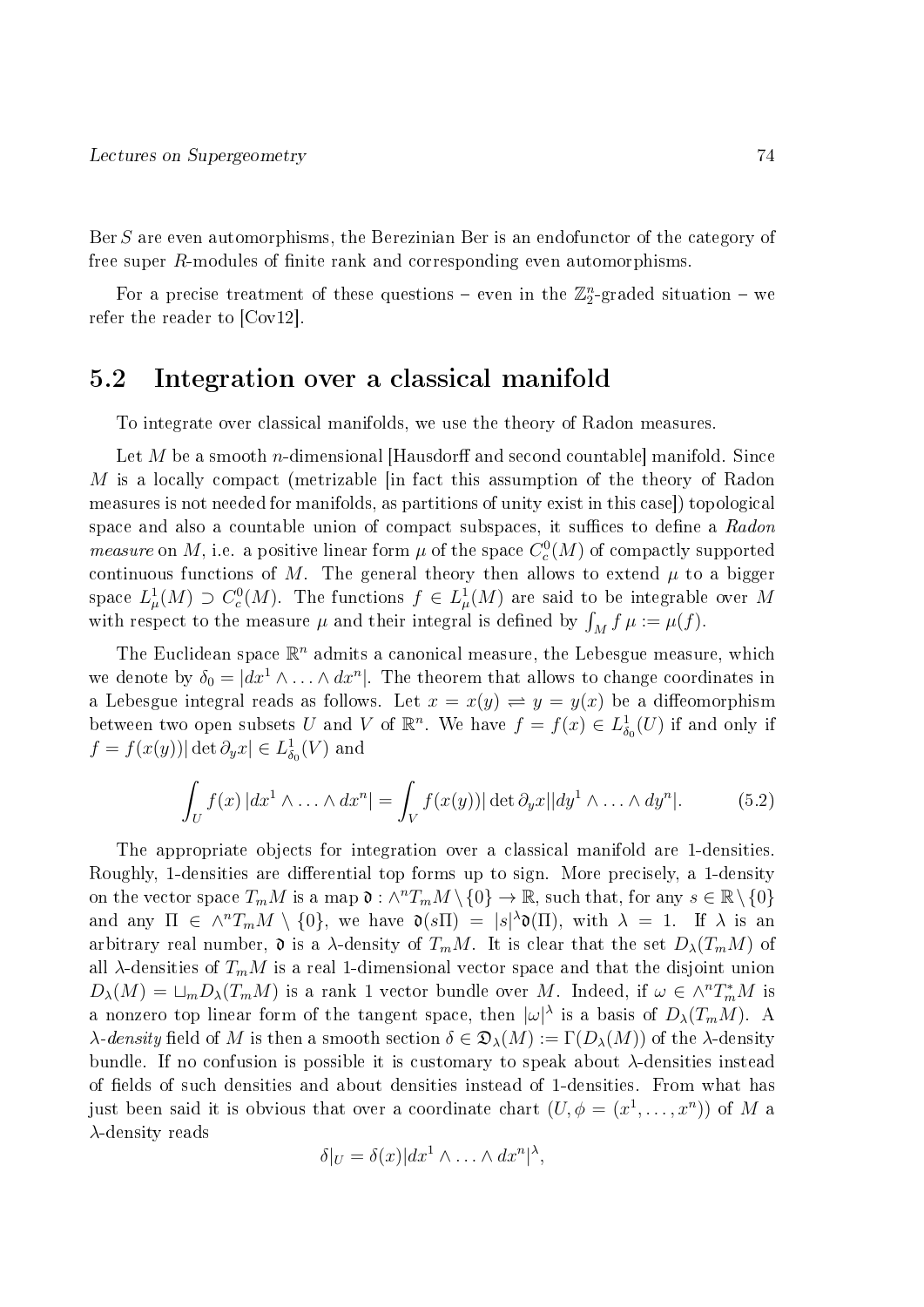Ber $S$ are even automorphisms, the Berezinian Ber is an endofunctor of the category of free super $R$-modules of finite rank and corresponding even automorphisms.

For a precise treatment of these questions – even in the $\mathbb{Z}_2^n$-graded situation – we refer the reader to [Cov12].

## 5.2 Integration over a classical manifold

To integrate over classical manifolds, we use the theory of Radon measures.

Let $M$ be a smooth $n$-dimensional [Hausdorff and second countable] manifold. Since $M$ is a locally compact (metrizable [in fact this assumption of the theory of Radon measures is not needed for manifolds, as partitions of unity exist in this case]) topological space and also a countable union of compact subspaces, it suffices to define a *Radon measure* on $M$, i.e. a positive linear form $\mu$ of the space $C_c^0(M)$ of compactly supported continuous functions of $M$. The general theory then allows to extend $\mu$ to a bigger space $L_\mu^1(M) \supset C_c^0(M)$. The functions $f \in L_\mu^1(M)$ are said to be integrable over $M$ with respect to the measure $\mu$ and their integral is defined by $\int_M f\,\mu := \mu(f)$.

The Euclidean space $\mathbb{R}^n$ admits a canonical measure, the Lebesgue measure, which we denote by $\delta_0 = |dx^1 \wedge \ldots \wedge dx^n|$. The theorem that allows to change coordinates in a Lebesgue integral reads as follows. Let $x = x(y) \rightleftharpoons y = y(x)$ be a diffeomorphism between two open subsets $U$ and $V$ of $\mathbb{R}^n$. We have $f = f(x) \in L_{\delta_0}^1(U)$ if and only if $f = f(x(y))|\det \partial_y x| \in L_{\delta_0}^1(V)$ and

$$\int_U f(x)\,|dx^1 \wedge \ldots \wedge dx^n| = \int_V f(x(y))|\det \partial_y x||dy^1 \wedge \ldots \wedge dy^n|. \tag{5.2}$$

The appropriate objects for integration over a classical manifold are 1-densities. Roughly, 1-densities are differential top forms up to sign. More precisely, a 1-density on the vector space $T_mM$ is a map $\mathfrak{d} : \wedge^n T_mM \setminus \{0\} \to \mathbb{R}$, such that, for any $s \in \mathbb{R}\setminus\{0\}$ and any $\Pi \in \wedge^n T_mM \setminus \{0\}$, we have $\mathfrak{d}(s\Pi) = |s|^\lambda \mathfrak{d}(\Pi)$, with $\lambda = 1$. If $\lambda$ is an arbitrary real number, $\mathfrak{d}$ is a $\lambda$-density of $T_mM$. It is clear that the set $D_\lambda(T_mM)$ of all $\lambda$-densities of $T_mM$ is a real 1-dimensional vector space and that the disjoint union $D_\lambda(M) = \sqcup_m D_\lambda(T_mM)$ is a rank 1 vector bundle over $M$. Indeed, if $\omega \in \wedge^n T_m^*M$ is a nonzero top linear form of the tangent space, then $|\omega|^\lambda$ is a basis of $D_\lambda(T_mM)$. A *$\lambda$-density* field of $M$ is then a smooth section $\delta \in \mathfrak{D}_\lambda(M) := \Gamma(D_\lambda(M))$ of the $\lambda$-density bundle. If no confusion is possible it is customary to speak about $\lambda$-densities instead of fields of such densities and about densities instead of 1-densities. From what has just been said it is obvious that over a coordinate chart $(U, \phi = (x^1, \ldots, x^n))$ of $M$ a $\lambda$-density reads

$$\delta|_U = \delta(x)|dx^1 \wedge \ldots \wedge dx^n|^\lambda,$$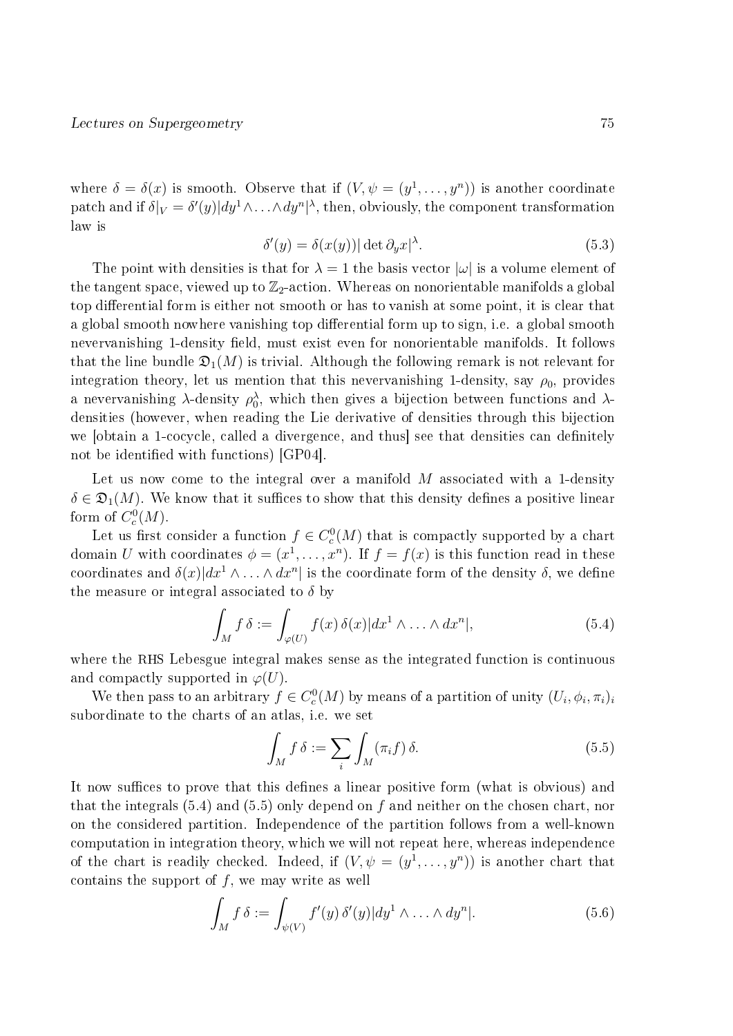where $\delta = \delta(x)$ is smooth. Observe that if $(V, \psi = (y^1, \ldots, y^n))$ is another coordinate patch and if $\delta|_V = \delta'(y)|dy^1 \wedge \ldots \wedge dy^n|^\lambda$, then, obviously, the component transformation law is

$$\delta'(y) = \delta(x(y))|\det \partial_y x|^\lambda. \tag{5.3}$$

The point with densities is that for $\lambda = 1$ the basis vector $|\omega|$ is a volume element of the tangent space, viewed up to $\mathbb{Z}_2$-action. Whereas on nonorientable manifolds a global top differential form is either not smooth or has to vanish at some point, it is clear that a global smooth nowhere vanishing top differential form up to sign, i.e. a global smooth nevervanishing 1-density field, must exist even for nonorientable manifolds. It follows that the line bundle $\mathfrak{D}_1(M)$ is trivial. Although the following remark is not relevant for integration theory, let us mention that this nevervanishing 1-density, say $\rho_0$, provides a nevervanishing $\lambda$-density $\rho_0^\lambda$, which then gives a bijection between functions and $\lambda$-densities (however, when reading the Lie derivative of densities through this bijection we [obtain a 1-cocycle, called a divergence, and thus] see that densities can definitely not be identified with functions) [GP04].

Let us now come to the integral over a manifold $M$ associated with a 1-density $\delta \in \mathfrak{D}_1(M)$. We know that it suffices to show that this density defines a positive linear form of $C_c^0(M)$.

Let us first consider a function $f \in C_c^0(M)$ that is compactly supported by a chart domain $U$ with coordinates $\phi = (x^1, \ldots, x^n)$. If $f = f(x)$ is this function read in these coordinates and $\delta(x)|dx^1 \wedge \ldots \wedge dx^n|$ is the coordinate form of the density $\delta$, we define the measure or integral associated to $\delta$ by

$$\int_M f\,\delta := \int_{\varphi(U)} f(x)\,\delta(x)|dx^1 \wedge \ldots \wedge dx^n|, \tag{5.4}$$

where the RHS Lebesgue integral makes sense as the integrated function is continuous and compactly supported in $\varphi(U)$.

We then pass to an arbitrary $f \in C_c^0(M)$ by means of a partition of unity $(U_i, \phi_i, \pi_i)_i$ subordinate to the charts of an atlas, i.e. we set

$$\int_M f\,\delta := \sum_i \int_M (\pi_i f)\,\delta. \tag{5.5}$$

It now suffices to prove that this defines a linear positive form (what is obvious) and that the integrals (5.4) and (5.5) only depend on $f$ and neither on the chosen chart, nor on the considered partition. Independence of the partition follows from a well-known computation in integration theory, which we will not repeat here, whereas independence of the chart is readily checked. Indeed, if $(V, \psi = (y^1, \ldots, y^n))$ is another chart that contains the support of $f$, we may write as well

$$\int_M f\,\delta := \int_{\psi(V)} f'(y)\,\delta'(y)|dy^1 \wedge \ldots \wedge dy^n|. \tag{5.6}$$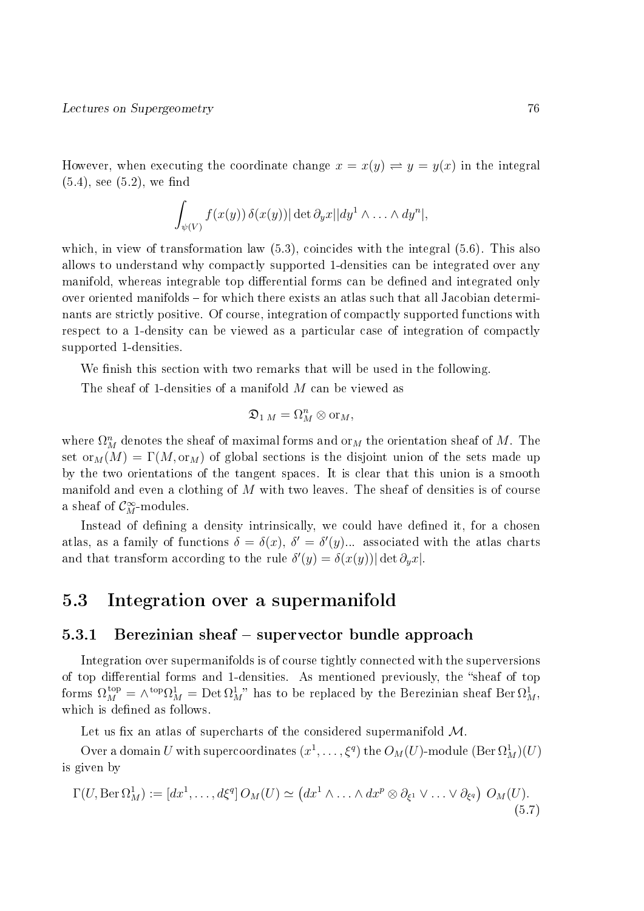However, when executing the coordinate change $x = x(y) \rightleftharpoons y = y(x)$ in the integral (5.4), see (5.2), we find

$$\int_{\psi(V)} f(x(y))\, \delta(x(y)) |\det \partial_y x| |dy^1 \wedge \ldots \wedge dy^n|,$$

which, in view of transformation law (5.3), coincides with the integral (5.6). This also allows to understand why compactly supported 1-densities can be integrated over any manifold, whereas integrable top differential forms can be defined and integrated only over oriented manifolds – for which there exists an atlas such that all Jacobian determinants are strictly positive. Of course, integration of compactly supported functions with respect to a 1-density can be viewed as a particular case of integration of compactly supported 1-densities.

We finish this section with two remarks that will be used in the following.

The sheaf of 1-densities of a manifold $M$ can be viewed as

$$\mathfrak{D}_{1\,M} = \Omega^n_M \otimes \mathrm{or}_M,$$

where $\Omega^n_M$ denotes the sheaf of maximal forms and $\mathrm{or}_M$ the orientation sheaf of $M$. The set $\mathrm{or}_M(M) = \Gamma(M, \mathrm{or}_M)$ of global sections is the disjoint union of the sets made up by the two orientations of the tangent spaces. It is clear that this union is a smooth manifold and even a clothing of $M$ with two leaves. The sheaf of densities is of course a sheaf of $\mathcal{C}^\infty_M$-modules.

Instead of defining a density intrinsically, we could have defined it, for a chosen atlas, as a family of functions $\delta = \delta(x)$, $\delta' = \delta'(y)$... associated with the atlas charts and that transform according to the rule $\delta'(y) = \delta(x(y)) |\det \partial_y x|$.

## 5.3 Integration over a supermanifold

### 5.3.1 Berezinian sheaf – supervector bundle approach

Integration over supermanifolds is of course tightly connected with the superversions of top differential forms and 1-densities. As mentioned previously, the "sheaf of top forms $\Omega^{\mathrm{top}}_M = \wedge^{\mathrm{top}} \Omega^1_M = \mathrm{Det}\, \Omega^1_M$" has to be replaced by the Berezinian sheaf $\mathrm{Ber}\, \Omega^1_M$, which is defined as follows.

Let us fix an atlas of supercharts of the considered supermanifold $\mathcal{M}$.

Over a domain $U$ with supercoordinates $(x^1, \ldots, \xi^q)$ the $O_M(U)$-module $(\mathrm{Ber}\, \Omega^1_M)(U)$ is given by

$$\Gamma(U, \mathrm{Ber}\, \Omega^1_M) := [dx^1, \ldots, d\xi^q]\, O_M(U) \simeq \left(dx^1 \wedge \ldots \wedge dx^p \otimes \partial_{\xi^1} \vee \ldots \vee \partial_{\xi^q}\right) O_M(U). \tag{5.7}$$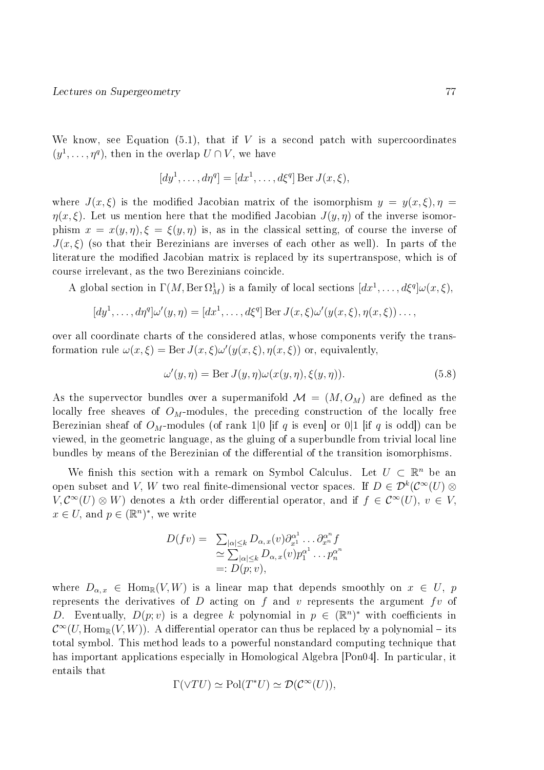We know, see Equation (5.1), that if $V$ is a second patch with supercoordinates $(y^1, \dots, \eta^q)$, then in the overlap $U \cap V$, we have

$$[dy^1, \dots, d\eta^q] = [dx^1, \dots, d\xi^q] \operatorname{Ber} J(x, \xi),$$

where $J(x, \xi)$ is the modified Jacobian matrix of the isomorphism $y = y(x, \xi), \eta = \eta(x, \xi)$. Let us mention here that the modified Jacobian $J(y, \eta)$ of the inverse isomorphism $x = x(y, \eta), \xi = \xi(y, \eta)$ is, as in the classical setting, of course the inverse of $J(x, \xi)$ (so that their Berezinians are inverses of each other as well). In parts of the literature the modified Jacobian matrix is replaced by its supertranspose, which is of course irrelevant, as the two Berezinians coincide.

A global section in $\Gamma(M, \operatorname{Ber} \Omega^1_M)$ is a family of local sections $[dx^1, \dots, d\xi^q]\omega(x, \xi)$,

$$[dy^1, \dots, d\eta^q]\omega'(y, \eta) = [dx^1, \dots, d\xi^q] \operatorname{Ber} J(x, \xi) \omega'(y(x, \xi), \eta(x, \xi)) \dots,$$

over all coordinate charts of the considered atlas, whose components verify the transformation rule $\omega(x, \xi) = \operatorname{Ber} J(x, \xi)\omega'(y(x, \xi), \eta(x, \xi))$ or, equivalently,

$$\omega'(y, \eta) = \operatorname{Ber} J(y, \eta)\omega(x(y, \eta), \xi(y, \eta)). \tag{5.8}$$

As the supervector bundles over a supermanifold $\mathcal{M} = (M, O_M)$ are defined as the locally free sheaves of $O_M$-modules, the preceding construction of the locally free Berezinian sheaf of $O_M$-modules (of rank $1|0$ [if $q$ is even] or $0|1$ [if $q$ is odd]) can be viewed, in the geometric language, as the gluing of a superbundle from trivial local line bundles by means of the Berezinian of the differential of the transition isomorphisms.

We finish this section with a remark on Symbol Calculus. Let $U \subset \mathbb{R}^n$ be an open subset and $V$, $W$ two real finite-dimensional vector spaces. If $D \in \mathcal{D}^k(\mathcal{C}^\infty(U) \otimes V, \mathcal{C}^\infty(U) \otimes W)$ denotes a $k$th order differential operator, and if $f \in \mathcal{C}^\infty(U)$, $v \in V$, $x \in U$, and $p \in (\mathbb{R}^n)^*$, we write

$$\begin{aligned} D(fv) = \ & \textstyle\sum_{|\alpha| \le k} D_{\alpha, x}(v) \partial^{\alpha^1}_{x^1} \dots \partial^{\alpha^n}_{x^n} f \\ & \simeq \textstyle\sum_{|\alpha| \le k} D_{\alpha, x}(v) p_1^{\alpha^1} \dots p_n^{\alpha^n} \\ & =: D(p; v), \end{aligned}$$

where $D_{\alpha, x} \in \operatorname{Hom}_{\mathbb{R}}(V, W)$ is a linear map that depends smoothly on $x \in U$, $p$ represents the derivatives of $D$ acting on $f$ and $v$ represents the argument $fv$ of $D$. Eventually, $D(p; v)$ is a degree $k$ polynomial in $p \in (\mathbb{R}^n)^*$ with coefficients in $\mathcal{C}^\infty(U, \operatorname{Hom}_{\mathbb{R}}(V, W))$. A differential operator can thus be replaced by a polynomial – its total symbol. This method leads to a powerful nonstandard computing technique that has important applications especially in Homological Algebra [Pon04]. In particular, it entails that

$$\Gamma(\vee TU) \simeq \operatorname{Pol}(T^*U) \simeq \mathcal{D}(\mathcal{C}^\infty(U)),$$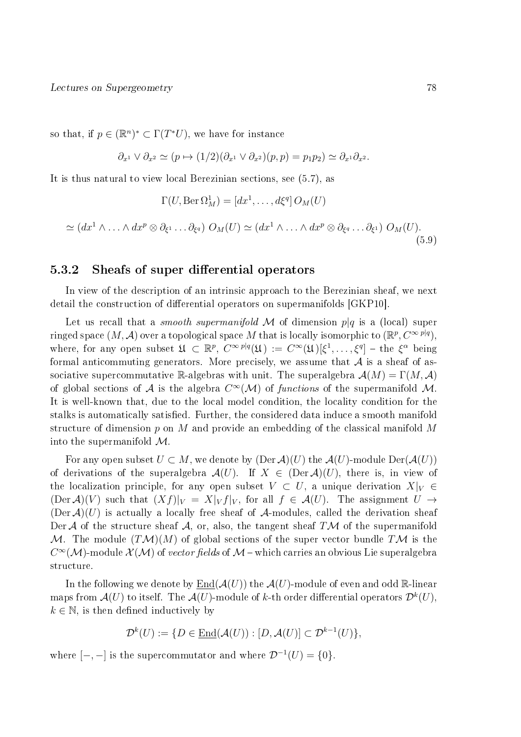so that, if $p \in (\mathbb{R}^n)^* \subset \Gamma(T^*U)$, we have for instance

$$\partial_{x^1} \vee \partial_{x^2} \simeq (p \mapsto (1/2)(\partial_{x^1} \vee \partial_{x^2})(p,p) = p_1 p_2) \simeq \partial_{x^1}\partial_{x^2}.$$

It is thus natural to view local Berezinian sections, see (5.7), as

$$\Gamma(U, \mathrm{Ber}\,\Omega^1_M) = [dx^1, \ldots, d\xi^q]\, O_M(U)$$

$$\simeq (dx^1 \wedge \ldots \wedge dx^p \otimes \partial_{\xi^1} \ldots \partial_{\xi^q})\; O_M(U) \simeq (dx^1 \wedge \ldots \wedge dx^p \otimes \partial_{\xi^q} \ldots \partial_{\xi^1})\; O_M(U). \tag{5.9}$$

### 5.3.2 Sheafs of super differential operators

In view of the description of an intrinsic approach to the Berezinian sheaf, we next detail the construction of differential operators on supermanifolds [GKP10].

Let us recall that a *smooth supermanifold* $\mathcal{M}$ of dimension $p|q$ is a (local) super ringed space $(M, \mathcal{A})$ over a topological space $M$ that is locally isomorphic to $(\mathbb{R}^p, C^{\infty\, p|q})$, where, for any open subset $\mathfrak{U} \subset \mathbb{R}^p$, $C^{\infty\, p|q}(\mathfrak{U}) := C^\infty(\mathfrak{U})[\xi^1, \ldots, \xi^q]$ – the $\xi^\alpha$ being formal anticommuting generators. More precisely, we assume that $\mathcal{A}$ is a sheaf of associative supercommutative $\mathbb{R}$-algebras with unit. The superalgebra $\mathcal{A}(M) = \Gamma(M, \mathcal{A})$ of global sections of $\mathcal{A}$ is the algebra $C^\infty(\mathcal{M})$ of *functions* of the supermanifold $\mathcal{M}$. It is well-known that, due to the local model condition, the locality condition for the stalks is automatically satisfied. Further, the considered data induce a smooth manifold structure of dimension $p$ on $M$ and provide an embedding of the classical manifold $M$ into the supermanifold $\mathcal{M}$.

For any open subset $U \subset M$, we denote by $(\mathrm{Der}\,\mathcal{A})(U)$ the $\mathcal{A}(U)$-module $\mathrm{Der}(\mathcal{A}(U))$ of derivations of the superalgebra $\mathcal{A}(U)$. If $X \in (\mathrm{Der}\,\mathcal{A})(U)$, there is, in view of the localization principle, for any open subset $V \subset U$, a unique derivation $X|_V \in (\mathrm{Der}\,\mathcal{A})(V)$ such that $(Xf)|_V = X|_V f|_V$, for all $f \in \mathcal{A}(U)$. The assignment $U \to (\mathrm{Der}\,\mathcal{A})(U)$ is actually a locally free sheaf of $\mathcal{A}$-modules, called the derivation sheaf $\mathrm{Der}\,\mathcal{A}$ of the structure sheaf $\mathcal{A}$, or, also, the tangent sheaf $T\mathcal{M}$ of the supermanifold $\mathcal{M}$. The module $(T\mathcal{M})(M)$ of global sections of the super vector bundle $T\mathcal{M}$ is the $C^\infty(\mathcal{M})$-module $\mathcal{X}(\mathcal{M})$ of *vector fields* of $\mathcal{M}$ – which carries an obvious Lie superalgebra structure.

In the following we denote by $\underline{\mathrm{End}}(\mathcal{A}(U))$ the $\mathcal{A}(U)$-module of even and odd $\mathbb{R}$-linear maps from $\mathcal{A}(U)$ to itself. The $\mathcal{A}(U)$-module of $k$-th order differential operators $\mathcal{D}^k(U)$, $k \in \mathbb{N}$, is then defined inductively by

$$\mathcal{D}^k(U) := \{D \in \underline{\mathrm{End}}(\mathcal{A}(U)) : [D, \mathcal{A}(U)] \subset \mathcal{D}^{k-1}(U)\},$$

where $[-,-]$ is the supercommutator and where $\mathcal{D}^{-1}(U) = \{0\}$.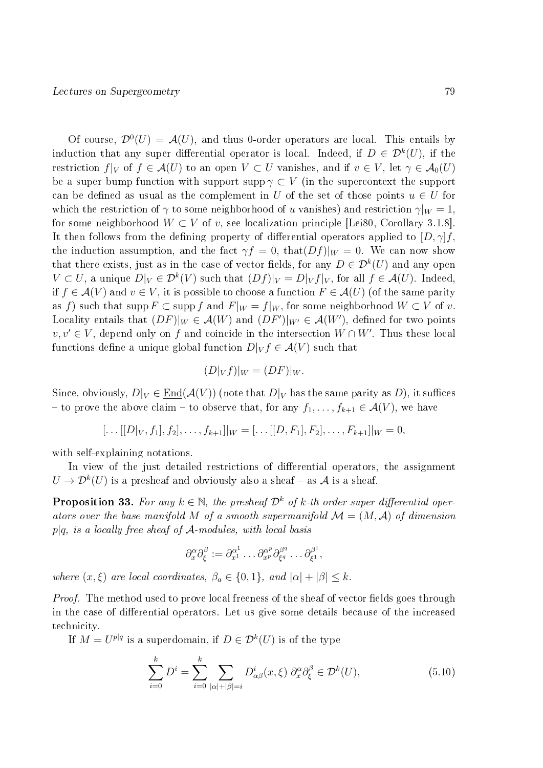Of course, $\mathcal{D}^0(U) = \mathcal{A}(U)$, and thus 0-order operators are local. This entails by induction that any super differential operator is local. Indeed, if $D \in \mathcal{D}^k(U)$, if the restriction $f|_V$ of $f \in \mathcal{A}(U)$ to an open $V \subset U$ vanishes, and if $v \in V$, let $\gamma \in \mathcal{A}_0(U)$ be a super bump function with support $\operatorname{supp} \gamma \subset V$ (in the supercontext the support can be defined as usual as the complement in $U$ of the set of those points $u \in U$ for which the restriction of $\gamma$ to some neighborhood of $u$ vanishes) and restriction $\gamma|_W = 1$, for some neighborhood $W \subset V$ of $v$, see localization principle [Lei80, Corollary 3.1.8]. It then follows from the defining property of differential operators applied to $[D, \gamma]f$, the induction assumption, and the fact $\gamma f = 0$, that$(Df)|_W = 0$. We can now show that there exists, just as in the case of vector fields, for any $D \in \mathcal{D}^k(U)$ and any open $V \subset U$, a unique $D|_V \in \mathcal{D}^k(V)$ such that $(Df)|_V = D|_V f|_V$, for all $f \in \mathcal{A}(U)$. Indeed, if $f \in \mathcal{A}(V)$ and $v \in V$, it is possible to choose a function $F \in \mathcal{A}(U)$ (of the same parity as $f$) such that $\operatorname{supp} F \subset \operatorname{supp} f$ and $F|_W = f|_W$, for some neighborhood $W \subset V$ of $v$. Locality entails that $(DF)|_W \in \mathcal{A}(W)$ and $(DF')|_{W'} \in \mathcal{A}(W')$, defined for two points $v, v' \in V$, depend only on $f$ and coincide in the intersection $W \cap W'$. Thus these local functions define a unique global function $D|_V f \in \mathcal{A}(V)$ such that

$$(D|_V f)|_W = (DF)|_W.$$

Since, obviously, $D|_V \in \underline{\mathrm{End}}(\mathcal{A}(V))$ (note that $D|_V$ has the same parity as $D$), it suffices – to prove the above claim – to observe that, for any $f_1, \ldots, f_{k+1} \in \mathcal{A}(V)$, we have

$$[\ldots[[D|_V, f_1], f_2], \ldots, f_{k+1}]|_W = [\ldots[[D, F_1], F_2], \ldots, F_{k+1}]|_W = 0,$$

with self-explaining notations.

In view of the just detailed restrictions of differential operators, the assignment $U \to \mathcal{D}^k(U)$ is a presheaf and obviously also a sheaf – as $\mathcal{A}$ is a sheaf.

**Proposition 33.** *For any $k \in \mathbb{N}$, the presheaf $\mathcal{D}^k$ of $k$-th order super differential operators over the base manifold $M$ of a smooth supermanifold $\mathcal{M} = (M, \mathcal{A})$ of dimension $p|q$, is a locally free sheaf of $\mathcal{A}$-modules, with local basis*

$$\partial_x^\alpha \partial_\xi^\beta := \partial_{x^1}^{\alpha_1} \ldots \partial_{x^p}^{\alpha_p} \partial_{\xi^q}^{\beta_q} \ldots \partial_{\xi^1}^{\beta_1},$$

*where $(x, \xi)$ are local coordinates, $\beta_a \in \{0, 1\}$, and $|\alpha| + |\beta| \leq k$.*

*Proof.* The method used to prove local freeness of the sheaf of vector fields goes through in the case of differential operators. Let us give some details because of the increased technicity.

If $M = U^{p|q}$ is a superdomain, if $D \in \mathcal{D}^k(U)$ is of the type

$$\sum_{i=0}^{k} D^i = \sum_{i=0}^{k} \sum_{|\alpha|+|\beta|=i} D^i_{\alpha\beta}(x, \xi)\; \partial_x^\alpha \partial_\xi^\beta \in \mathcal{D}^k(U), \tag{5.10}$$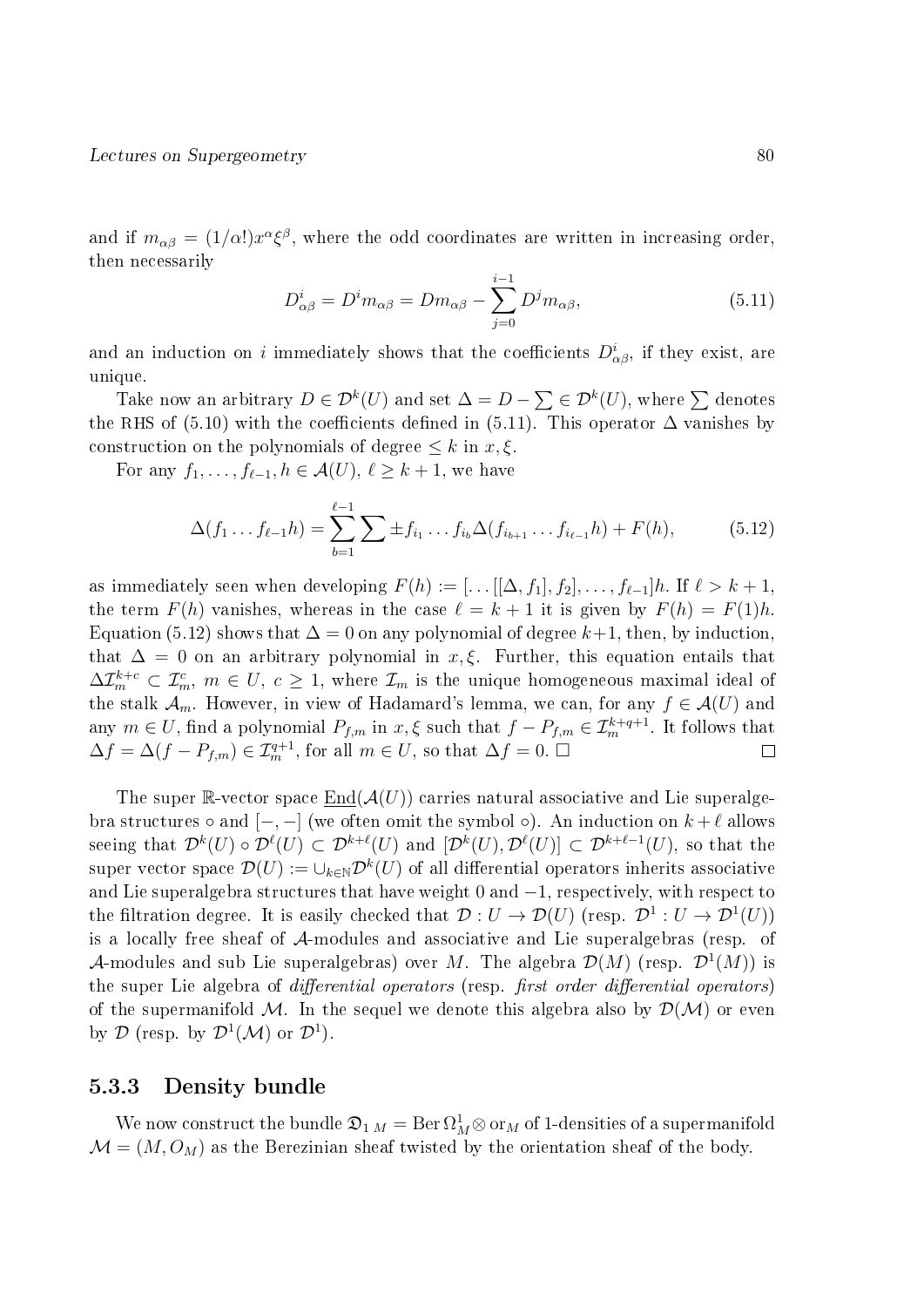and if $m_{\alpha\beta} = (1/\alpha!)x^\alpha\xi^\beta$, where the odd coordinates are written in increasing order, then necessarily

$$D^i_{\alpha\beta} = D^i m_{\alpha\beta} = Dm_{\alpha\beta} - \sum_{j=0}^{i-1} D^j m_{\alpha\beta}, \tag{5.11}$$

and an induction on $i$ immediately shows that the coefficients $D^i_{\alpha\beta}$, if they exist, are unique.

Take now an arbitrary $D \in \mathcal{D}^k(U)$ and set $\Delta = D - \sum \in \mathcal{D}^k(U)$, where $\sum$ denotes the RHS of (5.10) with the coefficients defined in (5.11). This operator $\Delta$ vanishes by construction on the polynomials of degree $\leq k$ in $x, \xi$.

For any $f_1, \ldots, f_{\ell-1}, h \in \mathcal{A}(U)$, $\ell \geq k+1$, we have

$$\Delta(f_1 \ldots f_{\ell-1}h) = \sum_{b=1}^{\ell-1} \sum \pm f_{i_1} \ldots f_{i_b} \Delta(f_{i_{b+1}} \ldots f_{i_{\ell-1}} h) + F(h), \tag{5.12}$$

as immediately seen when developing $F(h) := [\ldots[[\Delta, f_1], f_2], \ldots, f_{\ell-1}]h$. If $\ell > k+1$, the term $F(h)$ vanishes, whereas in the case $\ell = k+1$ it is given by $F(h) = F(1)h$. Equation (5.12) shows that $\Delta = 0$ on any polynomial of degree $k+1$, then, by induction, that $\Delta = 0$ on an arbitrary polynomial in $x, \xi$. Further, this equation entails that $\Delta \mathcal{I}_m^{k+c} \subset \mathcal{I}_m^c$, $m \in U$, $c \geq 1$, where $\mathcal{I}_m$ is the unique homogeneous maximal ideal of the stalk $\mathcal{A}_m$. However, in view of Hadamard's lemma, we can, for any $f \in \mathcal{A}(U)$ and any $m \in U$, find a polynomial $P_{f,m}$ in $x, \xi$ such that $f - P_{f,m} \in \mathcal{I}_m^{k+q+1}$. It follows that $\Delta f = \Delta(f - P_{f,m}) \in \mathcal{I}_m^{q+1}$, for all $m \in U$, so that $\Delta f = 0$. □ ☐

The super $\mathbb{R}$-vector space $\underline{\mathrm{End}}(\mathcal{A}(U))$ carries natural associative and Lie superalgebra structures $\circ$ and $[-,-]$ (we often omit the symbol $\circ$). An induction on $k+\ell$ allows seeing that $\mathcal{D}^k(U) \circ \mathcal{D}^\ell(U) \subset \mathcal{D}^{k+\ell}(U)$ and $[\mathcal{D}^k(U), \mathcal{D}^\ell(U)] \subset \mathcal{D}^{k+\ell-1}(U)$, so that the super vector space $\mathcal{D}(U) := \cup_{k \in \mathbb{N}} \mathcal{D}^k(U)$ of all differential operators inherits associative and Lie superalgebra structures that have weight $0$ and $-1$, respectively, with respect to the filtration degree. It is easily checked that $\mathcal{D} : U \to \mathcal{D}(U)$ (resp. $\mathcal{D}^1 : U \to \mathcal{D}^1(U)$) is a locally free sheaf of $\mathcal{A}$-modules and associative and Lie superalgebras (resp. of $\mathcal{A}$-modules and sub Lie superalgebras) over $M$. The algebra $\mathcal{D}(M)$ (resp. $\mathcal{D}^1(M)$) is the super Lie algebra of *differential operators* (resp. *first order differential operators*) of the supermanifold $\mathcal{M}$. In the sequel we denote this algebra also by $\mathcal{D}(\mathcal{M})$ or even by $\mathcal{D}$ (resp. by $\mathcal{D}^1(\mathcal{M})$ or $\mathcal{D}^1$).

### 5.3.3 Density bundle

We now construct the bundle $\mathfrak{D}_{1\ M} = \mathrm{Ber}\,\Omega^1_M \otimes \mathrm{or}_M$ of 1-densities of a supermanifold $\mathcal{M} = (M, O_M)$ as the Berezinian sheaf twisted by the orientation sheaf of the body.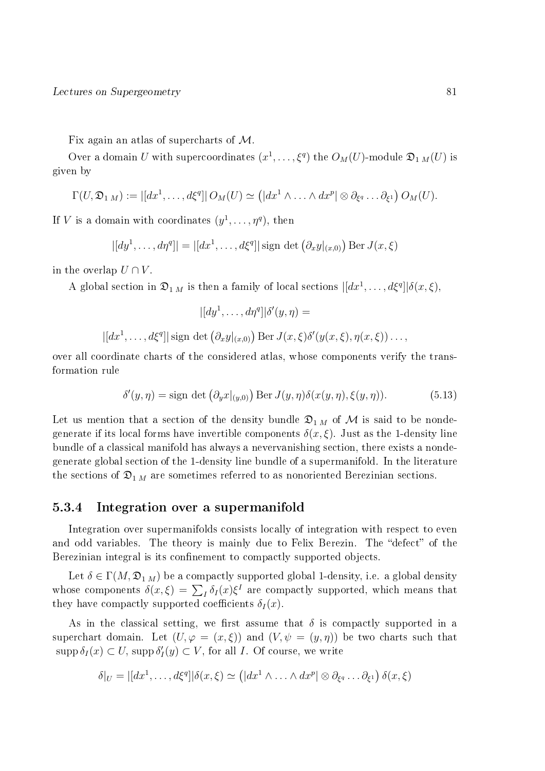Fix again an atlas of supercharts of $\mathcal{M}$.

Over a domain $U$ with supercoordinates $(x^1, \ldots, \xi^q)$ the $O_M(U)$-module $\mathfrak{D}_{1\,M}(U)$ is given by

$$\Gamma(U, \mathfrak{D}_{1\,M}) := |[dx^1, \ldots, d\xi^q]|\, O_M(U) \simeq \left(|dx^1 \wedge \ldots \wedge dx^p| \otimes \partial_{\xi^q} \ldots \partial_{\xi^1}\right) O_M(U).$$

If $V$ is a domain with coordinates $(y^1, \ldots, \eta^q)$, then

$$|[dy^1, \ldots, d\eta^q]| = |[dx^1, \ldots, d\xi^q]| \operatorname{sign} \det \left(\partial_x y|_{(x,0)}\right) \operatorname{Ber} J(x, \xi)$$

in the overlap $U \cap V$.

A global section in $\mathfrak{D}_{1\,M}$ is then a family of local sections $|[dx^1, \ldots, d\xi^q]|\delta(x, \xi)$,

$$|[dy^1, \ldots, d\eta^q]|\delta'(y, \eta) =$$

$$|[dx^1, \ldots, d\xi^q]| \operatorname{sign} \det \left(\partial_x y|_{(x,0)}\right) \operatorname{Ber} J(x, \xi) \delta'(y(x, \xi), \eta(x, \xi)) \ldots,$$

over all coordinate charts of the considered atlas, whose components verify the transformation rule

$$\delta'(y, \eta) = \operatorname{sign} \det \left(\partial_y x|_{(y,0)}\right) \operatorname{Ber} J(y, \eta) \delta(x(y, \eta), \xi(y, \eta)). \tag{5.13}$$

Let us mention that a section of the density bundle $\mathfrak{D}_{1\,M}$ of $\mathcal{M}$ is said to be nondegenerate if its local forms have invertible components $\delta(x, \xi)$. Just as the 1-density line bundle of a classical manifold has always a nevervanishing section, there exists a nondegenerate global section of the 1-density line bundle of a supermanifold. In the literature the sections of $\mathfrak{D}_{1\,M}$ are sometimes referred to as nonoriented Berezinian sections.

### 5.3.4 Integration over a supermanifold

Integration over supermanifolds consists locally of integration with respect to even and odd variables. The theory is mainly due to Felix Berezin. The "defect" of the Berezinian integral is its confinement to compactly supported objects.

Let $\delta \in \Gamma(M, \mathfrak{D}_{1\,M})$ be a compactly supported global 1-density, i.e. a global density whose components $\delta(x, \xi) = \sum_I \delta_I(x)\xi^I$ are compactly supported, which means that they have compactly supported coefficients $\delta_I(x)$.

As in the classical setting, we first assume that $\delta$ is compactly supported in a superchart domain. Let $(U, \varphi = (x, \xi))$ and $(V, \psi = (y, \eta))$ be two charts such that $\operatorname{supp} \delta_I(x) \subset U$, $\operatorname{supp} \delta'_I(y) \subset V$, for all $I$. Of course, we write

$$\delta|_U = |[dx^1, \ldots, d\xi^q]|\delta(x, \xi) \simeq \left(|dx^1 \wedge \ldots \wedge dx^p| \otimes \partial_{\xi^q} \ldots \partial_{\xi^1}\right) \delta(x, \xi)$$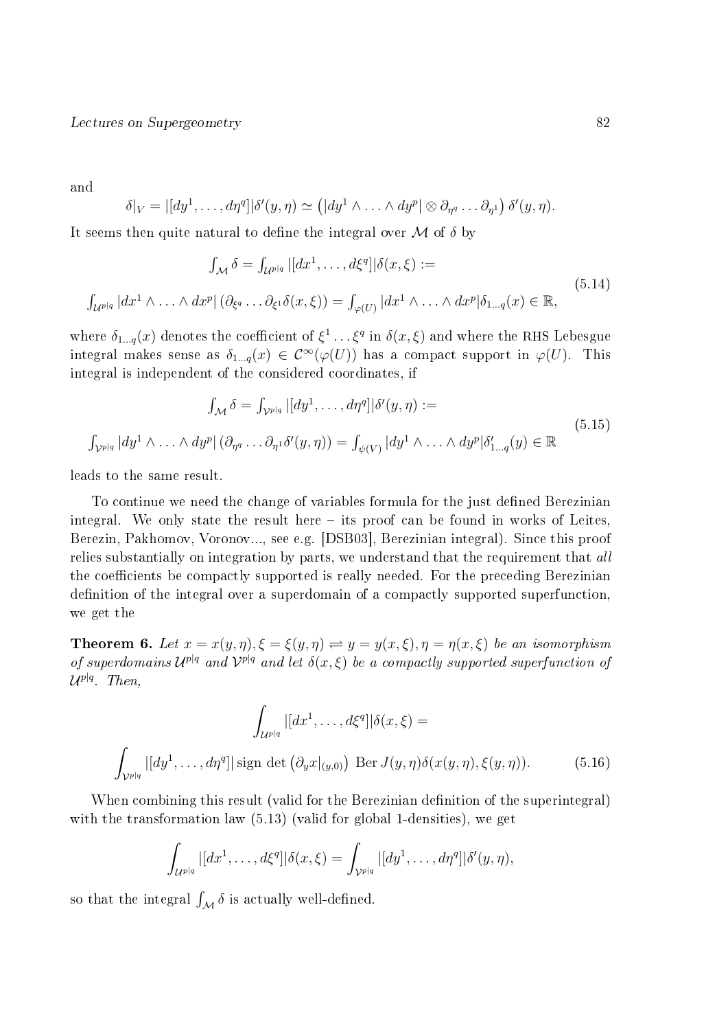and

$$\delta|_V = |[dy^1, \ldots, d\eta^q]|\delta'(y,\eta) \simeq \left(|dy^1 \wedge \ldots \wedge dy^p| \otimes \partial_{\eta^q} \ldots \partial_{\eta^1}\right) \delta'(y,\eta).$$

It seems then quite natural to define the integral over $\mathcal{M}$ of $\delta$ by

$$\begin{gathered}\int_{\mathcal{M}} \delta = \int_{\mathcal{U}^{p|q}} |[dx^1, \ldots, d\xi^q]|\delta(x,\xi) := \\ \int_{\mathcal{U}^{p|q}} |dx^1 \wedge \ldots \wedge dx^p| \left(\partial_{\xi^q} \ldots \partial_{\xi^1} \delta(x,\xi)\right) = \int_{\varphi(U)} |dx^1 \wedge \ldots \wedge dx^p| \delta_{1\ldots q}(x) \in \mathbb{R},\end{gathered} \tag{5.14}$$

where $\delta_{1\ldots q}(x)$ denotes the coefficient of $\xi^1 \ldots \xi^q$ in $\delta(x,\xi)$ and where the RHS Lebesgue integral makes sense as $\delta_{1\ldots q}(x) \in \mathcal{C}^\infty(\varphi(U))$ has a compact support in $\varphi(U)$. This integral is independent of the considered coordinates, if

$$\begin{gathered}\int_{\mathcal{M}} \delta = \int_{\mathcal{V}^{p|q}} |[dy^1, \ldots, d\eta^q]|\delta'(y,\eta) := \\ \int_{\mathcal{V}^{p|q}} |dy^1 \wedge \ldots \wedge dy^p| \left(\partial_{\eta^q} \ldots \partial_{\eta^1} \delta'(y,\eta)\right) = \int_{\psi(V)} |dy^1 \wedge \ldots \wedge dy^p| \delta'_{1\ldots q}(y) \in \mathbb{R}\end{gathered} \tag{5.15}$$

leads to the same result.

To continue we need the change of variables formula for the just defined Berezinian integral. We only state the result here – its proof can be found in works of Leites, Berezin, Pakhomov, Voronov..., see e.g. [DSB03], Berezinian integral). Since this proof relies substantially on integration by parts, we understand that the requirement that *all* the coefficients be compactly supported is really needed. For the preceding Berezinian definition of the integral over a superdomain of a compactly supported superfunction, we get the

**Theorem 6.** *Let $x = x(y,\eta), \xi = \xi(y,\eta) \rightleftharpoons y = y(x,\xi), \eta = \eta(x,\xi)$ be an isomorphism of superdomains $\mathcal{U}^{p|q}$ and $\mathcal{V}^{p|q}$ and let $\delta(x,\xi)$ be a compactly supported superfunction of $\mathcal{U}^{p|q}$. Then,*

$$\begin{gathered}\int_{\mathcal{U}^{p|q}} |[dx^1, \ldots, d\xi^q]|\delta(x,\xi) = \\ \int_{\mathcal{V}^{p|q}} |[dy^1, \ldots, d\eta^q]| \operatorname{sign} \det\left(\partial_y x|_{(y,0)}\right) \operatorname{Ber} J(y,\eta) \delta(x(y,\eta), \xi(y,\eta)).\end{gathered} \tag{5.16}$$

When combining this result (valid for the Berezinian definition of the superintegral) with the transformation law (5.13) (valid for global 1-densities), we get

$$\int_{\mathcal{U}^{p|q}} |[dx^1, \ldots, d\xi^q]|\delta(x,\xi) = \int_{\mathcal{V}^{p|q}} |[dy^1, \ldots, d\eta^q]|\delta'(y,\eta),$$

so that the integral $\int_{\mathcal{M}} \delta$ is actually well-defined.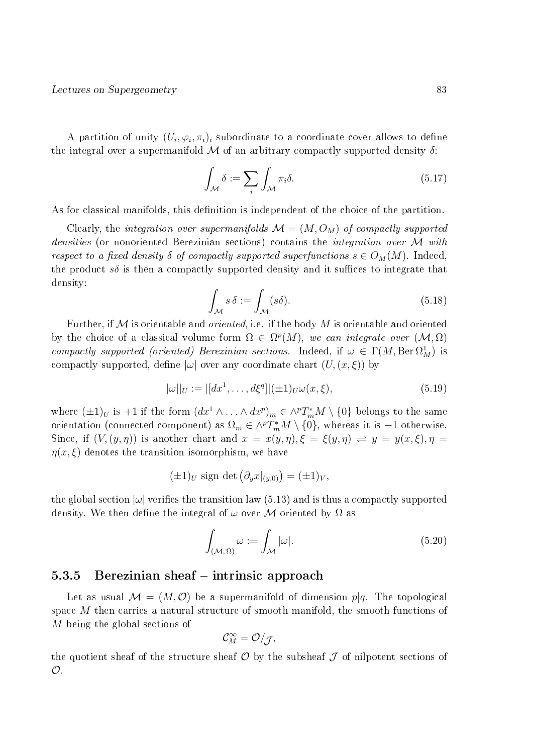A partition of unity $(U_i, \varphi_i, \pi_i)_i$ subordinate to a coordinate cover allows to define the integral over a supermanifold $\mathcal{M}$ of an arbitrary compactly supported density $\delta$:

$$\int_{\mathcal{M}} \delta := \sum_i \int_{\mathcal{M}} \pi_i \delta. \tag{5.17}$$

As for classical manifolds, this definition is independent of the choice of the partition.

Clearly, the *integration over supermanifolds* $\mathcal{M} = (M, O_M)$ *of compactly supported densities* (or nonoriented Berezinian sections) contains the *integration over* $\mathcal{M}$ *with respect to a fixed density* $\delta$ *of compactly supported superfunctions* $s \in O_M(M)$. Indeed, the product $s\delta$ is then a compactly supported density and it suffices to integrate that density:

$$\int_{\mathcal{M}} s\,\delta := \int_{\mathcal{M}} (s\delta). \tag{5.18}$$

Further, if $\mathcal{M}$ is orientable and *oriented*, i.e. if the body $M$ is orientable and oriented by the choice of a classical volume form $\Omega \in \Omega^p(M)$, *we can integrate over* $(\mathcal{M}, \Omega)$ *compactly supported (oriented) Berezinian sections*. Indeed, if $\omega \in \Gamma(M, \operatorname{Ber}\Omega^1_M)$ is compactly supported, define $|\omega|$ over any coordinate chart $(U, (x, \xi))$ by

$$|\omega||_U := |[dx^1, \ldots, d\xi^q]|(\pm 1)_U \omega(x, \xi), \tag{5.19}$$

where $(\pm 1)_U$ is $+1$ if the form $(dx^1 \wedge \ldots \wedge dx^p)_m \in \wedge^p T^*_m M \setminus \{0\}$ belongs to the same orientation (connected component) as $\Omega_m \in \wedge^p T^*_m M \setminus \{0\}$, whereas it is $-1$ otherwise. Since, if $(V, (y, \eta))$ is another chart and $x = x(y, \eta), \xi = \xi(y, \eta) \rightleftharpoons y = y(x, \xi), \eta = \eta(x, \xi)$ denotes the transition isomorphism, we have

$$(\pm 1)_U \text{ sign det}\left(\partial_y x|_{(y,0)}\right) = (\pm 1)_V,$$

the global section $|\omega|$ verifies the transition law (5.13) and is thus a compactly supported density. We then define the integral of $\omega$ over $\mathcal{M}$ oriented by $\Omega$ as

$$\int_{(\mathcal{M}, \Omega)} \omega := \int_{\mathcal{M}} |\omega|. \tag{5.20}$$

### 5.3.5 Berezinian sheaf – intrinsic approach

Let as usual $\mathcal{M} = (M, \mathcal{O})$ be a supermanifold of dimension $p|q$. The topological space $M$ then carries a natural structure of smooth manifold, the smooth functions of $M$ being the global sections of

$$\mathcal{C}^\infty_M = \mathcal{O}/_{\mathcal{J}},$$

the quotient sheaf of the structure sheaf $\mathcal{O}$ by the subsheaf $\mathcal{J}$ of nilpotent sections of $\mathcal{O}$.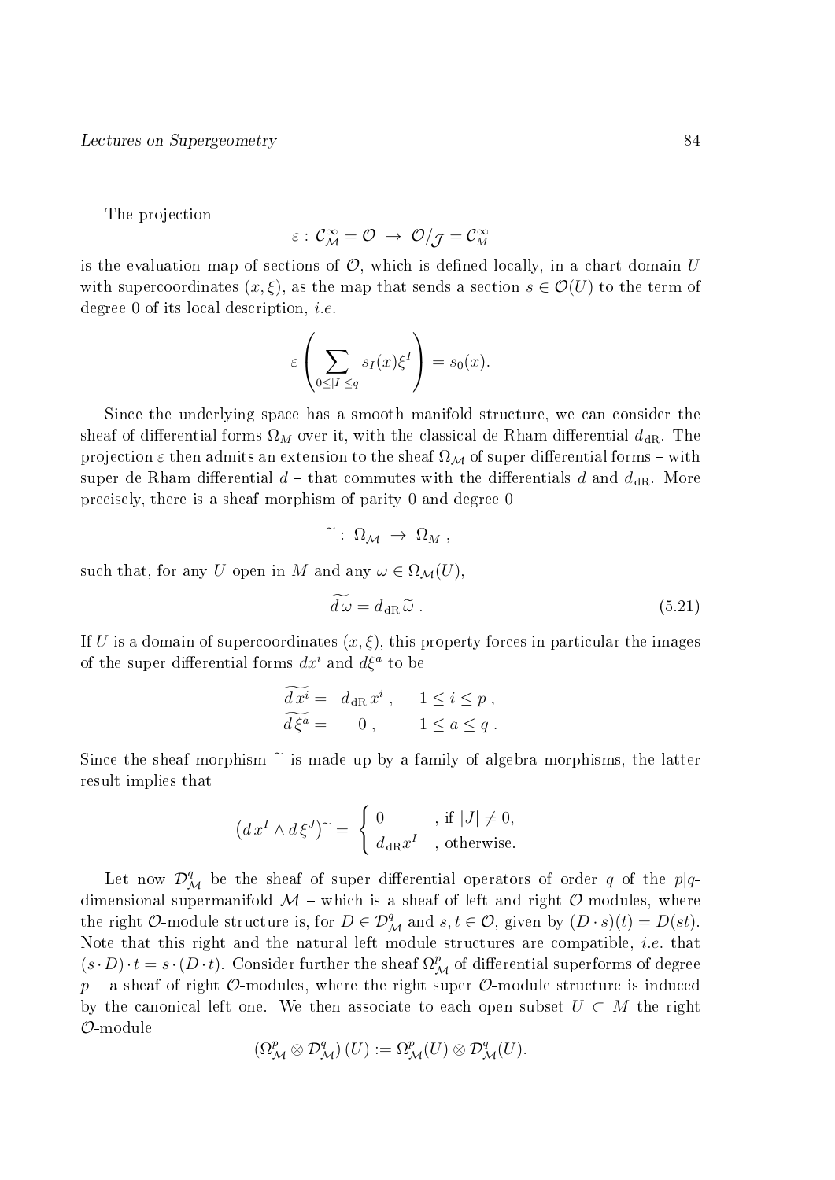The projection

$$\varepsilon : \mathcal{C}^\infty_{\mathcal{M}} = \mathcal{O} \;\to\; \mathcal{O}/_{\mathcal{J}} = \mathcal{C}^\infty_M$$

is the evaluation map of sections of $\mathcal{O}$, which is defined locally, in a chart domain $U$ with supercoordinates $(x, \xi)$, as the map that sends a section $s \in \mathcal{O}(U)$ to the term of degree 0 of its local description, *i.e.*

$$\varepsilon\left(\sum_{0\leq |I| \leq q} s_I(x)\xi^I\right) = s_0(x).$$

Since the underlying space has a smooth manifold structure, we can consider the sheaf of differential forms $\Omega_M$ over it, with the classical de Rham differential $d_{\mathrm{dR}}$. The projection $\varepsilon$ then admits an extension to the sheaf $\Omega_{\mathcal{M}}$ of super differential forms – with super de Rham differential $d$ – that commutes with the differentials $d$ and $d_{\mathrm{dR}}$. More precisely, there is a sheaf morphism of parity 0 and degree 0

$$\widetilde{\ }: \; \Omega_{\mathcal{M}} \;\to\; \Omega_M \; ,$$

such that, for any $U$ open in $M$ and any $\omega \in \Omega_{\mathcal{M}}(U)$,

$$\widetilde{d\omega} = d_{\mathrm{dR}}\, \widetilde{\omega}\; . \tag{5.21}$$

If $U$ is a domain of supercoordinates $(x, \xi)$, this property forces in particular the images of the super differential forms $dx^i$ and $d\xi^a$ to be

$$\begin{aligned} \widetilde{d\,x^i} = &\;\; d_{\mathrm{dR}}\, x^i \; , \qquad 1 \leq i \leq p \; , \\ \widetilde{d\,\xi^a} = &\quad\;\; 0 \; , \qquad\;\; 1 \leq a \leq q \; . \end{aligned}$$

Since the sheaf morphism $\widetilde{\ }$ is made up by a family of algebra morphisms, the latter result implies that

$$\left(d\,x^I \wedge d\,\xi^J\right)^{\sim} = \begin{cases} 0 & , \text{ if } |J| \neq 0, \\ d_{\mathrm{dR}} x^I & , \text{ otherwise.} \end{cases}$$

Let now $\mathcal{D}^q_{\mathcal{M}}$ be the sheaf of super differential operators of order $q$ of the $p|q$-dimensional supermanifold $\mathcal{M}$ – which is a sheaf of left and right $\mathcal{O}$-modules, where the right $\mathcal{O}$-module structure is, for $D \in \mathcal{D}^q_{\mathcal{M}}$ and $s, t \in \mathcal{O}$, given by $(D \cdot s)(t) = D(st)$. Note that this right and the natural left module structures are compatible, *i.e.* that $(s \cdot D) \cdot t = s \cdot (D \cdot t)$. Consider further the sheaf $\Omega^p_{\mathcal{M}}$ of differential superforms of degree $p$ – a sheaf of right $\mathcal{O}$-modules, where the right super $\mathcal{O}$-module structure is induced by the canonical left one. We then associate to each open subset $U \subset M$ the right $\mathcal{O}$-module

$$\left(\Omega^p_{\mathcal{M}} \otimes \mathcal{D}^q_{\mathcal{M}}\right)(U) := \Omega^p_{\mathcal{M}}(U) \otimes \mathcal{D}^q_{\mathcal{M}}(U).$$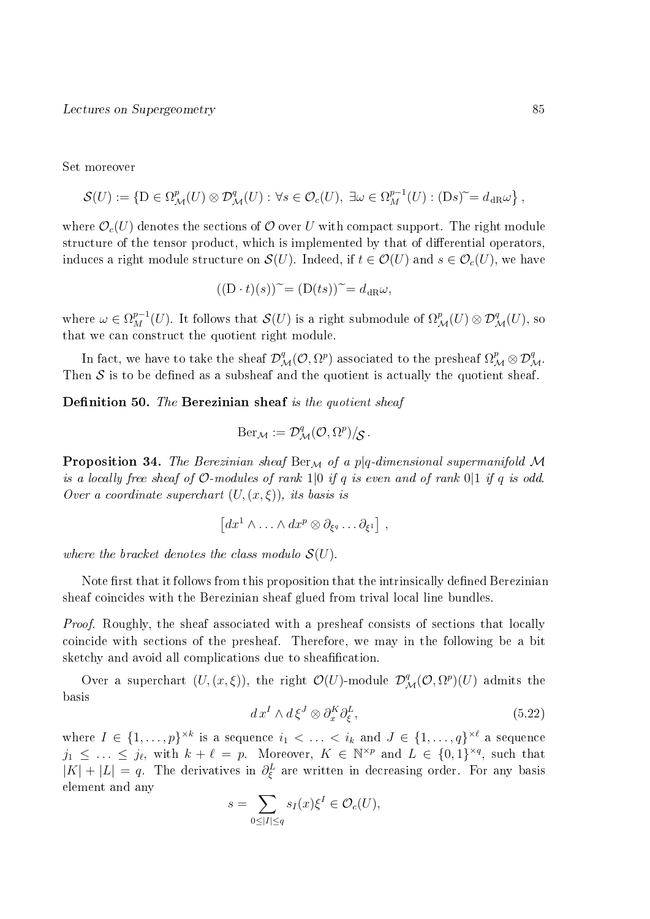Set moreover

$$\mathcal{S}(U) := \left\{ \mathrm{D} \in \Omega^p_{\mathcal{M}}(U) \otimes \mathcal{D}^q_{\mathcal{M}}(U) : \forall s \in \mathcal{O}_c(U),\ \exists \omega \in \Omega^{p-1}_M(U) : (\mathrm{D}s)\tilde{} = d_{\mathrm{dR}}\omega \right\},$$

where $\mathcal{O}_c(U)$ denotes the sections of $\mathcal{O}$ over $U$ with compact support. The right module structure of the tensor product, which is implemented by that of differential operators, induces a right module structure on $\mathcal{S}(U)$. Indeed, if $t \in \mathcal{O}(U)$ and $s \in \mathcal{O}_c(U)$, we have

$$((\mathrm{D} \cdot t)(s))\tilde{} = (\mathrm{D}(ts))\tilde{} = d_{\mathrm{dR}}\omega,$$

where $\omega \in \Omega^{p-1}_M(U)$. It follows that $\mathcal{S}(U)$ is a right submodule of $\Omega^p_{\mathcal{M}}(U) \otimes \mathcal{D}^q_{\mathcal{M}}(U)$, so that we can construct the quotient right module.

In fact, we have to take the sheaf $\mathcal{D}^q_{\mathcal{M}}(\mathcal{O}, \Omega^p)$ associated to the presheaf $\Omega^p_{\mathcal{M}} \otimes \mathcal{D}^q_{\mathcal{M}}$. Then $\mathcal{S}$ is to be defined as a subsheaf and the quotient is actually the quotient sheaf.

**Definition 50.** *The* **Berezinian sheaf** *is the quotient sheaf*

$$\mathrm{Ber}_{\mathcal{M}} := \mathcal{D}^q_{\mathcal{M}}(\mathcal{O}, \Omega^p)/_{\mathcal{S}}.$$

**Proposition 34.** *The Berezinian sheaf $\mathrm{Ber}_{\mathcal{M}}$ of a $p|q$-dimensional supermanifold $\mathcal{M}$ is a locally free sheaf of $\mathcal{O}$-modules of rank $1|0$ if $q$ is even and of rank $0|1$ if $q$ is odd. Over a coordinate superchart $(U, (x, \xi))$, its basis is*

$$\left[ dx^1 \wedge \ldots \wedge dx^p \otimes \partial_{\xi^q} \ldots \partial_{\xi^1} \right],$$

*where the bracket denotes the class modulo $\mathcal{S}(U)$.*

Note first that it follows from this proposition that the intrinsically defined Berezinian sheaf coincides with the Berezinian sheaf glued from trival local line bundles.

*Proof.* Roughly, the sheaf associated with a presheaf consists of sections that locally coincide with sections of the presheaf. Therefore, we may in the following be a bit sketchy and avoid all complications due to sheafification.

Over a superchart $(U, (x, \xi))$, the right $\mathcal{O}(U)$-module $\mathcal{D}^q_{\mathcal{M}}(\mathcal{O}, \Omega^p)(U)$ admits the basis

$$d\,x^I \wedge d\,\xi^J \otimes \partial^K_x \partial^L_\xi, \tag{5.22}$$

where $I \in \{1, \ldots, p\}^{\times k}$ is a sequence $i_1 < \ldots < i_k$ and $J \in \{1, \ldots, q\}^{\times \ell}$ a sequence $j_1 \leq \ldots \leq j_\ell$, with $k + \ell = p$. Moreover, $K \in \mathbb{N}^{\times p}$ and $L \in \{0, 1\}^{\times q}$, such that $|K| + |L| = q$. The derivatives in $\partial^L_\xi$ are written in decreasing order. For any basis element and any

$$s = \sum_{0 \leq |I| \leq q} s_I(x) \xi^I \in \mathcal{O}_c(U),$$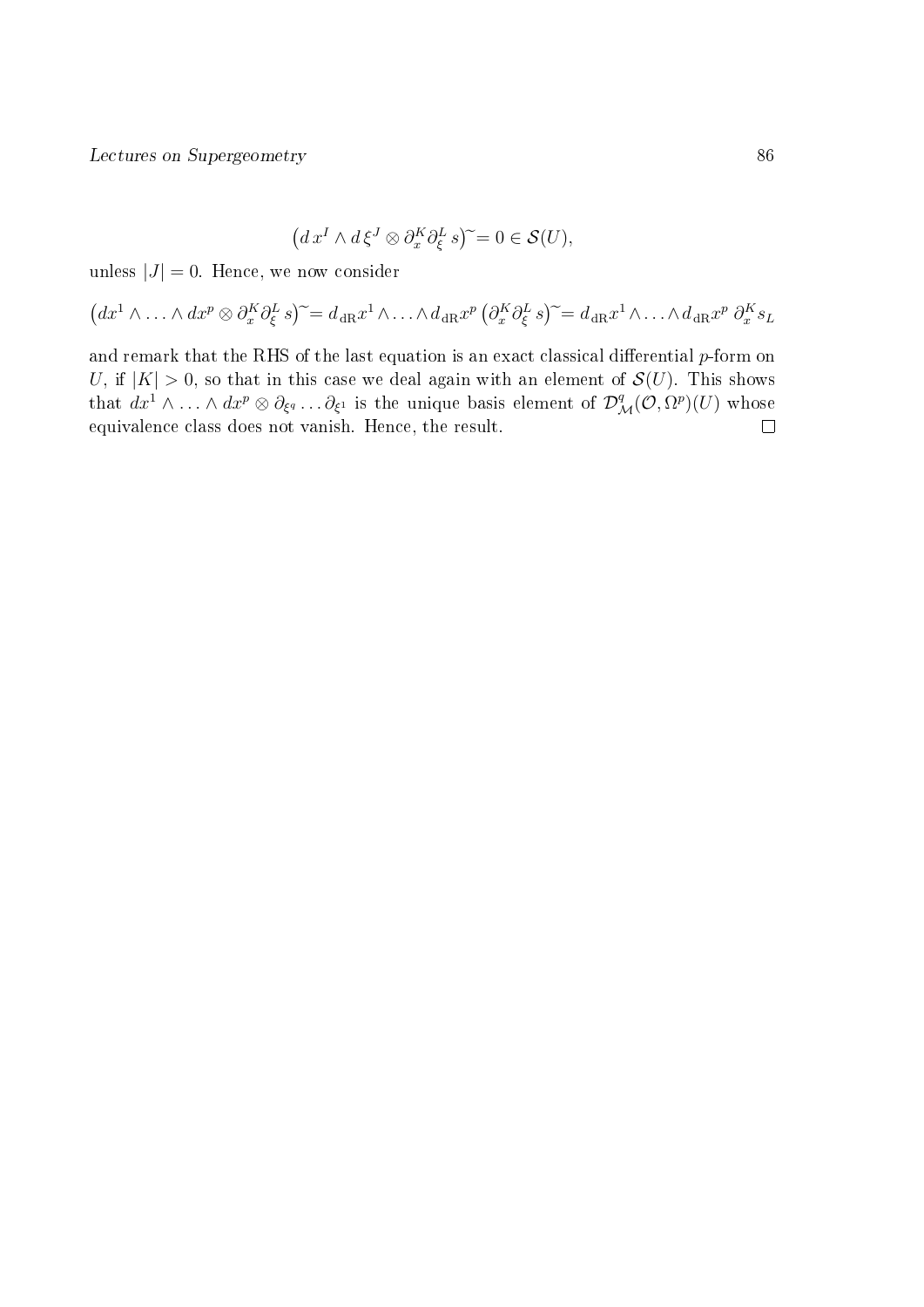$$\left(d\,x^I \wedge d\,\xi^J \otimes \partial_x^K \partial_\xi^L\, s\right)^{\sim} = 0 \in \mathcal{S}(U),$$

unless $|J| = 0$. Hence, we now consider

$$\left(dx^1 \wedge \ldots \wedge dx^p \otimes \partial_x^K \partial_\xi^L\, s\right)^{\sim} = d_{\mathrm{dR}} x^1 \wedge \ldots \wedge d_{\mathrm{dR}} x^p \left(\partial_x^K \partial_\xi^L\, s\right)^{\sim} = d_{\mathrm{dR}} x^1 \wedge \ldots \wedge d_{\mathrm{dR}} x^p\; \partial_x^K s_L$$

and remark that the RHS of the last equation is an exact classical differential $p$-form on $U$, if $|K| > 0$, so that in this case we deal again with an element of $\mathcal{S}(U)$. This shows that $dx^1 \wedge \ldots \wedge dx^p \otimes \partial_{\xi^q} \ldots \partial_{\xi^1}$ is the unique basis element of $\mathcal{D}^q_{\mathcal{M}}(\mathcal{O}, \Omega^p)(U)$ whose equivalence class does not vanish. Hence, the result. □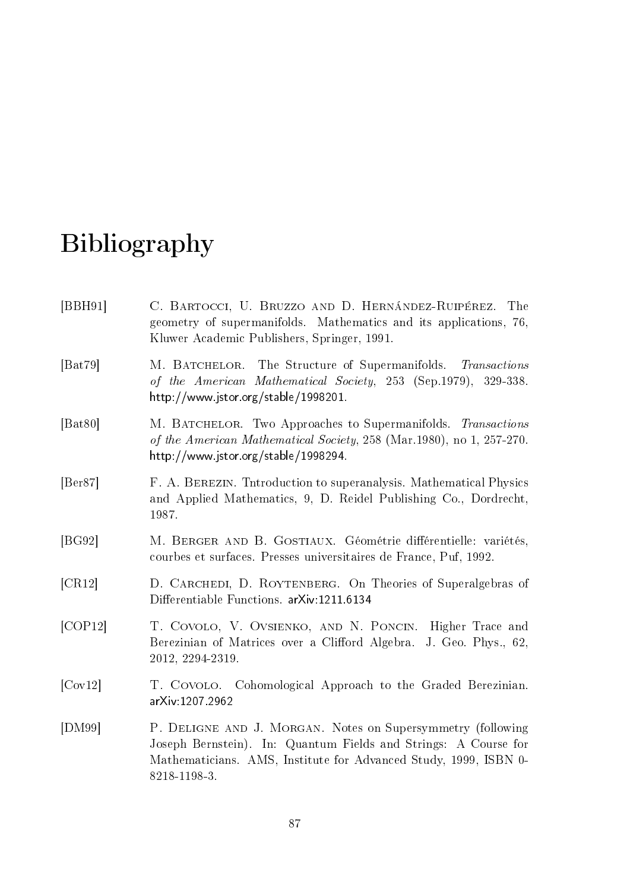# Bibliography

[BBH91] C. Bartocci, U. Bruzzo and D. Hernández-Ruipérez. The geometry of supermanifolds. Mathematics and its applications, 76, Kluwer Academic Publishers, Springer, 1991.

[Bat79] M. Batchelor. The Structure of Supermanifolds. *Transactions of the American Mathematical Society*, 253 (Sep.1979), 329-338. http://www.jstor.org/stable/1998201.

[Bat80] M. Batchelor. Two Approaches to Supermanifolds. *Transactions of the American Mathematical Society*, 258 (Mar.1980), no 1, 257-270. http://www.jstor.org/stable/1998294.

[Ber87] F. A. Berezin. Tntroduction to superanalysis. Mathematical Physics and Applied Mathematics, 9, D. Reidel Publishing Co., Dordrecht, 1987.

[BG92] M. Berger and B. Gostiaux. Géométrie différentielle: variétés, courbes et surfaces. Presses universitaires de France, Puf, 1992.

[CR12] D. Carchedi, D. Roytenberg. On Theories of Superalgebras of Differentiable Functions. arXiv:1211.6134

[COP12] T. Covolo, V. Ovsienko, and N. Poncin. Higher Trace and Berezinian of Matrices over a Clifford Algebra. J. Geo. Phys., 62, 2012, 2294-2319.

[Cov12] T. Covolo. Cohomological Approach to the Graded Berezinian. arXiv:1207.2962

[DM99] P. Deligne and J. Morgan. Notes on Supersymmetry (following Joseph Bernstein). In: Quantum Fields and Strings: A Course for Mathematicians. AMS, Institute for Advanced Study, 1999, ISBN 0-8218-1198-3.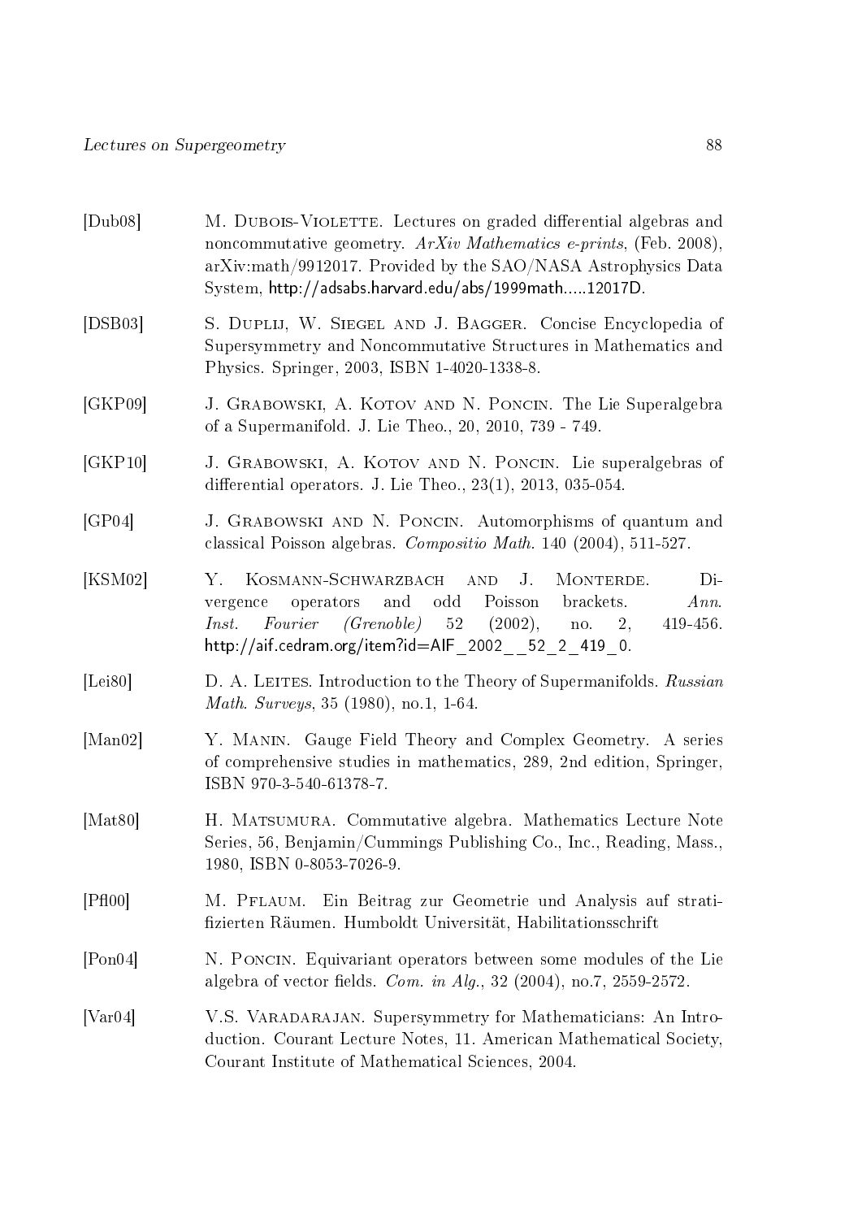[Dub08] M. Dubois-Violette. Lectures on graded differential algebras and noncommutative geometry. *ArXiv Mathematics e-prints*, (Feb. 2008), arXiv:math/9912017. Provided by the SAO/NASA Astrophysics Data System, http://adsabs.harvard.edu/abs/1999math.....12017D.

[DSB03] S. Duplij, W. Siegel and J. Bagger. Concise Encyclopedia of Supersymmetry and Noncommutative Structures in Mathematics and Physics. Springer, 2003, ISBN 1-4020-1338-8.

[GKP09] J. Grabowski, A. Kotov and N. Poncin. The Lie Superalgebra of a Supermanifold. J. Lie Theo., 20, 2010, 739 - 749.

[GKP10] J. Grabowski, A. Kotov and N. Poncin. Lie superalgebras of differential operators. J. Lie Theo., 23(1), 2013, 035-054.

[GP04] J. Grabowski and N. Poncin. Automorphisms of quantum and classical Poisson algebras. *Compositio Math.* 140 (2004), 511-527.

[KSM02] Y. Kosmann-Schwarzbach and J. Monterde. Divergence operators and odd Poisson brackets. *Ann. Inst. Fourier (Grenoble)* 52 (2002), no. 2, 419-456. http://aif.cedram.org/item?id=AIF_2002__52_2_419_0.

[Lei80] D. A. Leites. Introduction to the Theory of Supermanifolds. *Russian Math. Surveys*, 35 (1980), no.1, 1-64.

[Man02] Y. Manin. Gauge Field Theory and Complex Geometry. A series of comprehensive studies in mathematics, 289, 2nd edition, Springer, ISBN 970-3-540-61378-7.

[Mat80] H. Matsumura. Commutative algebra. Mathematics Lecture Note Series, 56, Benjamin/Cummings Publishing Co., Inc., Reading, Mass., 1980, ISBN 0-8053-7026-9.

[Pfl00] M. Pflaum. Ein Beitrag zur Geometrie und Analysis auf stratifizierten Räumen. Humboldt Universität, Habilitationsschrift

[Pon04] N. Poncin. Equivariant operators between some modules of the Lie algebra of vector fields. *Com. in Alg.*, 32 (2004), no.7, 2559-2572.

[Var04] V.S. Varadarajan. Supersymmetry for Mathematicians: An Introduction. Courant Lecture Notes, 11. American Mathematical Society, Courant Institute of Mathematical Sciences, 2004.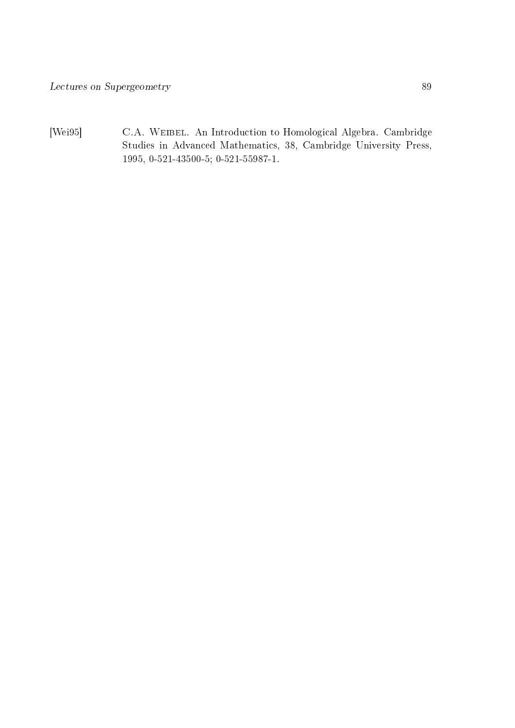[Wei95] C.A. Weibel. An Introduction to Homological Algebra. Cambridge Studies in Advanced Mathematics, 38, Cambridge University Press, 1995, 0-521-43500-5; 0-521-55987-1.